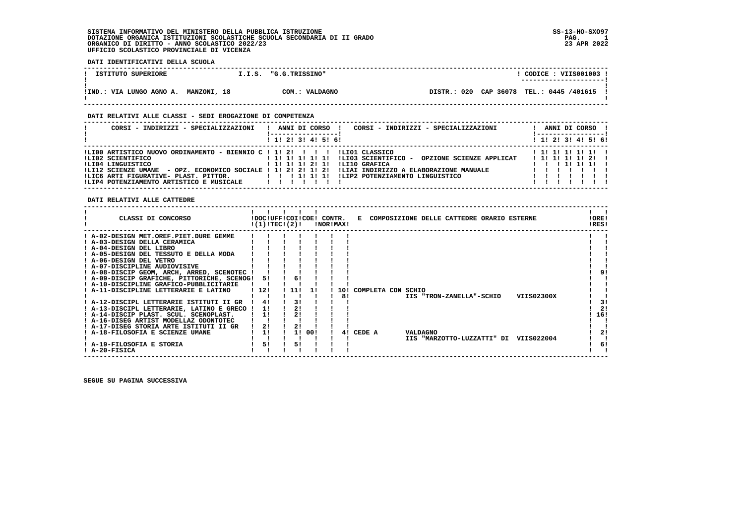SISTEMA INFORMATIVO DEL MINISTERO DELLA PUBBLICA ISTRUZIONE
DOTAZIONE ORGANICA ISTITUZIONI SCOLASTICHE SCUOLA SECONDARIA DI II GRADO
ORGANICO DI DIRITTO - ANNO SCOLASTICO 2022/23
UFFICIO SCOLASTICO PROVINCIALE DI VICENZA

SS-13-HO-SXO97
23 APR 2022

**DATI IDENTIFICATIVI DELLA SCUOLA**

| ISTITUTO SUPERIORE | I.I.S. "G.G.TRISSINO" | CODICE : VIIS001003 |
|---|---|---|
| IND.: VIA LUNGO AGNO A. MANZONI, 18 | COM.: VALDAGNO | DISTR.: 020 CAP 36078 TEL.: 0445 /401615 |

**DATI RELATIVI ALLE CLASSI - SEDI EROGAZIONE DI COMPETENZA**

| CORSI - INDIRIZZI - SPECIALIZZAZIONI | 1 | 2 | 3 | 4 | 5 | 6 | CORSI - INDIRIZZI - SPECIALIZZAZIONI | 1 | 2 | 3 | 4 | 5 | 6 |
|---|---|---|---|---|---|---|---|---|---|---|---|---|---|
| LI00 ARTISTICO NUOVO ORDINAMENTO - BIENNIO C | 1 | 2 | | | | | LI01 CLASSICO | 1 | 1 | 1 | 1 | 1 | |
| LI02 SCIENTIFICO | 1 | 1 | 1 | 1 | 1 | | LI03 SCIENTIFICO - OPZIONE SCIENZE APPLICAT | 1 | 1 | 1 | 1 | 2 | |
| LI04 LINGUISTICO | 1 | 1 | 1 | 2 | 1 | | LI10 GRAFICA | | | 1 | 1 | 1 | |
| LI12 SCIENZE UMANE - OPZ. ECONOMICO SOCIALE | 1 | 2 | 2 | 1 | 2 | | LIAI INDIRIZZO A ELABORAZIONE MANUALE | | | | | | |
| LIC6 ARTI FIGURATIVE- PLAST. PITTOR. | | | 1 | 1 | 1 | | LIP2 POTENZIAMENTO LINGUISTICO | | | | | | |
| LIP4 POTENZIAMENTO ARTISTICO E MUSICALE | | | | | | | | | | | | | |

**DATI RELATIVI ALLE CATTEDRE**

| CLASSI DI CONCORSO | DOC (1) | UFF TEC | COI (2) | COE | CONTR. NOR | MAX | E COMPOSIZIONE DELLE CATTEDRE ORARIO ESTERNE | ORE RES |
|---|---|---|---|---|---|---|---|---|
| A-02-DESIGN MET.OREF.PIET.DURE GEMME | | | | | | | | |
| A-03-DESIGN DELLA CERAMICA | | | | | | | | |
| A-04-DESIGN DEL LIBRO | | | | | | | | |
| A-05-DESIGN DEL TESSUTO E DELLA MODA | | | | | | | | |
| A-06-DESIGN DEL VETRO | | | | | | | | |
| A-07-DISCIPLINE AUDIOVISIVE | | | | | | | | |
| A-08-DISCIP GEOM, ARCH, ARRED, SCENOTEC | | | | | | | | 9 |
| A-09-DISCIP GRAFICHE, PITTORICHE, SCENOG | 5 | | 6 | | | | | |
| A-10-DISCIPLINE GRAFICO-PUBBLICITARIE | | | | | | | | |
| A-11-DISCIPLINE LETTERARIE E LATINO | 12 | | 11 | 1 | | 10 | COMPLETA CON SCHIO | |
| | | | | | | 8 | IIS "TRON-ZANELLA"-SCHIO VIIS02300X | |
| A-12-DISCIPL LETTERARIE ISTITUTI II GR | 4 | | 3 | | | | | 3 |
| A-13-DISCIPL LETTERARIE, LATINO E GRECO | 1 | | 2 | | | | | 2 |
| A-14-DISCIP PLAST. SCUL. SCENOPLAST. | 1 | | 2 | | | | | 16 |
| A-16-DISEG ARTIST MODELLAZ ODONTOTEC | | | | | | | | |
| A-17-DISEG STORIA ARTE ISTITUTI II GR | 2 | | 2 | | | | | |
| A-18-FILOSOFIA E SCIENZE UMANE | 1 | | 1 | 00 | | 4 | CEDE A VALDAGNO | 2 |
| | | | | | | | IIS "MARZOTTO-LUZZATTI" DI VIIS022004 | |
| A-19-FILOSOFIA E STORIA | 5 | | 5 | | | | | 6 |
| A-20-FISICA | | | | | | | | |

SEGUE SU PAGINA SUCCESSIVA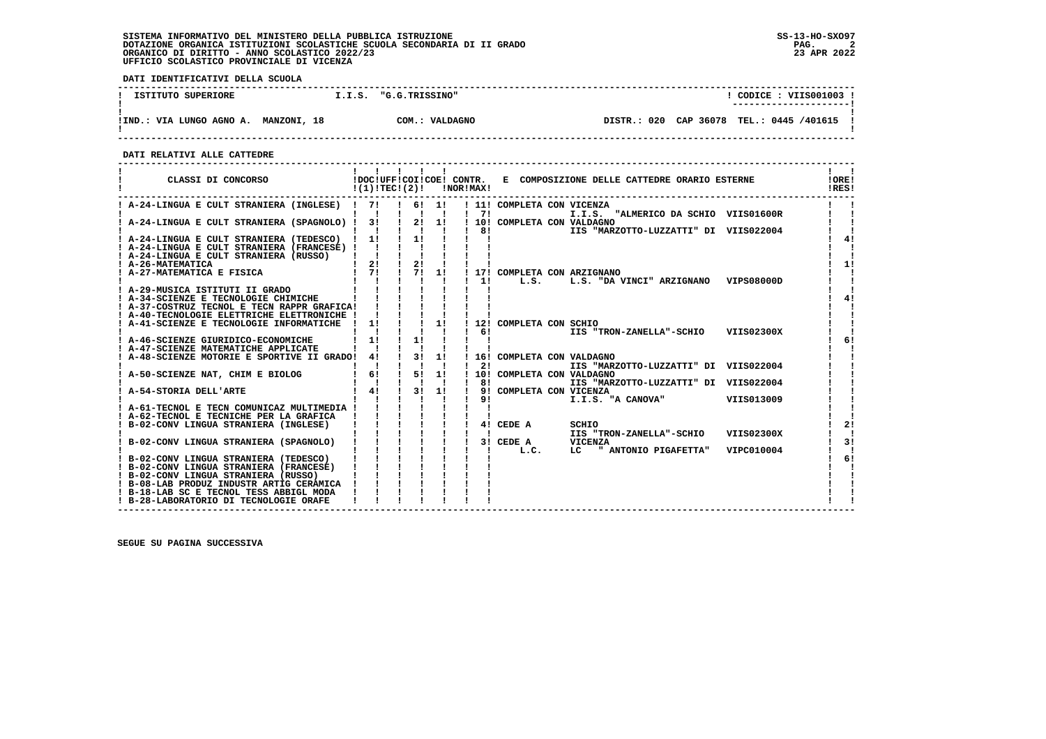SISTEMA INFORMATIVO DEL MINISTERO DELLA PUBBLICA ISTRUZIONE
DOTAZIONE ORGANICA ISTITUZIONI SCOLASTICHE SCUOLA SECONDARIA DI II GRADO
ORGANICO DI DIRITTO - ANNO SCOLASTICO 2022/23
UFFICIO SCOLASTICO PROVINCIALE DI VICENZA

SS-13-HO-SXO97
23 APR 2022

**DATI IDENTIFICATIVI DELLA SCUOLA**

| ISTITUTO SUPERIORE | I.I.S. "G.G.TRISSINO" | CODICE : VIIS001003 |
|---|---|---|
| IND.: VIA LUNGO AGNO A. MANZONI, 18 | COM.: VALDAGNO | DISTR.: 020 CAP 36078 TEL.: 0445 /401615 |

**DATI RELATIVI ALLE CATTEDRE**

| CLASSI DI CONCORSO | DOC (1) | UFF TEC | COI (2) | COE | CONTR. NOR | CONTR. MAX | E COMPOSIZIONE DELLE CATTEDRE ORARIO ESTERNE | ORE RES |
|---|---|---|---|---|---|---|---|---|
| A-24-LINGUA E CULT STRANIERA (INGLESE) | 7 | | 6 | 1 | | 11 | COMPLETA CON VICENZA | |
| | | | | | | 7 | I.I.S. "ALMERICO DA SCHIO VIIS01600R | |
| A-24-LINGUA E CULT STRANIERA (SPAGNOLO) | 3 | | 2 | 1 | | 10 | COMPLETA CON VALDAGNO | |
| | | | | | | 8 | IIS "MARZOTTO-LUZZATTI" DI VIIS022004 | |
| A-24-LINGUA E CULT STRANIERA (TEDESCO) | 1 | | 1 | | | | | 4 |
| A-24-LINGUA E CULT STRANIERA (FRANCESE) | | | | | | | | |
| A-24-LINGUA E CULT STRANIERA (RUSSO) | | | | | | | | |
| A-26-MATEMATICA | 2 | | 2 | | | | | 1 |
| A-27-MATEMATICA E FISICA | 7 | | 7 | 1 | | 17 | COMPLETA CON ARZIGNANO | |
| | | | | | | 1 | L.S. L.S. "DA VINCI" ARZIGNANO VIPS08000D | |
| A-29-MUSICA ISTITUTI II GRADO | | | | | | | | |
| A-34-SCIENZE E TECNOLOGIE CHIMICHE | | | | | | | | 4 |
| A-37-COSTRUZ TECNOL E TECN RAPPR GRAFICA | | | | | | | | |
| A-40-TECNOLOGIE ELETTRICHE ELETTRONICHE | | | | | | | | |
| A-41-SCIENZE E TECNOLOGIE INFORMATICHE | 1 | | | 1 | | 12 | COMPLETA CON SCHIO | |
| | | | | | | 6 | IIS "TRON-ZANELLA"-SCHIO VIIS02300X | |
| A-46-SCIENZE GIURIDICO-ECONOMICHE | 1 | | 1 | | | | | 6 |
| A-47-SCIENZE MATEMATICHE APPLICATE | | | | | | | | |
| A-48-SCIENZE MOTORIE E SPORTIVE II GRADO | 4 | | 3 | 1 | | 16 | COMPLETA CON VALDAGNO | |
| | | | | | | 2 | IIS "MARZOTTO-LUZZATTI" DI VIIS022004 | |
| A-50-SCIENZE NAT, CHIM E BIOLOG | 6 | | 5 | 1 | | 10 | COMPLETA CON VALDAGNO | |
| | | | | | | 8 | IIS "MARZOTTO-LUZZATTI" DI VIIS022004 | |
| A-54-STORIA DELL'ARTE | 4 | | 3 | 1 | | 9 | COMPLETA CON VICENZA | |
| | | | | | | 9 | I.I.S. "A CANOVA" VIIS013009 | |
| A-61-TECNOL E TECN COMUNICAZ MULTIMEDIA | | | | | | | | |
| A-62-TECNOL E TECNICHE PER LA GRAFICA | | | | | | | | |
| B-02-CONV LINGUA STRANIERA (INGLESE) | | | | | | 4 | CEDE A SCHIO | 2 |
| | | | | | | | IIS "TRON-ZANELLA"-SCHIO VIIS02300X | |
| B-02-CONV LINGUA STRANIERA (SPAGNOLO) | | | | | | 3 | CEDE A VICENZA | 3 |
| | | | | | | | L.C. LC " ANTONIO PIGAFETTA" VIPC010004 | |
| B-02-CONV LINGUA STRANIERA (TEDESCO) | | | | | | | | 6 |
| B-02-CONV LINGUA STRANIERA (FRANCESE) | | | | | | | | |
| B-02-CONV LINGUA STRANIERA (RUSSO) | | | | | | | | |
| B-08-LAB PRODUZ INDUSTR ARTIG CERAMICA | | | | | | | | |
| B-18-LAB SC E TECNOL TESS ABBIGL MODA | | | | | | | | |
| B-28-LABORATORIO DI TECNOLOGIE ORAFE | | | | | | | | |

SEGUE SU PAGINA SUCCESSIVA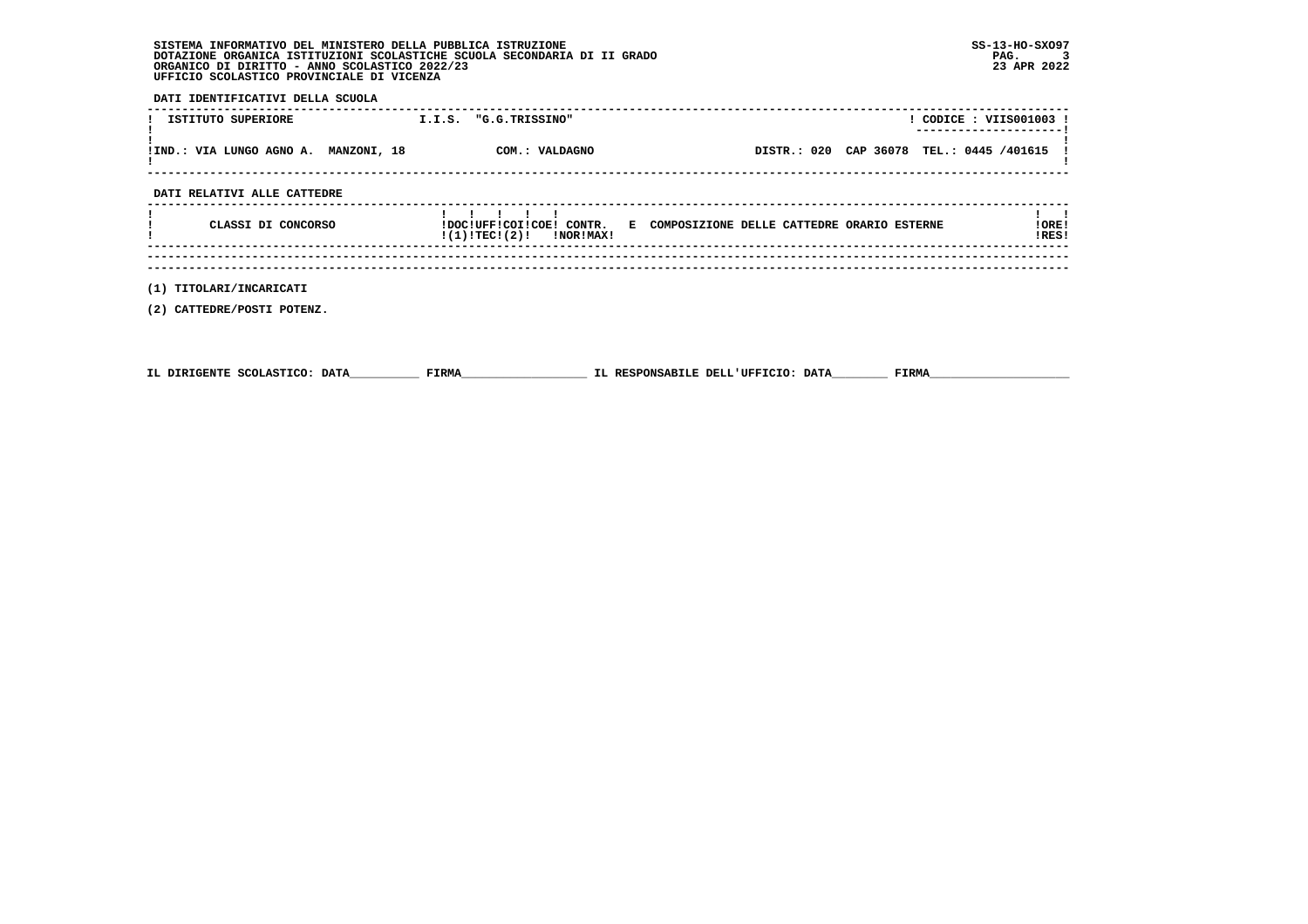SISTEMA INFORMATIVO DEL MINISTERO DELLA PUBBLICA ISTRUZIONE
DOTAZIONE ORGANICA ISTITUZIONI SCOLASTICHE SCUOLA SECONDARIA DI II GRADO
ORGANICO DI DIRITTO - ANNO SCOLASTICO 2022/23
UFFICIO SCOLASTICO PROVINCIALE DI VICENZA

SS-13-HO-SXO97
23 APR 2022

**DATI IDENTIFICATIVI DELLA SCUOLA**

| ISTITUTO SUPERIORE | I.I.S. "G.G.TRISSINO" | | CODICE : VIIS001003 |
|---|---|---|---|
| IND.: VIA LUNGO AGNO A. MANZONI, 18 | COM.: VALDAGNO | DISTR.: 020 CAP 36078 | TEL.: 0445 /401615 |

**DATI RELATIVI ALLE CATTEDRE**

| CLASSI DI CONCORSO | DOC (1) | UFF TEC | COI (2) | COE | CONTR. NOR | MAX | E COMPOSIZIONE DELLE CATTEDRE ORARIO ESTERNE | ORE RES |
|---|---|---|---|---|---|---|---|---|

(1) TITOLARI/INCARICATI

(2) CATTEDRE/POSTI POTENZ.

IL DIRIGENTE SCOLASTICO: DATA__________ FIRMA__________________ IL RESPONSABILE DELL'UFFICIO: DATA________ FIRMA____________________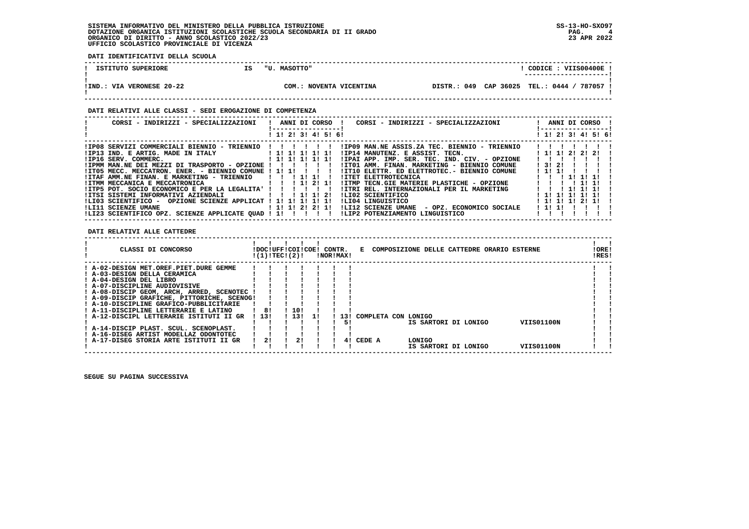**DATI IDENTIFICATIVI DELLA SCUOLA**

| ISTITUTO SUPERIORE | IS "U. MASOTTO" | | CODICE : VIIS00400E |
|---|---|---|---|
| IND.: VIA VERONESE 20-22 | COM.: NOVENTA VICENTINA | DISTR.: 049 CAP 36025 | TEL.: 0444 / 787057 |

**DATI RELATIVI ALLE CLASSI - SEDI EROGAZIONE DI COMPETENZA**

| CORSI - INDIRIZZI - SPECIALIZZAZIONI | 1 | 2 | 3 | 4 | 5 | 6 | CORSI - INDIRIZZI - SPECIALIZZAZIONI | 1 | 2 | 3 | 4 | 5 | 6 |
|---|---|---|---|---|---|---|---|---|---|---|---|---|---|
| IP08 SERVIZI COMMERCIALI BIENNIO - TRIENNIO | | | | | | | IP09 MAN.NE ASSIS.ZA TEC. BIENNIO - TRIENNIO | | | | | | |
| IP13 IND. E ARTIG. MADE IN ITALY | 1 | 1 | 1 | 1 | 1 | | IP14 MANUTENZ. E ASSIST. TECN. | 1 | 1 | 2 | 2 | 2 | |
| IP16 SERV. COMMERC. | 1 | 1 | 1 | 1 | 1 | | IPAI APP. IMP. SER. TEC. IND. CIV. - OPZIONE | | | | | | |
| IPMM MAN.NE DEI MEZZI DI TRASPORTO - OPZIONE | | | | | | | IT01 AMM. FINAN. MARKETING - BIENNIO COMUNE | 3 | 2 | | | | |
| IT05 MECC. MECCATRON. ENER. - BIENNIO COMUNE | 1 | 1 | | | | | IT10 ELETTR. ED ELETTROTEC.- BIENNIO COMUNE | 1 | 1 | | | | |
| ITAF AMM.NE FINAN. E MARKETING - TRIENNIO | | | 1 | 1 | | | ITET ELETTROTECNICA | | | 1 | 1 | 1 | |
| ITMM MECCANICA E MECCATRONICA | | | 1 | 2 | 1 | | ITMP TECN.GIE MATERIE PLASTICHE - OPZIONE | | | | 1 | 1 | |
| ITP5 POT. SOCIO ECONOMICO E PER LA LEGALITA' | | | | | | | ITRI REL. INTERNAZIONALI PER IL MARKETING | | | 1 | 1 | 1 | |
| ITSI SISTEMI INFORMATIVI AZIENDALI | | | 1 | 1 | 2 | | LI02 SCIENTIFICO | 1 | 1 | 1 | 1 | 1 | |
| LI03 SCIENTIFICO - OPZIONE SCIENZE APPLICAT | 1 | 1 | 1 | 1 | 1 | | LI04 LINGUISTICO | 1 | 1 | 1 | 2 | 1 | |
| LI11 SCIENZE UMANE | 1 | 1 | 2 | 2 | 1 | | LI12 SCIENZE UMANE - OPZ. ECONOMICO SOCIALE | 1 | 1 | | | | |
| LI23 SCIENTIFICO OPZ. SCIENZE APPLICATE QUAD | 1 | | | | | | LIP2 POTENZIAMENTO LINGUISTICO | | | | | | |

**DATI RELATIVI ALLE CATTEDRE**

| CLASSI DI CONCORSO | DOC (1) | UFF TEC | COI (2) | COE | CONTR. NOR | CONTR. MAX | E COMPOSIZIONE DELLE CATTEDRE ORARIO ESTERNE | ORE RES |
|---|---|---|---|---|---|---|---|---|
| A-02-DESIGN MET.OREF.PIET.DURE GEMME | | | | | | | | |
| A-03-DESIGN DELLA CERAMICA | | | | | | | | |
| A-04-DESIGN DEL LIBRO | | | | | | | | |
| A-07-DISCIPLINE AUDIOVISIVE | | | | | | | | |
| A-08-DISCIP GEOM, ARCH, ARRED, SCENOTEC | | | | | | | | |
| A-09-DISCIP GRAFICHE, PITTORICHE, SCENOG | | | | | | | | |
| A-10-DISCIPLINE GRAFICO-PUBBLICITARIE | | | | | | | | |
| A-11-DISCIPLINE LETTERARIE E LATINO | 8 | | 10 | | | | | |
| A-12-DISCIPL LETTERARIE ISTITUTI II GR | 13 | | 13 | 1 | | 13 | COMPLETA CON LONIGO | |
| | | | | | | 5 | IS SARTORI DI LONIGO VIIS01100N | |
| A-14-DISCIP PLAST. SCUL. SCENOPLAST. | | | | | | | | |
| A-16-DISEG ARTIST MODELLAZ ODONTOTEC | | | | | | | | |
| A-17-DISEG STORIA ARTE ISTITUTI II GR | 2 | | 2 | | | 4 | CEDE A LONIGO | |
| | | | | | | | IS SARTORI DI LONIGO VIIS01100N | |

SEGUE SU PAGINA SUCCESSIVA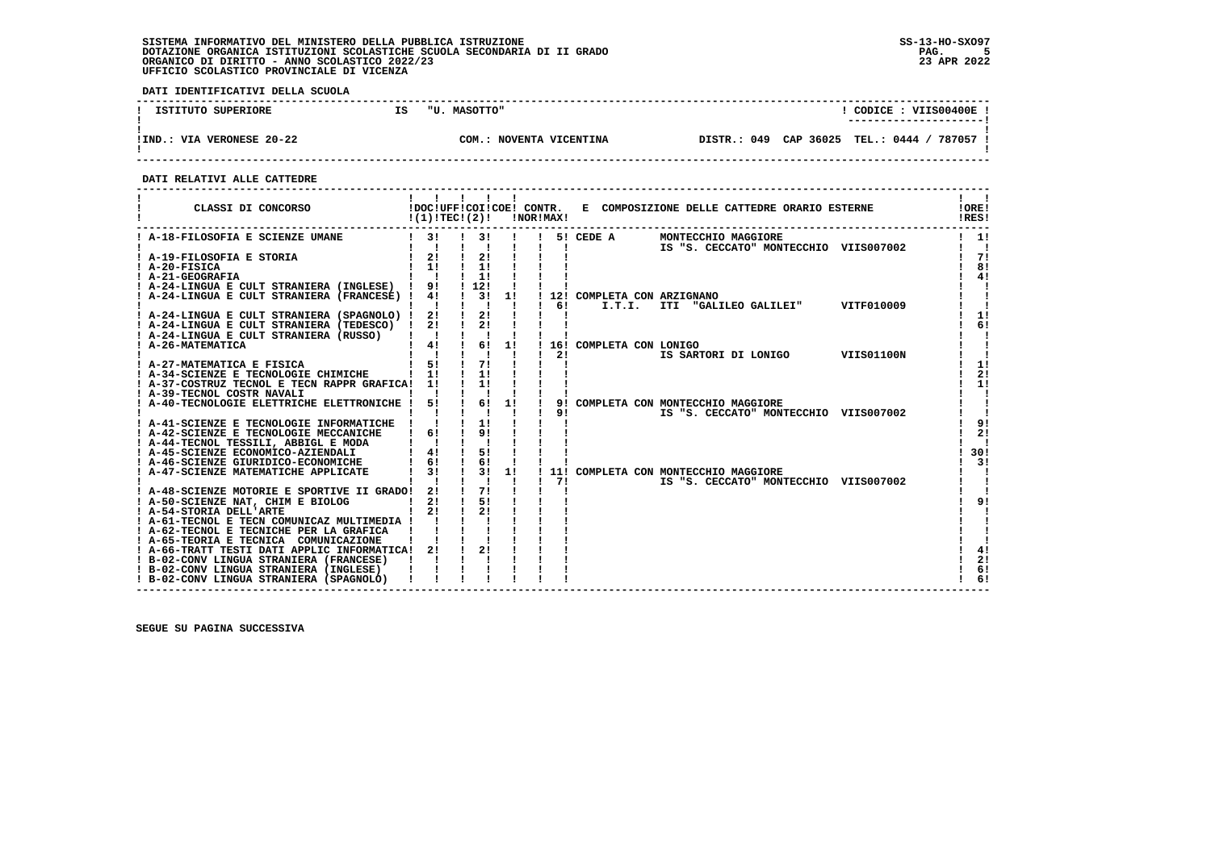SISTEMA INFORMATIVO DEL MINISTERO DELLA PUBBLICA ISTRUZIONE
DOTAZIONE ORGANICA ISTITUZIONI SCOLASTICHE SCUOLA SECONDARIA DI II GRADO
ORGANICO DI DIRITTO - ANNO SCOLASTICO 2022/23
UFFICIO SCOLASTICO PROVINCIALE DI VICENZA

SS-13-HO-SXO97
23 APR 2022

**DATI IDENTIFICATIVI DELLA SCUOLA**

| ISTITUTO SUPERIORE | IS "U. MASOTTO" | CODICE : VIIS00400E |
|---|---|---|
| IND.: VIA VERONESE 20-22 | COM.: NOVENTA VICENTINA | DISTR.: 049 CAP 36025 TEL.: 0444 / 787057 |

**DATI RELATIVI ALLE CATTEDRE**

| CLASSI DI CONCORSO | DOC (1) | UFF TEC | COI (2) | COE | CONTR. NOR | CONTR. MAX | E COMPOSIZIONE DELLE CATTEDRE ORARIO ESTERNE | ORE RES |
|---|---|---|---|---|---|---|---|---|
| A-18-FILOSOFIA E SCIENZE UMANE | 3 | | 3 | | | 5 | CEDE A MONTECCHIO MAGGIORE IS "S. CECCATO" MONTECCHIO VIIS007002 | 1 |
| A-19-FILOSOFIA E STORIA | 2 | | 2 | | | | | 7 |
| A-20-FISICA | 1 | | 1 | | | | | 8 |
| A-21-GEOGRAFIA | | | 1 | | | | | 4 |
| A-24-LINGUA E CULT STRANIERA (INGLESE) | 9 | | 12 | | | | | |
| A-24-LINGUA E CULT STRANIERA (FRANCESE) | 4 | | 3 | 1 | 12 | 6 | COMPLETA CON ARZIGNANO I.T.I. ITI "GALILEO GALILEI" VITF010009 | |
| A-24-LINGUA E CULT STRANIERA (SPAGNOLO) | 2 | | 2 | | | | | 1 |
| A-24-LINGUA E CULT STRANIERA (TEDESCO) | 2 | | 2 | | | | | 6 |
| A-24-LINGUA E CULT STRANIERA (RUSSO) | | | | | | | | |
| A-26-MATEMATICA | 4 | | 6 | 1 | 16 | 2 | COMPLETA CON LONIGO IS SARTORI DI LONIGO VIIS01100N | |
| A-27-MATEMATICA E FISICA | 5 | | 7 | | | | | 1 |
| A-34-SCIENZE E TECNOLOGIE CHIMICHE | 1 | | 1 | | | | | 2 |
| A-37-COSTRUZ TECNOL E TECN RAPPR GRAFICA | 1 | | 1 | | | | | 1 |
| A-39-TECNOL COSTR NAVALI | | | | | | | | |
| A-40-TECNOLOGIE ELETTRICHE ELETTRONICHE | 5 | | 6 | 1 | 9 | 9 | COMPLETA CON MONTECCHIO MAGGIORE IS "S. CECCATO" MONTECCHIO VIIS007002 | |
| A-41-SCIENZE E TECNOLOGIE INFORMATICHE | | | 1 | | | | | 9 |
| A-42-SCIENZE E TECNOLOGIE MECCANICHE | 6 | | 9 | | | | | 2 |
| A-44-TECNOL TESSILI, ABBIGL E MODA | | | | | | | | |
| A-45-SCIENZE ECONOMICO-AZIENDALI | 4 | | 5 | | | | | 30 |
| A-46-SCIENZE GIURIDICO-ECONOMICHE | 6 | | 6 | | | | | 3 |
| A-47-SCIENZE MATEMATICHE APPLICATE | 3 | | 3 | 1 | 11 | 7 | COMPLETA CON MONTECCHIO MAGGIORE IS "S. CECCATO" MONTECCHIO VIIS007002 | |
| A-48-SCIENZE MOTORIE E SPORTIVE II GRADO | 2 | | 7 | | | | | |
| A-50-SCIENZE NAT, CHIM E BIOLOG | 2 | | 5 | | | | | 9 |
| A-54-STORIA DELL'ARTE | 2 | | 2 | | | | | |
| A-61-TECNOL E TECN COMUNICAZ MULTIMEDIA | | | | | | | | |
| A-62-TECNOL E TECNICHE PER LA GRAFICA | | | | | | | | |
| A-65-TEORIA E TECNICA COMUNICAZIONE | | | | | | | | |
| A-66-TRATT TESTI DATI APPLIC INFORMATICA | 2 | | 2 | | | | | 4 |
| B-02-CONV LINGUA STRANIERA (FRANCESE) | | | | | | | | 2 |
| B-02-CONV LINGUA STRANIERA (INGLESE) | | | | | | | | 6 |
| B-02-CONV LINGUA STRANIERA (SPAGNOLO) | | | | | | | | 6 |

SEGUE SU PAGINA SUCCESSIVA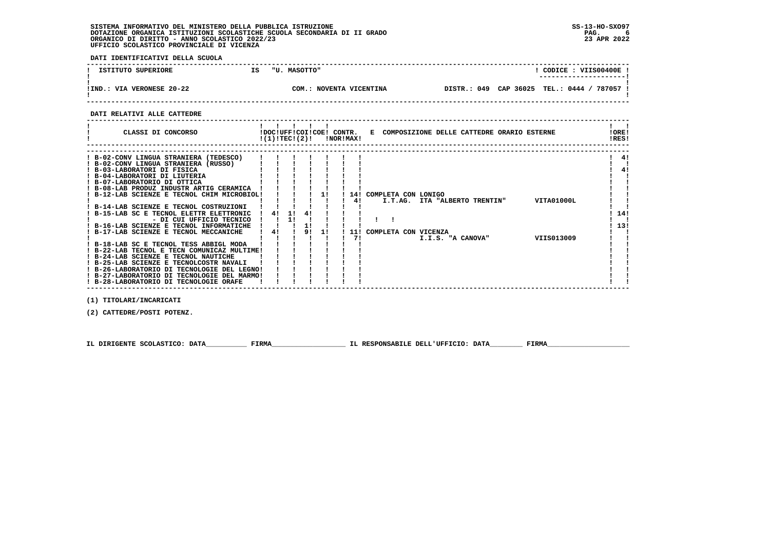SISTEMA INFORMATIVO DEL MINISTERO DELLA PUBBLICA ISTRUZIONE
DOTAZIONE ORGANICA ISTITUZIONI SCOLASTICHE SCUOLA SECONDARIA DI II GRADO
ORGANICO DI DIRITTO - ANNO SCOLASTICO 2022/23
UFFICIO SCOLASTICO PROVINCIALE DI VICENZA

SS-13-HO-SXO97
23 APR 2022

**DATI IDENTIFICATIVI DELLA SCUOLA**

| ISTITUTO SUPERIORE | IS "U. MASOTTO" | CODICE : VIIS00400E |
|---|---|---|
| IND.: VIA VERONESE 20-22 | COM.: NOVENTA VICENTINA | DISTR.: 049 CAP 36025 TEL.: 0444 / 787057 |

**DATI RELATIVI ALLE CATTEDRE**

| CLASSI DI CONCORSO | DOC (1) | UFF TEC | COI (2) | COE | CONTR. NOR | CONTR. MAX | E COMPOSIZIONE DELLE CATTEDRE ORARIO ESTERNE | ORE RES |
|---|---|---|---|---|---|---|---|---|
| B-02-CONV LINGUA STRANIERA (TEDESCO) | | | | | | | | 4 |
| B-02-CONV LINGUA STRANIERA (RUSSO) | | | | | | | | |
| B-03-LABORATORI DI FISICA | | | | | | | | 4 |
| B-04-LABORATORI DI LIUTERIA | | | | | | | | |
| B-07-LABORATORIO DI OTTICA | | | | | | | | |
| B-08-LAB PRODUZ INDUSTR ARTIG CERAMICA | | | | | | | | |
| B-12-LAB SCIENZE E TECNOL CHIM MICROBIOL | | | | 1 | | 14 / 4 | COMPLETA CON LONIGO I.T.AG. ITA "ALBERTO TRENTIN" VITA01000L | |
| B-14-LAB SCIENZE E TECNOL COSTRUZIONI | | | | | | | | |
| B-15-LAB SC E TECNOL ELETTR ELETTRONIC | 4 | 1 | 4 | | | | | 14 |
| - DI CUI UFFICIO TECNICO | | 1 | | | | | | |
| B-16-LAB SCIENZE E TECNOL INFORMATICHE | | | 1 | | | | | 13 |
| B-17-LAB SCIENZE E TECNOL MECCANICHE | 4 | | 9 | 1 | | 11 / 7 | COMPLETA CON VICENZA I.I.S. "A CANOVA" VIIS013009 | |
| B-18-LAB SC E TECNOL TESS ABBIGL MODA | | | | | | | | |
| B-22-LAB TECNOL E TECN COMUNICAZ MULTIME | | | | | | | | |
| B-24-LAB SCIENZE E TECNOL NAUTICHE | | | | | | | | |
| B-25-LAB SCIENZE E TECNOLCOSTR NAVALI | | | | | | | | |
| B-26-LABORATORIO DI TECNOLOGIE DEL LEGNO | | | | | | | | |
| B-27-LABORATORIO DI TECNOLOGIE DEL MARMO | | | | | | | | |
| B-28-LABORATORIO DI TECNOLOGIE ORAFE | | | | | | | | |

(1) TITOLARI/INCARICATI

(2) CATTEDRE/POSTI POTENZ.

IL DIRIGENTE SCOLASTICO: DATA__________ FIRMA__________________ IL RESPONSABILE DELL'UFFICIO: DATA________ FIRMA____________________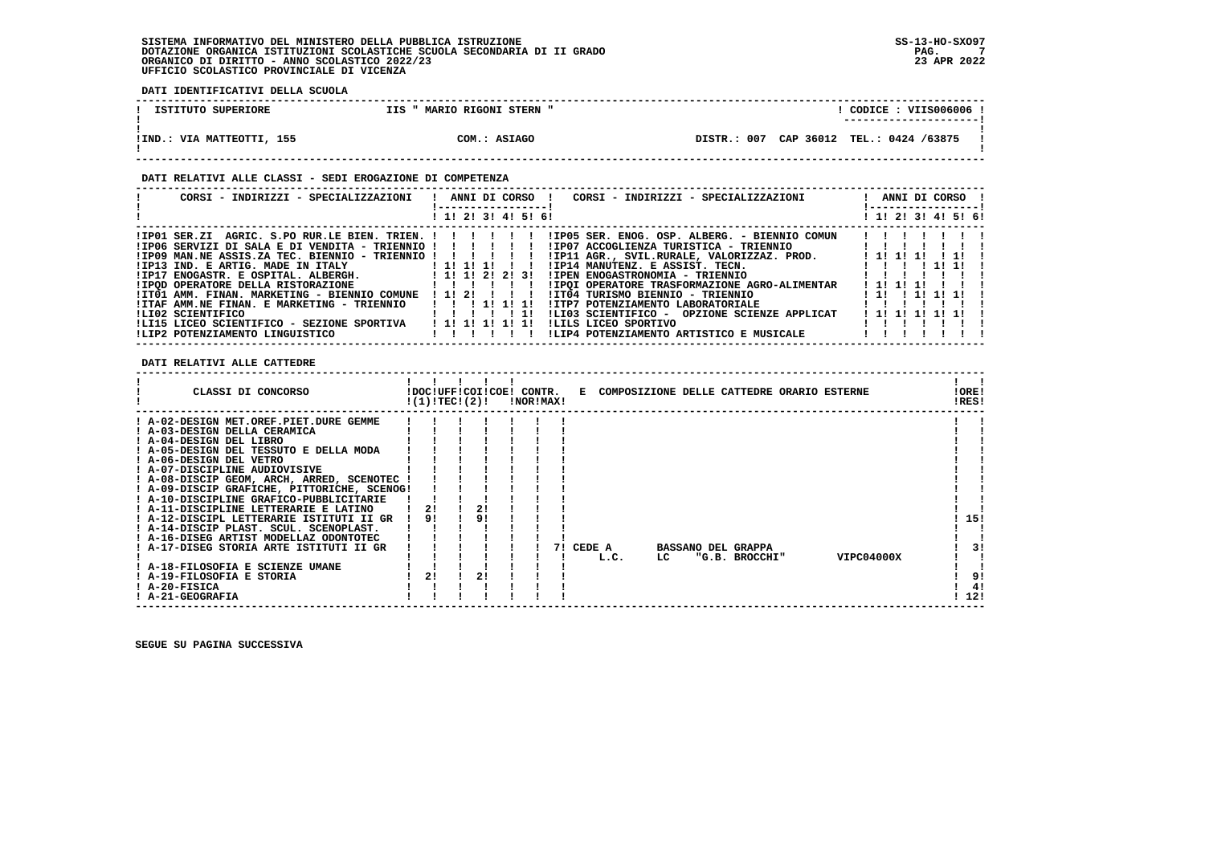**DATI IDENTIFICATIVI DELLA SCUOLA**

| ISTITUTO SUPERIORE | IIS " MARIO RIGONI STERN " | CODICE : VIIS006006 |
|---|---|---|
| IND.: VIA MATTEOTTI, 155 | COM.: ASIAGO | DISTR.: 007 CAP 36012 TEL.: 0424 /63875 |

**DATI RELATIVI ALLE CLASSI - SEDI EROGAZIONE DI COMPETENZA**

| CORSI - INDIRIZZI - SPECIALIZZAZIONI | 1 | 2 | 3 | 4 | 5 | 6 | CORSI - INDIRIZZI - SPECIALIZZAZIONI | 1 | 2 | 3 | 4 | 5 | 6 |
|---|---|---|---|---|---|---|---|---|---|---|---|---|---|
| IP01 SER.ZI AGRIC. S.PO RUR.LE BIEN. TRIEN. | | | | | | | IP05 SER. ENOG. OSP. ALBERG. - BIENNIO COMUN | | | | | | |
| IP06 SERVIZI DI SALA E DI VENDITA - TRIENNIO | | | | | | | IP07 ACCOGLIENZA TURISTICA - TRIENNIO | | | | | | |
| IP09 MAN.NE ASSIS.ZA TEC. BIENNIO - TRIENNIO | | | | | | | IP11 AGR., SVIL.RURALE, VALORIZZAZ. PROD. | 1 | 1 | 1 | | 1 | |
| IP13 IND. E ARTIG. MADE IN ITALY | 1 | 1 | 1 | | | | IP14 MANUTENZ. E ASSIST. TECN. | | | | 1 | 1 | |
| IP17 ENOGASTR. E OSPITAL. ALBERGH. | 1 | 1 | 2 | 2 | 3 | | IPEN ENOGASTRONOMIA - TRIENNIO | | | | | | |
| IPQD OPERATORE DELLA RISTORAZIONE | | | | | | | IPQI OPERATORE TRASFORMAZIONE AGRO-ALIMENTAR | 1 | 1 | 1 | | | |
| IT01 AMM. FINAN. MARKETING - BIENNIO COMUNE | 1 | 2 | | | | | IT04 TURISMO BIENNIO - TRIENNIO | 1 | | 1 | 1 | 1 | |
| ITAF AMM.NE FINAN. E MARKETING - TRIENNIO | | | 1 | 1 | 1 | | ITP7 POTENZIAMENTO LABORATORIALE | | | | | | |
| LI02 SCIENTIFICO | | | | | 1 | | LI03 SCIENTIFICO - OPZIONE SCIENZE APPLICAT | 1 | 1 | 1 | 1 | 1 | |
| LI15 LICEO SCIENTIFICO - SEZIONE SPORTIVA | 1 | 1 | 1 | 1 | 1 | | LILS LICEO SPORTIVO | | | | | | |
| LIP2 POTENZIAMENTO LINGUISTICO | | | | | | | LIP4 POTENZIAMENTO ARTISTICO E MUSICALE | | | | | | |

**DATI RELATIVI ALLE CATTEDRE**

| CLASSI DI CONCORSO | DOC (1) | UFF TEC (2) | COI | COE | CONTR. NOR | CONTR. MAX | E COMPOSIZIONE DELLE CATTEDRE ORARIO ESTERNE | ORE RES |
|---|---|---|---|---|---|---|---|---|
| A-02-DESIGN MET.OREF.PIET.DURE GEMME | | | | | | | | |
| A-03-DESIGN DELLA CERAMICA | | | | | | | | |
| A-04-DESIGN DEL LIBRO | | | | | | | | |
| A-05-DESIGN DEL TESSUTO E DELLA MODA | | | | | | | | |
| A-06-DESIGN DEL VETRO | | | | | | | | |
| A-07-DISCIPLINE AUDIOVISIVE | | | | | | | | |
| A-08-DISCIP GEOM, ARCH, ARRED, SCENOTEC | | | | | | | | |
| A-09-DISCIP GRAFICHE, PITTORICHE, SCENOG | | | | | | | | |
| A-10-DISCIPLINE GRAFICO-PUBBLICITARIE | | | | | | | | |
| A-11-DISCIPLINE LETTERARIE E LATINO | 2 | | 2 | | | | | |
| A-12-DISCIPL LETTERARIE ISTITUTI II GR | 9 | | 9 | | | | | 15 |
| A-14-DISCIP PLAST. SCUL. SCENOPLAST. | | | | | | | | |
| A-16-DISEG ARTIST MODELLAZ ODONTOTEC | | | | | | | | |
| A-17-DISEG STORIA ARTE ISTITUTI II GR | | | | | | 7 | CEDE A L.C. BASSANO DEL GRAPPA LC "G.B. BROCCHI" VIPC04000X | 3 |
| A-18-FILOSOFIA E SCIENZE UMANE | | | | | | | | |
| A-19-FILOSOFIA E STORIA | 2 | | 2 | | | | | 9 |
| A-20-FISICA | | | | | | | | 4 |
| A-21-GEOGRAFIA | | | | | | | | 12 |

**SEGUE SU PAGINA SUCCESSIVA**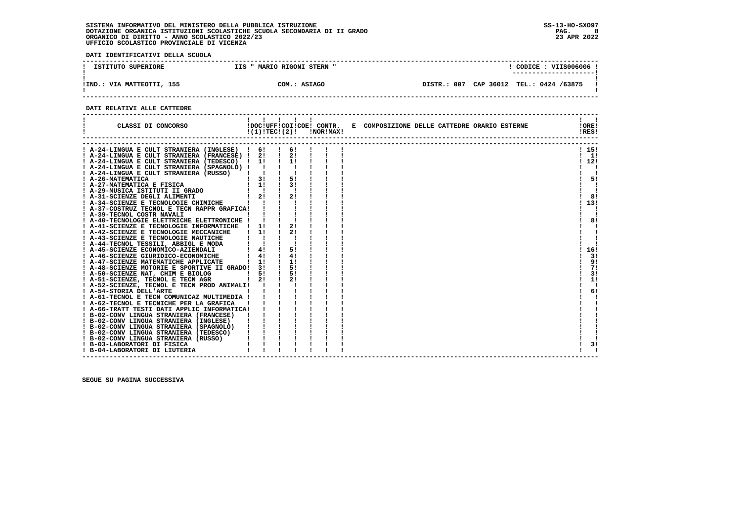SISTEMA INFORMATIVO DEL MINISTERO DELLA PUBBLICA ISTRUZIONE
DOTAZIONE ORGANICA ISTITUZIONI SCOLASTICHE SCUOLA SECONDARIA DI II GRADO
ORGANICO DI DIRITTO - ANNO SCOLASTICO 2022/23
UFFICIO SCOLASTICO PROVINCIALE DI VICENZA

SS-13-HO-SXO97
23 APR 2022

**DATI IDENTIFICATIVI DELLA SCUOLA**

| ISTITUTO SUPERIORE | IIS " MARIO RIGONI STERN " | CODICE : VIIS006006 |
|---|---|---|
| IND.: VIA MATTEOTTI, 155 | COM.: ASIAGO | DISTR.: 007 CAP 36012 TEL.: 0424 /63875 |

**DATI RELATIVI ALLE CATTEDRE**

| CLASSI DI CONCORSO | DOC (1) | UFF TEC | COI (2) | COE | CONTR. NOR | CONTR. MAX | E COMPOSIZIONE DELLE CATTEDRE ORARIO ESTERNE | ORE RES |
|---|---|---|---|---|---|---|---|---|
| A-24-LINGUA E CULT STRANIERA (INGLESE) | 6 | | 6 | | | | | 15 |
| A-24-LINGUA E CULT STRANIERA (FRANCESE) | 2 | | 2 | | | | | 1 |
| A-24-LINGUA E CULT STRANIERA (TEDESCO) | 1 | | 1 | | | | | 12 |
| A-24-LINGUA E CULT STRANIERA (SPAGNOLO) | | | | | | | | |
| A-24-LINGUA E CULT STRANIERA (RUSSO) | | | | | | | | |
| A-26-MATEMATICA | 3 | | 5 | | | | | 5 |
| A-27-MATEMATICA E FISICA | 1 | | 3 | | | | | |
| A-29-MUSICA ISTITUTI II GRADO | | | | | | | | |
| A-31-SCIENZE DEGLI ALIMENTI | 2 | | 2 | | | | | 8 |
| A-34-SCIENZE E TECNOLOGIE CHIMICHE | | | | | | | | 13 |
| A-37-COSTRUZ TECNOL E TECN RAPPR GRAFICA | | | | | | | | |
| A-39-TECNOL COSTR NAVALI | | | | | | | | |
| A-40-TECNOLOGIE ELETTRICHE ELETTRONICHE | | | | | | | | 8 |
| A-41-SCIENZE E TECNOLOGIE INFORMATICHE | 1 | | 2 | | | | | |
| A-42-SCIENZE E TECNOLOGIE MECCANICHE | 1 | | 2 | | | | | |
| A-43-SCIENZE E TECNOLOGIE NAUTICHE | | | | | | | | |
| A-44-TECNOL TESSILI, ABBIGL E MODA | | | | | | | | |
| A-45-SCIENZE ECONOMICO-AZIENDALI | 4 | | 5 | | | | | 16 |
| A-46-SCIENZE GIURIDICO-ECONOMICHE | 4 | | 4 | | | | | 3 |
| A-47-SCIENZE MATEMATICHE APPLICATE | 1 | | 1 | | | | | 9 |
| A-48-SCIENZE MOTORIE E SPORTIVE II GRADO | 3 | | 5 | | | | | 7 |
| A-50-SCIENZE NAT, CHIM E BIOLOG | 5 | | 5 | | | | | 3 |
| A-51-SCIENZE, TECNOL E TECN AGR | 2 | | 2 | | | | | 1 |
| A-52-SCIENZE, TECNOL E TECN PROD ANIMALI | | | | | | | | |
| A-54-STORIA DELL'ARTE | | | | | | | | 6 |
| A-61-TECNOL E TECN COMUNICAZ MULTIMEDIA | | | | | | | | |
| A-62-TECNOL E TECNICHE PER LA GRAFICA | | | | | | | | |
| A-66-TRATT TESTI DATI APPLIC INFORMATICA | | | | | | | | |
| B-02-CONV LINGUA STRANIERA (FRANCESE) | | | | | | | | |
| B-02-CONV LINGUA STRANIERA (INGLESE) | | | | | | | | |
| B-02-CONV LINGUA STRANIERA (SPAGNOLO) | | | | | | | | |
| B-02-CONV LINGUA STRANIERA (TEDESCO) | | | | | | | | |
| B-02-CONV LINGUA STRANIERA (RUSSO) | | | | | | | | |
| B-03-LABORATORI DI FISICA | | | | | | | | 3 |
| B-04-LABORATORI DI LIUTERIA | | | | | | | | |

SEGUE SU PAGINA SUCCESSIVA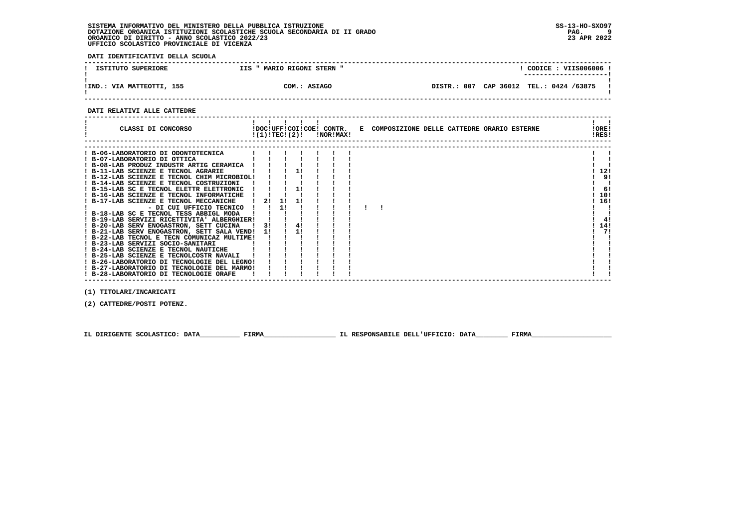SISTEMA INFORMATIVO DEL MINISTERO DELLA PUBBLICA ISTRUZIONE
DOTAZIONE ORGANICA ISTITUZIONI SCOLASTICHE SCUOLA SECONDARIA DI II GRADO
ORGANICO DI DIRITTO - ANNO SCOLASTICO 2022/23
UFFICIO SCOLASTICO PROVINCIALE DI VICENZA

SS-13-HO-SXO97
23 APR 2022

**DATI IDENTIFICATIVI DELLA SCUOLA**

| ISTITUTO SUPERIORE | IIS " MARIO RIGONI STERN " | CODICE : VIIS006006 |
|---|---|---|
| IND.: VIA MATTEOTTI, 155 | COM.: ASIAGO | DISTR.: 007 CAP 36012 TEL.: 0424 /63875 |

**DATI RELATIVI ALLE CATTEDRE**

| CLASSI DI CONCORSO | DOC (1) | UFF TEC | COI (2) | COE | CONTR. NOR | CONTR. MAX | E COMPOSIZIONE DELLE CATTEDRE ORARIO ESTERNE | ORE RES |
|---|---|---|---|---|---|---|---|---|
| B-06-LABORATORIO DI ODONTOTECNICA | | | | | | | | |
| B-07-LABORATORIO DI OTTICA | | | | | | | | |
| B-08-LAB PRODUZ INDUSTR ARTIG CERAMICA | | | | | | | | |
| B-11-LAB SCIENZE E TECNOL AGRARIE | | | 1 | | | | | 12 |
| B-12-LAB SCIENZE E TECNOL CHIM MICROBIOL | | | | | | | | 9 |
| B-14-LAB SCIENZE E TECNOL COSTRUZIONI | | | | | | | | |
| B-15-LAB SC E TECNOL ELETTR ELETTRONIC | | | 1 | | | | | 6 |
| B-16-LAB SCIENZE E TECNOL INFORMATICHE | | | | | | | | 10 |
| B-17-LAB SCIENZE E TECNOL MECCANICHE | 2 | 1 | 1 | | | | | 16 |
| - DI CUI UFFICIO TECNICO | | 1 | | | | | | |
| B-18-LAB SC E TECNOL TESS ABBIGL MODA | | | | | | | | |
| B-19-LAB SERVIZI RICETTIVITA' ALBERGHIER | | | | | | | | 4 |
| B-20-LAB SERV ENOGASTRON, SETT CUCINA | 3 | | 4 | | | | | 14 |
| B-21-LAB SERV ENOGASTRON, SETT SALA VEND | 1 | | 1 | | | | | 7 |
| B-22-LAB TECNOL E TECN COMUNICAZ MULTIME | | | | | | | | |
| B-23-LAB SERVIZI SOCIO-SANITARI | | | | | | | | |
| B-24-LAB SCIENZE E TECNOL NAUTICHE | | | | | | | | |
| B-25-LAB SCIENZE E TECNOLCOSTR NAVALI | | | | | | | | |
| B-26-LABORATORIO DI TECNOLOGIE DEL LEGNO | | | | | | | | |
| B-27-LABORATORIO DI TECNOLOGIE DEL MARMO | | | | | | | | |
| B-28-LABORATORIO DI TECNOLOGIE ORAFE | | | | | | | | |

(1) TITOLARI/INCARICATI

(2) CATTEDRE/POSTI POTENZ.

IL DIRIGENTE SCOLASTICO: DATA__________ FIRMA__________________ IL RESPONSABILE DELL'UFFICIO: DATA________ FIRMA____________________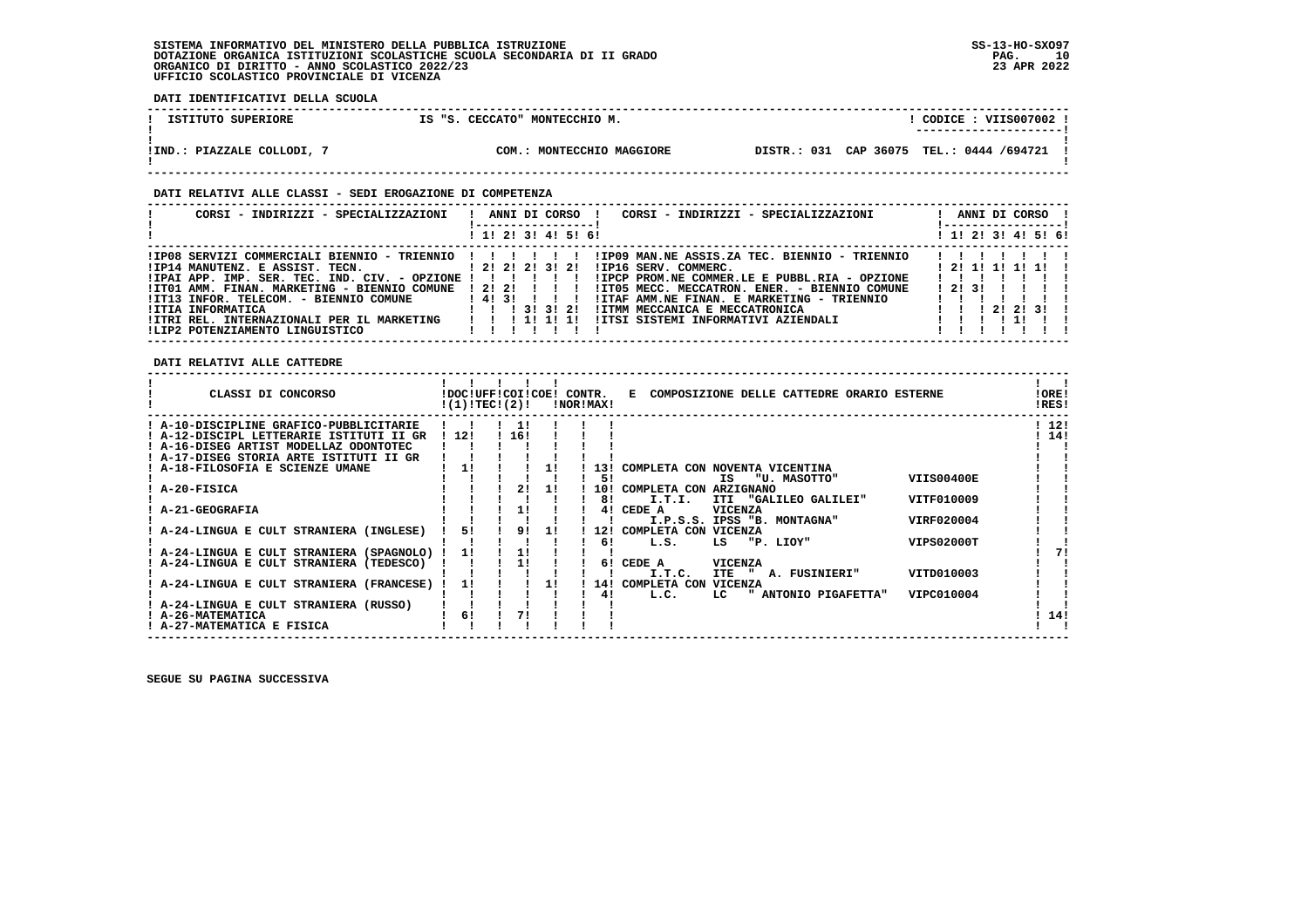SISTEMA INFORMATIVO DEL MINISTERO DELLA PUBBLICA ISTRUZIONE
DOTAZIONE ORGANICA ISTITUZIONI SCOLASTICHE SCUOLA SECONDARIA DI II GRADO
ORGANICO DI DIRITTO - ANNO SCOLASTICO 2022/23
UFFICIO SCOLASTICO PROVINCIALE DI VICENZA

SS-13-HO-SXO97
23 APR 2022

**DATI IDENTIFICATIVI DELLA SCUOLA**

| ISTITUTO SUPERIORE | IS "S. CECCATO" MONTECCHIO M. | CODICE : VIIS007002 |
|---|---|---|
| IND.: PIAZZALE COLLODI, 7 | COM.: MONTECCHIO MAGGIORE | DISTR.: 031 CAP 36075 TEL.: 0444 /694721 |

**DATI RELATIVI ALLE CLASSI - SEDI EROGAZIONE DI COMPETENZA**

| CORSI - INDIRIZZI - SPECIALIZZAZIONI | 1 | 2 | 3 | 4 | 5 | 6 | CORSI - INDIRIZZI - SPECIALIZZAZIONI | 1 | 2 | 3 | 4 | 5 | 6 |
|---|---|---|---|---|---|---|---|---|---|---|---|---|---|
| IP08 SERVIZI COMMERCIALI BIENNIO - TRIENNIO | | | | | | | IP09 MAN.NE ASSIS.ZA TEC. BIENNIO - TRIENNIO | | | | | | |
| IP14 MANUTENZ. E ASSIST. TECN. | 2 | 2 | 2 | 3 | 2 | | IP16 SERV. COMMERC. | 2 | 1 | 1 | 1 | 1 | |
| IPAI APP. IMP. SER. TEC. IND. CIV. - OPZIONE | | | | | | | IPCP PROM.NE COMMER.LE E PUBBL.RIA - OPZIONE | | | | | | |
| IT01 AMM. FINAN. MARKETING - BIENNIO COMUNE | 2 | 2 | | | | | IT05 MECC. MECCATRON. ENER. - BIENNIO COMUNE | 2 | 3 | | | | |
| IT13 INFOR. TELECOM. - BIENNIO COMUNE | 4 | 3 | | | | | ITAF AMM.NE FINAN. E MARKETING - TRIENNIO | | | | | | |
| ITIA INFORMATICA | | | 3 | 3 | 2 | | ITMM MECCANICA E MECCATRONICA | | | 2 | 2 | 3 | |
| ITRI REL. INTERNAZIONALI PER IL MARKETING | | | 1 | 1 | 1 | | ITSI SISTEMI INFORMATIVI AZIENDALI | | | | 1 | | |
| LIP2 POTENZIAMENTO LINGUISTICO | | | | | | | | | | | | | |

**DATI RELATIVI ALLE CATTEDRE**

| CLASSI DI CONCORSO | DOC (1) | UFF TEC | COI (2) | COE | CONTR. NOR | MAX | E COMPOSIZIONE DELLE CATTEDRE ORARIO ESTERNE | | ORE RES |
|---|---|---|---|---|---|---|---|---|---|
| A-10-DISCIPLINE GRAFICO-PUBBLICITARIE | | | 1 | | | | | | 12 |
| A-12-DISCIPL LETTERARIE ISTITUTI II GR | 12 | | 16 | | | | | | 14 |
| A-16-DISEG ARTIST MODELLAZ ODONTOTEC | | | | | | | | | |
| A-17-DISEG STORIA ARTE ISTITUTI II GR | | | | | | | | | |
| A-18-FILOSOFIA E SCIENZE UMANE | 1 | | | 1 | | 13 | COMPLETA CON NOVENTA VICENTINA | | |
| | | | | | | 5 | IS "U. MASOTTO" | VIIS00400E | |
| A-20-FISICA | | | 2 | 1 | | 10 | COMPLETA CON ARZIGNANO | | |
| | | | | | | 8 | I.T.I. ITI "GALILEO GALILEI" | VITF010009 | |
| A-21-GEOGRAFIA | | | 1 | | | 4 | CEDE A VICENZA | | |
| | | | | | | | I.P.S.S. IPSS "B. MONTAGNA" | VIRF020004 | |
| A-24-LINGUA E CULT STRANIERA (INGLESE) | 5 | | 9 | 1 | | 12 | COMPLETA CON VICENZA | | |
| | | | | | | 6 | L.S. LS "P. LIOY" | VIPS02000T | |
| A-24-LINGUA E CULT STRANIERA (SPAGNOLO) | 1 | | 1 | | | | | | 7 |
| A-24-LINGUA E CULT STRANIERA (TEDESCO) | | | 1 | | | 6 | CEDE A VICENZA | | |
| | | | | | | | I.T.C. ITE " A. FUSINIERI" | VITD010003 | |
| A-24-LINGUA E CULT STRANIERA (FRANCESE) | 1 | | | 1 | | 14 | COMPLETA CON VICENZA | | |
| | | | | | | 4 | L.C. LC " ANTONIO PIGAFETTA" | VIPC010004 | |
| A-24-LINGUA E CULT STRANIERA (RUSSO) | | | | | | | | | |
| A-26-MATEMATICA | 6 | | 7 | | | | | | 14 |
| A-27-MATEMATICA E FISICA | | | | | | | | | |

SEGUE SU PAGINA SUCCESSIVA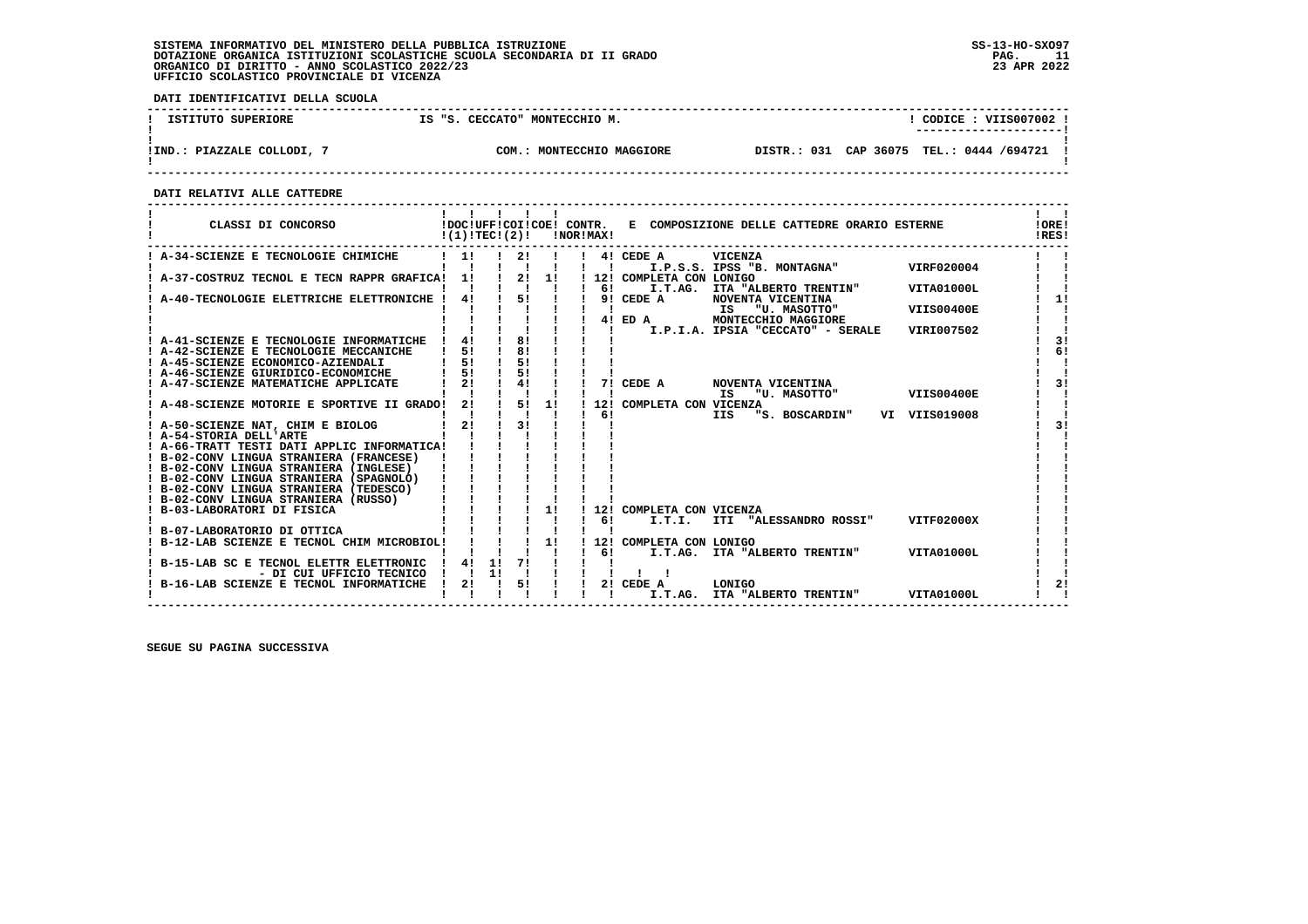SISTEMA INFORMATIVO DEL MINISTERO DELLA PUBBLICA ISTRUZIONE
DOTAZIONE ORGANICA ISTITUZIONI SCOLASTICHE SCUOLA SECONDARIA DI II GRADO
ORGANICO DI DIRITTO - ANNO SCOLASTICO 2022/23
UFFICIO SCOLASTICO PROVINCIALE DI VICENZA

SS-13-HO-SXO97
23 APR 2022

**DATI IDENTIFICATIVI DELLA SCUOLA**

| ISTITUTO SUPERIORE | IS "S. CECCATO" MONTECCHIO M. | CODICE : VIIS007002 |
|---|---|---|
| IND.: PIAZZALE COLLODI, 7 | COM.: MONTECCHIO MAGGIORE | DISTR.: 031 CAP 36075 TEL.: 0444 /694721 |

**DATI RELATIVI ALLE CATTEDRE**

| CLASSI DI CONCORSO | DOC (1) | UFF TEC | COI (2) | COE | CONTR. NOR | CONTR. MAX | E COMPOSIZIONE DELLE CATTEDRE ORARIO ESTERNE | ORE RES |
|---|---|---|---|---|---|---|---|---|
| A-34-SCIENZE E TECNOLOGIE CHIMICHE | 1 | | 2 | | | 4 | CEDE A VICENZA I.P.S.S. IPSS "B. MONTAGNA" VIRF020004 | |
| A-37-COSTRUZ TECNOL E TECN RAPPR GRAFICA | 1 | | 2 | 1 | | 12 / 6 | COMPLETA CON LONIGO I.T.AG. ITA "ALBERTO TRENTIN" VITA01000L | |
| A-40-TECNOLOGIE ELETTRICHE ELETTRONICHE | 4 | | 5 | | | 9 / 4 | CEDE A NOVENTA VICENTINA IS "U. MASOTTO" VIIS00400E; ED A MONTECCHIO MAGGIORE I.P.I.A. IPSIA "CECCATO" - SERALE VIRI007502 | 1 |
| A-41-SCIENZE E TECNOLOGIE INFORMATICHE | 4 | | 8 | | | | | 3 |
| A-42-SCIENZE E TECNOLOGIE MECCANICHE | 5 | | 8 | | | | | 6 |
| A-45-SCIENZE ECONOMICO-AZIENDALI | 5 | | 5 | | | | | |
| A-46-SCIENZE GIURIDICO-ECONOMICHE | 5 | | 5 | | | | | |
| A-47-SCIENZE MATEMATICHE APPLICATE | 2 | | 4 | | | 7 | CEDE A NOVENTA VICENTINA IS "U. MASOTTO" VIIS00400E | 3 |
| A-48-SCIENZE MOTORIE E SPORTIVE II GRADO | 2 | | 5 | 1 | | 12 / 6 | COMPLETA CON VICENZA IIS "S. BOSCARDIN" VI VIIS019008 | |
| A-50-SCIENZE NAT, CHIM E BIOLOG | 2 | | 3 | | | | | 3 |
| A-54-STORIA DELL'ARTE | | | | | | | | |
| A-66-TRATT TESTI DATI APPLIC INFORMATICA | | | | | | | | |
| B-02-CONV LINGUA STRANIERA (FRANCESE) | | | | | | | | |
| B-02-CONV LINGUA STRANIERA (INGLESE) | | | | | | | | |
| B-02-CONV LINGUA STRANIERA (SPAGNOLO) | | | | | | | | |
| B-02-CONV LINGUA STRANIERA (TEDESCO) | | | | | | | | |
| B-02-CONV LINGUA STRANIERA (RUSSO) | | | | | | | | |
| B-03-LABORATORI DI FISICA | | | | 1 | | 12 / 6 | COMPLETA CON VICENZA I.T.I. ITI "ALESSANDRO ROSSI" VITF02000X | |
| B-07-LABORATORIO DI OTTICA | | | | | | | | |
| B-12-LAB SCIENZE E TECNOL CHIM MICROBIOL | | | | 1 | | 12 / 6 | COMPLETA CON LONIGO I.T.AG. ITA "ALBERTO TRENTIN" VITA01000L | |
| B-15-LAB SC E TECNOL ELETTR ELETTRONIC | 4 | 1 | 7 | | | | | |
| - DI CUI UFFICIO TECNICO | | 1 | | | | | | |
| B-16-LAB SCIENZE E TECNOL INFORMATICHE | 2 | | 5 | | | 2 | CEDE A LONIGO I.T.AG. ITA "ALBERTO TRENTIN" VITA01000L | 2 |

SEGUE SU PAGINA SUCCESSIVA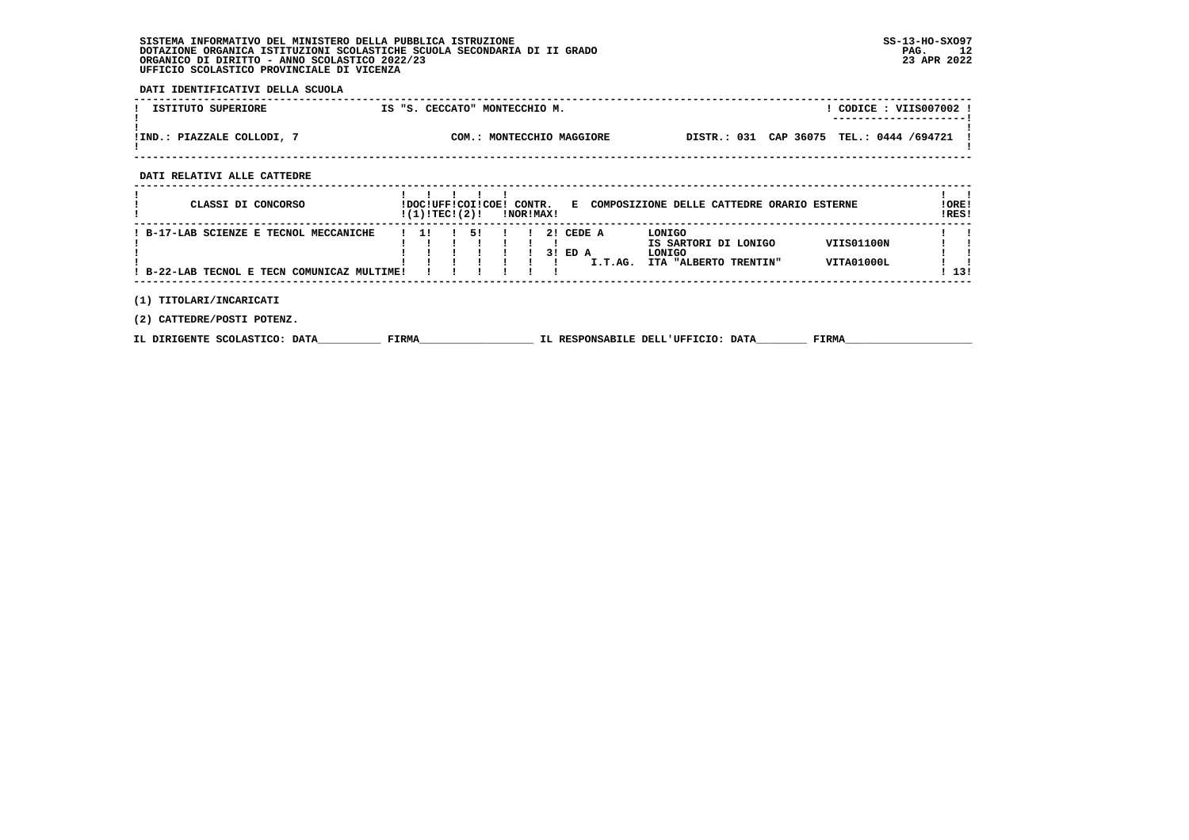SISTEMA INFORMATIVO DEL MINISTERO DELLA PUBBLICA ISTRUZIONE
DOTAZIONE ORGANICA ISTITUZIONI SCOLASTICHE SCUOLA SECONDARIA DI II GRADO
ORGANICO DI DIRITTO - ANNO SCOLASTICO 2022/23
UFFICIO SCOLASTICO PROVINCIALE DI VICENZA

SS-13-HO-SXO97
23 APR 2022

**DATI IDENTIFICATIVI DELLA SCUOLA**

| ISTITUTO SUPERIORE | IS "S. CECCATO" MONTECCHIO M. | | CODICE : VIIS007002 |
|---|---|---|---|
| IND.: PIAZZALE COLLODI, 7 | COM.: MONTECCHIO MAGGIORE | DISTR.: 031 CAP 36075 | TEL.: 0444 /694721 |

**DATI RELATIVI ALLE CATTEDRE**

| CLASSI DI CONCORSO | DOC (1) | UFF TEC | COI | COE (2) | CONTR. NOR | CONTR. MAX | E | COMPOSIZIONE DELLE CATTEDRE ORARIO ESTERNE | | ORE RES |
|---|---|---|---|---|---|---|---|---|---|---|
| B-17-LAB SCIENZE E TECNOL MECCANICHE | 1 | | 5 | | | | 2 | CEDE A LONIGO IS SARTORI DI LONIGO | VIIS01100N | |
| | | | | | | | 3 | ED A LONIGO I.T.AG. ITA "ALBERTO TRENTIN" | VITA01000L | |
| B-22-LAB TECNOL E TECN COMUNICAZ MULTIME | | | | | | | | | | 13 |

(1) TITOLARI/INCARICATI

(2) CATTEDRE/POSTI POTENZ.

IL DIRIGENTE SCOLASTICO: DATA__________ FIRMA__________________ IL RESPONSABILE DELL'UFFICIO: DATA________ FIRMA____________________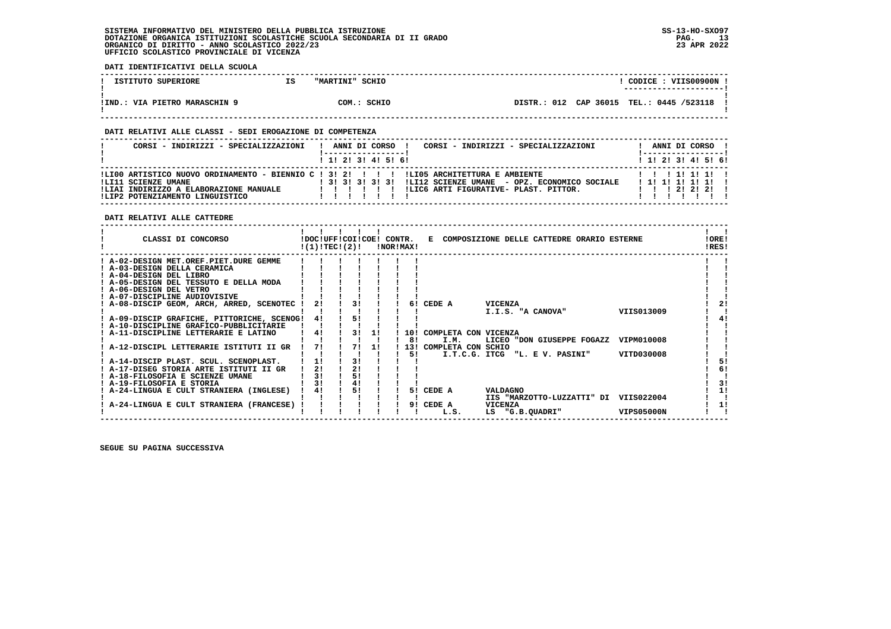SISTEMA INFORMATIVO DEL MINISTERO DELLA PUBBLICA ISTRUZIONE
DOTAZIONE ORGANICA ISTITUZIONI SCOLASTICHE SCUOLA SECONDARIA DI II GRADO
ORGANICO DI DIRITTO - ANNO SCOLASTICO 2022/23
UFFICIO SCOLASTICO PROVINCIALE DI VICENZA

SS-13-HO-SXO97
23 APR 2022

**DATI IDENTIFICATIVI DELLA SCUOLA**

| ISTITUTO SUPERIORE | IS | "MARTINI" SCHIO | CODICE : VIIS00900N |
|---|---|---|---|
| IND.: VIA PIETRO MARASCHIN 9 | | COM.: SCHIO | DISTR.: 012 CAP 36015 TEL.: 0445 /523118 |

**DATI RELATIVI ALLE CLASSI - SEDI EROGAZIONE DI COMPETENZA**

| CORSI - INDIRIZZI - SPECIALIZZAZIONI | 1 | 2 | 3 | 4 | 5 | 6 | CORSI - INDIRIZZI - SPECIALIZZAZIONI | 1 | 2 | 3 | 4 | 5 | 6 |
|---|---|---|---|---|---|---|---|---|---|---|---|---|---|
| LI00 ARTISTICO NUOVO ORDINAMENTO - BIENNIO C | 3 | 2 | | | | | LI05 ARCHITETTURA E AMBIENTE | | | 1 | 1 | 1 | |
| LI11 SCIENZE UMANE | 3 | 3 | 3 | 3 | 3 | | LI12 SCIENZE UMANE - OPZ. ECONOMICO SOCIALE | 1 | 1 | 1 | 1 | 1 | |
| LIAI INDIRIZZO A ELABORAZIONE MANUALE | | | | | | | LIC6 ARTI FIGURATIVE- PLAST. PITTOR. | | | 2 | 2 | 2 | |
| LIP2 POTENZIAMENTO LINGUISTICO | | | | | | | | | | | | | |

**DATI RELATIVI ALLE CATTEDRE**

| CLASSI DI CONCORSO | DOC (1) | UFF TEC (2) | COI | COE | CONTR. NOR | CONTR. MAX | E COMPOSIZIONE DELLE CATTEDRE ORARIO ESTERNE | ORE RES |
|---|---|---|---|---|---|---|---|---|
| A-02-DESIGN MET.OREF.PIET.DURE GEMME | | | | | | | | |
| A-03-DESIGN DELLA CERAMICA | | | | | | | | |
| A-04-DESIGN DEL LIBRO | | | | | | | | |
| A-05-DESIGN DEL TESSUTO E DELLA MODA | | | | | | | | |
| A-06-DESIGN DEL VETRO | | | | | | | | |
| A-07-DISCIPLINE AUDIOVISIVE | | | | | | | | |
| A-08-DISCIP GEOM, ARCH, ARRED, SCENOTEC | 2 | | 3 | | | 6 | CEDE A VICENZA I.I.S. "A CANOVA" VIIS013009 | 2 |
| A-09-DISCIP GRAFICHE, PITTORICHE, SCENOG | 4 | | 5 | | | | | 4 |
| A-10-DISCIPLINE GRAFICO-PUBBLICITARIE | | | | | | | | |
| A-11-DISCIPLINE LETTERARIE E LATINO | 4 | | 3 | 1 | | 10 / 8 | COMPLETA CON VICENZA I.M. LICEO "DON GIUSEPPE FOGAZZ VIPM010008 | |
| A-12-DISCIPL LETTERARIE ISTITUTI II GR | 7 | | 7 | 1 | | 13 / 5 | COMPLETA CON SCHIO I.T.C.G. ITCG "L. E V. PASINI" VITD030008 | |
| A-14-DISCIP PLAST. SCUL. SCENOPLAST. | 1 | | 3 | | | | | 5 |
| A-17-DISEG STORIA ARTE ISTITUTI II GR | 2 | | 2 | | | | | 6 |
| A-18-FILOSOFIA E SCIENZE UMANE | 3 | | 5 | | | | | |
| A-19-FILOSOFIA E STORIA | 3 | | 4 | | | | | 3 |
| A-24-LINGUA E CULT STRANIERA (INGLESE) | 4 | | 5 | | | 5 | CEDE A VALDAGNO IIS "MARZOTTO-LUZZATTI" DI VIIS022004 | 1 |
| A-24-LINGUA E CULT STRANIERA (FRANCESE) | | | | | | 9 | CEDE A VICENZA L.S. LS "G.B.QUADRI" VIPS05000N | 1 |

SEGUE SU PAGINA SUCCESSIVA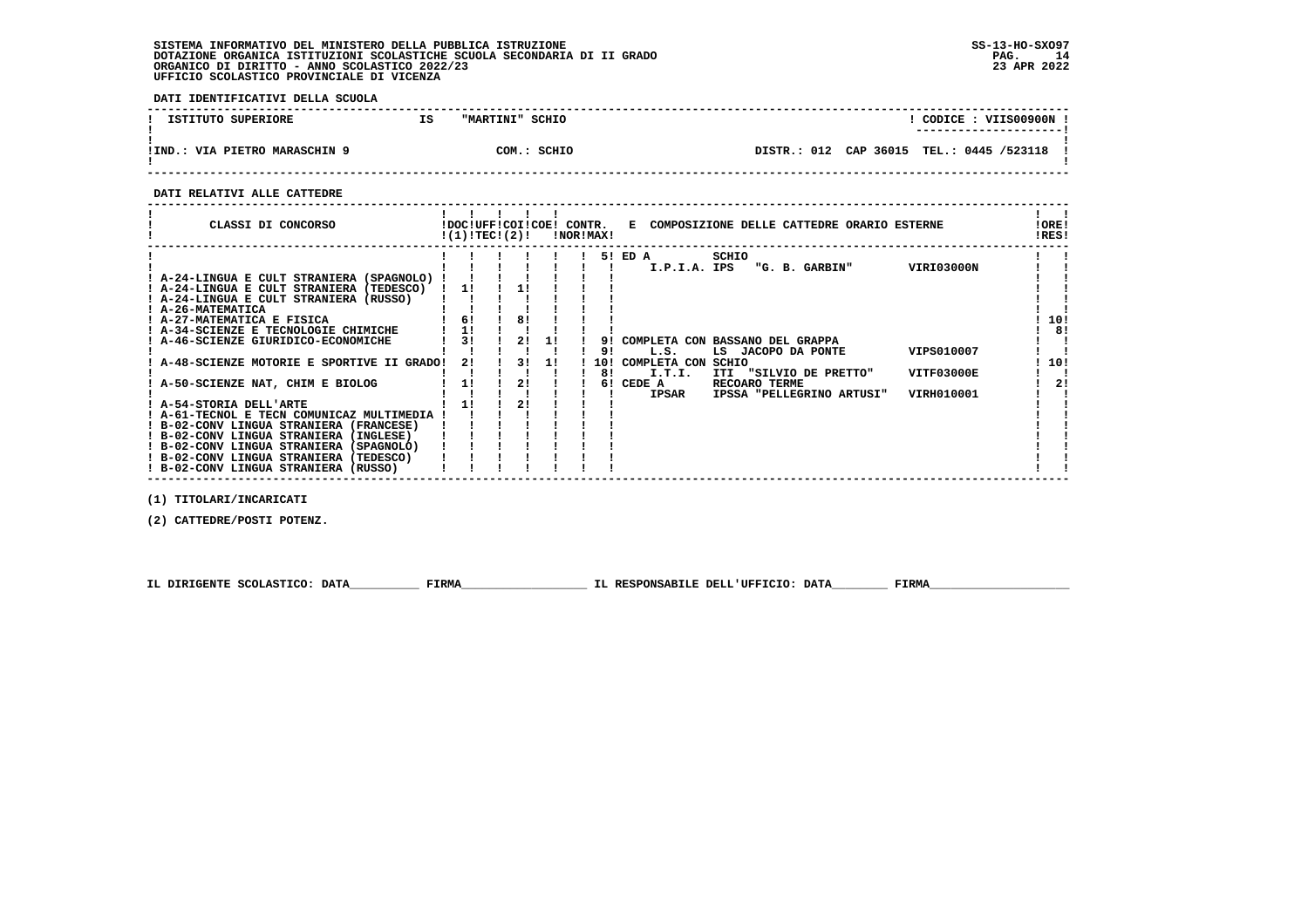SISTEMA INFORMATIVO DEL MINISTERO DELLA PUBBLICA ISTRUZIONE
DOTAZIONE ORGANICA ISTITUZIONI SCOLASTICHE SCUOLA SECONDARIA DI II GRADO
ORGANICO DI DIRITTO - ANNO SCOLASTICO 2022/23
UFFICIO SCOLASTICO PROVINCIALE DI VICENZA

SS-13-HO-SXO97
23 APR 2022

**DATI IDENTIFICATIVI DELLA SCUOLA**

| ISTITUTO SUPERIORE | IS | "MARTINI" SCHIO | CODICE : VIIS00900N |
|---|---|---|---|
| IND.: VIA PIETRO MARASCHIN 9 | | COM.: SCHIO | DISTR.: 012 CAP 36015 TEL.: 0445 /523118 |

**DATI RELATIVI ALLE CATTEDRE**

| CLASSI DI CONCORSO | DOC (1) | UFF TEC | COI (2) | COE | CONTR. NOR | CONTR. MAX | E COMPOSIZIONE DELLE CATTEDRE ORARIO ESTERNE | ORE RES |
|---|---|---|---|---|---|---|---|---|
| | | | | | | 5 | ED A SCHIO I.P.I.A. IPS "G. B. GARBIN" VIRI03000N | |
| A-24-LINGUA E CULT STRANIERA (SPAGNOLO) | | | | | | | | |
| A-24-LINGUA E CULT STRANIERA (TEDESCO) | 1 | | 1 | | | | | |
| A-24-LINGUA E CULT STRANIERA (RUSSO) | | | | | | | | |
| A-26-MATEMATICA | | | | | | | | |
| A-27-MATEMATICA E FISICA | 6 | | 8 | | | | | 10 |
| A-34-SCIENZE E TECNOLOGIE CHIMICHE | 1 | | | | | | | 8 |
| A-46-SCIENZE GIURIDICO-ECONOMICHE | 3 | | 2 | 1 | | 9 / 9 | COMPLETA CON BASSANO DEL GRAPPA L.S. LS JACOPO DA PONTE VIPS010007 | |
| A-48-SCIENZE MOTORIE E SPORTIVE II GRADO | 2 | | 3 | 1 | | 10 / 8 | COMPLETA CON SCHIO I.T.I. ITI "SILVIO DE PRETTO" VITF03000E | 10 |
| A-50-SCIENZE NAT, CHIM E BIOLOG | 1 | | 2 | | | 6 | CEDE A RECOARO TERME IPSAR IPSSA "PELLEGRINO ARTUSI" VIRH010001 | 2 |
| A-54-STORIA DELL'ARTE | 1 | | 2 | | | | | |
| A-61-TECNOL E TECN COMUNICAZ MULTIMEDIA | | | | | | | | |
| B-02-CONV LINGUA STRANIERA (FRANCESE) | | | | | | | | |
| B-02-CONV LINGUA STRANIERA (INGLESE) | | | | | | | | |
| B-02-CONV LINGUA STRANIERA (SPAGNOLO) | | | | | | | | |
| B-02-CONV LINGUA STRANIERA (TEDESCO) | | | | | | | | |
| B-02-CONV LINGUA STRANIERA (RUSSO) | | | | | | | | |

(1) TITOLARI/INCARICATI

(2) CATTEDRE/POSTI POTENZ.

IL DIRIGENTE SCOLASTICO: DATA__________ FIRMA__________________ IL RESPONSABILE DELL'UFFICIO: DATA________ FIRMA____________________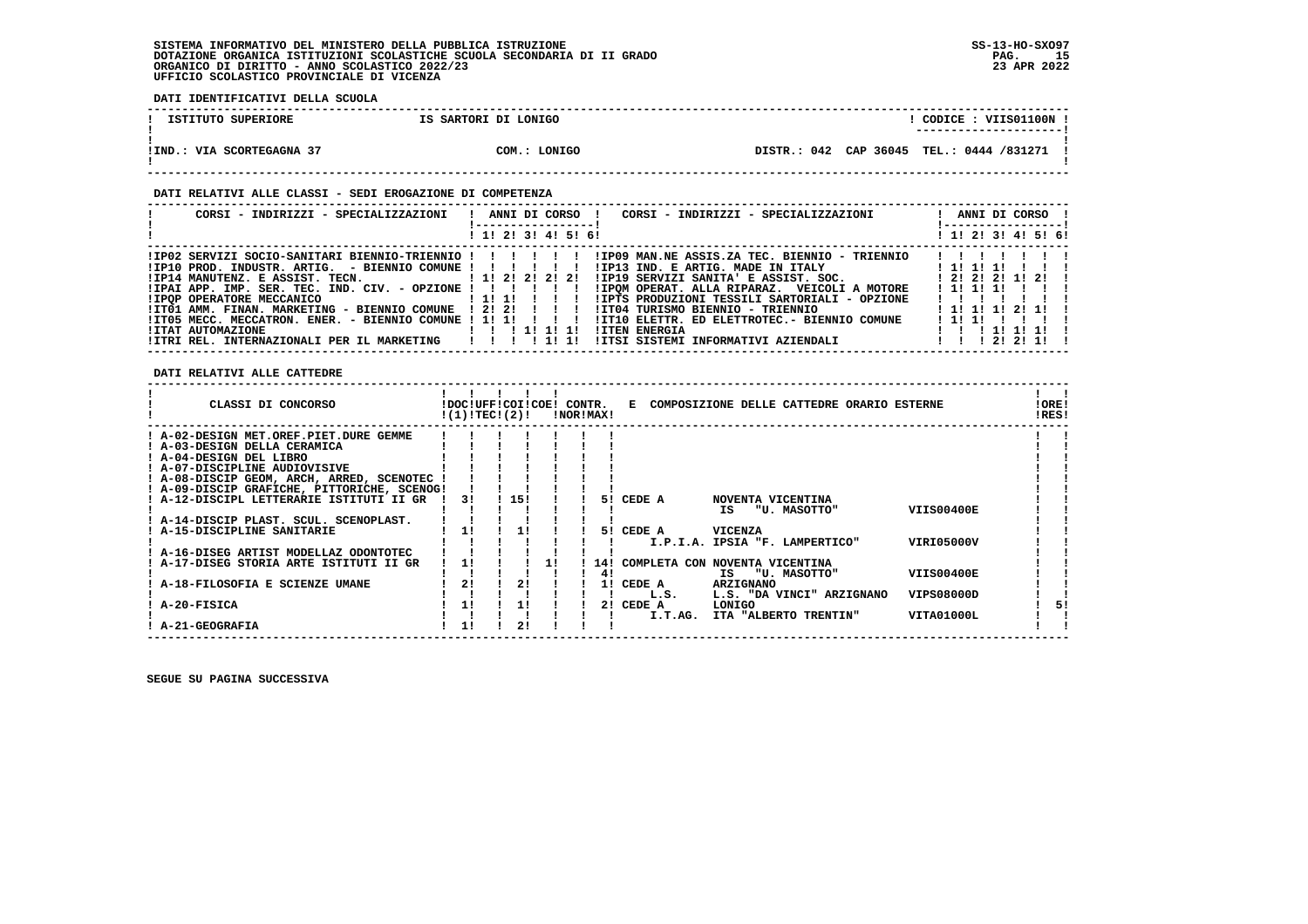SISTEMA INFORMATIVO DEL MINISTERO DELLA PUBBLICA ISTRUZIONE
DOTAZIONE ORGANICA ISTITUZIONI SCOLASTICHE SCUOLA SECONDARIA DI II GRADO
ORGANICO DI DIRITTO - ANNO SCOLASTICO 2022/23
UFFICIO SCOLASTICO PROVINCIALE DI VICENZA

SS-13-HO-SXO97
23 APR 2022

**DATI IDENTIFICATIVI DELLA SCUOLA**

| ISTITUTO SUPERIORE | IS SARTORI DI LONIGO | CODICE : VIIS01100N |
|---|---|---|
| IND.: VIA SCORTEGAGNA 37 | COM.: LONIGO | DISTR.: 042 CAP 36045 TEL.: 0444 /831271 |

**DATI RELATIVI ALLE CLASSI - SEDI EROGAZIONE DI COMPETENZA**

| CORSI - INDIRIZZI - SPECIALIZZAZIONI | 1 | 2 | 3 | 4 | 5 | 6 | CORSI - INDIRIZZI - SPECIALIZZAZIONI | 1 | 2 | 3 | 4 | 5 | 6 |
|---|---|---|---|---|---|---|---|---|---|---|---|---|---|
| IP02 SERVIZI SOCIO-SANITARI BIENNIO-TRIENNIO | | | | | | | IP09 MAN.NE ASSIS.ZA TEC. BIENNIO - TRIENNIO | | | | | | |
| IP10 PROD. INDUSTR. ARTIG. - BIENNIO COMUNE | | | | | | | IP13 IND. E ARTIG. MADE IN ITALY | 1 | 1 | 1 | | | |
| IP14 MANUTENZ. E ASSIST. TECN. | 1 | 2 | 2 | 2 | 2 | | IP19 SERVIZI SANITA' E ASSIST. SOC. | 2 | 2 | 2 | 1 | 2 | |
| IPAI APP. IMP. SER. TEC. IND. CIV. - OPZIONE | | | | | | | IPQM OPERAT. ALLA RIPARAZ. VEICOLI A MOTORE | 1 | 1 | 1 | | | |
| IPQP OPERATORE MECCANICO | 1 | 1 | | | | | IPTS PRODUZIONI TESSILI SARTORIALI - OPZIONE | | | | | | |
| IT01 AMM. FINAN. MARKETING - BIENNIO COMUNE | 2 | 2 | | | | | IT04 TURISMO BIENNIO - TRIENNIO | 1 | 1 | 1 | 2 | 1 | |
| IT05 MECC. MECCATRON. ENER. - BIENNIO COMUNE | 1 | 1 | | | | | IT10 ELETTR. ED ELETTROTEC.- BIENNIO COMUNE | 1 | 1 | | | | |
| ITAT AUTOMAZIONE | | | 1 | 1 | 1 | | ITEN ENERGIA | | | 1 | 1 | 1 | |
| ITRI REL. INTERNAZIONALI PER IL MARKETING | | | | 1 | 1 | | ITSI SISTEMI INFORMATIVI AZIENDALI | | | 2 | 2 | 1 | |

**DATI RELATIVI ALLE CATTEDRE**

| CLASSI DI CONCORSO | DOC (1) | UFF TEC | COI (2) | COE | CONTR. NOR | CONTR. MAX | E COMPOSIZIONE DELLE CATTEDRE ORARIO ESTERNE | ORE RES |
|---|---|---|---|---|---|---|---|---|
| A-02-DESIGN MET.OREF.PIET.DURE GEMME | | | | | | | | |
| A-03-DESIGN DELLA CERAMICA | | | | | | | | |
| A-04-DESIGN DEL LIBRO | | | | | | | | |
| A-07-DISCIPLINE AUDIOVISIVE | | | | | | | | |
| A-08-DISCIP GEOM, ARCH, ARRED, SCENOTEC | | | | | | | | |
| A-09-DISCIP GRAFICHE, PITTORICHE, SCENOG | | | | | | | | |
| A-12-DISCIPL LETTERARIE ISTITUTI II GR | 3 | | 15 | | | 5 | CEDE A NOVENTA VICENTINA IS "U. MASOTTO" VIIS00400E | |
| A-14-DISCIP PLAST. SCUL. SCENOPLAST. | | | | | | | | |
| A-15-DISCIPLINE SANITARIE | 1 | | 1 | | | 5 | CEDE A VICENZA I.P.I.A. IPSIA "F. LAMPERTICO" VIRI05000V | |
| A-16-DISEG ARTIST MODELLAZ ODONTOTEC | | | | | | | | |
| A-17-DISEG STORIA ARTE ISTITUTI II GR | 1 | | | 1 | | 14 / 4 | COMPLETA CON NOVENTA VICENTINA IS "U. MASOTTO" VIIS00400E | |
| A-18-FILOSOFIA E SCIENZE UMANE | 2 | | 2 | | | 1 | CEDE A ARZIGNANO L.S. L.S. "DA VINCI" ARZIGNANO VIPS08000D | |
| A-20-FISICA | 1 | | 1 | | | 2 | CEDE A LONIGO I.T.AG. ITA "ALBERTO TRENTIN" VITA01000L | 5 |
| A-21-GEOGRAFIA | 1 | | 2 | | | | | |

SEGUE SU PAGINA SUCCESSIVA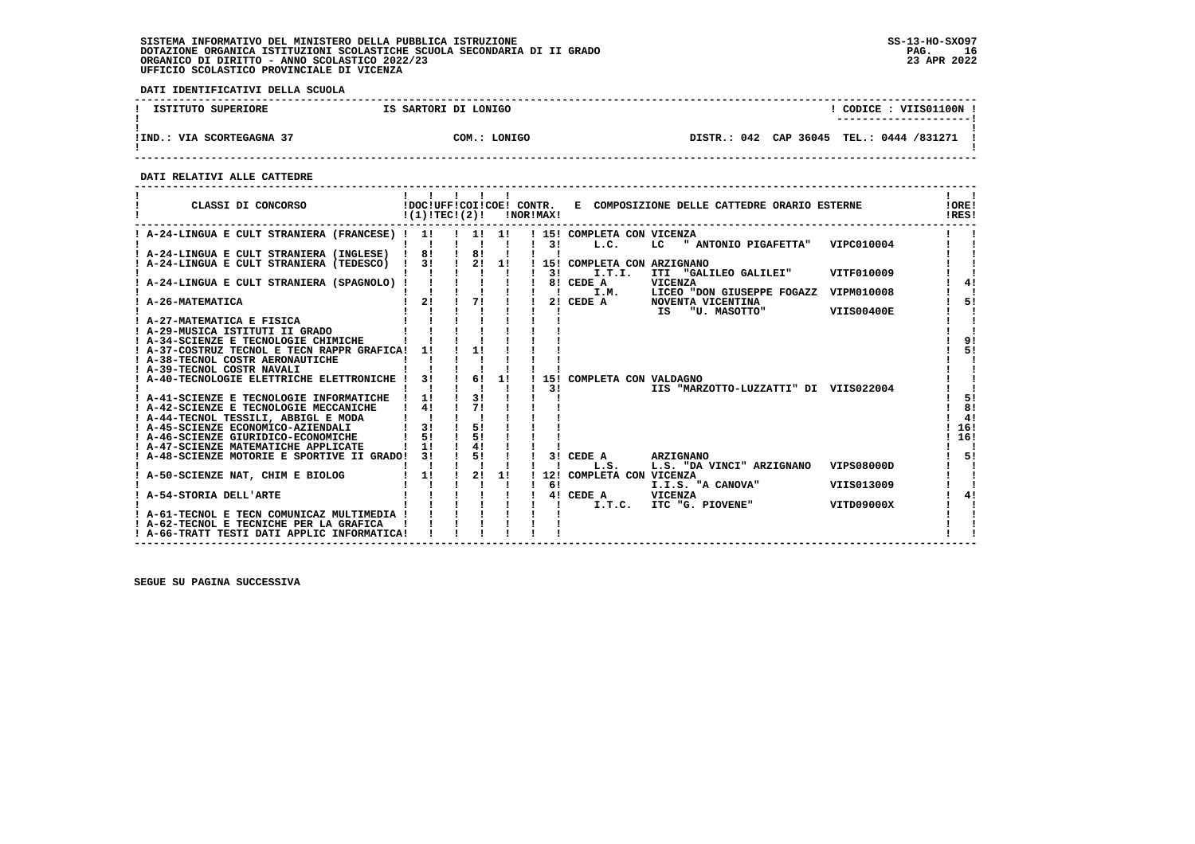SISTEMA INFORMATIVO DEL MINISTERO DELLA PUBBLICA ISTRUZIONE
DOTAZIONE ORGANICA ISTITUZIONI SCOLASTICHE SCUOLA SECONDARIA DI II GRADO
ORGANICO DI DIRITTO - ANNO SCOLASTICO 2022/23
UFFICIO SCOLASTICO PROVINCIALE DI VICENZA

SS-13-HO-SXO97
23 APR 2022

**DATI IDENTIFICATIVI DELLA SCUOLA**

| ISTITUTO SUPERIORE | IS SARTORI DI LONIGO | CODICE : VIIS01100N |
|---|---|---|
| IND.: VIA SCORTEGAGNA 37 | COM.: LONIGO | DISTR.: 042 CAP 36045 TEL.: 0444 /831271 |

**DATI RELATIVI ALLE CATTEDRE**

| CLASSI DI CONCORSO | DOC (1) | UFF TEC | COI (2) | COE | CONTR. NOR | MAX | E COMPOSIZIONE DELLE CATTEDRE ORARIO ESTERNE | ORE RES |
|---|---|---|---|---|---|---|---|---|
| A-24-LINGUA E CULT STRANIERA (FRANCESE) | 1 | | 1 | 1 | 15 | | COMPLETA CON VICENZA | |
| | | | | | 3 | | L.C. LC " ANTONIO PIGAFETTA" VIPC010004 | |
| A-24-LINGUA E CULT STRANIERA (INGLESE) | 8 | | 8 | | | | | |
| A-24-LINGUA E CULT STRANIERA (TEDESCO) | 3 | | 2 | 1 | 15 | | COMPLETA CON ARZIGNANO | |
| | | | | | 3 | | I.T.I. ITI "GALILEO GALILEI" VITF010009 | |
| A-24-LINGUA E CULT STRANIERA (SPAGNOLO) | | | | | 8 | | CEDE A VICENZA | 4 |
| | | | | | | | I.M. LICEO "DON GIUSEPPE FOGAZZ VIPM010008 | |
| A-26-MATEMATICA | 2 | | 7 | | 2 | | CEDE A NOVENTA VICENTINA | 5 |
| | | | | | | | IS "U. MASOTTO" VIIS00400E | |
| A-27-MATEMATICA E FISICA | | | | | | | | |
| A-29-MUSICA ISTITUTI II GRADO | | | | | | | | |
| A-34-SCIENZE E TECNOLOGIE CHIMICHE | | | | | | | | 9 |
| A-37-COSTRUZ TECNOL E TECN RAPPR GRAFICA | 1 | | 1 | | | | | 5 |
| A-38-TECNOL COSTR AERONAUTICHE | | | | | | | | |
| A-39-TECNOL COSTR NAVALI | | | | | | | | |
| A-40-TECNOLOGIE ELETTRICHE ELETTRONICHE | 3 | | 6 | 1 | 15 | | COMPLETA CON VALDAGNO | |
| | | | | | 3 | | IIS "MARZOTTO-LUZZATTI" DI VIIS022004 | |
| A-41-SCIENZE E TECNOLOGIE INFORMATICHE | 1 | | 3 | | | | | 5 |
| A-42-SCIENZE E TECNOLOGIE MECCANICHE | 4 | | 7 | | | | | 8 |
| A-44-TECNOL TESSILI, ABBIGL E MODA | | | | | | | | 4 |
| A-45-SCIENZE ECONOMICO-AZIENDALI | 3 | | 5 | | | | | 16 |
| A-46-SCIENZE GIURIDICO-ECONOMICHE | 5 | | 5 | | | | | 16 |
| A-47-SCIENZE MATEMATICHE APPLICATE | 1 | | 4 | | | | | |
| A-48-SCIENZE MOTORIE E SPORTIVE II GRADO | 3 | | 5 | | 3 | | CEDE A ARZIGNANO | 5 |
| | | | | | | | L.S. L.S. "DA VINCI" ARZIGNANO VIPS08000D | |
| A-50-SCIENZE NAT, CHIM E BIOLOG | 1 | | 2 | 1 | 12 | | COMPLETA CON VICENZA | |
| | | | | | 6 | | I.I.S. "A CANOVA" VIIS013009 | |
| A-54-STORIA DELL'ARTE | | | | | 4 | | CEDE A VICENZA | 4 |
| | | | | | | | I.T.C. ITC "G. PIOVENE" VITD09000X | |
| A-61-TECNOL E TECN COMUNICAZ MULTIMEDIA | | | | | | | | |
| A-62-TECNOL E TECNICHE PER LA GRAFICA | | | | | | | | |
| A-66-TRATT TESTI DATI APPLIC INFORMATICA | | | | | | | | |

SEGUE SU PAGINA SUCCESSIVA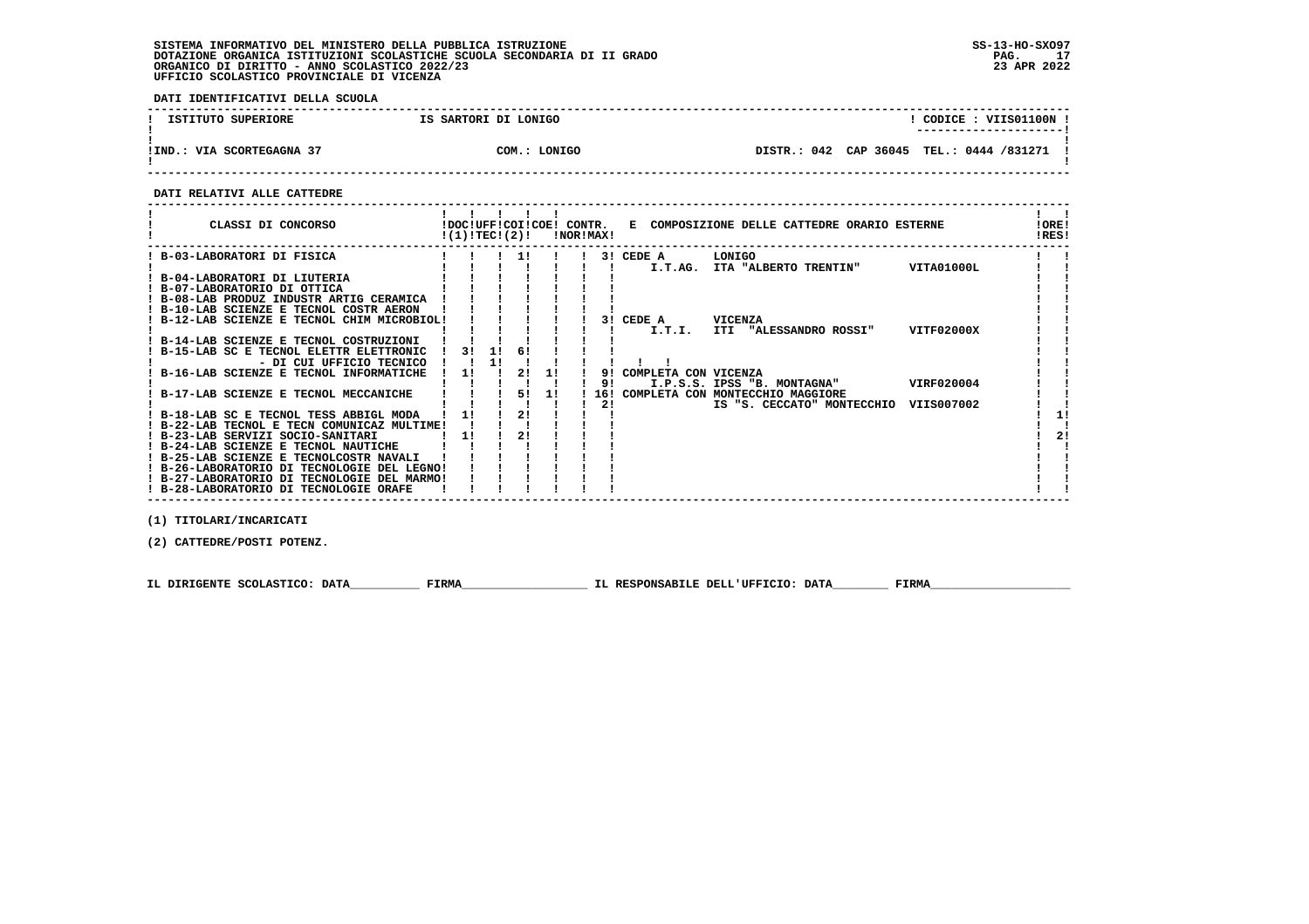SISTEMA INFORMATIVO DEL MINISTERO DELLA PUBBLICA ISTRUZIONE
DOTAZIONE ORGANICA ISTITUZIONI SCOLASTICHE SCUOLA SECONDARIA DI II GRADO
ORGANICO DI DIRITTO - ANNO SCOLASTICO 2022/23
UFFICIO SCOLASTICO PROVINCIALE DI VICENZA

SS-13-HO-SXO97
23 APR 2022

**DATI IDENTIFICATIVI DELLA SCUOLA**

| ISTITUTO SUPERIORE | IS SARTORI DI LONIGO | CODICE : VIIS01100N |
|---|---|---|
| IND.: VIA SCORTEGAGNA 37 | COM.: LONIGO | DISTR.: 042 CAP 36045 TEL.: 0444 /831271 |

**DATI RELATIVI ALLE CATTEDRE**

| CLASSI DI CONCORSO | DOC (1) | UFF TEC | COI | COE (2) | CONTR. NOR | CONTR. MAX | E COMPOSIZIONE DELLE CATTEDRE ORARIO ESTERNE | ORE RES |
|---|---|---|---|---|---|---|---|---|
| B-03-LABORATORI DI FISICA | | | 1 | | | 3 | CEDE A LONIGO I.T.AG. ITA "ALBERTO TRENTIN" VITA01000L | |
| B-04-LABORATORI DI LIUTERIA | | | | | | | | |
| B-07-LABORATORIO DI OTTICA | | | | | | | | |
| B-08-LAB PRODUZ INDUSTR ARTIG CERAMICA | | | | | | | | |
| B-10-LAB SCIENZE E TECNOL COSTR AERON | | | | | | | | |
| B-12-LAB SCIENZE E TECNOL CHIM MICROBIOL | | | | | | 3 | CEDE A VICENZA I.T.I. ITI "ALESSANDRO ROSSI" VITF02000X | |
| B-14-LAB SCIENZE E TECNOL COSTRUZIONI | | | | | | | | |
| B-15-LAB SC E TECNOL ELETTR ELETTRONIC | 3 | 1 | 6 | | | | | |
| - DI CUI UFFICIO TECNICO | | 1 | | | | | | |
| B-16-LAB SCIENZE E TECNOL INFORMATICHE | 1 | | 2 | 1 | | 9 | COMPLETA CON VICENZA | |
| | | | | | | 9 | I.P.S.S. IPSS "B. MONTAGNA" VIRF020004 | |
| B-17-LAB SCIENZE E TECNOL MECCANICHE | | | 5 | 1 | | 16 | COMPLETA CON MONTECCHIO MAGGIORE | |
| | | | | | | 2 | IS "S. CECCATO" MONTECCHIO VIIS007002 | |
| B-18-LAB SC E TECNOL TESS ABBIGL MODA | 1 | | 2 | | | | | 1 |
| B-22-LAB TECNOL E TECN COMUNICAZ MULTIME | | | | | | | | |
| B-23-LAB SERVIZI SOCIO-SANITARI | 1 | | 2 | | | | | 2 |
| B-24-LAB SCIENZE E TECNOL NAUTICHE | | | | | | | | |
| B-25-LAB SCIENZE E TECNOLCOSTR NAVALI | | | | | | | | |
| B-26-LABORATORIO DI TECNOLOGIE DEL LEGNO | | | | | | | | |
| B-27-LABORATORIO DI TECNOLOGIE DEL MARMO | | | | | | | | |
| B-28-LABORATORIO DI TECNOLOGIE ORAFE | | | | | | | | |

(1) TITOLARI/INCARICATI

(2) CATTEDRE/POSTI POTENZ.

IL DIRIGENTE SCOLASTICO: DATA__________ FIRMA__________________ IL RESPONSABILE DELL'UFFICIO: DATA________ FIRMA____________________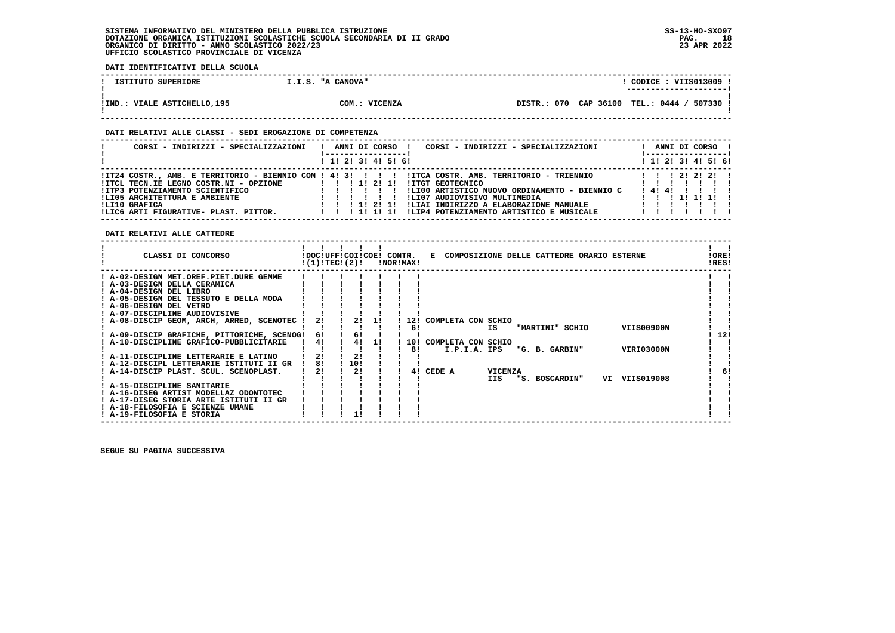SISTEMA INFORMATIVO DEL MINISTERO DELLA PUBBLICA ISTRUZIONE
DOTAZIONE ORGANICA ISTITUZIONI SCOLASTICHE SCUOLA SECONDARIA DI II GRADO
ORGANICO DI DIRITTO - ANNO SCOLASTICO 2022/23
UFFICIO SCOLASTICO PROVINCIALE DI VICENZA

SS-13-HO-SXO97
23 APR 2022

**DATI IDENTIFICATIVI DELLA SCUOLA**

| ISTITUTO SUPERIORE | I.I.S. "A CANOVA" | CODICE : VIIS013009 |
|---|---|---|
| IND.: VIALE ASTICHELLO,195 | COM.: VICENZA | DISTR.: 070 CAP 36100 TEL.: 0444 / 507330 |

**DATI RELATIVI ALLE CLASSI - SEDI EROGAZIONE DI COMPETENZA**

| CORSI - INDIRIZZI - SPECIALIZZAZIONI | 1 | 2 | 3 | 4 | 5 | 6 | CORSI - INDIRIZZI - SPECIALIZZAZIONI | 1 | 2 | 3 | 4 | 5 | 6 |
|---|---|---|---|---|---|---|---|---|---|---|---|---|---|
| IT24 COSTR., AMB. E TERRITORIO - BIENNIO COM | 4 | 3 | | | | | ITCA COSTR. AMB. TERRITORIO - TRIENNIO | | | 2 | 2 | 2 | |
| ITCL TECN.IE LEGNO COSTR.NI - OPZIONE | | | 1 | 2 | 1 | | ITGT GEOTECNICO | | | | | | |
| ITP3 POTENZIAMENTO SCIENTIFICO | | | | | | | LI00 ARTISTICO NUOVO ORDINAMENTO - BIENNIO C | 4 | 4 | | | | |
| LI05 ARCHITETTURA E AMBIENTE | | | | | | | LI07 AUDIOVISIVO MULTIMEDIA | | | 1 | 1 | 1 | |
| LI10 GRAFICA | | | 1 | 2 | 1 | | LIAI INDIRIZZO A ELABORAZIONE MANUALE | | | | | | |
| LIC6 ARTI FIGURATIVE- PLAST. PITTOR. | | | 1 | 1 | 1 | | LIP4 POTENZIAMENTO ARTISTICO E MUSICALE | | | | | | |

**DATI RELATIVI ALLE CATTEDRE**

| CLASSI DI CONCORSO | DOC (1) | UFF TEC | COI (2) | COE | CONTR. NOR | CONTR. MAX | E COMPOSIZIONE DELLE CATTEDRE ORARIO ESTERNE | ORE RES |
|---|---|---|---|---|---|---|---|---|
| A-02-DESIGN MET.OREF.PIET.DURE GEMME | | | | | | | | |
| A-03-DESIGN DELLA CERAMICA | | | | | | | | |
| A-04-DESIGN DEL LIBRO | | | | | | | | |
| A-05-DESIGN DEL TESSUTO E DELLA MODA | | | | | | | | |
| A-06-DESIGN DEL VETRO | | | | | | | | |
| A-07-DISCIPLINE AUDIOVISIVE | | | | | | | | |
| A-08-DISCIP GEOM, ARCH, ARRED, SCENOTEC | 2 | | 2 | 1 | | 12 | COMPLETA CON SCHIO | |
| | | | | | | 6 | IS "MARTINI" SCHIO VIIS00900N | |
| A-09-DISCIP GRAFICHE, PITTORICHE, SCENOG | 6 | | 6 | | | | | 12 |
| A-10-DISCIPLINE GRAFICO-PUBBLICITARIE | 4 | | 4 | 1 | | 10 | COMPLETA CON SCHIO | |
| | | | | | | 8 | I.P.I.A. IPS "G. B. GARBIN" VIRI03000N | |
| A-11-DISCIPLINE LETTERARIE E LATINO | 2 | | 2 | | | | | |
| A-12-DISCIPL LETTERARIE ISTITUTI II GR | 8 | | 10 | | | | | |
| A-14-DISCIP PLAST. SCUL. SCENOPLAST. | 2 | | 2 | | | 4 | CEDE A VICENZA | 6 |
| | | | | | | | IIS "S. BOSCARDIN" VI VIIS019008 | |
| A-15-DISCIPLINE SANITARIE | | | | | | | | |
| A-16-DISEG ARTIST MODELLAZ ODONTOTEC | | | | | | | | |
| A-17-DISEG STORIA ARTE ISTITUTI II GR | | | | | | | | |
| A-18-FILOSOFIA E SCIENZE UMANE | | | | | | | | |
| A-19-FILOSOFIA E STORIA | | | 1 | | | | | |

SEGUE SU PAGINA SUCCESSIVA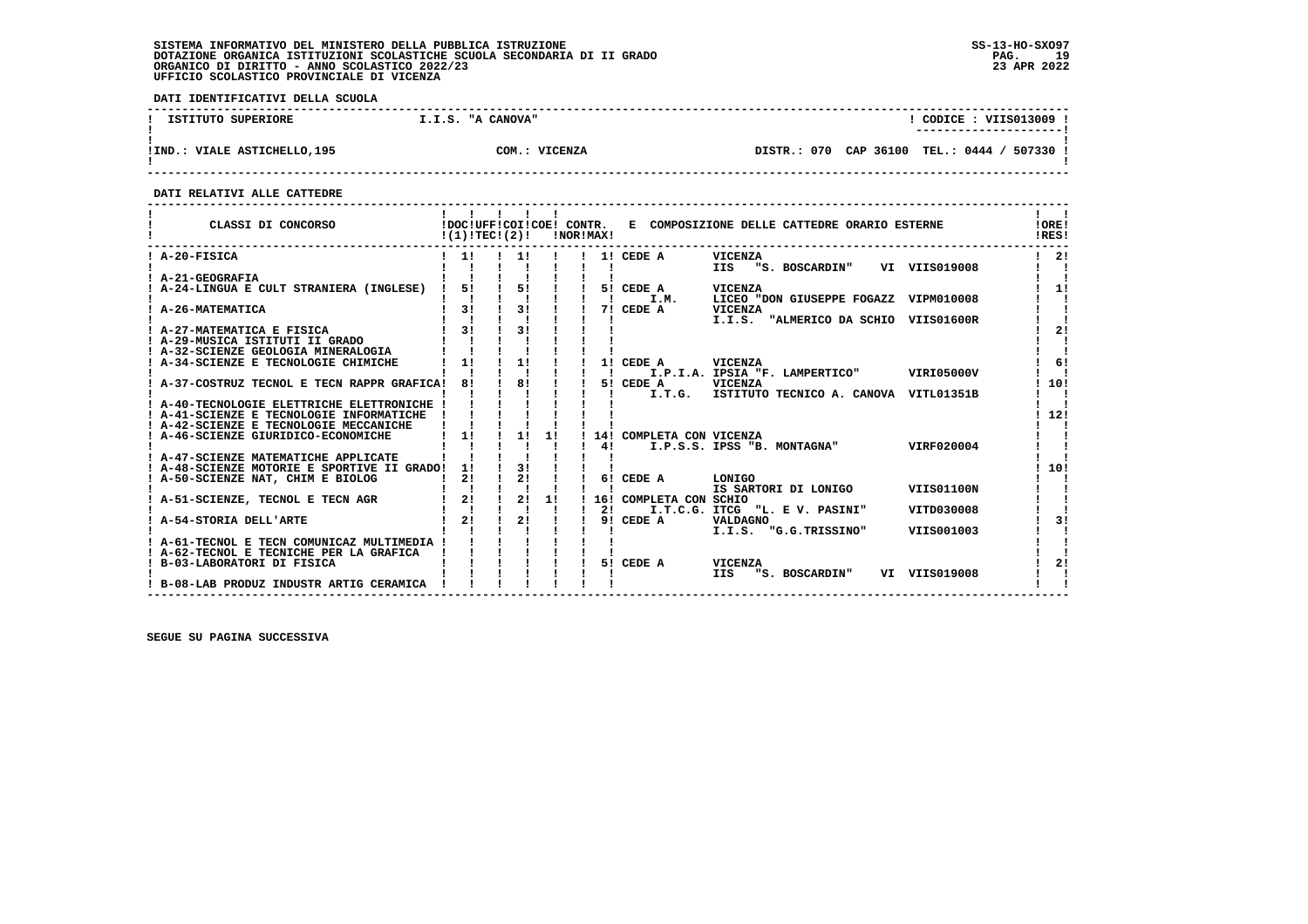SISTEMA INFORMATIVO DEL MINISTERO DELLA PUBBLICA ISTRUZIONE
DOTAZIONE ORGANICA ISTITUZIONI SCOLASTICHE SCUOLA SECONDARIA DI II GRADO
ORGANICO DI DIRITTO - ANNO SCOLASTICO 2022/23
UFFICIO SCOLASTICO PROVINCIALE DI VICENZA

SS-13-HO-SXO97
23 APR 2022

**DATI IDENTIFICATIVI DELLA SCUOLA**

| ISTITUTO SUPERIORE | I.I.S. "A CANOVA" | CODICE : VIIS013009 |
|---|---|---|
| IND.: VIALE ASTICHELLO,195 | COM.: VICENZA | DISTR.: 070 CAP 36100 TEL.: 0444 / 507330 |

**DATI RELATIVI ALLE CATTEDRE**

| CLASSI DI CONCORSO | DOC (1) | UFF TEC | COI (2) | COE | CONTR. NOR | CONTR. MAX | E COMPOSIZIONE DELLE CATTEDRE ORARIO ESTERNE | ORE RES |
|---|---|---|---|---|---|---|---|---|
| A-20-FISICA | 1 | | 1 | | | 1 | CEDE A VICENZA IIS "S. BOSCARDIN" VI VIIS019008 | 2 |
| A-21-GEOGRAFIA | | | | | | | | |
| A-24-LINGUA E CULT STRANIERA (INGLESE) | 5 | | 5 | | | 5 | CEDE A VICENZA I.M. LICEO "DON GIUSEPPE FOGAZZ VIPM010008 | 1 |
| A-26-MATEMATICA | 3 | | 3 | | | 7 | CEDE A VICENZA I.I.S. "ALMERICO DA SCHIO VIIS01600R | |
| A-27-MATEMATICA E FISICA | 3 | | 3 | | | | | 2 |
| A-29-MUSICA ISTITUTI II GRADO | | | | | | | | |
| A-32-SCIENZE GEOLOGIA MINERALOGIA | | | | | | | | |
| A-34-SCIENZE E TECNOLOGIE CHIMICHE | 1 | | 1 | | | 1 | CEDE A VICENZA I.P.I.A. IPSIA "F. LAMPERTICO" VIRI05000V | 6 |
| A-37-COSTRUZ TECNOL E TECN RAPPR GRAFICA | 8 | | 8 | | | 5 | CEDE A VICENZA I.T.G. ISTITUTO TECNICO A. CANOVA VITL01351B | 10 |
| A-40-TECNOLOGIE ELETTRICHE ELETTRONICHE | | | | | | | | |
| A-41-SCIENZE E TECNOLOGIE INFORMATICHE | | | | | | | | 12 |
| A-42-SCIENZE E TECNOLOGIE MECCANICHE | | | | | | | | |
| A-46-SCIENZE GIURIDICO-ECONOMICHE | 1 | | 1 | 1 | | 14 / 4 | COMPLETA CON VICENZA I.P.S.S. IPSS "B. MONTAGNA" VIRF020004 | |
| A-47-SCIENZE MATEMATICHE APPLICATE | | | | | | | | |
| A-48-SCIENZE MOTORIE E SPORTIVE II GRADO | 1 | | 3 | | | | | 10 |
| A-50-SCIENZE NAT, CHIM E BIOLOG | 2 | | 2 | | | 6 | CEDE A LONIGO IS SARTORI DI LONIGO VIIS01100N | |
| A-51-SCIENZE, TECNOL E TECN AGR | 2 | | 2 | 1 | | 16 / 2 | COMPLETA CON SCHIO I.T.C.G. ITCG "L. E V. PASINI" VITD030008 | |
| A-54-STORIA DELL'ARTE | 2 | | 2 | | | 9 | CEDE A VALDAGNO I.I.S. "G.G.TRISSINO" VIIS001003 | 3 |
| A-61-TECNOL E TECN COMUNICAZ MULTIMEDIA | | | | | | | | |
| A-62-TECNOL E TECNICHE PER LA GRAFICA | | | | | | | | |
| B-03-LABORATORI DI FISICA | | | | | | 5 | CEDE A VICENZA IIS "S. BOSCARDIN" VI VIIS019008 | 2 |
| B-08-LAB PRODUZ INDUSTR ARTIG CERAMICA | | | | | | | | |

SEGUE SU PAGINA SUCCESSIVA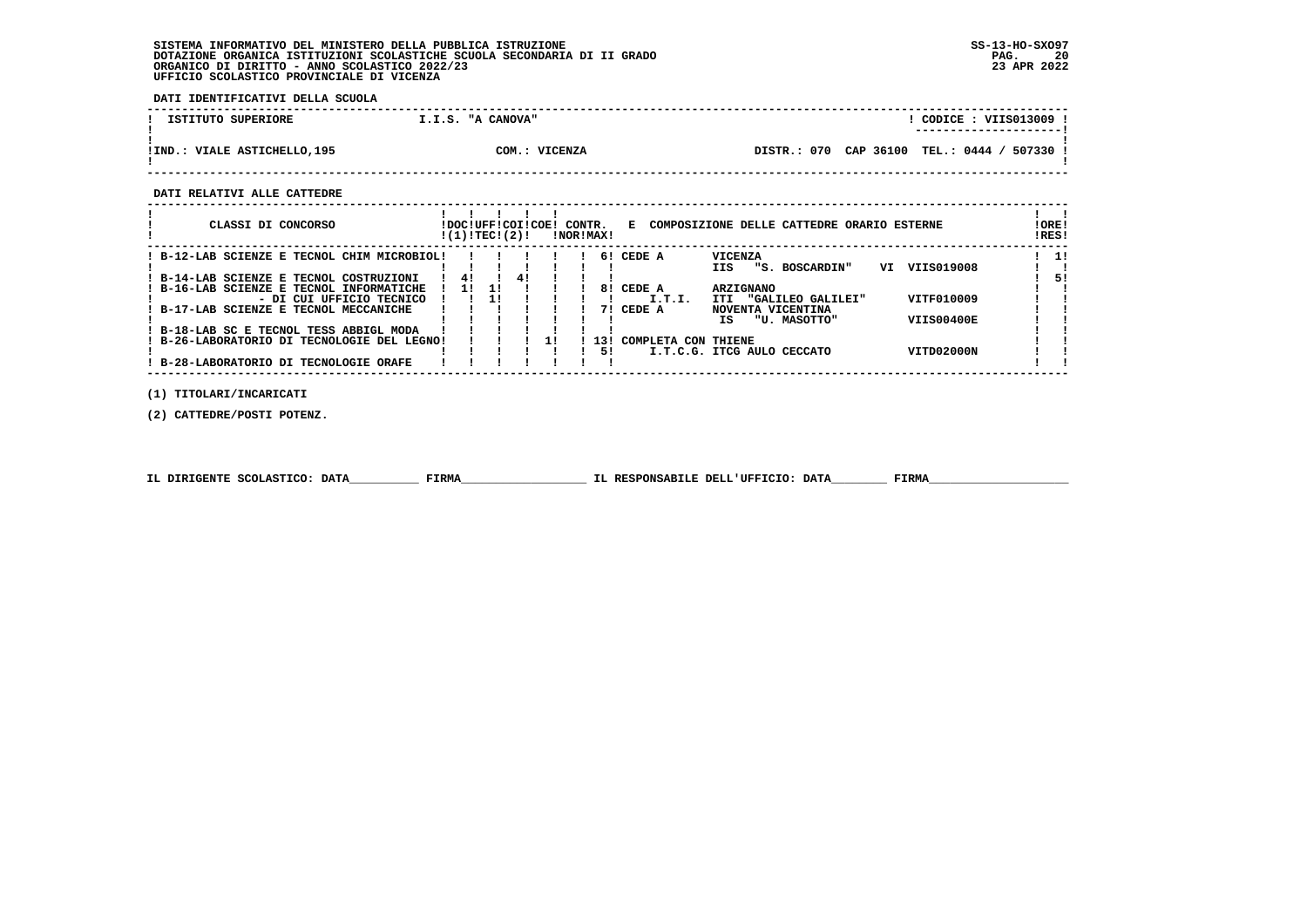SISTEMA INFORMATIVO DEL MINISTERO DELLA PUBBLICA ISTRUZIONE
DOTAZIONE ORGANICA ISTITUZIONI SCOLASTICHE SCUOLA SECONDARIA DI II GRADO
ORGANICO DI DIRITTO - ANNO SCOLASTICO 2022/23
UFFICIO SCOLASTICO PROVINCIALE DI VICENZA

SS-13-HO-SXO97
23 APR 2022

**DATI IDENTIFICATIVI DELLA SCUOLA**

| ISTITUTO SUPERIORE | I.I.S. "A CANOVA" | CODICE : VIIS013009 |
|---|---|---|
| IND.: VIALE ASTICHELLO,195 | COM.: VICENZA | DISTR.: 070 CAP 36100 TEL.: 0444 / 507330 |

**DATI RELATIVI ALLE CATTEDRE**

| CLASSI DI CONCORSO | DOC (1) | UFF TEC | COI (2) | COE | CONTR. NOR | CONTR. MAX | E COMPOSIZIONE DELLE CATTEDRE ORARIO ESTERNE | ORE RES |
|---|---|---|---|---|---|---|---|---|
| B-12-LAB SCIENZE E TECNOL CHIM MICROBIOL | | | | | | 6 | CEDE A VICENZA IIS "S. BOSCARDIN" VI VIIS019008 | 1 |
| B-14-LAB SCIENZE E TECNOL COSTRUZIONI | 4 | | 4 | | | | | 5 |
| B-16-LAB SCIENZE E TECNOL INFORMATICHE | 1 | 1 | | | | 8 | CEDE A ARZIGNANO | |
| - DI CUI UFFICIO TECNICO | | 1 | | | | | I.T.I. ITI "GALILEO GALILEI" VITF010009 | |
| B-17-LAB SCIENZE E TECNOL MECCANICHE | | | | | | 7 | CEDE A NOVENTA VICENTINA IS "U. MASOTTO" VIIS00400E | |
| B-18-LAB SC E TECNOL TESS ABBIGL MODA | | | | | | | | |
| B-26-LABORATORIO DI TECNOLOGIE DEL LEGNO | | | | 1 | | 13 | COMPLETA CON THIENE | |
| | | | | | | 5 | I.T.C.G. ITCG AULO CECCATO VITD02000N | |
| B-28-LABORATORIO DI TECNOLOGIE ORAFE | | | | | | | | |

(1) TITOLARI/INCARICATI

(2) CATTEDRE/POSTI POTENZ.

IL DIRIGENTE SCOLASTICO: DATA__________ FIRMA__________________ IL RESPONSABILE DELL'UFFICIO: DATA________ FIRMA____________________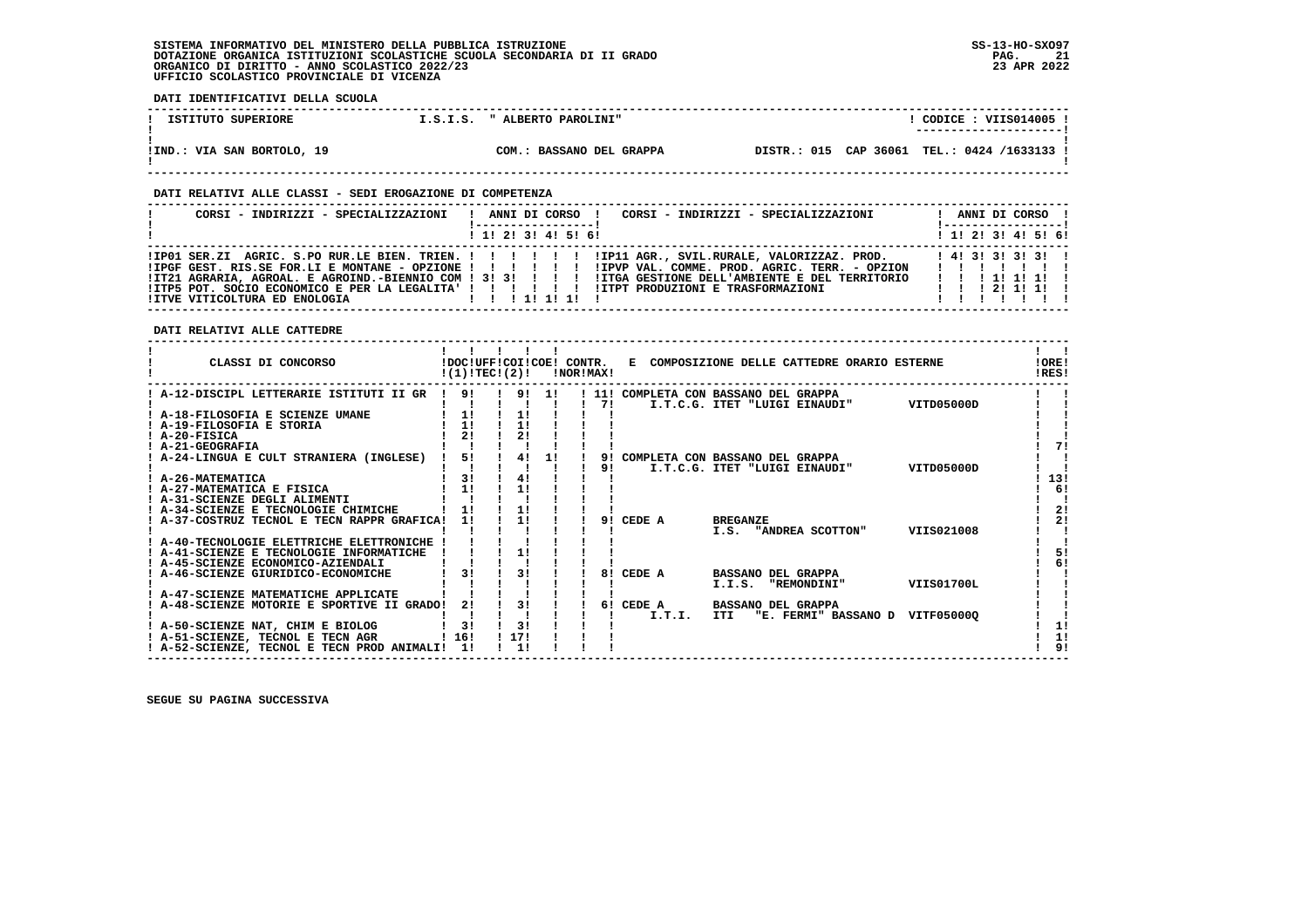SISTEMA INFORMATIVO DEL MINISTERO DELLA PUBBLICA ISTRUZIONE
DOTAZIONE ORGANICA ISTITUZIONI SCOLASTICHE SCUOLA SECONDARIA DI II GRADO
ORGANICO DI DIRITTO - ANNO SCOLASTICO 2022/23
UFFICIO SCOLASTICO PROVINCIALE DI VICENZA

SS-13-HO-SXO97
23 APR 2022

**DATI IDENTIFICATIVI DELLA SCUOLA**

| ISTITUTO SUPERIORE | I.S.I.S. " ALBERTO PAROLINI" | CODICE : VIIS014005 |
|---|---|---|
| IND.: VIA SAN BORTOLO, 19 | COM.: BASSANO DEL GRAPPA | DISTR.: 015 CAP 36061 TEL.: 0424 /1633133 |

**DATI RELATIVI ALLE CLASSI - SEDI EROGAZIONE DI COMPETENZA**

| CORSI - INDIRIZZI - SPECIALIZZAZIONI | 1 | 2 | 3 | 4 | 5 | 6 | CORSI - INDIRIZZI - SPECIALIZZAZIONI | 1 | 2 | 3 | 4 | 5 | 6 |
|---|---|---|---|---|---|---|---|---|---|---|---|---|---|
| IP01 SER.ZI AGRIC. S.PO RUR.LE BIEN. TRIEN. | | | | | | | IP11 AGR., SVIL.RURALE, VALORIZZAZ. PROD. | 4 | 3 | 3 | 3 | 3 | |
| IPGF GEST. RIS.SE FOR.LI E MONTANE - OPZIONE | | | | | | | IPVP VAL. COMME. PROD. AGRIC. TERR. - OPZION | | | | | | |
| IT21 AGRARIA, AGROAL. E AGROIND.-BIENNIO COM | 3 | 3 | | | | | ITGA GESTIONE DELL'AMBIENTE E DEL TERRITORIO | | | 1 | 1 | 1 | |
| ITP5 POT. SOCIO ECONOMICO E PER LA LEGALITA' | | | | | | | ITPT PRODUZIONI E TRASFORMAZIONI | | | 2 | 1 | 1 | |
| ITVE VITICOLTURA ED ENOLOGIA | | | 1 | 1 | 1 | | | | | | | | |

**DATI RELATIVI ALLE CATTEDRE**

| CLASSI DI CONCORSO | DOC (1) | UFF TEC | COI (2) | COE | CONTR. NOR | CONTR. MAX | E COMPOSIZIONE DELLE CATTEDRE ORARIO ESTERNE | ORE RES |
|---|---|---|---|---|---|---|---|---|
| A-12-DISCIPL LETTERARIE ISTITUTI II GR | 9 | | 9 | 1 | 11 | 7 | COMPLETA CON BASSANO DEL GRAPPA I.T.C.G. ITET "LUIGI EINAUDI" VITD05000D | |
| A-18-FILOSOFIA E SCIENZE UMANE | 1 | | 1 | | | | | |
| A-19-FILOSOFIA E STORIA | 1 | | 1 | | | | | |
| A-20-FISICA | 2 | | 2 | | | | | |
| A-21-GEOGRAFIA | | | | | | | | 7 |
| A-24-LINGUA E CULT STRANIERA (INGLESE) | 5 | | 4 | 1 | 9 | 9 | COMPLETA CON BASSANO DEL GRAPPA I.T.C.G. ITET "LUIGI EINAUDI" VITD05000D | |
| A-26-MATEMATICA | 3 | | 4 | | | | | 13 |
| A-27-MATEMATICA E FISICA | 1 | | 1 | | | | | 6 |
| A-31-SCIENZE DEGLI ALIMENTI | | | | | | | | |
| A-34-SCIENZE E TECNOLOGIE CHIMICHE | 1 | | 1 | | | | | 2 |
| A-37-COSTRUZ TECNOL E TECN RAPPR GRAFICA | 1 | | 1 | | | 9 | CEDE A BREGANZE I.S. "ANDREA SCOTTON" VIIS021008 | 2 |
| A-40-TECNOLOGIE ELETTRICHE ELETTRONICHE | | | | | | | | |
| A-41-SCIENZE E TECNOLOGIE INFORMATICHE | | | 1 | | | | | 5 |
| A-45-SCIENZE ECONOMICO-AZIENDALI | | | | | | | | 6 |
| A-46-SCIENZE GIURIDICO-ECONOMICHE | 3 | | 3 | | | 8 | CEDE A BASSANO DEL GRAPPA I.I.S. "REMONDINI" VIIS01700L | |
| A-47-SCIENZE MATEMATICHE APPLICATE | | | | | | | | |
| A-48-SCIENZE MOTORIE E SPORTIVE II GRADO | 2 | | 3 | | | 6 | CEDE A BASSANO DEL GRAPPA I.T.I. ITI "E. FERMI" BASSANO D VITF05000Q | |
| A-50-SCIENZE NAT, CHIM E BIOLOG | 3 | | 3 | | | | | 1 |
| A-51-SCIENZE, TECNOL E TECN AGR | 16 | | 17 | | | | | 1 |
| A-52-SCIENZE, TECNOL E TECN PROD ANIMALI | 1 | | 1 | | | | | 9 |

SEGUE SU PAGINA SUCCESSIVA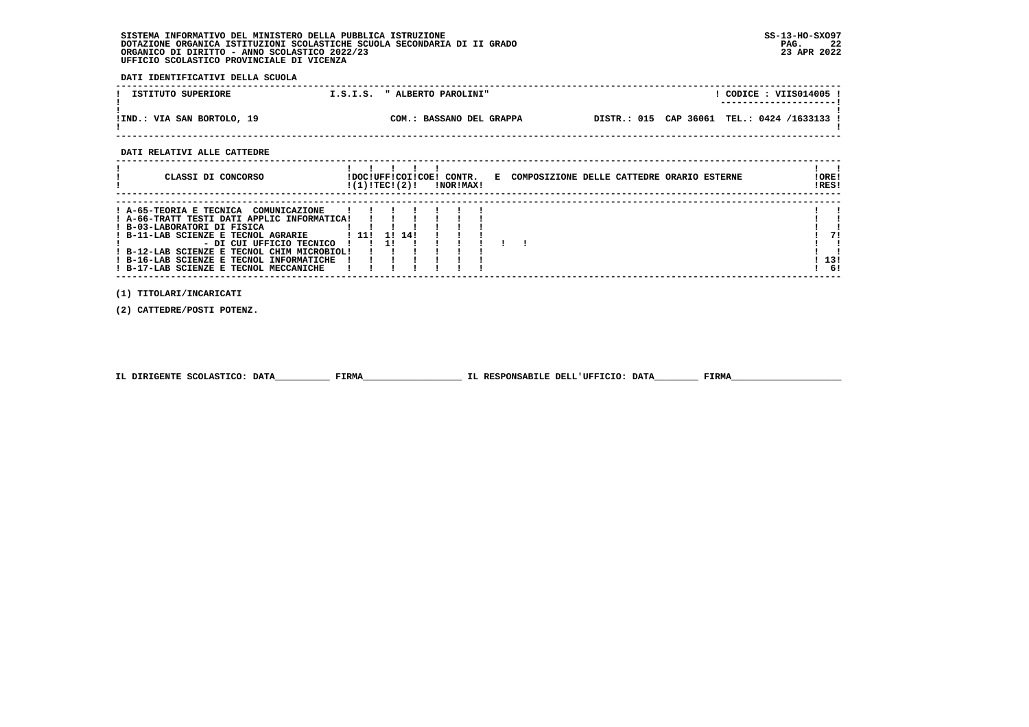SISTEMA INFORMATIVO DEL MINISTERO DELLA PUBBLICA ISTRUZIONE
DOTAZIONE ORGANICA ISTITUZIONI SCOLASTICHE SCUOLA SECONDARIA DI II GRADO
ORGANICO DI DIRITTO - ANNO SCOLASTICO 2022/23
UFFICIO SCOLASTICO PROVINCIALE DI VICENZA

SS-13-HO-SXO97
23 APR 2022

**DATI IDENTIFICATIVI DELLA SCUOLA**

| ISTITUTO SUPERIORE | I.S.I.S. " ALBERTO PAROLINI" | | CODICE : VIIS014005 |
|---|---|---|---|
| IND.: VIA SAN BORTOLO, 19 | COM.: BASSANO DEL GRAPPA | DISTR.: 015 CAP 36061 | TEL.: 0424 /1633133 |

**DATI RELATIVI ALLE CATTEDRE**

| CLASSI DI CONCORSO | DOC (1) | UFF TEC | COI (2) | COE | CONTR. NOR | CONTR. MAX | E | COMPOSIZIONE DELLE CATTEDRE ORARIO ESTERNE | ORE RES |
|---|---|---|---|---|---|---|---|---|---|
| A-65-TEORIA E TECNICA COMUNICAZIONE | | | | | | | | | |
| A-66-TRATT TESTI DATI APPLIC INFORMATICA | | | | | | | | | |
| B-03-LABORATORI DI FISICA | | | | | | | | | |
| B-11-LAB SCIENZE E TECNOL AGRARIE | 11 | 1 | 14 | | | | | | 7 |
| - DI CUI UFFICIO TECNICO | | 1 | | | | | | | |
| B-12-LAB SCIENZE E TECNOL CHIM MICROBIOL | | | | | | | | | |
| B-16-LAB SCIENZE E TECNOL INFORMATICHE | | | | | | | | | 13 |
| B-17-LAB SCIENZE E TECNOL MECCANICHE | | | | | | | | | 6 |

(1) TITOLARI/INCARICATI

(2) CATTEDRE/POSTI POTENZ.

IL DIRIGENTE SCOLASTICO: DATA__________ FIRMA__________________ IL RESPONSABILE DELL'UFFICIO: DATA________ FIRMA____________________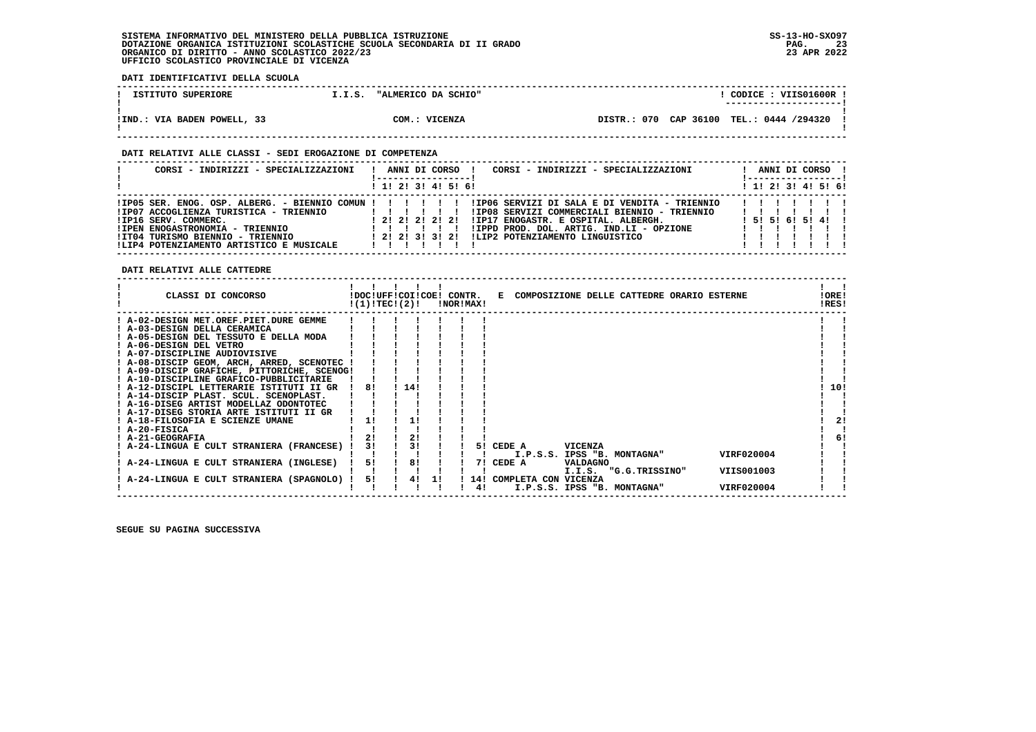SISTEMA INFORMATIVO DEL MINISTERO DELLA PUBBLICA ISTRUZIONE
DOTAZIONE ORGANICA ISTITUZIONI SCOLASTICHE SCUOLA SECONDARIA DI II GRADO
ORGANICO DI DIRITTO - ANNO SCOLASTICO 2022/23
UFFICIO SCOLASTICO PROVINCIALE DI VICENZA

SS-13-HO-SXO97
23 APR 2022

**DATI IDENTIFICATIVI DELLA SCUOLA**

| ISTITUTO SUPERIORE | I.I.S. "ALMERICO DA SCHIO" | CODICE : VIIS01600R |
|---|---|---|
| IND.: VIA BADEN POWELL, 33 | COM.: VICENZA | DISTR.: 070 CAP 36100 TEL.: 0444 /294320 |

**DATI RELATIVI ALLE CLASSI - SEDI EROGAZIONE DI COMPETENZA**

| CORSI - INDIRIZZI - SPECIALIZZAZIONI | 1 | 2 | 3 | 4 | 5 | 6 | CORSI - INDIRIZZI - SPECIALIZZAZIONI | 1 | 2 | 3 | 4 | 5 | 6 |
|---|---|---|---|---|---|---|---|---|---|---|---|---|---|
| IP05 SER. ENOG. OSP. ALBERG. - BIENNIO COMUN | | | | | | | IP06 SERVIZI DI SALA E DI VENDITA - TRIENNIO | | | | | | |
| IP07 ACCOGLIENZA TURISTICA - TRIENNIO | | | | | | | IP08 SERVIZI COMMERCIALI BIENNIO - TRIENNIO | | | | | | |
| IP16 SERV. COMMERC. | 2 | 2 | 2 | 2 | 2 | | IP17 ENOGASTR. E OSPITAL. ALBERGH. | 5 | 5 | 6 | 5 | 4 | |
| IPEN ENOGASTRONOMIA - TRIENNIO | | | | | | | IPPD PROD. DOL. ARTIG. IND.LI - OPZIONE | | | | | | |
| IT04 TURISMO BIENNIO - TRIENNIO | 2 | 2 | 3 | 3 | 2 | | LIP2 POTENZIAMENTO LINGUISTICO | | | | | | |
| LIP4 POTENZIAMENTO ARTISTICO E MUSICALE | | | | | | | | | | | | | |

**DATI RELATIVI ALLE CATTEDRE**

| CLASSI DI CONCORSO | DOC (1) | UFF TEC | COI (2) | COE | CONTR. NOR | CONTR. MAX | E COMPOSIZIONE DELLE CATTEDRE ORARIO ESTERNE | | ORE RES |
|---|---|---|---|---|---|---|---|---|---|
| A-02-DESIGN MET.OREF.PIET.DURE GEMME | | | | | | | | | |
| A-03-DESIGN DELLA CERAMICA | | | | | | | | | |
| A-05-DESIGN DEL TESSUTO E DELLA MODA | | | | | | | | | |
| A-06-DESIGN DEL VETRO | | | | | | | | | |
| A-07-DISCIPLINE AUDIOVISIVE | | | | | | | | | |
| A-08-DISCIP GEOM, ARCH, ARRED, SCENOTEC | | | | | | | | | |
| A-09-DISCIP GRAFICHE, PITTORICHE, SCENOG | | | | | | | | | |
| A-10-DISCIPLINE GRAFICO-PUBBLICITARIE | | | | | | | | | |
| A-12-DISCIPL LETTERARIE ISTITUTI II GR | 8 | | 14 | | | | | | 10 |
| A-14-DISCIP PLAST. SCUL. SCENOPLAST. | | | | | | | | | |
| A-16-DISEG ARTIST MODELLAZ ODONTOTEC | | | | | | | | | |
| A-17-DISEG STORIA ARTE ISTITUTI II GR | | | | | | | | | |
| A-18-FILOSOFIA E SCIENZE UMANE | 1 | | 1 | | | | | | 2 |
| A-20-FISICA | | | | | | | | | |
| A-21-GEOGRAFIA | 2 | | 2 | | | | | | 6 |
| A-24-LINGUA E CULT STRANIERA (FRANCESE) | 3 | | 3 | | | 5 | CEDE A VICENZA | | |
| | | | | | | | I.P.S.S. IPSS "B. MONTAGNA" | VIRF020004 | |
| A-24-LINGUA E CULT STRANIERA (INGLESE) | 5 | | 8 | | | 7 | CEDE A VALDAGNO | | |
| | | | | | | | I.I.S. "G.G.TRISSINO" | VIIS001003 | |
| A-24-LINGUA E CULT STRANIERA (SPAGNOLO) | 5 | | 4 | 1 | | 14 | COMPLETA CON VICENZA | | |
| | | | | | | 4 | I.P.S.S. IPSS "B. MONTAGNA" | VIRF020004 | |

SEGUE SU PAGINA SUCCESSIVA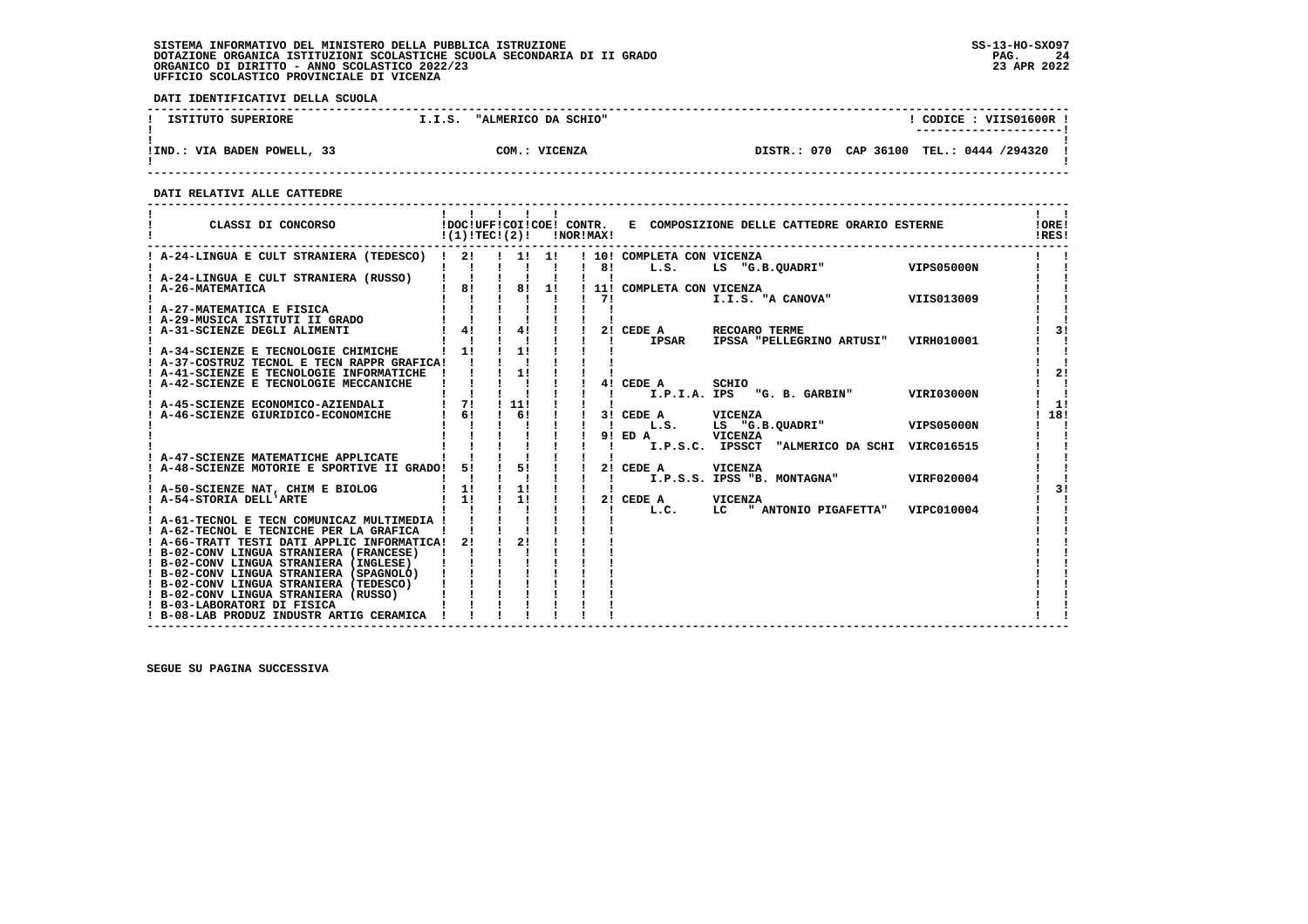SISTEMA INFORMATIVO DEL MINISTERO DELLA PUBBLICA ISTRUZIONE
DOTAZIONE ORGANICA ISTITUZIONI SCOLASTICHE SCUOLA SECONDARIA DI II GRADO
ORGANICO DI DIRITTO - ANNO SCOLASTICO 2022/23
UFFICIO SCOLASTICO PROVINCIALE DI VICENZA

SS-13-HO-SXO97
23 APR 2022

**DATI IDENTIFICATIVI DELLA SCUOLA**

| ISTITUTO SUPERIORE | I.I.S. "ALMERICO DA SCHIO" | CODICE : VIIS01600R |
|---|---|---|
| IND.: VIA BADEN POWELL, 33 | COM.: VICENZA | DISTR.: 070 CAP 36100 TEL.: 0444 /294320 |

**DATI RELATIVI ALLE CATTEDRE**

| CLASSI DI CONCORSO | DOC (1) | UFF TEC | COI (2) | COE | CONTR. NOR | CONTR. MAX | E COMPOSIZIONE DELLE CATTEDRE ORARIO ESTERNE | ORE RES |
|---|---|---|---|---|---|---|---|---|
| A-24-LINGUA E CULT STRANIERA (TEDESCO) | 2 | | 1 | 1 | | 10 | COMPLETA CON VICENZA | |
| | | | | | | 8 | L.S. LS "G.B.QUADRI" VIPS05000N | |
| A-24-LINGUA E CULT STRANIERA (RUSSO) | | | | | | | | |
| A-26-MATEMATICA | 8 | | 8 | 1 | | 11 | COMPLETA CON VICENZA | |
| | | | | | | 7 | I.I.S. "A CANOVA" VIIS013009 | |
| A-27-MATEMATICA E FISICA | | | | | | | | |
| A-29-MUSICA ISTITUTI II GRADO | | | | | | | | |
| A-31-SCIENZE DEGLI ALIMENTI | 4 | | 4 | | | 2 | CEDE A RECOARO TERME | 3 |
| | | | | | | | IPSAR IPSSA "PELLEGRINO ARTUSI" VIRH010001 | |
| A-34-SCIENZE E TECNOLOGIE CHIMICHE | 1 | | 1 | | | | | |
| A-37-COSTRUZ TECNOL E TECN RAPPR GRAFICA | | | | | | | | |
| A-41-SCIENZE E TECNOLOGIE INFORMATICHE | | | 1 | | | | | 2 |
| A-42-SCIENZE E TECNOLOGIE MECCANICHE | | | | | | 4 | CEDE A SCHIO | |
| | | | | | | | I.P.I.A. IPS "G. B. GARBIN" VIRI03000N | |
| A-45-SCIENZE ECONOMICO-AZIENDALI | 7 | | 11 | | | | | 1 |
| A-46-SCIENZE GIURIDICO-ECONOMICHE | 6 | | 6 | | | 3 | CEDE A VICENZA | 18 |
| | | | | | | | L.S. LS "G.B.QUADRI" VIPS05000N | |
| | | | | | | 9 | ED A VICENZA | |
| | | | | | | | I.P.S.C. IPSSCT "ALMERICO DA SCHI VIRC016515 | |
| A-47-SCIENZE MATEMATICHE APPLICATE | | | | | | | | |
| A-48-SCIENZE MOTORIE E SPORTIVE II GRADO | 5 | | 5 | | | 2 | CEDE A VICENZA | |
| | | | | | | | I.P.S.S. IPSS "B. MONTAGNA" VIRF020004 | |
| A-50-SCIENZE NAT, CHIM E BIOLOG | 1 | | 1 | | | | | 3 |
| A-54-STORIA DELL'ARTE | 1 | | 1 | | | 2 | CEDE A VICENZA | |
| | | | | | | | L.C. LC " ANTONIO PIGAFETTA" VIPC010004 | |
| A-61-TECNOL E TECN COMUNICAZ MULTIMEDIA | | | | | | | | |
| A-62-TECNOL E TECNICHE PER LA GRAFICA | | | | | | | | |
| A-66-TRATT TESTI DATI APPLIC INFORMATICA | 2 | | 2 | | | | | |
| B-02-CONV LINGUA STRANIERA (FRANCESE) | | | | | | | | |
| B-02-CONV LINGUA STRANIERA (INGLESE) | | | | | | | | |
| B-02-CONV LINGUA STRANIERA (SPAGNOLO) | | | | | | | | |
| B-02-CONV LINGUA STRANIERA (TEDESCO) | | | | | | | | |
| B-02-CONV LINGUA STRANIERA (RUSSO) | | | | | | | | |
| B-03-LABORATORI DI FISICA | | | | | | | | |
| B-08-LAB PRODUZ INDUSTR ARTIG CERAMICA | | | | | | | | |

SEGUE SU PAGINA SUCCESSIVA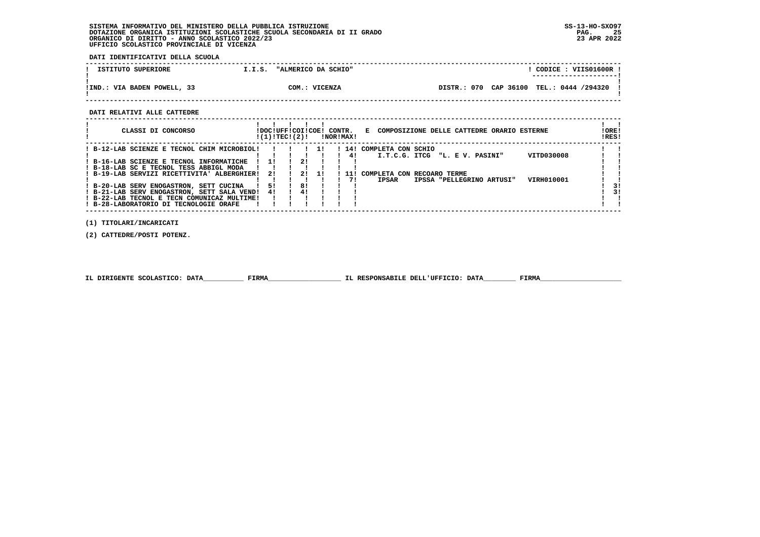SISTEMA INFORMATIVO DEL MINISTERO DELLA PUBBLICA ISTRUZIONE
DOTAZIONE ORGANICA ISTITUZIONI SCOLASTICHE SCUOLA SECONDARIA DI II GRADO
ORGANICO DI DIRITTO - ANNO SCOLASTICO 2022/23
UFFICIO SCOLASTICO PROVINCIALE DI VICENZA

SS-13-HO-SXO97
23 APR 2022

**DATI IDENTIFICATIVI DELLA SCUOLA**

| ISTITUTO SUPERIORE | I.I.S. "ALMERICO DA SCHIO" | CODICE : VIIS01600R |
|---|---|---|
| IND.: VIA BADEN POWELL, 33 | COM.: VICENZA | DISTR.: 070 CAP 36100 TEL.: 0444 /294320 |

**DATI RELATIVI ALLE CATTEDRE**

| CLASSI DI CONCORSO | DOC (1) | UFF TEC | COI (2) | COE | CONTR. NOR | CONTR. MAX | E COMPOSIZIONE DELLE CATTEDRE ORARIO ESTERNE | ORE RES |
|---|---|---|---|---|---|---|---|---|
| B-12-LAB SCIENZE E TECNOL CHIM MICROBIOL | | | | 1 | | 14 | COMPLETA CON SCHIO | |
| | | | | | | 4 | I.T.C.G. ITCG "L. E V. PASINI" VITD030008 | |
| B-16-LAB SCIENZE E TECNOL INFORMATICHE | 1 | | 2 | | | | | |
| B-18-LAB SC E TECNOL TESS ABBIGL MODA | | | | | | | | |
| B-19-LAB SERVIZI RICETTIVITA' ALBERGHIER | 2 | | 2 | 1 | | 11 | COMPLETA CON RECOARO TERME | |
| | | | | | | 7 | IPSAR IPSSA "PELLEGRINO ARTUSI" VIRH010001 | |
| B-20-LAB SERV ENOGASTRON, SETT CUCINA | 5 | | 8 | | | | | 3 |
| B-21-LAB SERV ENOGASTRON, SETT SALA VEND | 4 | | 4 | | | | | 3 |
| B-22-LAB TECNOL E TECN COMUNICAZ MULTIME | | | | | | | | |
| B-28-LABORATORIO DI TECNOLOGIE ORAFE | | | | | | | | |

(1) TITOLARI/INCARICATI

(2) CATTEDRE/POSTI POTENZ.

IL DIRIGENTE SCOLASTICO: DATA__________ FIRMA__________________ IL RESPONSABILE DELL'UFFICIO: DATA________ FIRMA____________________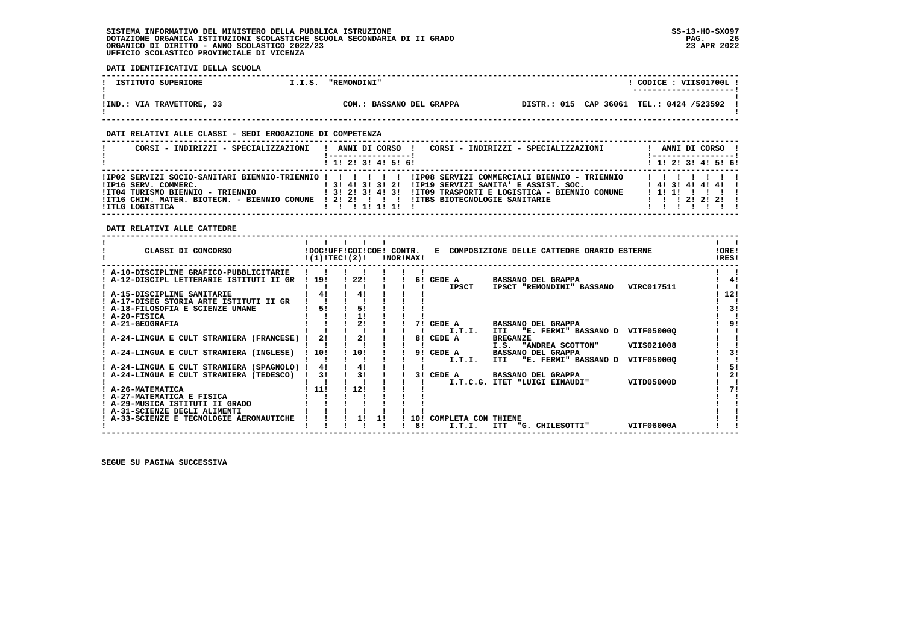SISTEMA INFORMATIVO DEL MINISTERO DELLA PUBBLICA ISTRUZIONE
DOTAZIONE ORGANICA ISTITUZIONI SCOLASTICHE SCUOLA SECONDARIA DI II GRADO
ORGANICO DI DIRITTO - ANNO SCOLASTICO 2022/23
UFFICIO SCOLASTICO PROVINCIALE DI VICENZA

SS-13-HO-SXO97
23 APR 2022

**DATI IDENTIFICATIVI DELLA SCUOLA**

| ISTITUTO SUPERIORE | I.I.S. "REMONDINI" | | CODICE : VIIS01700L |
|---|---|---|---|
| IND.: VIA TRAVETTORE, 33 | COM.: BASSANO DEL GRAPPA | DISTR.: 015 CAP 36061 | TEL.: 0424 /523592 |

**DATI RELATIVI ALLE CLASSI - SEDI EROGAZIONE DI COMPETENZA**

| CORSI - INDIRIZZI - SPECIALIZZAZIONI | 1 | 2 | 3 | 4 | 5 | 6 | CORSI - INDIRIZZI - SPECIALIZZAZIONI | 1 | 2 | 3 | 4 | 5 | 6 |
|---|---|---|---|---|---|---|---|---|---|---|---|---|---|
| IP02 SERVIZI SOCIO-SANITARI BIENNIO-TRIENNIO | | | | | | | IP08 SERVIZI COMMERCIALI BIENNIO - TRIENNIO | | | | | | |
| IP16 SERV. COMMERC. | 3 | 4 | 3 | 3 | 2 | | IP19 SERVIZI SANITA' E ASSIST. SOC. | 4 | 3 | 4 | 4 | 4 | |
| IT04 TURISMO BIENNIO - TRIENNIO | 3 | 2 | 3 | 4 | 3 | | IT09 TRASPORTI E LOGISTICA - BIENNIO COMUNE | 1 | 1 | | | | |
| IT16 CHIM. MATER. BIOTECN. - BIENNIO COMUNE | 2 | 2 | | | | | ITBS BIOTECNOLOGIE SANITARIE | | | 2 | 2 | 2 | |
| ITLG LOGISTICA | | | 1 | 1 | 1 | | | | | | | | |

**DATI RELATIVI ALLE CATTEDRE**

| CLASSI DI CONCORSO | DOC (1) | UFF TEC (2) | COI | COE | CONTR. NOR | CONTR. MAX | E COMPOSIZIONE DELLE CATTEDRE ORARIO ESTERNE | ORE RES |
|---|---|---|---|---|---|---|---|---|
| A-10-DISCIPLINE GRAFICO-PUBBLICITARIE | | | | | | | | |
| A-12-DISCIPL LETTERARIE ISTITUTI II GR | 19 | | 22 | | | 6 | CEDE A BASSANO DEL GRAPPA<br>IPSCT IPSCT "REMONDINI" BASSANO VIRC017511 | 4 |
| A-15-DISCIPLINE SANITARIE | 4 | | 4 | | | | | 12 |
| A-17-DISEG STORIA ARTE ISTITUTI II GR | | | | | | | | |
| A-18-FILOSOFIA E SCIENZE UMANE | 5 | | 5 | | | | | 3 |
| A-20-FISICA | | | 1 | | | | | |
| A-21-GEOGRAFIA | | | 2 | | | 7 | CEDE A BASSANO DEL GRAPPA<br>I.T.I. ITI "E. FERMI" BASSANO D VITF05000Q | 9 |
| A-24-LINGUA E CULT STRANIERA (FRANCESE) | 2 | | 2 | | | 8 | CEDE A BREGANZE<br>I.S. "ANDREA SCOTTON" VIIS021008 | |
| A-24-LINGUA E CULT STRANIERA (INGLESE) | 10 | | 10 | | | 9 | CEDE A BASSANO DEL GRAPPA<br>I.T.I. ITI "E. FERMI" BASSANO D VITF05000Q | 3 |
| A-24-LINGUA E CULT STRANIERA (SPAGNOLO) | 4 | | 4 | | | | | 5 |
| A-24-LINGUA E CULT STRANIERA (TEDESCO) | 3 | | 3 | | | 3 | CEDE A BASSANO DEL GRAPPA<br>I.T.C.G. ITET "LUIGI EINAUDI" VITD05000D | 2 |
| A-26-MATEMATICA | 11 | | 12 | | | | | 7 |
| A-27-MATEMATICA E FISICA | | | | | | | | |
| A-29-MUSICA ISTITUTI II GRADO | | | | | | | | |
| A-31-SCIENZE DEGLI ALIMENTI | | | | | | | | |
| A-33-SCIENZE E TECNOLOGIE AERONAUTICHE | | | 1 | 1 | | 10<br>8 | COMPLETA CON THIENE<br>I.T.I. ITT "G. CHILESOTTI" VITF06000A | |

SEGUE SU PAGINA SUCCESSIVA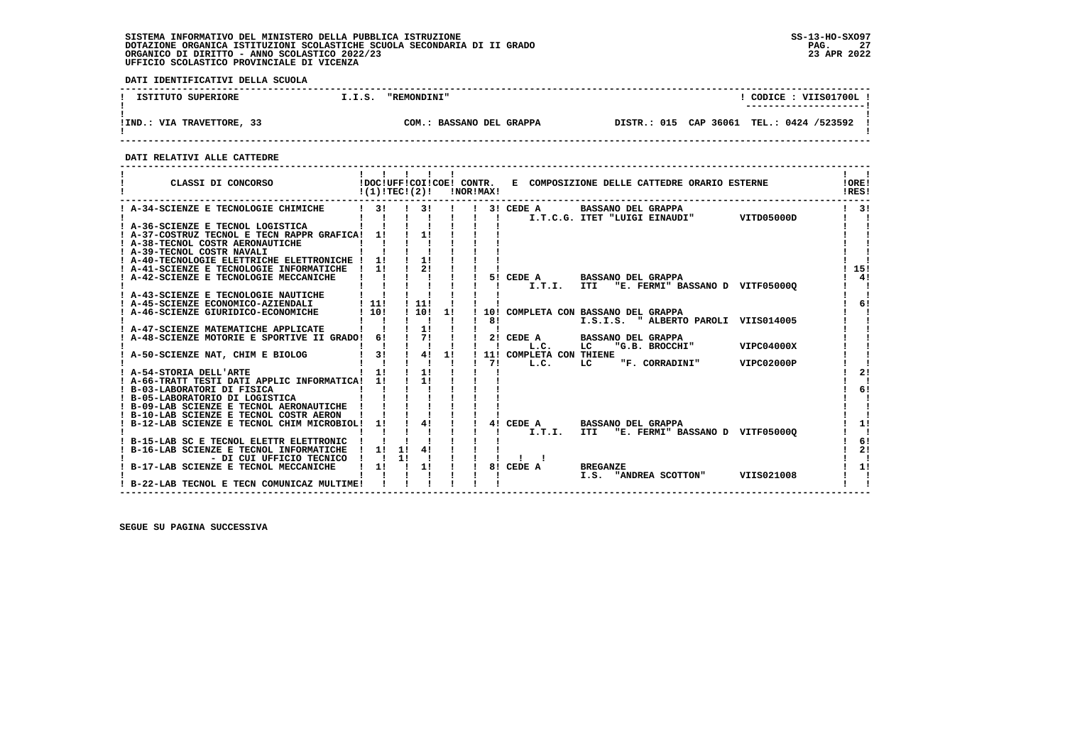SISTEMA INFORMATIVO DEL MINISTERO DELLA PUBBLICA ISTRUZIONE
DOTAZIONE ORGANICA ISTITUZIONI SCOLASTICHE SCUOLA SECONDARIA DI II GRADO
ORGANICO DI DIRITTO - ANNO SCOLASTICO 2022/23
UFFICIO SCOLASTICO PROVINCIALE DI VICENZA

SS-13-HO-SXO97
23 APR 2022

**DATI IDENTIFICATIVI DELLA SCUOLA**

| ISTITUTO SUPERIORE | I.I.S. "REMONDINI" | | CODICE : VIIS01700L |
|---|---|---|---|
| IND.: VIA TRAVETTORE, 33 | COM.: BASSANO DEL GRAPPA | DISTR.: 015 CAP 36061 | TEL.: 0424 /523592 |

**DATI RELATIVI ALLE CATTEDRE**

| CLASSI DI CONCORSO | DOC (1) | UFF TEC | COI (2) | COE | CONTR. NOR | CONTR. MAX | E COMPOSIZIONE DELLE CATTEDRE ORARIO ESTERNE | ORE RES |
|---|---|---|---|---|---|---|---|---|
| A-34-SCIENZE E TECNOLOGIE CHIMICHE | 3 | | 3 | | | 3 | CEDE A BASSANO DEL GRAPPA I.T.C.G. ITET "LUIGI EINAUDI" VITD05000D | 3 |
| A-36-SCIENZE E TECNOL LOGISTICA | | | | | | | | |
| A-37-COSTRUZ TECNOL E TECN RAPPR GRAFICA | 1 | | 1 | | | | | |
| A-38-TECNOL COSTR AERONAUTICHE | | | | | | | | |
| A-39-TECNOL COSTR NAVALI | | | | | | | | |
| A-40-TECNOLOGIE ELETTRICHE ELETTRONICHE | 1 | | 1 | | | | | |
| A-41-SCIENZE E TECNOLOGIE INFORMATICHE | 1 | | 2 | | | | | 15 |
| A-42-SCIENZE E TECNOLOGIE MECCANICHE | | | | | | 5 | CEDE A BASSANO DEL GRAPPA I.T.I. ITI "E. FERMI" BASSANO D VITF05000Q | 4 |
| A-43-SCIENZE E TECNOLOGIE NAUTICHE | | | | | | | | |
| A-45-SCIENZE ECONOMICO-AZIENDALI | 11 | | 11 | | | | | 6 |
| A-46-SCIENZE GIURIDICO-ECONOMICHE | 10 | | 10 | 1 | | 10 / 8 | COMPLETA CON BASSANO DEL GRAPPA I.S.I.S. " ALBERTO PAROLI VIIS014005 | |
| A-47-SCIENZE MATEMATICHE APPLICATE | | | 1 | | | | | |
| A-48-SCIENZE MOTORIE E SPORTIVE II GRADO | 6 | | 7 | | | 2 | CEDE A BASSANO DEL GRAPPA L.C. LC "G.B. BROCCHI" VIPC04000X | |
| A-50-SCIENZE NAT, CHIM E BIOLOG | 3 | | 4 | 1 | | 11 / 7 | COMPLETA CON THIENE L.C. LC "F. CORRADINI" VIPC02000P | |
| A-54-STORIA DELL'ARTE | 1 | | 1 | | | | | 2 |
| A-66-TRATT TESTI DATI APPLIC INFORMATICA | 1 | | 1 | | | | | |
| B-03-LABORATORI DI FISICA | | | | | | | | 6 |
| B-05-LABORATORIO DI LOGISTICA | | | | | | | | |
| B-09-LAB SCIENZE E TECNOL AERONAUTICHE | | | | | | | | |
| B-10-LAB SCIENZE E TECNOL COSTR AERON | | | | | | | | |
| B-12-LAB SCIENZE E TECNOL CHIM MICROBIOL | 1 | | 4 | | | 4 | CEDE A BASSANO DEL GRAPPA I.T.I. ITI "E. FERMI" BASSANO D VITF05000Q | 1 |
| B-15-LAB SC E TECNOL ELETTR ELETTRONIC | | | | | | | | 6 |
| B-16-LAB SCIENZE E TECNOL INFORMATICHE | 1 | 1 | 4 | | | | | 2 |
| - DI CUI UFFICIO TECNICO | | 1 | | | | | | |
| B-17-LAB SCIENZE E TECNOL MECCANICHE | 1 | | 1 | | | 8 | CEDE A BREGANZE I.S. "ANDREA SCOTTON" VIIS021008 | 1 |
| B-22-LAB TECNOL E TECN COMUNICAZ MULTIME | | | | | | | | |

SEGUE SU PAGINA SUCCESSIVA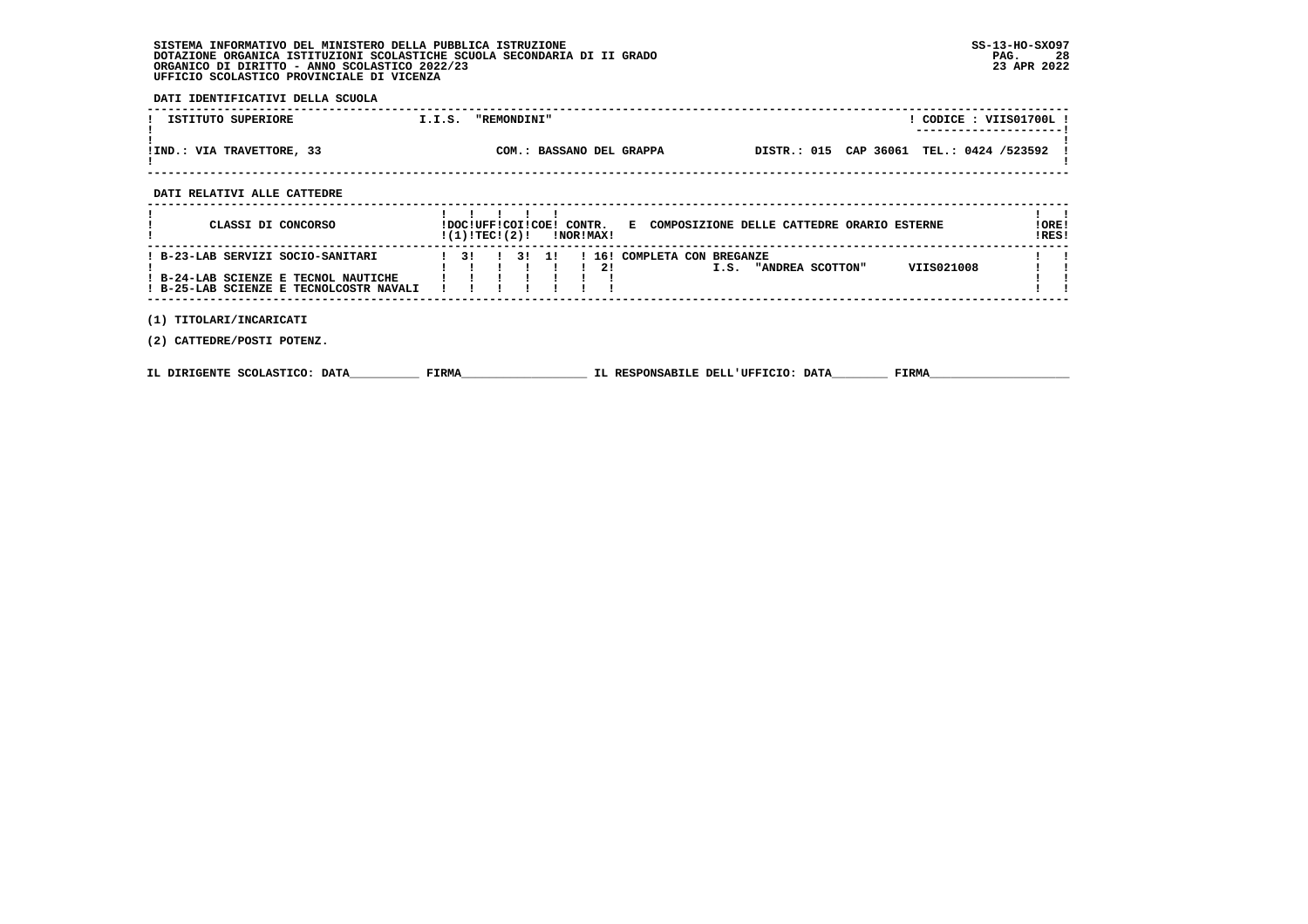SISTEMA INFORMATIVO DEL MINISTERO DELLA PUBBLICA ISTRUZIONE
DOTAZIONE ORGANICA ISTITUZIONI SCOLASTICHE SCUOLA SECONDARIA DI II GRADO
ORGANICO DI DIRITTO - ANNO SCOLASTICO 2022/23
UFFICIO SCOLASTICO PROVINCIALE DI VICENZA

SS-13-HO-SXO97
23 APR 2022

**DATI IDENTIFICATIVI DELLA SCUOLA**

| ISTITUTO SUPERIORE | I.I.S. "REMONDINI" | | CODICE : VIIS01700L |
|---|---|---|---|
| IND.: VIA TRAVETTORE, 33 | COM.: BASSANO DEL GRAPPA | DISTR.: 015 CAP 36061 | TEL.: 0424 /523592 |

**DATI RELATIVI ALLE CATTEDRE**

| CLASSI DI CONCORSO | DOC (1) | UFF TEC | COI (2) | COE | CONTR. NOR | CONTR. MAX | E COMPOSIZIONE DELLE CATTEDRE ORARIO ESTERNE | ORE RES |
|---|---|---|---|---|---|---|---|---|
| B-23-LAB SERVIZI SOCIO-SANITARI<br>B-24-LAB SCIENZE E TECNOL NAUTICHE<br>B-25-LAB SCIENZE E TECNOLCOSTR NAVALI | 3 | | 3 | 1 | 16 | 2 | COMPLETA CON BREGANZE<br>I.S. "ANDREA SCOTTON" VIIS021008 | |

(1) TITOLARI/INCARICATI

(2) CATTEDRE/POSTI POTENZ.

IL DIRIGENTE SCOLASTICO: DATA__________ FIRMA__________________ IL RESPONSABILE DELL'UFFICIO: DATA________ FIRMA____________________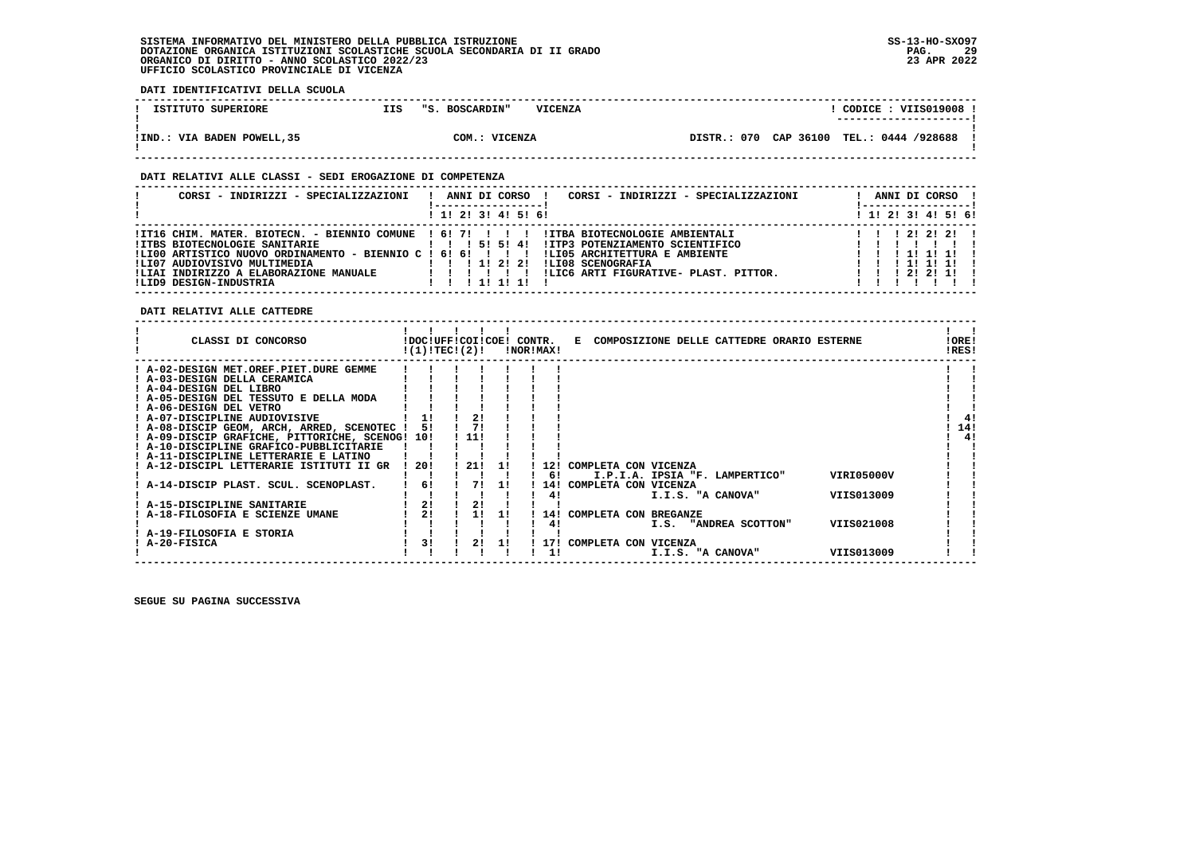SISTEMA INFORMATIVO DEL MINISTERO DELLA PUBBLICA ISTRUZIONE
DOTAZIONE ORGANICA ISTITUZIONI SCOLASTICHE SCUOLA SECONDARIA DI II GRADO
ORGANICO DI DIRITTO - ANNO SCOLASTICO 2022/23
UFFICIO SCOLASTICO PROVINCIALE DI VICENZA

SS-13-HO-SXO97
23 APR 2022

**DATI IDENTIFICATIVI DELLA SCUOLA**

| ISTITUTO SUPERIORE | IIS "S. BOSCARDIN" VICENZA | CODICE : VIIS019008 |
|---|---|---|
| IND.: VIA BADEN POWELL,35 | COM.: VICENZA | DISTR.: 070 CAP 36100 TEL.: 0444 /928688 |

**DATI RELATIVI ALLE CLASSI - SEDI EROGAZIONE DI COMPETENZA**

| CORSI - INDIRIZZI - SPECIALIZZAZIONI | 1 | 2 | 3 | 4 | 5 | 6 | CORSI - INDIRIZZI - SPECIALIZZAZIONI | 1 | 2 | 3 | 4 | 5 | 6 |
|---|---|---|---|---|---|---|---|---|---|---|---|---|---|
| IT16 CHIM. MATER. BIOTECN. - BIENNIO COMUNE | 6 | 7 | | | | | ITBA BIOTECNOLOGIE AMBIENTALI | | | 2 | 2 | 2 | |
| ITBS BIOTECNOLOGIE SANITARIE | | | 5 | 5 | 4 | | ITP3 POTENZIAMENTO SCIENTIFICO | | | | | | |
| LI00 ARTISTICO NUOVO ORDINAMENTO - BIENNIO C | 6 | 6 | | | | | LI05 ARCHITETTURA E AMBIENTE | | | 1 | 1 | 1 | |
| LI07 AUDIOVISIVO MULTIMEDIA | | | 1 | 2 | 2 | | LI08 SCENOGRAFIA | | | 1 | 1 | 1 | |
| LIAI INDIRIZZO A ELABORAZIONE MANUALE | | | | | | | LIC6 ARTI FIGURATIVE- PLAST. PITTOR. | | | 2 | 2 | 1 | |
| LID9 DESIGN-INDUSTRIA | | | 1 | 1 | 1 | | | | | | | | |

**DATI RELATIVI ALLE CATTEDRE**

| CLASSI DI CONCORSO | DOC (1) | UFF TEC | COI (2) | COE | CONTR. NOR | CONTR. MAX | COMPOSIZIONE DELLE CATTEDRE ORARIO ESTERNE | | ORE RES |
|---|---|---|---|---|---|---|---|---|---|
| A-02-DESIGN MET.OREF.PIET.DURE GEMME | | | | | | | | | |
| A-03-DESIGN DELLA CERAMICA | | | | | | | | | |
| A-04-DESIGN DEL LIBRO | | | | | | | | | |
| A-05-DESIGN DEL TESSUTO E DELLA MODA | | | | | | | | | |
| A-06-DESIGN DEL VETRO | | | | | | | | | |
| A-07-DISCIPLINE AUDIOVISIVE | 1 | | 2 | | | | | | 4 |
| A-08-DISCIP GEOM, ARCH, ARRED, SCENOTEC | 5 | | 7 | | | | | | 14 |
| A-09-DISCIP GRAFICHE, PITTORICHE, SCENOG | 10 | | 11 | | | | | | 4 |
| A-10-DISCIPLINE GRAFICO-PUBBLICITARIE | | | | | | | | | |
| A-11-DISCIPLINE LETTERARIE E LATINO | | | | | | | | | |
| A-12-DISCIPL LETTERARIE ISTITUTI II GR | 20 | | 21 | 1 | | 12 | COMPLETA CON VICENZA | | |
| | | | | | | 6 | I.P.I.A. IPSIA "F. LAMPERTICO" | VIRI05000V | |
| A-14-DISCIP PLAST. SCUL. SCENOPLAST. | 6 | | 7 | 1 | | 14 | COMPLETA CON VICENZA | | |
| | | | | | | 4 | I.I.S. "A CANOVA" | VIIS013009 | |
| A-15-DISCIPLINE SANITARIE | 2 | | 2 | | | | | | |
| A-18-FILOSOFIA E SCIENZE UMANE | 2 | | 1 | 1 | | 14 | COMPLETA CON BREGANZE | | |
| | | | | | | 4 | I.S. "ANDREA SCOTTON" | VIIS021008 | |
| A-19-FILOSOFIA E STORIA | | | | | | | | | |
| A-20-FISICA | 3 | | 2 | 1 | | 17 | COMPLETA CON VICENZA | | |
| | | | | | | 1 | I.I.S. "A CANOVA" | VIIS013009 | |

SEGUE SU PAGINA SUCCESSIVA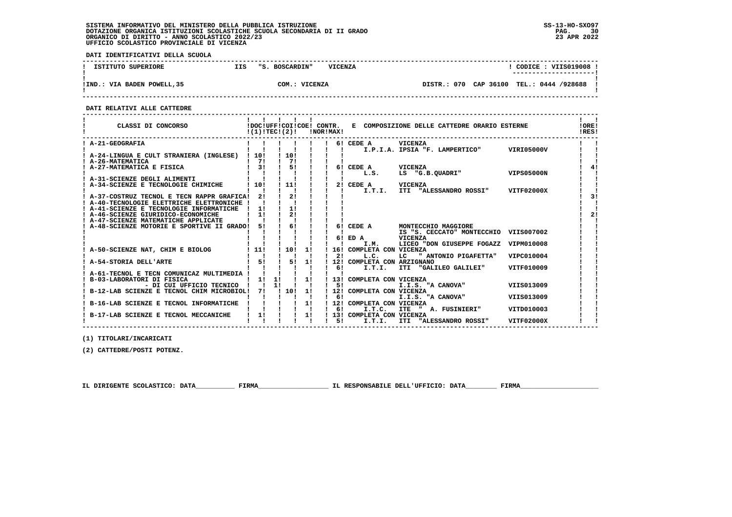SISTEMA INFORMATIVO DEL MINISTERO DELLA PUBBLICA ISTRUZIONE
DOTAZIONE ORGANICA ISTITUZIONI SCOLASTICHE SCUOLA SECONDARIA DI II GRADO
ORGANICO DI DIRITTO - ANNO SCOLASTICO 2022/23
UFFICIO SCOLASTICO PROVINCIALE DI VICENZA

SS-13-HO-SXO97
23 APR 2022

**DATI IDENTIFICATIVI DELLA SCUOLA**

| ISTITUTO SUPERIORE | IIS "S. BOSCARDIN" VICENZA | CODICE : VIIS019008 |
|---|---|---|
| IND.: VIA BADEN POWELL,35 | COM.: VICENZA | DISTR.: 070 CAP 36100 TEL.: 0444 /928688 |

**DATI RELATIVI ALLE CATTEDRE**

| CLASSI DI CONCORSO | DOC (1) | UFF TEC | COI | COE (2) | CONTR. NOR | CONTR. MAX | E COMPOSIZIONE DELLE CATTEDRE ORARIO ESTERNE | ORE RES |
|---|---|---|---|---|---|---|---|---|
| A-21-GEOGRAFIA | | | | | | 6 | CEDE A VICENZA | |
| | | | | | | | I.P.I.A. IPSIA "F. LAMPERTICO" VIRI05000V | |
| A-24-LINGUA E CULT STRANIERA (INGLESE) | 10 | | 10 | | | | | |
| A-26-MATEMATICA | 7 | | 7 | | | | | |
| A-27-MATEMATICA E FISICA | 3 | | 5 | | | 6 | CEDE A VICENZA | 4 |
| | | | | | | | L.S. LS "G.B.QUADRI" VIPS05000N | |
| A-31-SCIENZE DEGLI ALIMENTI | | | | | | | | |
| A-34-SCIENZE E TECNOLOGIE CHIMICHE | 10 | | 11 | | | 2 | CEDE A VICENZA | |
| | | | | | | | I.T.I. ITI "ALESSANDRO ROSSI" VITF02000X | |
| A-37-COSTRUZ TECNOL E TECN RAPPR GRAFICA | 2 | | 2 | | | | | 3 |
| A-40-TECNOLOGIE ELETTRICHE ELETTRONICHE | | | | | | | | |
| A-41-SCIENZE E TECNOLOGIE INFORMATICHE | 1 | | 1 | | | | | |
| A-46-SCIENZE GIURIDICO-ECONOMICHE | 1 | | 2 | | | | | 2 |
| A-47-SCIENZE MATEMATICHE APPLICATE | | | | | | | | |
| A-48-SCIENZE MOTORIE E SPORTIVE II GRADO | 5 | | 6 | | | 6 | CEDE A MONTECCHIO MAGGIORE | |
| | | | | | | | IS "S. CECCATO" MONTECCHIO VIIS007002 | |
| | | | | | | 6 | ED A VICENZA | |
| | | | | | | | I.M. LICEO "DON GIUSEPPE FOGAZZ VIPM010008 | |
| A-50-SCIENZE NAT, CHIM E BIOLOG | 11 | | 10 | 1 | | 16 | COMPLETA CON VICENZA | |
| | | | | | | 2 | L.C. LC " ANTONIO PIGAFETTA" VIPC010004 | |
| A-54-STORIA DELL'ARTE | 5 | | 5 | 1 | | 12 | COMPLETA CON ARZIGNANO | |
| | | | | | | 6 | I.T.I. ITI "GALILEO GALILEI" VITF010009 | |
| A-61-TECNOL E TECN COMUNICAZ MULTIMEDIA | | | | | | | | |
| B-03-LABORATORI DI FISICA | 1 | 1 | | 1 | | 13 | COMPLETA CON VICENZA | |
| - DI CUI UFFICIO TECNICO | | 1 | | | | 5 | I.I.S. "A CANOVA" VIIS013009 | |
| B-12-LAB SCIENZE E TECNOL CHIM MICROBIOL | 7 | | 10 | 1 | | 12 | COMPLETA CON VICENZA | |
| | | | | | | 6 | I.I.S. "A CANOVA" VIIS013009 | |
| B-16-LAB SCIENZE E TECNOL INFORMATICHE | | | | 1 | | 12 | COMPLETA CON VICENZA | |
| | | | | | | 6 | I.T.C. ITE " A. FUSINIERI" VITD010003 | |
| B-17-LAB SCIENZE E TECNOL MECCANICHE | 1 | | | 1 | | 13 | COMPLETA CON VICENZA | |
| | | | | | | 5 | I.T.I. ITI "ALESSANDRO ROSSI" VITF02000X | |

(1) TITOLARI/INCARICATI

(2) CATTEDRE/POSTI POTENZ.

IL DIRIGENTE SCOLASTICO: DATA__________ FIRMA__________________ IL RESPONSABILE DELL'UFFICIO: DATA________ FIRMA____________________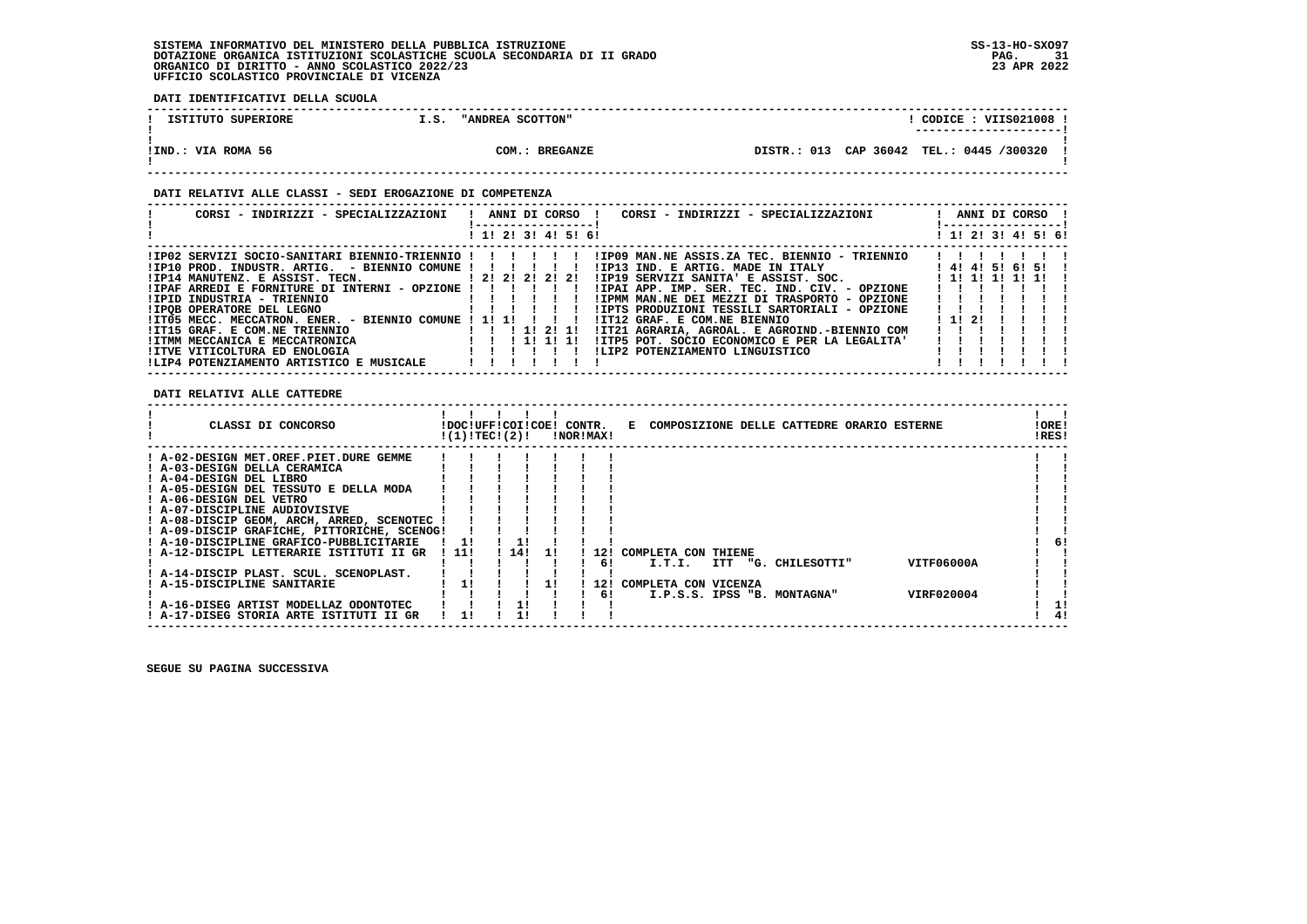SISTEMA INFORMATIVO DEL MINISTERO DELLA PUBBLICA ISTRUZIONE
DOTAZIONE ORGANICA ISTITUZIONI SCOLASTICHE SCUOLA SECONDARIA DI II GRADO
ORGANICO DI DIRITTO - ANNO SCOLASTICO 2022/23
UFFICIO SCOLASTICO PROVINCIALE DI VICENZA

SS-13-HO-SXO97
23 APR 2022

**DATI IDENTIFICATIVI DELLA SCUOLA**

| ISTITUTO SUPERIORE | I.S. "ANDREA SCOTTON" | CODICE : VIIS021008 |
|---|---|---|
| IND.: VIA ROMA 56 | COM.: BREGANZE | DISTR.: 013 CAP 36042 TEL.: 0445 /300320 |

**DATI RELATIVI ALLE CLASSI - SEDI EROGAZIONE DI COMPETENZA**

| CORSI - INDIRIZZI - SPECIALIZZAZIONI | 1 | 2 | 3 | 4 | 5 | 6 | CORSI - INDIRIZZI - SPECIALIZZAZIONI | 1 | 2 | 3 | 4 | 5 | 6 |
|---|---|---|---|---|---|---|---|---|---|---|---|---|---|
| IP02 SERVIZI SOCIO-SANITARI BIENNIO-TRIENNIO | | | | | | | IP09 MAN.NE ASSIS.ZA TEC. BIENNIO - TRIENNIO | | | | | | |
| IP10 PROD. INDUSTR. ARTIG. - BIENNIO COMUNE | | | | | | | IP13 IND. E ARTIG. MADE IN ITALY | 4 | 4 | 5 | 6 | 5 | |
| IP14 MANUTENZ. E ASSIST. TECN. | 2 | 2 | 2 | 2 | 2 | | IP19 SERVIZI SANITA' E ASSIST. SOC. | 1 | 1 | 1 | 1 | 1 | |
| IPAF ARREDI E FORNITURE DI INTERNI - OPZIONE | | | | | | | IPAI APP. IMP. SER. TEC. IND. CIV. - OPZIONE | | | | | | |
| IPID INDUSTRIA - TRIENNIO | | | | | | | IPMM MAN.NE DEI MEZZI DI TRASPORTO - OPZIONE | | | | | | |
| IPQB OPERATORE DEL LEGNO | | | | | | | IPTS PRODUZIONI TESSILI SARTORIALI - OPZIONE | | | | | | |
| IT05 MECC. MECCATRON. ENER. - BIENNIO COMUNE | 1 | 1 | | | | | IT12 GRAF. E COM.NE BIENNIO | 1 | 2 | | | | |
| IT15 GRAF. E COM.NE TRIENNIO | | | 1 | 2 | 1 | | IT21 AGRARIA, AGROAL. E AGROIND.-BIENNIO COM | | | | | | |
| ITMM MECCANICA E MECCATRONICA | | | 1 | 1 | 1 | | ITP5 POT. SOCIO ECONOMICO E PER LA LEGALITA' | | | | | | |
| ITVE VITICOLTURA ED ENOLOGIA | | | | | | | LIP2 POTENZIAMENTO LINGUISTICO | | | | | | |
| LIP4 POTENZIAMENTO ARTISTICO E MUSICALE | | | | | | | | | | | | | |

**DATI RELATIVI ALLE CATTEDRE**

| CLASSI DI CONCORSO | DOC (1) | UFF TEC | COI (2) | COE | CONTR. NOR | CONTR. MAX | E COMPOSIZIONE DELLE CATTEDRE ORARIO ESTERNE | ORE RES |
|---|---|---|---|---|---|---|---|---|
| A-02-DESIGN MET.OREF.PIET.DURE GEMME | | | | | | | | |
| A-03-DESIGN DELLA CERAMICA | | | | | | | | |
| A-04-DESIGN DEL LIBRO | | | | | | | | |
| A-05-DESIGN DEL TESSUTO E DELLA MODA | | | | | | | | |
| A-06-DESIGN DEL VETRO | | | | | | | | |
| A-07-DISCIPLINE AUDIOVISIVE | | | | | | | | |
| A-08-DISCIP GEOM, ARCH, ARRED, SCENOTEC | | | | | | | | |
| A-09-DISCIP GRAFICHE, PITTORICHE, SCENOG | | | | | | | | |
| A-10-DISCIPLINE GRAFICO-PUBBLICITARIE | 1 | | 1 | | | | | 6 |
| A-12-DISCIPL LETTERARIE ISTITUTI II GR | 11 | | 14 | 1 | | 12 | COMPLETA CON THIENE | |
| | | | | | | 6 | I.T.I. ITT "G. CHILESOTTI" VITF06000A | |
| A-14-DISCIP PLAST. SCUL. SCENOPLAST. | | | | | | | | |
| A-15-DISCIPLINE SANITARIE | 1 | | | 1 | | 12 | COMPLETA CON VICENZA | |
| | | | | | | 6 | I.P.S.S. IPSS "B. MONTAGNA" VIRF020004 | |
| A-16-DISEG ARTIST MODELLAZ ODONTOTEC | | | 1 | | | | | 1 |
| A-17-DISEG STORIA ARTE ISTITUTI II GR | 1 | | 1 | | | | | 4 |

SEGUE SU PAGINA SUCCESSIVA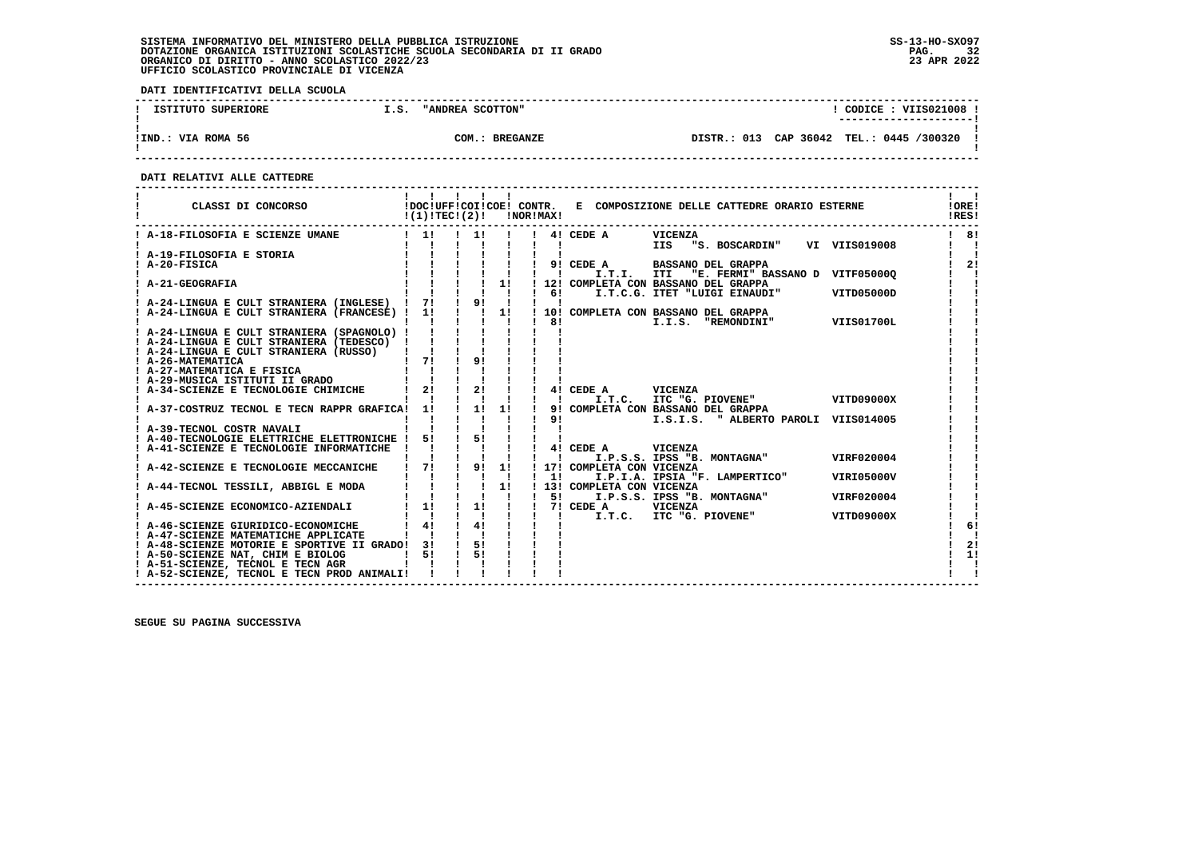SISTEMA INFORMATIVO DEL MINISTERO DELLA PUBBLICA ISTRUZIONE
DOTAZIONE ORGANICA ISTITUZIONI SCOLASTICHE SCUOLA SECONDARIA DI II GRADO
ORGANICO DI DIRITTO - ANNO SCOLASTICO 2022/23
UFFICIO SCOLASTICO PROVINCIALE DI VICENZA

SS-13-HO-SXO97
23 APR 2022

**DATI IDENTIFICATIVI DELLA SCUOLA**

| ISTITUTO SUPERIORE | I.S. "ANDREA SCOTTON" | CODICE : VIIS021008 |
|---|---|---|
| IND.: VIA ROMA 56 | COM.: BREGANZE | DISTR.: 013 CAP 36042 TEL.: 0445 /300320 |

**DATI RELATIVI ALLE CATTEDRE**

| CLASSI DI CONCORSO | DOC (1) | UFF TEC | COI (2) | COE | CONTR. NOR | MAX | E COMPOSIZIONE DELLE CATTEDRE ORARIO ESTERNE | ORE RES |
|---|---|---|---|---|---|---|---|---|
| A-18-FILOSOFIA E SCIENZE UMANE | 1 | | 1 | | | 4 | CEDE A VICENZA IIS "S. BOSCARDIN" VI VIIS019008 | 8 |
| A-19-FILOSOFIA E STORIA | | | | | | | | |
| A-20-FISICA | | | | | | 9 | CEDE A BASSANO DEL GRAPPA I.T.I. ITI "E. FERMI" BASSANO D VITF05000Q | 2 |
| A-21-GEOGRAFIA | | | | 1 | | 12 / 6 | COMPLETA CON BASSANO DEL GRAPPA I.T.C.G. ITET "LUIGI EINAUDI" VITD05000D | |
| A-24-LINGUA E CULT STRANIERA (INGLESE) | 7 | | 9 | | | | | |
| A-24-LINGUA E CULT STRANIERA (FRANCESE) | 1 | | | 1 | | 10 / 8 | COMPLETA CON BASSANO DEL GRAPPA I.I.S. "REMONDINI" VIIS01700L | |
| A-24-LINGUA E CULT STRANIERA (SPAGNOLO) | | | | | | | | |
| A-24-LINGUA E CULT STRANIERA (TEDESCO) | | | | | | | | |
| A-24-LINGUA E CULT STRANIERA (RUSSO) | | | | | | | | |
| A-26-MATEMATICA | 7 | | 9 | | | | | |
| A-27-MATEMATICA E FISICA | | | | | | | | |
| A-29-MUSICA ISTITUTI II GRADO | | | | | | | | |
| A-34-SCIENZE E TECNOLOGIE CHIMICHE | 2 | | 2 | | | 4 | CEDE A VICENZA I.T.C. ITC "G. PIOVENE" VITD09000X | |
| A-37-COSTRUZ TECNOL E TECN RAPPR GRAFICA | 1 | | 1 | 1 | | 9 / 9 | COMPLETA CON BASSANO DEL GRAPPA I.S.I.S. " ALBERTO PAROLI VIIS014005 | |
| A-39-TECNOL COSTR NAVALI | | | | | | | | |
| A-40-TECNOLOGIE ELETTRICHE ELETTRONICHE | 5 | | 5 | | | | | |
| A-41-SCIENZE E TECNOLOGIE INFORMATICHE | | | | | | 4 | CEDE A VICENZA I.P.S.S. IPSS "B. MONTAGNA" VIRF020004 | |
| A-42-SCIENZE E TECNOLOGIE MECCANICHE | 7 | | 9 | 1 | | 17 / 1 | COMPLETA CON VICENZA I.P.I.A. IPSIA "F. LAMPERTICO" VIRI05000V | |
| A-44-TECNOL TESSILI, ABBIGL E MODA | | | | 1 | | 13 / 5 | COMPLETA CON VICENZA I.P.S.S. IPSS "B. MONTAGNA" VIRF020004 | |
| A-45-SCIENZE ECONOMICO-AZIENDALI | 1 | | 1 | | | 7 | CEDE A VICENZA I.T.C. ITC "G. PIOVENE" VITD09000X | |
| A-46-SCIENZE GIURIDICO-ECONOMICHE | 4 | | 4 | | | | | 6 |
| A-47-SCIENZE MATEMATICHE APPLICATE | | | | | | | | |
| A-48-SCIENZE MOTORIE E SPORTIVE II GRADO | 3 | | 5 | | | | | 2 |
| A-50-SCIENZE NAT, CHIM E BIOLOG | 5 | | 5 | | | | | 1 |
| A-51-SCIENZE, TECNOL E TECN AGR | | | | | | | | |
| A-52-SCIENZE, TECNOL E TECN PROD ANIMALI | | | | | | | | |

SEGUE SU PAGINA SUCCESSIVA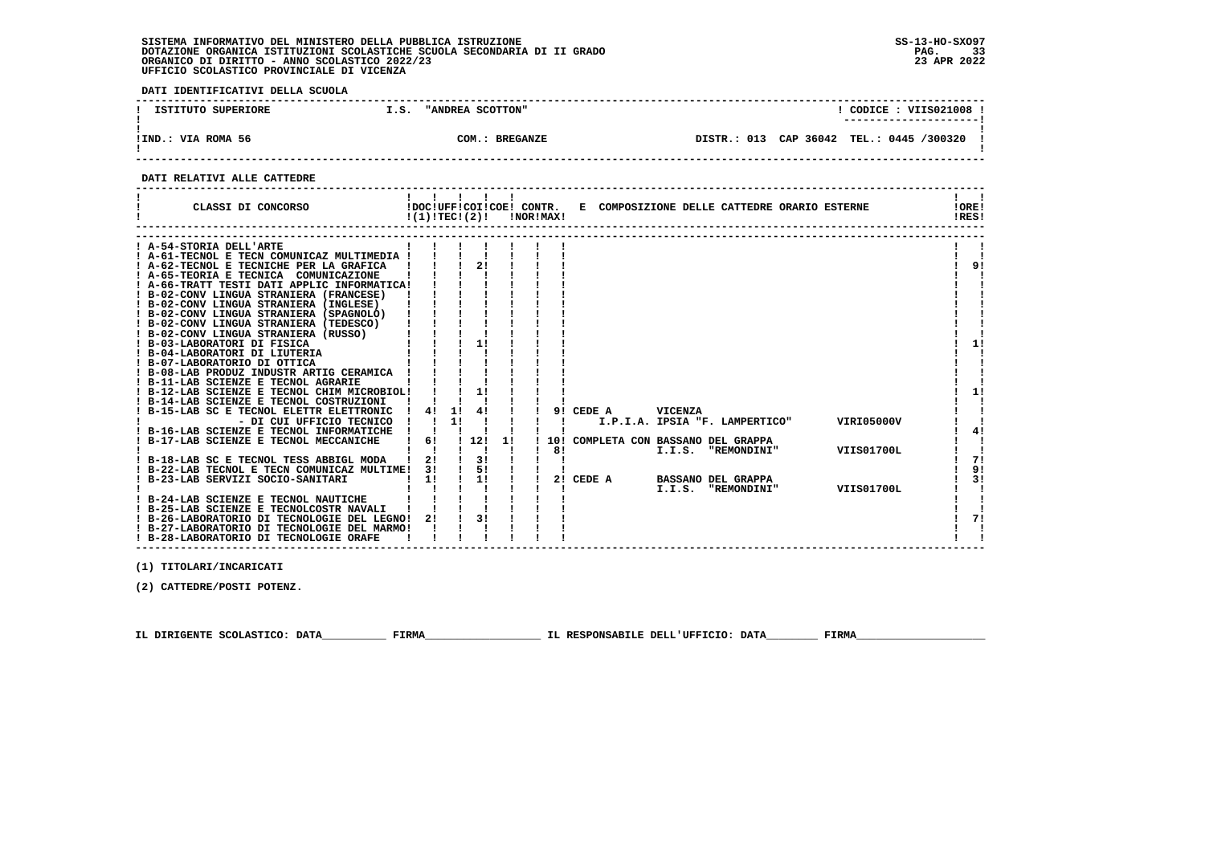SISTEMA INFORMATIVO DEL MINISTERO DELLA PUBBLICA ISTRUZIONE
DOTAZIONE ORGANICA ISTITUZIONI SCOLASTICHE SCUOLA SECONDARIA DI II GRADO
ORGANICO DI DIRITTO - ANNO SCOLASTICO 2022/23
UFFICIO SCOLASTICO PROVINCIALE DI VICENZA

SS-13-HO-SXO97
23 APR 2022

**DATI IDENTIFICATIVI DELLA SCUOLA**

| ISTITUTO SUPERIORE | I.S. "ANDREA SCOTTON" | CODICE : VIIS021008 |
|---|---|---|
| IND.: VIA ROMA 56 | COM.: BREGANZE | DISTR.: 013 CAP 36042 TEL.: 0445 /300320 |

**DATI RELATIVI ALLE CATTEDRE**

| CLASSI DI CONCORSO | DOC (1) | UFF TEC | COI (2) | COE | CONTR. NOR | CONTR. MAX | E COMPOSIZIONE DELLE CATTEDRE ORARIO ESTERNE | ORE RES |
|---|---|---|---|---|---|---|---|---|
| A-54-STORIA DELL'ARTE | | | | | | | | |
| A-61-TECNOL E TECN COMUNICAZ MULTIMEDIA | | | | | | | | |
| A-62-TECNOL E TECNICHE PER LA GRAFICA | | | 2 | | | | | 9 |
| A-65-TEORIA E TECNICA COMUNICAZIONE | | | | | | | | |
| A-66-TRATT TESTI DATI APPLIC INFORMATICA | | | | | | | | |
| B-02-CONV LINGUA STRANIERA (FRANCESE) | | | | | | | | |
| B-02-CONV LINGUA STRANIERA (INGLESE) | | | | | | | | |
| B-02-CONV LINGUA STRANIERA (SPAGNOLO) | | | | | | | | |
| B-02-CONV LINGUA STRANIERA (TEDESCO) | | | | | | | | |
| B-02-CONV LINGUA STRANIERA (RUSSO) | | | | | | | | |
| B-03-LABORATORI DI FISICA | | | 1 | | | | | 1 |
| B-04-LABORATORI DI LIUTERIA | | | | | | | | |
| B-07-LABORATORIO DI OTTICA | | | | | | | | |
| B-08-LAB PRODUZ INDUSTR ARTIG CERAMICA | | | | | | | | |
| B-11-LAB SCIENZE E TECNOL AGRARIE | | | | | | | | |
| B-12-LAB SCIENZE E TECNOL CHIM MICROBIOL | | | 1 | | | | | 1 |
| B-14-LAB SCIENZE E TECNOL COSTRUZIONI | | | | | | | | |
| B-15-LAB SC E TECNOL ELETTR ELETTRONIC | 4 | 1 | 4 | | | 9 | CEDE A VICENZA I.P.I.A. IPSIA "F. LAMPERTICO" VIRI05000V | |
| - DI CUI UFFICIO TECNICO | | 1 | | | | | | |
| B-16-LAB SCIENZE E TECNOL INFORMATICHE | | | | | | | | 4 |
| B-17-LAB SCIENZE E TECNOL MECCANICHE | 6 | | 12 | 1 | | 10 / 8 | COMPLETA CON BASSANO DEL GRAPPA I.I.S. "REMONDINI" VIIS01700L | |
| B-18-LAB SC E TECNOL TESS ABBIGL MODA | 2 | | 3 | | | | | 7 |
| B-22-LAB TECNOL E TECN COMUNICAZ MULTIME | 3 | | 5 | | | | | 9 |
| B-23-LAB SERVIZI SOCIO-SANITARI | 1 | | 1 | | | 2 | CEDE A BASSANO DEL GRAPPA I.I.S. "REMONDINI" VIIS01700L | 3 |
| B-24-LAB SCIENZE E TECNOL NAUTICHE | | | | | | | | |
| B-25-LAB SCIENZE E TECNOLCOSTR NAVALI | | | | | | | | |
| B-26-LABORATORIO DI TECNOLOGIE DEL LEGNO | 2 | | 3 | | | | | 7 |
| B-27-LABORATORIO DI TECNOLOGIE DEL MARMO | | | | | | | | |
| B-28-LABORATORIO DI TECNOLOGIE ORAFE | | | | | | | | |

(1) TITOLARI/INCARICATI

(2) CATTEDRE/POSTI POTENZ.

IL DIRIGENTE SCOLASTICO: DATA__________ FIRMA__________________ IL RESPONSABILE DELL'UFFICIO: DATA________ FIRMA____________________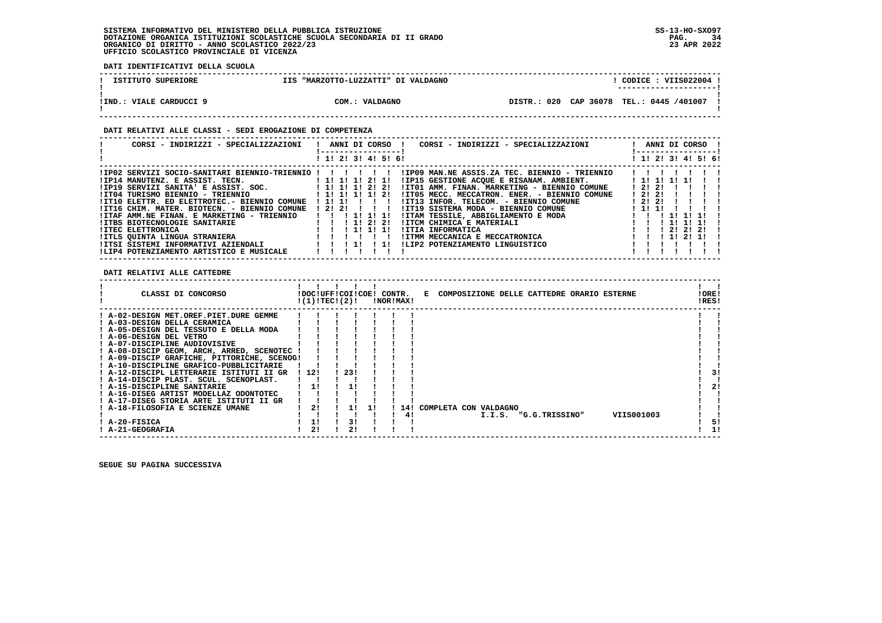SISTEMA INFORMATIVO DEL MINISTERO DELLA PUBBLICA ISTRUZIONE
DOTAZIONE ORGANICA ISTITUZIONI SCOLASTICHE SCUOLA SECONDARIA DI II GRADO
ORGANICO DI DIRITTO - ANNO SCOLASTICO 2022/23
UFFICIO SCOLASTICO PROVINCIALE DI VICENZA

**DATI IDENTIFICATIVI DELLA SCUOLA**

| ISTITUTO SUPERIORE | IIS "MARZOTTO-LUZZATTI" DI VALDAGNO | CODICE : VIIS022004 |
|---|---|---|
| IND.: VIALE CARDUCCI 9 | COM.: VALDAGNO | DISTR.: 020 CAP 36078 TEL.: 0445 /401007 |

**DATI RELATIVI ALLE CLASSI - SEDI EROGAZIONE DI COMPETENZA**

| CORSI - INDIRIZZI - SPECIALIZZAZIONI | 1 | 2 | 3 | 4 | 5 | 6 | CORSI - INDIRIZZI - SPECIALIZZAZIONI | 1 | 2 | 3 | 4 | 5 | 6 |
|---|---|---|---|---|---|---|---|---|---|---|---|---|---|
| IP02 SERVIZI SOCIO-SANITARI BIENNIO-TRIENNIO | | | | | | | IP09 MAN.NE ASSIS.ZA TEC. BIENNIO - TRIENNIO | | | | | | |
| IP14 MANUTENZ. E ASSIST. TECN. | 1 | 1 | 1 | 2 | 1 | | IP15 GESTIONE ACQUE E RISANAM. AMBIENT. | 1 | 1 | 1 | 1 | 1 | |
| IP19 SERVIZI SANITA' E ASSIST. SOC. | 1 | 1 | 1 | 2 | 2 | | IT01 AMM. FINAN. MARKETING - BIENNIO COMUNE | 2 | 2 | | | | |
| IT04 TURISMO BIENNIO - TRIENNIO | 1 | 1 | 1 | 1 | 2 | | IT05 MECC. MECCATRON. ENER. - BIENNIO COMUNE | 2 | 2 | | | | |
| IT10 ELETTR. ED ELETTROTEC.- BIENNIO COMUNE | 1 | 1 | | | | | IT13 INFOR. TELECOM. - BIENNIO COMUNE | 2 | 2 | | | | |
| IT16 CHIM. MATER. BIOTECN. - BIENNIO COMUNE | 2 | 2 | | | | | IT19 SISTEMA MODA - BIENNIO COMUNE | 1 | 1 | | | | |
| ITAF AMM.NE FINAN. E MARKETING - TRIENNIO | | | 1 | 1 | 1 | | ITAM TESSILE, ABBIGLIAMENTO E MODA | | | 1 | 1 | 1 | |
| ITBS BIOTECNOLOGIE SANITARIE | | | 1 | 2 | 2 | | ITCM CHIMICA E MATERIALI | | | 1 | 1 | 1 | |
| ITEC ELETTRONICA | | | 1 | 1 | 1 | | ITIA INFORMATICA | | | 2 | 2 | 2 | |
| ITLS QUINTA LINGUA STRANIERA | | | | | | | ITMM MECCANICA E MECCATRONICA | | | 1 | 2 | 1 | |
| ITSI SISTEMI INFORMATIVI AZIENDALI | | | 1 | | 1 | | LIP2 POTENZIAMENTO LINGUISTICO | | | | | | |
| LIP4 POTENZIAMENTO ARTISTICO E MUSICALE | | | | | | | | | | | | | |

**DATI RELATIVI ALLE CATTEDRE**

| CLASSI DI CONCORSO | DOC (1) | UFF TEC | COI (2) | COE | CONTR. NOR | CONTR. MAX | E COMPOSIZIONE DELLE CATTEDRE ORARIO ESTERNE | ORE RES |
|---|---|---|---|---|---|---|---|---|
| A-02-DESIGN MET.OREF.PIET.DURE GEMME | | | | | | | | |
| A-03-DESIGN DELLA CERAMICA | | | | | | | | |
| A-05-DESIGN DEL TESSUTO E DELLA MODA | | | | | | | | |
| A-06-DESIGN DEL VETRO | | | | | | | | |
| A-07-DISCIPLINE AUDIOVISIVE | | | | | | | | |
| A-08-DISCIP GEOM, ARCH, ARRED, SCENOTEC | | | | | | | | |
| A-09-DISCIP GRAFICHE, PITTORICHE, SCENOG | | | | | | | | |
| A-10-DISCIPLINE GRAFICO-PUBBLICITARIE | | | | | | | | |
| A-12-DISCIPL LETTERARIE ISTITUTI II GR | 12 | | 23 | | | | | 3 |
| A-14-DISCIP PLAST. SCUL. SCENOPLAST. | | | | | | | | |
| A-15-DISCIPLINE SANITARIE | 1 | | 1 | | | | | 2 |
| A-16-DISEG ARTIST MODELLAZ ODONTOTEC | | | | | | | | |
| A-17-DISEG STORIA ARTE ISTITUTI II GR | | | | | | | | |
| A-18-FILOSOFIA E SCIENZE UMANE | 2 | | 1 | 1 | | 14 | COMPLETA CON VALDAGNO | |
| | | | | | | 4 | I.I.S. "G.G.TRISSINO" VIIS001003 | |
| A-20-FISICA | 1 | | 3 | | | | | 5 |
| A-21-GEOGRAFIA | 2 | | 2 | | | | | 1 |

SEGUE SU PAGINA SUCCESSIVA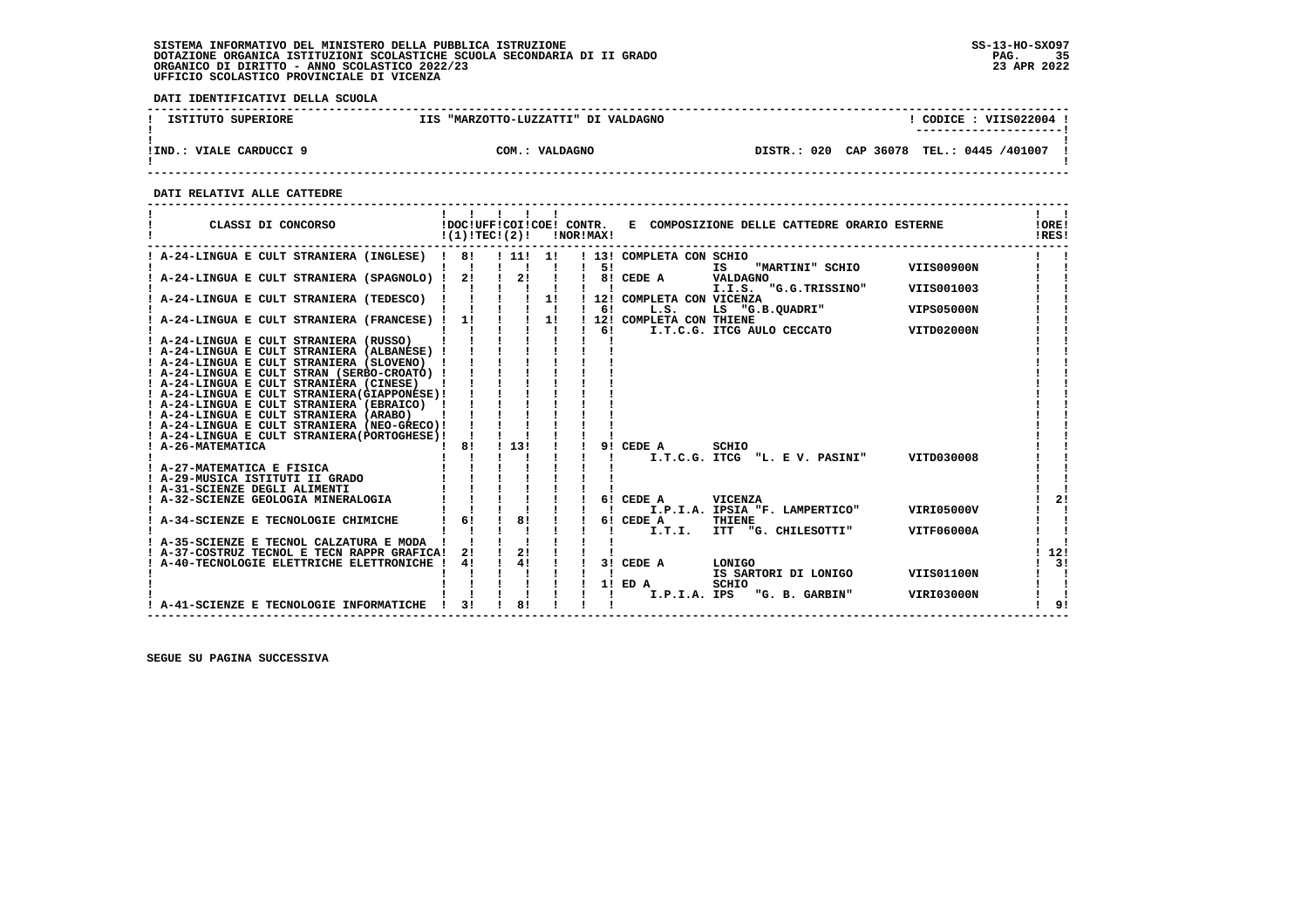SISTEMA INFORMATIVO DEL MINISTERO DELLA PUBBLICA ISTRUZIONE
DOTAZIONE ORGANICA ISTITUZIONI SCOLASTICHE SCUOLA SECONDARIA DI II GRADO
ORGANICO DI DIRITTO - ANNO SCOLASTICO 2022/23
UFFICIO SCOLASTICO PROVINCIALE DI VICENZA

SS-13-HO-SXO97
23 APR 2022

**DATI IDENTIFICATIVI DELLA SCUOLA**

| ISTITUTO SUPERIORE | IIS "MARZOTTO-LUZZATTI" DI VALDAGNO | CODICE : VIIS022004 |
|---|---|---|
| IND.: VIALE CARDUCCI 9 | COM.: VALDAGNO | DISTR.: 020 CAP 36078 TEL.: 0445 /401007 |

**DATI RELATIVI ALLE CATTEDRE**

| CLASSI DI CONCORSO | DOC (1) | UFF TEC | COI (2) | COE | CONTR. NOR | CONTR. MAX | E COMPOSIZIONE DELLE CATTEDRE ORARIO ESTERNE | | | ORE RES |
|---|---|---|---|---|---|---|---|---|---|---|
| A-24-LINGUA E CULT STRANIERA (INGLESE) | 8 | | 11 | 1 | | 13 | COMPLETA CON | SCHIO | | |
| | | | | | | 5 | | IS "MARTINI" SCHIO | VIIS00900N | |
| A-24-LINGUA E CULT STRANIERA (SPAGNOLO) | 2 | | 2 | | | 8 | CEDE A | VALDAGNO | | |
| | | | | | | | | I.I.S. "G.G.TRISSINO" | VIIS001003 | |
| A-24-LINGUA E CULT STRANIERA (TEDESCO) | | | | 1 | | 12 | COMPLETA CON | VICENZA | | |
| | | | | | | 6 | L.S. | LS "G.B.QUADRI" | VIPS05000N | |
| A-24-LINGUA E CULT STRANIERA (FRANCESE) | 1 | | | 1 | | 12 | COMPLETA CON | THIENE | | |
| | | | | | | 6 | I.T.C.G. | ITCG AULO CECCATO | VITD02000N | |
| A-24-LINGUA E CULT STRANIERA (RUSSO) | | | | | | | | | | |
| A-24-LINGUA E CULT STRANIERA (ALBANESE) | | | | | | | | | | |
| A-24-LINGUA E CULT STRANIERA (SLOVENO) | | | | | | | | | | |
| A-24-LINGUA E CULT STRAN (SERBO-CROATO) | | | | | | | | | | |
| A-24-LINGUA E CULT STRANIERA (CINESE) | | | | | | | | | | |
| A-24-LINGUA E CULT STRANIERA(GIAPPONESE) | | | | | | | | | | |
| A-24-LINGUA E CULT STRANIERA (EBRAICO) | | | | | | | | | | |
| A-24-LINGUA E CULT STRANIERA (ARABO) | | | | | | | | | | |
| A-24-LINGUA E CULT STRANIERA (NEO-GRECO) | | | | | | | | | | |
| A-24-LINGUA E CULT STRANIERA(PORTOGHESE) | | | | | | | | | | |
| A-26-MATEMATICA | 8 | | 13 | | | 9 | CEDE A | SCHIO | | |
| | | | | | | | I.T.C.G. | ITCG "L. E V. PASINI" | VITD030008 | |
| A-27-MATEMATICA E FISICA | | | | | | | | | | |
| A-29-MUSICA ISTITUTI II GRADO | | | | | | | | | | |
| A-31-SCIENZE DEGLI ALIMENTI | | | | | | | | | | |
| A-32-SCIENZE GEOLOGIA MINERALOGIA | | | | | | 6 | CEDE A | VICENZA | | 2 |
| | | | | | | | I.P.I.A. | IPSIA "F. LAMPERTICO" | VIRI05000V | |
| A-34-SCIENZE E TECNOLOGIE CHIMICHE | 6 | | 8 | | | 6 | CEDE A | THIENE | | |
| | | | | | | | I.T.I. | ITT "G. CHILESOTTI" | VITF06000A | |
| A-35-SCIENZE E TECNOL CALZATURA E MODA | | | | | | | | | | |
| A-37-COSTRUZ TECNOL E TECN RAPPR GRAFICA | 2 | | 2 | | | | | | | 12 |
| A-40-TECNOLOGIE ELETTRICHE ELETTRONICHE | 4 | | 4 | | | 3 | CEDE A | LONIGO | | 3 |
| | | | | | | | | IS SARTORI DI LONIGO | VIIS01100N | |
| | | | | | | 1 | ED A | SCHIO | | |
| | | | | | | | I.P.I.A. | IPS "G. B. GARBIN" | VIRI03000N | |
| A-41-SCIENZE E TECNOLOGIE INFORMATICHE | 3 | | 8 | | | | | | | 9 |

SEGUE SU PAGINA SUCCESSIVA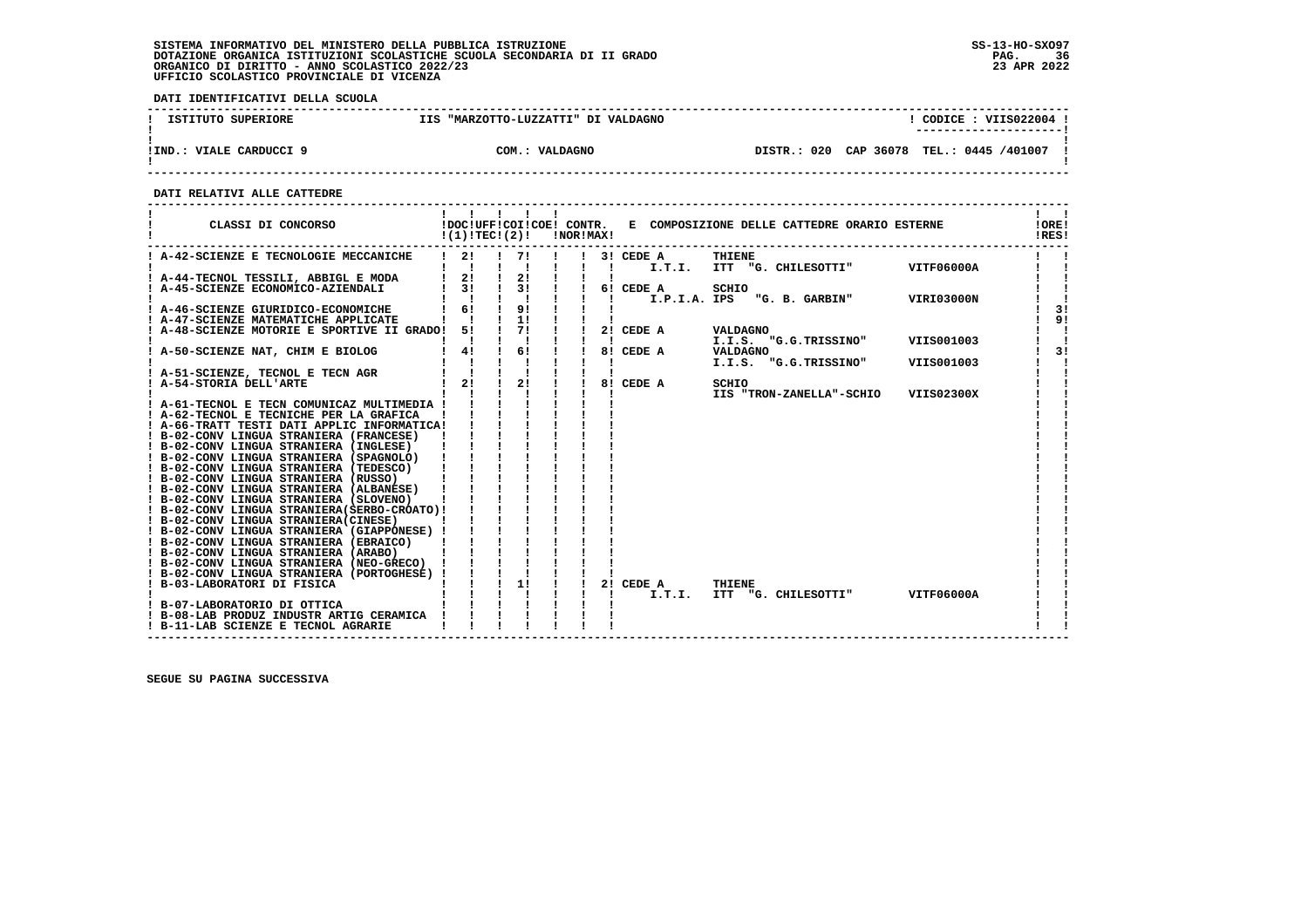SISTEMA INFORMATIVO DEL MINISTERO DELLA PUBBLICA ISTRUZIONE
DOTAZIONE ORGANICA ISTITUZIONI SCOLASTICHE SCUOLA SECONDARIA DI II GRADO
ORGANICO DI DIRITTO - ANNO SCOLASTICO 2022/23
UFFICIO SCOLASTICO PROVINCIALE DI VICENZA

SS-13-HO-SXO97
23 APR 2022

**DATI IDENTIFICATIVI DELLA SCUOLA**

| ISTITUTO SUPERIORE | IIS "MARZOTTO-LUZZATTI" DI VALDAGNO | CODICE : VIIS022004 |
|---|---|---|
| IND.: VIALE CARDUCCI 9 | COM.: VALDAGNO | DISTR.: 020 CAP 36078 TEL.: 0445 /401007 |

**DATI RELATIVI ALLE CATTEDRE**

| CLASSI DI CONCORSO | DOC (1) | UFF TEC | COI (2) | COE | CONTR. NOR | CONTR. MAX | E COMPOSIZIONE DELLE CATTEDRE ORARIO ESTERNE | ORE RES |
|---|---|---|---|---|---|---|---|---|
| A-42-SCIENZE E TECNOLOGIE MECCANICHE | 2 | | 7 | | | 3 | CEDE A THIENE I.T.I. ITT "G. CHILESOTTI" VITF06000A | |
| A-44-TECNOL TESSILI, ABBIGL E MODA | 2 | | 2 | | | | | |
| A-45-SCIENZE ECONOMICO-AZIENDALI | 3 | | 3 | | | 6 | CEDE A SCHIO I.P.I.A. IPS "G. B. GARBIN" VIRI03000N | |
| A-46-SCIENZE GIURIDICO-ECONOMICHE | 6 | | 9 | | | | | 3 |
| A-47-SCIENZE MATEMATICHE APPLICATE | | | 1 | | | | | 9 |
| A-48-SCIENZE MOTORIE E SPORTIVE II GRADO | 5 | | 7 | | | 2 | CEDE A VALDAGNO I.I.S. "G.G.TRISSINO" VIIS001003 | |
| A-50-SCIENZE NAT, CHIM E BIOLOG | 4 | | 6 | | | 8 | CEDE A VALDAGNO I.I.S. "G.G.TRISSINO" VIIS001003 | 3 |
| A-51-SCIENZE, TECNOL E TECN AGR | | | | | | | | |
| A-54-STORIA DELL'ARTE | 2 | | 2 | | | 8 | CEDE A SCHIO IIS "TRON-ZANELLA"-SCHIO VIIS02300X | |
| A-61-TECNOL E TECN COMUNICAZ MULTIMEDIA | | | | | | | | |
| A-62-TECNOL E TECNICHE PER LA GRAFICA | | | | | | | | |
| A-66-TRATT TESTI DATI APPLIC INFORMATICA | | | | | | | | |
| B-02-CONV LINGUA STRANIERA (FRANCESE) | | | | | | | | |
| B-02-CONV LINGUA STRANIERA (INGLESE) | | | | | | | | |
| B-02-CONV LINGUA STRANIERA (SPAGNOLO) | | | | | | | | |
| B-02-CONV LINGUA STRANIERA (TEDESCO) | | | | | | | | |
| B-02-CONV LINGUA STRANIERA (RUSSO) | | | | | | | | |
| B-02-CONV LINGUA STRANIERA (ALBANESE) | | | | | | | | |
| B-02-CONV LINGUA STRANIERA (SLOVENO) | | | | | | | | |
| B-02-CONV LINGUA STRANIERA(SERBO-CROATO) | | | | | | | | |
| B-02-CONV LINGUA STRANIERA(CINESE) | | | | | | | | |
| B-02-CONV LINGUA STRANIERA (GIAPPONESE) | | | | | | | | |
| B-02-CONV LINGUA STRANIERA (EBRAICO) | | | | | | | | |
| B-02-CONV LINGUA STRANIERA (ARABO) | | | | | | | | |
| B-02-CONV LINGUA STRANIERA (NEO-GRECO) | | | | | | | | |
| B-02-CONV LINGUA STRANIERA (PORTOGHESE) | | | | | | | | |
| B-03-LABORATORI DI FISICA | | | 1 | | | 2 | CEDE A THIENE I.T.I. ITT "G. CHILESOTTI" VITF06000A | |
| B-07-LABORATORIO DI OTTICA | | | | | | | | |
| B-08-LAB PRODUZ INDUSTR ARTIG CERAMICA | | | | | | | | |
| B-11-LAB SCIENZE E TECNOL AGRARIE | | | | | | | | |

SEGUE SU PAGINA SUCCESSIVA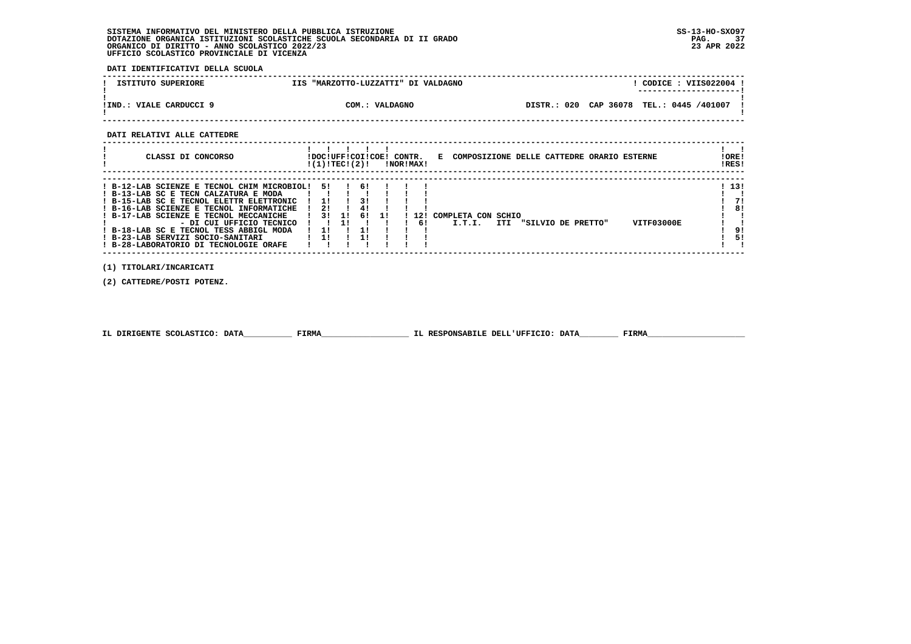SISTEMA INFORMATIVO DEL MINISTERO DELLA PUBBLICA ISTRUZIONE
DOTAZIONE ORGANICA ISTITUZIONI SCOLASTICHE SCUOLA SECONDARIA DI II GRADO
ORGANICO DI DIRITTO - ANNO SCOLASTICO 2022/23
UFFICIO SCOLASTICO PROVINCIALE DI VICENZA

SS-13-HO-SXO97
23 APR 2022

**DATI IDENTIFICATIVI DELLA SCUOLA**

| ISTITUTO SUPERIORE | IIS "MARZOTTO-LUZZATTI" DI VALDAGNO | CODICE : VIIS022004 |
|---|---|---|
| IND.: VIALE CARDUCCI 9 | COM.: VALDAGNO | DISTR.: 020 CAP 36078 TEL.: 0445 /401007 |

**DATI RELATIVI ALLE CATTEDRE**

| CLASSI DI CONCORSO | DOC (1) | UFF TEC | COI (2) | COE | CONTR. NOR | CONTR. MAX | E COMPOSIZIONE DELLE CATTEDRE ORARIO ESTERNE | ORE RES |
|---|---|---|---|---|---|---|---|---|
| B-12-LAB SCIENZE E TECNOL CHIM MICROBIOL | 5 | | 6 | | | | | 13 |
| B-13-LAB SC E TECN CALZATURA E MODA | | | | | | | | |
| B-15-LAB SC E TECNOL ELETTR ELETTRONIC | 1 | | 3 | | | | | 7 |
| B-16-LAB SCIENZE E TECNOL INFORMATICHE | 2 | | 4 | | | | | 8 |
| B-17-LAB SCIENZE E TECNOL MECCANICHE | 3 | 1 | 6 | 1 | | 12 | COMPLETA CON SCHIO | |
| - DI CUI UFFICIO TECNICO | | 1 | | | | 6 | I.T.I. ITI "SILVIO DE PRETTO" VITF03000E | |
| B-18-LAB SC E TECNOL TESS ABBIGL MODA | 1 | | 1 | | | | | 9 |
| B-23-LAB SERVIZI SOCIO-SANITARI | 1 | | 1 | | | | | 5 |
| B-28-LABORATORIO DI TECNOLOGIE ORAFE | | | | | | | | |

(1) TITOLARI/INCARICATI

(2) CATTEDRE/POSTI POTENZ.

IL DIRIGENTE SCOLASTICO: DATA__________ FIRMA__________________ IL RESPONSABILE DELL'UFFICIO: DATA________ FIRMA____________________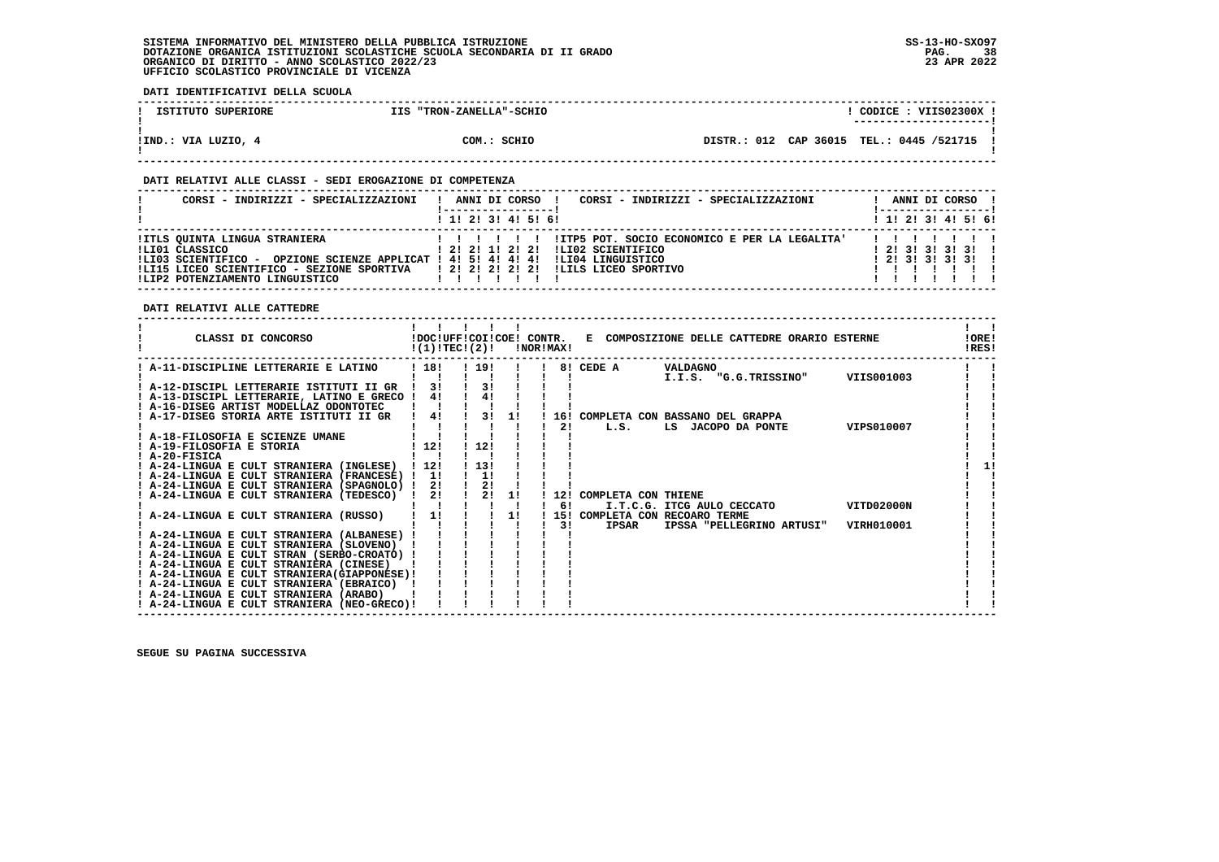SISTEMA INFORMATIVO DEL MINISTERO DELLA PUBBLICA ISTRUZIONE
DOTAZIONE ORGANICA ISTITUZIONI SCOLASTICHE SCUOLA SECONDARIA DI II GRADO
ORGANICO DI DIRITTO - ANNO SCOLASTICO 2022/23
UFFICIO SCOLASTICO PROVINCIALE DI VICENZA

SS-13-HO-SXO97
23 APR 2022

**DATI IDENTIFICATIVI DELLA SCUOLA**

| ISTITUTO SUPERIORE | IIS "TRON-ZANELLA"-SCHIO | | CODICE : VIIS02300X |
|---|---|---|---|
| IND.: VIA LUZIO, 4 | COM.: SCHIO | DISTR.: 012 CAP 36015 | TEL.: 0445 /521715 |

**DATI RELATIVI ALLE CLASSI - SEDI EROGAZIONE DI COMPETENZA**

| CORSI - INDIRIZZI - SPECIALIZZAZIONI | 1 | 2 | 3 | 4 | 5 | 6 | CORSI - INDIRIZZI - SPECIALIZZAZIONI | 1 | 2 | 3 | 4 | 5 | 6 |
|---|---|---|---|---|---|---|---|---|---|---|---|---|---|
| ITLS QUINTA LINGUA STRANIERA | | | | | | | ITP5 POT. SOCIO ECONOMICO E PER LA LEGALITA' | | | | | | |
| LI01 CLASSICO | 2 | 2 | 1 | 2 | 2 | | LI02 SCIENTIFICO | 2 | 3 | 3 | 3 | 3 | |
| LI03 SCIENTIFICO - OPZIONE SCIENZE APPLICAT | 4 | 5 | 4 | 4 | 4 | | LI04 LINGUISTICO | 2 | 3 | 3 | 3 | 3 | |
| LI15 LICEO SCIENTIFICO - SEZIONE SPORTIVA | 2 | 2 | 2 | 2 | 2 | | LILS LICEO SPORTIVO | | | | | | |
| LIP2 POTENZIAMENTO LINGUISTICO | | | | | | | | | | | | | |

**DATI RELATIVI ALLE CATTEDRE**

| CLASSI DI CONCORSO | DOC (1) | UFF TEC (2) | COI | COE | CONTR. NOR | CONTR. MAX | E COMPOSIZIONE DELLE CATTEDRE ORARIO ESTERNE | ORE RES |
|---|---|---|---|---|---|---|---|---|
| A-11-DISCIPLINE LETTERARIE E LATINO | 18 | | 19 | | | 8 | CEDE A VALDAGNO I.I.S. "G.G.TRISSINO" VIIS001003 | |
| A-12-DISCIPL LETTERARIE ISTITUTI II GR | 3 | | 3 | | | | | |
| A-13-DISCIPL LETTERARIE, LATINO E GRECO | 4 | | 4 | | | | | |
| A-16-DISEG ARTIST MODELLAZ ODONTOTEC | | | | | | | | |
| A-17-DISEG STORIA ARTE ISTITUTI II GR | 4 | | 3 | 1 | 16 | 2 | COMPLETA CON BASSANO DEL GRAPPA L.S. LS JACOPO DA PONTE VIPS010007 | |
| A-18-FILOSOFIA E SCIENZE UMANE | | | | | | | | |
| A-19-FILOSOFIA E STORIA | 12 | | 12 | | | | | |
| A-20-FISICA | | | | | | | | |
| A-24-LINGUA E CULT STRANIERA (INGLESE) | 12 | | 13 | | | | | 1 |
| A-24-LINGUA E CULT STRANIERA (FRANCESE) | 1 | | 1 | | | | | |
| A-24-LINGUA E CULT STRANIERA (SPAGNOLO) | 2 | | 2 | | | | | |
| A-24-LINGUA E CULT STRANIERA (TEDESCO) | 2 | | 2 | 1 | 12 | 6 | COMPLETA CON THIENE I.T.C.G. ITCG AULO CECCATO VITD02000N | |
| A-24-LINGUA E CULT STRANIERA (RUSSO) | 1 | | | 1 | 15 | 3 | COMPLETA CON RECOARO TERME IPSAR IPSSA "PELLEGRINO ARTUSI" VIRH010001 | |
| A-24-LINGUA E CULT STRANIERA (ALBANESE) | | | | | | | | |
| A-24-LINGUA E CULT STRANIERA (SLOVENO) | | | | | | | | |
| A-24-LINGUA E CULT STRAN (SERBO-CROATO) | | | | | | | | |
| A-24-LINGUA E CULT STRANIERA (CINESE) | | | | | | | | |
| A-24-LINGUA E CULT STRANIERA(GIAPPONESE) | | | | | | | | |
| A-24-LINGUA E CULT STRANIERA (EBRAICO) | | | | | | | | |
| A-24-LINGUA E CULT STRANIERA (ARABO) | | | | | | | | |
| A-24-LINGUA E CULT STRANIERA (NEO-GRECO) | | | | | | | | |

SEGUE SU PAGINA SUCCESSIVA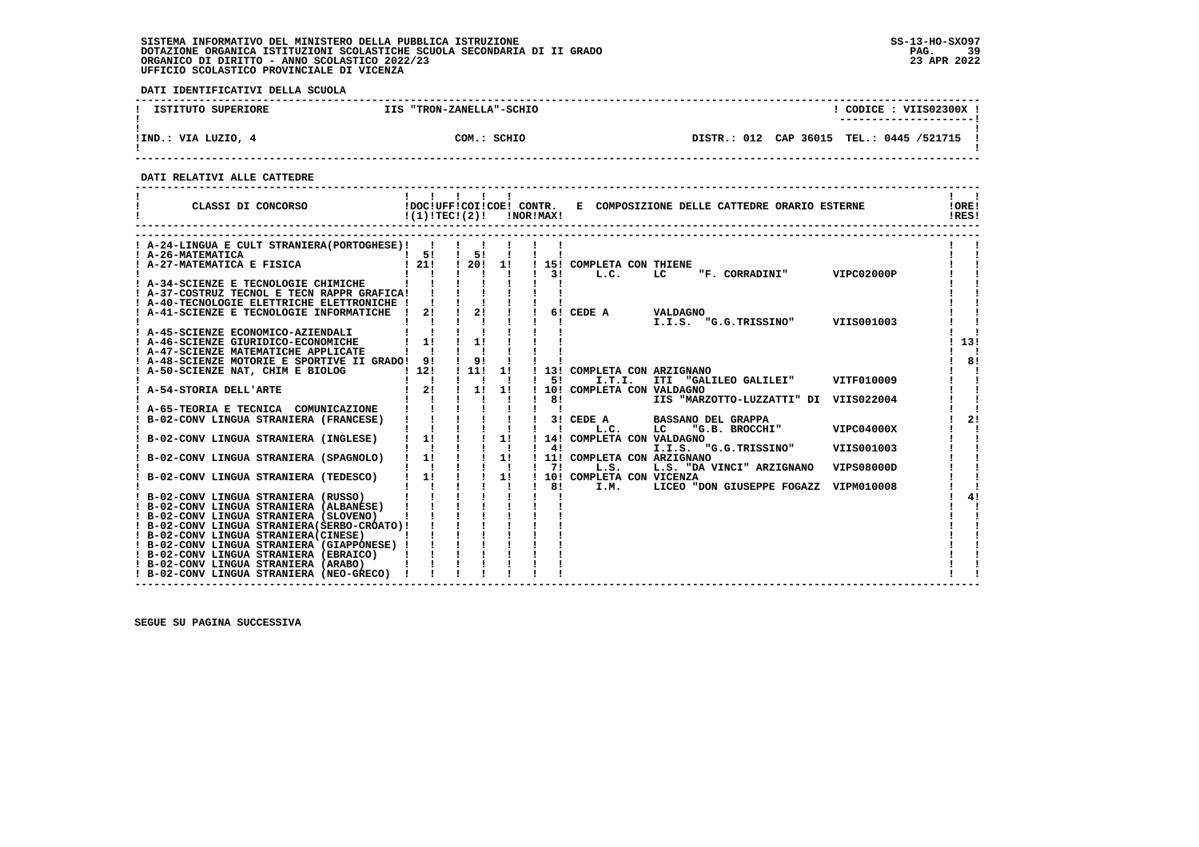SISTEMA INFORMATIVO DEL MINISTERO DELLA PUBBLICA ISTRUZIONE
DOTAZIONE ORGANICA ISTITUZIONI SCOLASTICHE SCUOLA SECONDARIA DI II GRADO
ORGANICO DI DIRITTO - ANNO SCOLASTICO 2022/23
UFFICIO SCOLASTICO PROVINCIALE DI VICENZA

SS-13-HO-SXO97
23 APR 2022

**DATI IDENTIFICATIVI DELLA SCUOLA**

| ISTITUTO SUPERIORE | IIS "TRON-ZANELLA"-SCHIO | | CODICE : VIIS02300X |
|---|---|---|---|
| IND.: VIA LUZIO, 4 | COM.: SCHIO | DISTR.: 012 CAP 36015 | TEL.: 0445 /521715 |

**DATI RELATIVI ALLE CATTEDRE**

| CLASSI DI CONCORSO | DOC (1) | UFF TEC (2) | COI | COE | CONTR. NOR | CONTR. MAX | E COMPOSIZIONE DELLE CATTEDRE ORARIO ESTERNE | ORE RES |
|---|---|---|---|---|---|---|---|---|
| A-24-LINGUA E CULT STRANIERA(PORTOGHESE) | | | | | | | | |
| A-26-MATEMATICA | 5 | | 5 | | | | | |
| A-27-MATEMATICA E FISICA | 21 | | 20 | 1 | | 15 | COMPLETA CON THIENE | |
| | | | | | | 3 | L.C. LC "F. CORRADINI" VIPC02000P | |
| A-34-SCIENZE E TECNOLOGIE CHIMICHE | | | | | | | | |
| A-37-COSTRUZ TECNOL E TECN RAPPR GRAFICA | | | | | | | | |
| A-40-TECNOLOGIE ELETTRICHE ELETTRONICHE | | | | | | | | |
| A-41-SCIENZE E TECNOLOGIE INFORMATICHE | 2 | | 2 | | | 6 | CEDE A VALDAGNO | |
| | | | | | | | I.I.S. "G.G.TRISSINO" VIIS001003 | |
| A-45-SCIENZE ECONOMICO-AZIENDALI | | | | | | | | |
| A-46-SCIENZE GIURIDICO-ECONOMICHE | 1 | | 1 | | | | | 13 |
| A-47-SCIENZE MATEMATICHE APPLICATE | | | | | | | | |
| A-48-SCIENZE MOTORIE E SPORTIVE II GRADO | 9 | | 9 | | | | | 8 |
| A-50-SCIENZE NAT, CHIM E BIOLOG | 12 | | 11 | 1 | | 13 | COMPLETA CON ARZIGNANO | |
| | | | | | | 5 | I.T.I. ITI "GALILEO GALILEI" VITF010009 | |
| A-54-STORIA DELL'ARTE | 2 | | 1 | 1 | | 10 | COMPLETA CON VALDAGNO | |
| | | | | | | 8 | IIS "MARZOTTO-LUZZATTI" DI VIIS022004 | |
| A-65-TEORIA E TECNICA COMUNICAZIONE | | | | | | | | |
| B-02-CONV LINGUA STRANIERA (FRANCESE) | | | | | | 3 | CEDE A BASSANO DEL GRAPPA | 2 |
| | | | | | | | L.C. LC "G.B. BROCCHI" VIPC04000X | |
| B-02-CONV LINGUA STRANIERA (INGLESE) | 1 | | | 1 | | 14 | COMPLETA CON VALDAGNO | |
| | | | | | | 4 | I.I.S. "G.G.TRISSINO" VIIS001003 | |
| B-02-CONV LINGUA STRANIERA (SPAGNOLO) | 1 | | | 1 | | 11 | COMPLETA CON ARZIGNANO | |
| | | | | | | 7 | L.S. L.S. "DA VINCI" ARZIGNANO VIPS08000D | |
| B-02-CONV LINGUA STRANIERA (TEDESCO) | 1 | | | 1 | | 10 | COMPLETA CON VICENZA | |
| | | | | | | 8 | I.M. LICEO "DON GIUSEPPE FOGAZZ VIPM010008 | |
| B-02-CONV LINGUA STRANIERA (RUSSO) | | | | | | | | 4 |
| B-02-CONV LINGUA STRANIERA (ALBANESE) | | | | | | | | |
| B-02-CONV LINGUA STRANIERA (SLOVENO) | | | | | | | | |
| B-02-CONV LINGUA STRANIERA(SERBO-CROATO) | | | | | | | | |
| B-02-CONV LINGUA STRANIERA(CINESE) | | | | | | | | |
| B-02-CONV LINGUA STRANIERA (GIAPPONESE) | | | | | | | | |
| B-02-CONV LINGUA STRANIERA (EBRAICO) | | | | | | | | |
| B-02-CONV LINGUA STRANIERA (ARABO) | | | | | | | | |
| B-02-CONV LINGUA STRANIERA (NEO-GRECO) | | | | | | | | |

SEGUE SU PAGINA SUCCESSIVA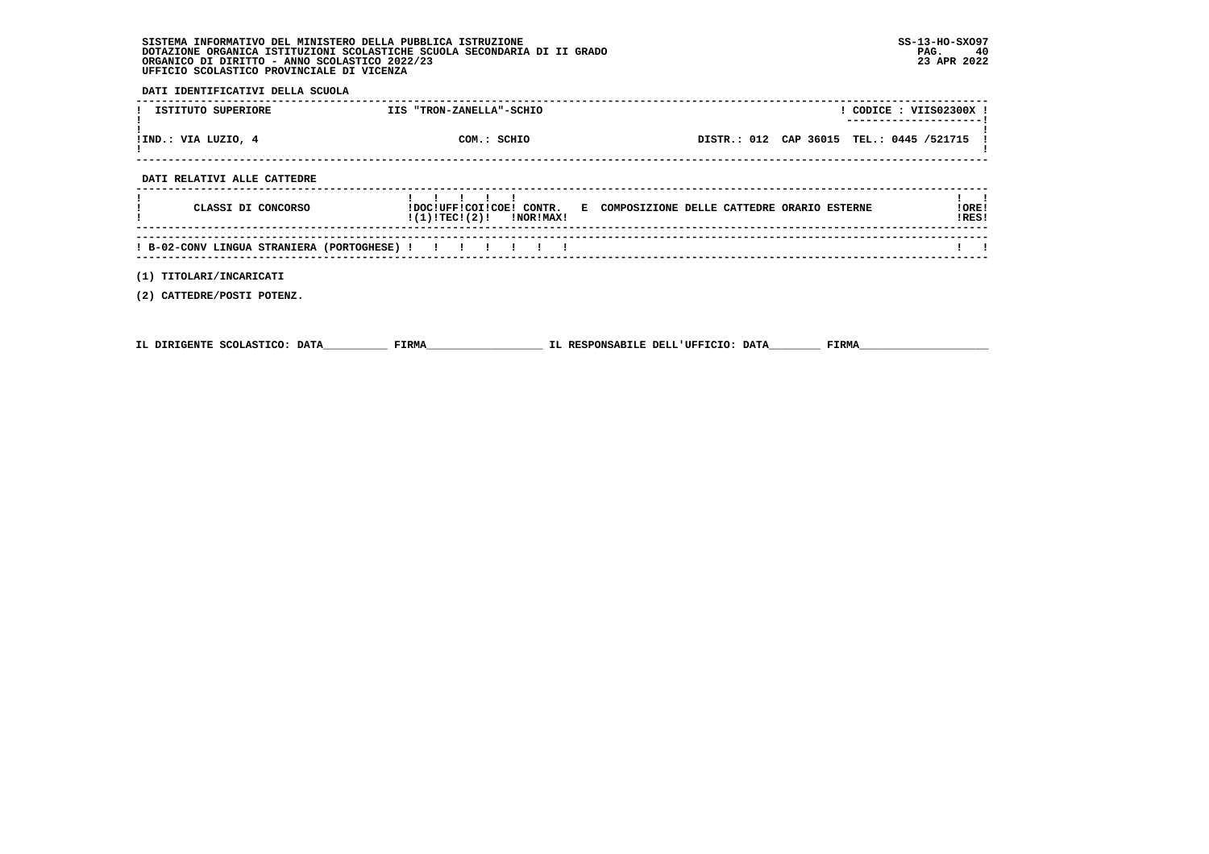SISTEMA INFORMATIVO DEL MINISTERO DELLA PUBBLICA ISTRUZIONE
DOTAZIONE ORGANICA ISTITUZIONI SCOLASTICHE SCUOLA SECONDARIA DI II GRADO
ORGANICO DI DIRITTO - ANNO SCOLASTICO 2022/23
UFFICIO SCOLASTICO PROVINCIALE DI VICENZA

SS-13-HO-SXO97
23 APR 2022

**DATI IDENTIFICATIVI DELLA SCUOLA**

| ISTITUTO SUPERIORE | IIS "TRON-ZANELLA"-SCHIO | | CODICE : VIIS02300X |
|---|---|---|---|
| IND.: VIA LUZIO, 4 | COM.: SCHIO | DISTR.: 012 CAP 36015 | TEL.: 0445 /521715 |

**DATI RELATIVI ALLE CATTEDRE**

| CLASSI DI CONCORSO | DOC (1) | UFF TEC | COI (2) | COE | CONTR. NOR | CONTR. MAX | E COMPOSIZIONE DELLE CATTEDRE ORARIO ESTERNE | ORE RES |
|---|---|---|---|---|---|---|---|---|
| B-02-CONV LINGUA STRANIERA (PORTOGHESE) | | | | | | | | |

(1) TITOLARI/INCARICATI

(2) CATTEDRE/POSTI POTENZ.

IL DIRIGENTE SCOLASTICO: DATA__________ FIRMA__________________ IL RESPONSABILE DELL'UFFICIO: DATA________ FIRMA____________________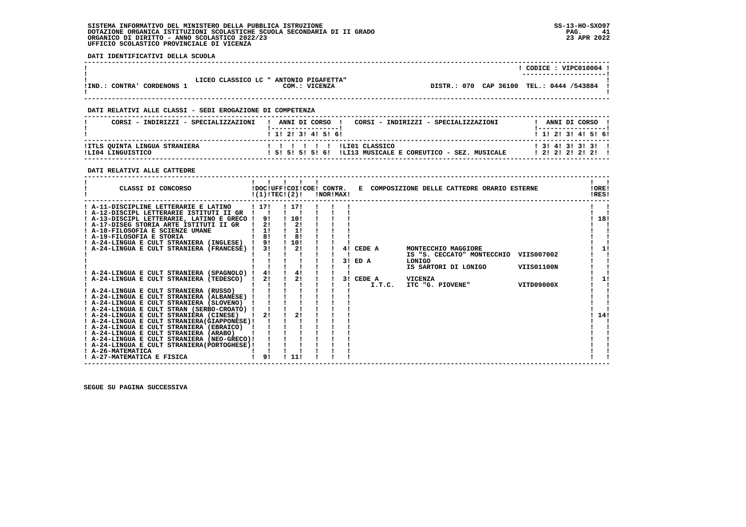SISTEMA INFORMATIVO DEL MINISTERO DELLA PUBBLICA ISTRUZIONE
DOTAZIONE ORGANICA ISTITUZIONI SCOLASTICHE SCUOLA SECONDARIA DI II GRADO
ORGANICO DI DIRITTO - ANNO SCOLASTICO 2022/23
UFFICIO SCOLASTICO PROVINCIALE DI VICENZA

SS-13-HO-SXO97
23 APR 2022

**DATI IDENTIFICATIVI DELLA SCUOLA**

CODICE : VIPC010004

LICEO CLASSICO LC " ANTONIO PIGAFETTA"
IND.: CONTRA' CORDENOS 1 — COM.: VICENZA — DISTR.: 070 CAP 36100 TEL.: 0444 /543884

**DATI RELATIVI ALLE CLASSI - SEDI EROGAZIONE DI COMPETENZA**

| CORSI - INDIRIZZI - SPECIALIZZAZIONI | 1 | 2 | 3 | 4 | 5 | 6 | CORSI - INDIRIZZI - SPECIALIZZAZIONI | 1 | 2 | 3 | 4 | 5 | 6 |
|---|---|---|---|---|---|---|---|---|---|---|---|---|---|
| ITLS QUINTA LINGUA STRANIERA | | | | | | | LI01 CLASSICO | 3 | 4 | 3 | 3 | 3 | |
| LI04 LINGUISTICO | 5 | 5 | 5 | 5 | 6 | | LI13 MUSICALE E COREUTICO - SEZ. MUSICALE | 2 | 2 | 2 | 2 | 2 | |

**DATI RELATIVI ALLE CATTEDRE**

| CLASSI DI CONCORSO | DOC (1) | UFF TEC | COI (2) | COE | CONTR. NOR | CONTR. MAX | E COMPOSIZIONE DELLE CATTEDRE ORARIO ESTERNE | ORE RES |
|---|---|---|---|---|---|---|---|---|
| A-11-DISCIPLINE LETTERARIE E LATINO | 17 | | 17 | | | | | |
| A-12-DISCIPL LETTERARIE ISTITUTI II GR | | | | | | | | |
| A-13-DISCIPL LETTERARIE, LATINO E GRECO | 9 | | 10 | | | | | 18 |
| A-17-DISEG STORIA ARTE ISTITUTI II GR | 2 | | 2 | | | | | |
| A-18-FILOSOFIA E SCIENZE UMANE | 1 | | 1 | | | | | |
| A-19-FILOSOFIA E STORIA | 8 | | 8 | | | | | |
| A-24-LINGUA E CULT STRANIERA (INGLESE) | 9 | | 10 | | | | | |
| A-24-LINGUA E CULT STRANIERA (FRANCESE) | 3 | | 2 | | | | 4 CEDE A MONTECCHIO MAGGIORE IS "S. CECCATO" MONTECCHIO VIIS007002; 3 ED A LONIGO IS SARTORI DI LONIGO VIIS01100N | 1 |
| A-24-LINGUA E CULT STRANIERA (SPAGNOLO) | 4 | | 4 | | | | | |
| A-24-LINGUA E CULT STRANIERA (TEDESCO) | 2 | | 2 | | | | 3 CEDE A VICENZA I.T.C. ITC "G. PIOVENE" VITD09000X | 1 |
| A-24-LINGUA E CULT STRANIERA (RUSSO) | | | | | | | | |
| A-24-LINGUA E CULT STRANIERA (ALBANESE) | | | | | | | | |
| A-24-LINGUA E CULT STRANIERA (SLOVENO) | | | | | | | | |
| A-24-LINGUA E CULT STRAN (SERBO-CROATO) | | | | | | | | |
| A-24-LINGUA E CULT STRANIERA (CINESE) | 2 | | 2 | | | | | 14 |
| A-24-LINGUA E CULT STRANIERA(GIAPPONESE) | | | | | | | | |
| A-24-LINGUA E CULT STRANIERA (EBRAICO) | | | | | | | | |
| A-24-LINGUA E CULT STRANIERA (ARABO) | | | | | | | | |
| A-24-LINGUA E CULT STRANIERA (NEO-GRECO) | | | | | | | | |
| A-24-LINGUA E CULT STRANIERA(PORTOGHESE) | | | | | | | | |
| A-26-MATEMATICA | | | | | | | | |
| A-27-MATEMATICA E FISICA | 9 | | 11 | | | | | |

SEGUE SU PAGINA SUCCESSIVA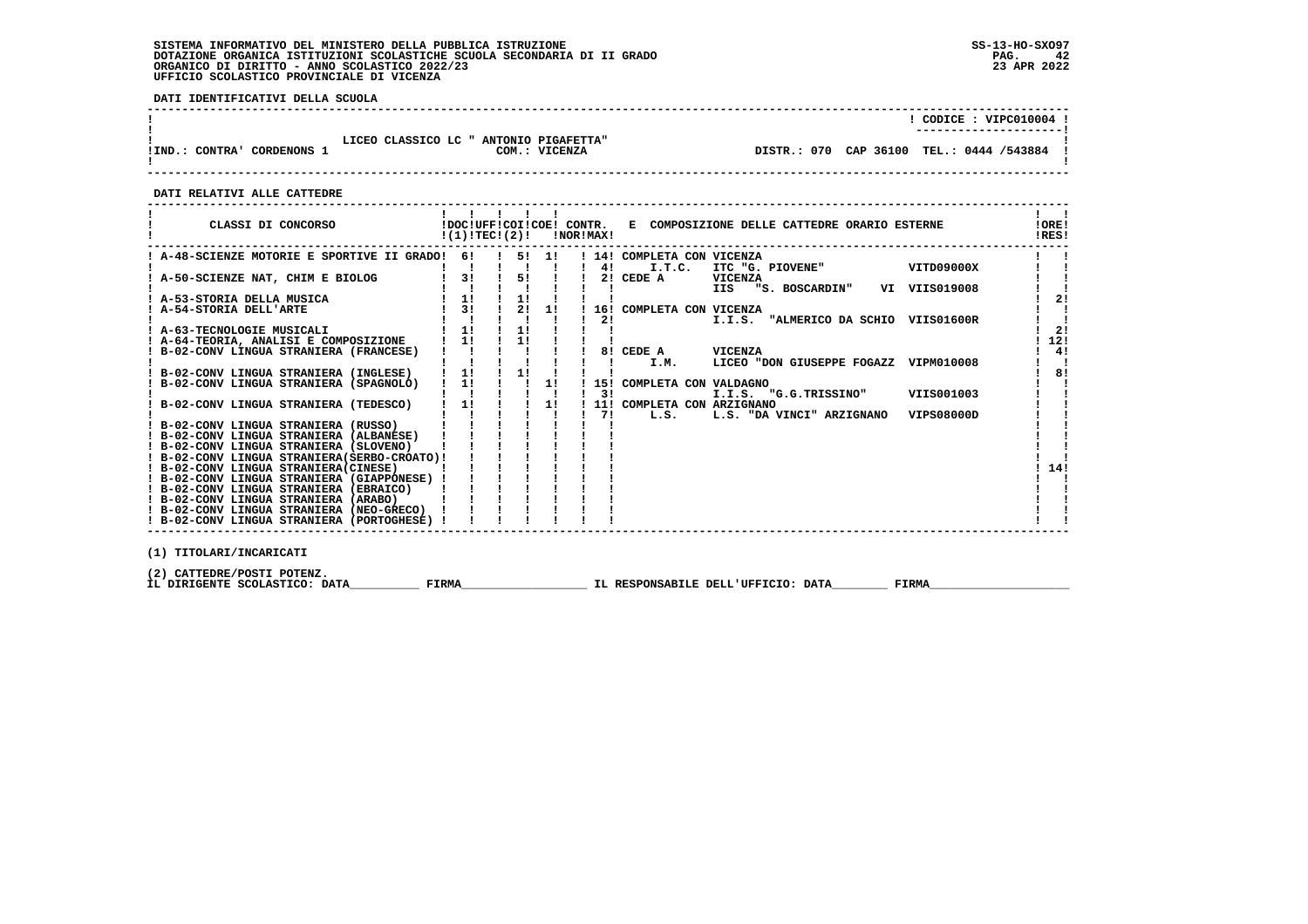SISTEMA INFORMATIVO DEL MINISTERO DELLA PUBBLICA ISTRUZIONE
DOTAZIONE ORGANICA ISTITUZIONI SCOLASTICHE SCUOLA SECONDARIA DI II GRADO
ORGANICO DI DIRITTO - ANNO SCOLASTICO 2022/23
UFFICIO SCOLASTICO PROVINCIALE DI VICENZA

SS-13-HO-SXO97
23 APR 2022

**DATI IDENTIFICATIVI DELLA SCUOLA**

CODICE : VIPC010004

LICEO CLASSICO LC " ANTONIO PIGAFETTA"
IND.: CONTRA' CORDENOS 1 — COM.: VICENZA — DISTR.: 070 CAP 36100 TEL.: 0444 /543884

**DATI RELATIVI ALLE CATTEDRE**

| CLASSI DI CONCORSO | DOC (1) | UFF TEC | COI (2) | COE | CONTR. NOR | CONTR. MAX | E COMPOSIZIONE DELLE CATTEDRE ORARIO ESTERNE | ORE RES |
|---|---|---|---|---|---|---|---|---|
| A-48-SCIENZE MOTORIE E SPORTIVE II GRADO | 6 | | 5 | 1 | | 14 | COMPLETA CON VICENZA | |
| | | | | | | 4 | I.T.C. ITC "G. PIOVENE" VITD09000X | |
| A-50-SCIENZE NAT, CHIM E BIOLOG | 3 | | 5 | | | 2 | CEDE A VICENZA | |
| | | | | | | | IIS "S. BOSCARDIN" VI VIIS019008 | |
| A-53-STORIA DELLA MUSICA | 1 | | 1 | | | | | 2 |
| A-54-STORIA DELL'ARTE | 3 | | 2 | 1 | | 16 | COMPLETA CON VICENZA | |
| | | | | | | 2 | I.I.S. "ALMERICO DA SCHIO VIIS01600R | |
| A-63-TECNOLOGIE MUSICALI | 1 | | 1 | | | | | 2 |
| A-64-TEORIA, ANALISI E COMPOSIZIONE | 1 | | 1 | | | | | 12 |
| B-02-CONV LINGUA STRANIERA (FRANCESE) | | | | | | 8 | CEDE A VICENZA | 4 |
| | | | | | | | I.M. LICEO "DON GIUSEPPE FOGAZZ VIPM010008 | |
| B-02-CONV LINGUA STRANIERA (INGLESE) | 1 | | 1 | | | | | 8 |
| B-02-CONV LINGUA STRANIERA (SPAGNOLO) | 1 | | | 1 | | 15 | COMPLETA CON VALDAGNO | |
| | | | | | | 3 | I.I.S. "G.G.TRISSINO" VIIS001003 | |
| B-02-CONV LINGUA STRANIERA (TEDESCO) | 1 | | | 1 | | 11 | COMPLETA CON ARZIGNANO | |
| | | | | | | 7 | L.S. L.S. "DA VINCI" ARZIGNANO VIPS08000D | |
| B-02-CONV LINGUA STRANIERA (RUSSO) | | | | | | | | |
| B-02-CONV LINGUA STRANIERA (ALBANESE) | | | | | | | | |
| B-02-CONV LINGUA STRANIERA (SLOVENO) | | | | | | | | |
| B-02-CONV LINGUA STRANIERA(SERBO-CROATO) | | | | | | | | |
| B-02-CONV LINGUA STRANIERA(CINESE) | | | | | | | | 14 |
| B-02-CONV LINGUA STRANIERA (GIAPPONESE) | | | | | | | | |
| B-02-CONV LINGUA STRANIERA (EBRAICO) | | | | | | | | |
| B-02-CONV LINGUA STRANIERA (ARABO) | | | | | | | | |
| B-02-CONV LINGUA STRANIERA (NEO-GRECO) | | | | | | | | |
| B-02-CONV LINGUA STRANIERA (PORTOGHESE) | | | | | | | | |

(1) TITOLARI/INCARICATI

(2) CATTEDRE/POSTI POTENZ.

IL DIRIGENTE SCOLASTICO: DATA__________ FIRMA__________________ IL RESPONSABILE DELL'UFFICIO: DATA________ FIRMA____________________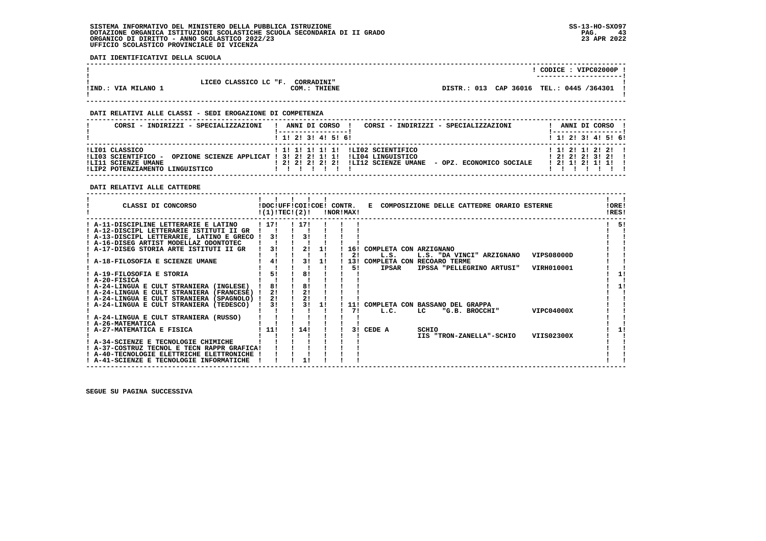SISTEMA INFORMATIVO DEL MINISTERO DELLA PUBBLICA ISTRUZIONE
DOTAZIONE ORGANICA ISTITUZIONI SCOLASTICHE SCUOLA SECONDARIA DI II GRADO
ORGANICO DI DIRITTO - ANNO SCOLASTICO 2022/23
UFFICIO SCOLASTICO PROVINCIALE DI VICENZA

SS-13-HO-SXO97
23 APR 2022

**DATI IDENTIFICATIVI DELLA SCUOLA**

| | | |
|---|---|---|
| | | CODICE : VIPC02000P |
| IND.: VIA MILANO 1 | LICEO CLASSICO LC "F. CORRADINI" COM.: THIENE | DISTR.: 013 CAP 36016 TEL.: 0445 /364301 |

**DATI RELATIVI ALLE CLASSI - SEDI EROGAZIONE DI COMPETENZA**

| CORSI - INDIRIZZI - SPECIALIZZAZIONI | 1 | 2 | 3 | 4 | 5 | 6 | CORSI - INDIRIZZI - SPECIALIZZAZIONI | 1 | 2 | 3 | 4 | 5 | 6 |
|---|---|---|---|---|---|---|---|---|---|---|---|---|---|
| LI01 CLASSICO | 1 | 1 | 1 | 1 | 1 | | LI02 SCIENTIFICO | 1 | 2 | 1 | 2 | 2 | |
| LI03 SCIENTIFICO - OPZIONE SCIENZE APPLICAT | 3 | 2 | 2 | 1 | 1 | | LI04 LINGUISTICO | 2 | 2 | 2 | 3 | 2 | |
| LI11 SCIENZE UMANE | 2 | 2 | 2 | 2 | 2 | | LI12 SCIENZE UMANE - OPZ. ECONOMICO SOCIALE | 2 | 1 | 2 | 1 | 1 | |
| LIP2 POTENZIAMENTO LINGUISTICO | | | | | | | | | | | | | |

**DATI RELATIVI ALLE CATTEDRE**

| CLASSI DI CONCORSO | DOC (1) | UFF TEC | COI (2) | COE | CONTR. NOR | CONTR. MAX | E COMPOSIZIONE DELLE CATTEDRE ORARIO ESTERNE | ORE RES |
|---|---|---|---|---|---|---|---|---|
| A-11-DISCIPLINE LETTERARIE E LATINO | 17 | | 17 | | | | | 5 |
| A-12-DISCIPL LETTERARIE ISTITUTI II GR | | | | | | | | |
| A-13-DISCIPL LETTERARIE, LATINO E GRECO | 3 | | 3 | | | | | |
| A-16-DISEG ARTIST MODELLAZ ODONTOTEC | | | | | | | | |
| A-17-DISEG STORIA ARTE ISTITUTI II GR | 3 | | 2 | 1 | 16 | 2 | COMPLETA CON ARZIGNANO L.S. L.S. "DA VINCI" ARZIGNANO VIPS08000D | |
| A-18-FILOSOFIA E SCIENZE UMANE | 4 | | 3 | 1 | 13 | 5 | COMPLETA CON RECOARO TERME IPSAR IPSSA "PELLEGRINO ARTUSI" VIRH010001 | |
| A-19-FILOSOFIA E STORIA | 5 | | 8 | | | | | 1 |
| A-20-FISICA | | | | | | | | |
| A-24-LINGUA E CULT STRANIERA (INGLESE) | 8 | | 8 | | | | | 1 |
| A-24-LINGUA E CULT STRANIERA (FRANCESE) | 2 | | 2 | | | | | |
| A-24-LINGUA E CULT STRANIERA (SPAGNOLO) | 2 | | 2 | | | | | |
| A-24-LINGUA E CULT STRANIERA (TEDESCO) | 3 | | 3 | 1 | 11 | 7 | COMPLETA CON BASSANO DEL GRAPPA L.C. LC "G.B. BROCCHI" VIPC04000X | |
| A-24-LINGUA E CULT STRANIERA (RUSSO) | | | | | | | | |
| A-26-MATEMATICA | | | | | | | | |
| A-27-MATEMATICA E FISICA | 11 | | 14 | | | 3 | CEDE A SCHIO IIS "TRON-ZANELLA"-SCHIO VIIS02300X | 1 |
| A-34-SCIENZE E TECNOLOGIE CHIMICHE | | | | | | | | |
| A-37-COSTRUZ TECNOL E TECN RAPPR GRAFICA | | | | | | | | |
| A-40-TECNOLOGIE ELETTRICHE ELETTRONICHE | | | | | | | | |
| A-41-SCIENZE E TECNOLOGIE INFORMATICHE | | | 1 | | | | | |

SEGUE SU PAGINA SUCCESSIVA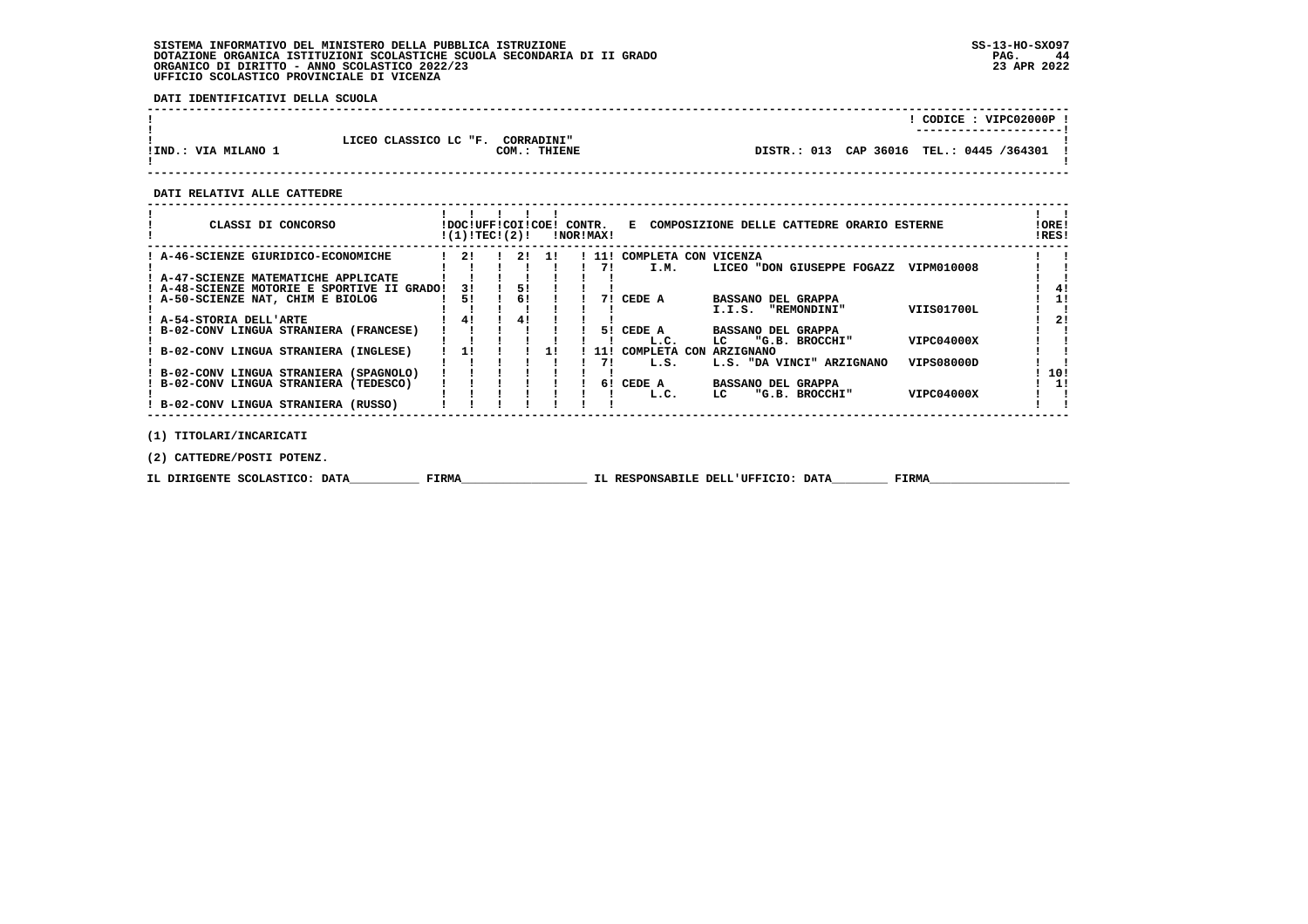SISTEMA INFORMATIVO DEL MINISTERO DELLA PUBBLICA ISTRUZIONE
DOTAZIONE ORGANICA ISTITUZIONI SCOLASTICHE SCUOLA SECONDARIA DI II GRADO
ORGANICO DI DIRITTO - ANNO SCOLASTICO 2022/23
UFFICIO SCOLASTICO PROVINCIALE DI VICENZA

SS-13-HO-SXO97
23 APR 2022

**DATI IDENTIFICATIVI DELLA SCUOLA**

CODICE : VIPC02000P

LICEO CLASSICO LC "F. CORRADINI"
IND.: VIA MILANO 1 — COM.: THIENE — DISTR.: 013 CAP 36016 TEL.: 0445 /364301

**DATI RELATIVI ALLE CATTEDRE**

| CLASSI DI CONCORSO | DOC (1) | UFF TEC | COI (2) | COE | CONTR. NOR | CONTR. MAX | E COMPOSIZIONE DELLE CATTEDRE ORARIO ESTERNE | ORE RES |
|---|---|---|---|---|---|---|---|---|
| A-46-SCIENZE GIURIDICO-ECONOMICHE | 2 | | 2 | 1 | | 11 | COMPLETA CON VICENZA | |
| | | | | | | 7 | I.M. LICEO "DON GIUSEPPE FOGAZZ VIPM010008 | |
| A-47-SCIENZE MATEMATICHE APPLICATE | | | | | | | | |
| A-48-SCIENZE MOTORIE E SPORTIVE II GRADO | 3 | | 5 | | | | | 4 |
| A-50-SCIENZE NAT, CHIM E BIOLOG | 5 | | 6 | | | 7 | CEDE A BASSANO DEL GRAPPA | 1 |
| | | | | | | | I.I.S. "REMONDINI" VIIS01700L | |
| A-54-STORIA DELL'ARTE | 4 | | 4 | | | | | 2 |
| B-02-CONV LINGUA STRANIERA (FRANCESE) | | | | | | 5 | CEDE A BASSANO DEL GRAPPA | |
| | | | | | | | L.C. LC "G.B. BROCCHI" VIPC04000X | |
| B-02-CONV LINGUA STRANIERA (INGLESE) | 1 | | | 1 | | 11 | COMPLETA CON ARZIGNANO | |
| | | | | | | 7 | L.S. L.S. "DA VINCI" ARZIGNANO VIPS08000D | |
| B-02-CONV LINGUA STRANIERA (SPAGNOLO) | | | | | | | | 10 |
| B-02-CONV LINGUA STRANIERA (TEDESCO) | | | | | | 6 | CEDE A BASSANO DEL GRAPPA | 1 |
| | | | | | | | L.C. LC "G.B. BROCCHI" VIPC04000X | |
| B-02-CONV LINGUA STRANIERA (RUSSO) | | | | | | | | |

(1) TITOLARI/INCARICATI

(2) CATTEDRE/POSTI POTENZ.

IL DIRIGENTE SCOLASTICO: DATA__________ FIRMA__________________ IL RESPONSABILE DELL'UFFICIO: DATA________ FIRMA____________________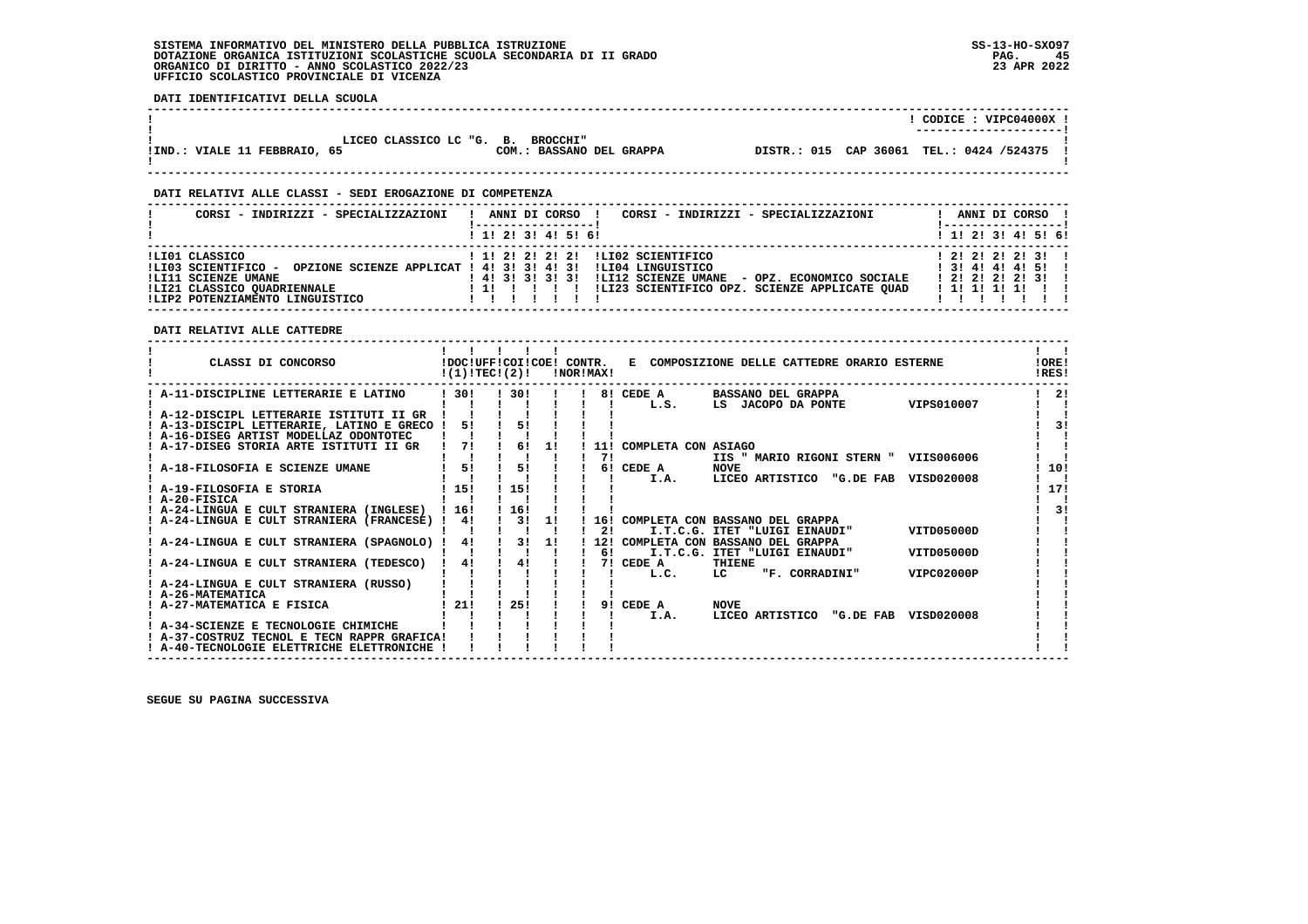SISTEMA INFORMATIVO DEL MINISTERO DELLA PUBBLICA ISTRUZIONE
DOTAZIONE ORGANICA ISTITUZIONI SCOLASTICHE SCUOLA SECONDARIA DI II GRADO
ORGANICO DI DIRITTO - ANNO SCOLASTICO 2022/23
UFFICIO SCOLASTICO PROVINCIALE DI VICENZA

SS-13-HO-SXO97
23 APR 2022

**DATI IDENTIFICATIVI DELLA SCUOLA**

CODICE : VIPC04000X

LICEO CLASSICO LC "G. B. BROCCHI"
IND.: VIALE 11 FEBBRAIO, 65 — COM.: BASSANO DEL GRAPPA — DISTR.: 015 CAP 36061 TEL.: 0424 /524375

**DATI RELATIVI ALLE CLASSI - SEDI EROGAZIONE DI COMPETENZA**

| CORSI - INDIRIZZI - SPECIALIZZAZIONI | 1 | 2 | 3 | 4 | 5 | 6 | CORSI - INDIRIZZI - SPECIALIZZAZIONI | 1 | 2 | 3 | 4 | 5 | 6 |
|---|---|---|---|---|---|---|---|---|---|---|---|---|---|
| LI01 CLASSICO | 1 | 2 | 2 | 2 | 2 | | LI02 SCIENTIFICO | 2 | 2 | 2 | 2 | 3 | |
| LI03 SCIENTIFICO - OPZIONE SCIENZE APPLICAT | 4 | 3 | 3 | 4 | 3 | | LI04 LINGUISTICO | 3 | 4 | 4 | 4 | 5 | |
| LI11 SCIENZE UMANE | 4 | 3 | 3 | 3 | 3 | | LI12 SCIENZE UMANE - OPZ. ECONOMICO SOCIALE | 2 | 2 | 2 | 2 | 3 | |
| LI21 CLASSICO QUADRIENNALE | 1 | | | | | | LI23 SCIENTIFICO OPZ. SCIENZE APPLICATE QUAD | 1 | 1 | 1 | 1 | | |
| LIP2 POTENZIAMENTO LINGUISTICO | | | | | | | | | | | | | |

**DATI RELATIVI ALLE CATTEDRE**

| CLASSI DI CONCORSO | DOC (1) | UFF TEC | COI (2) | COE | CONTR. NOR | CONTR. MAX | E COMPOSIZIONE DELLE CATTEDRE ORARIO ESTERNE | ORE RES |
|---|---|---|---|---|---|---|---|---|
| A-11-DISCIPLINE LETTERARIE E LATINO | 30 | | 30 | | | 8 | CEDE A BASSANO DEL GRAPPA L.S. LS JACOPO DA PONTE VIPS010007 | 2 |
| A-12-DISCIPL LETTERARIE ISTITUTI II GR | | | | | | | | |
| A-13-DISCIPL LETTERARIE, LATINO E GRECO | 5 | | 5 | | | | | 3 |
| A-16-DISEG ARTIST MODELLAZ ODONTOTEC | | | | | | | | |
| A-17-DISEG STORIA ARTE ISTITUTI II GR | 7 | | 6 | 1 | | 11 / 7 | COMPLETA CON ASIAGO IIS " MARIO RIGONI STERN " VIIS006006 | |
| A-18-FILOSOFIA E SCIENZE UMANE | 5 | | 5 | | | 6 | CEDE A NOVE I.A. LICEO ARTISTICO "G.DE FAB VISD020008 | 10 |
| A-19-FILOSOFIA E STORIA | 15 | | 15 | | | | | 17 |
| A-20-FISICA | | | | | | | | |
| A-24-LINGUA E CULT STRANIERA (INGLESE) | 16 | | 16 | | | | | 3 |
| A-24-LINGUA E CULT STRANIERA (FRANCESE) | 4 | | 3 | 1 | | 16 / 2 | COMPLETA CON BASSANO DEL GRAPPA I.T.C.G. ITET "LUIGI EINAUDI" VITD05000D | |
| A-24-LINGUA E CULT STRANIERA (SPAGNOLO) | 4 | | 3 | 1 | | 12 / 6 | COMPLETA CON BASSANO DEL GRAPPA I.T.C.G. ITET "LUIGI EINAUDI" VITD05000D | |
| A-24-LINGUA E CULT STRANIERA (TEDESCO) | 4 | | 4 | | | 7 | CEDE A THIENE L.C. LC "F. CORRADINI" VIPC02000P | |
| A-24-LINGUA E CULT STRANIERA (RUSSO) | | | | | | | | |
| A-26-MATEMATICA | | | | | | | | |
| A-27-MATEMATICA E FISICA | 21 | | 25 | | | 9 | CEDE A NOVE I.A. LICEO ARTISTICO "G.DE FAB VISD020008 | |
| A-34-SCIENZE E TECNOLOGIE CHIMICHE | | | | | | | | |
| A-37-COSTRUZ TECNOL E TECN RAPPR GRAFICA | | | | | | | | |
| A-40-TECNOLOGIE ELETTRICHE ELETTRONICHE | | | | | | | | |

SEGUE SU PAGINA SUCCESSIVA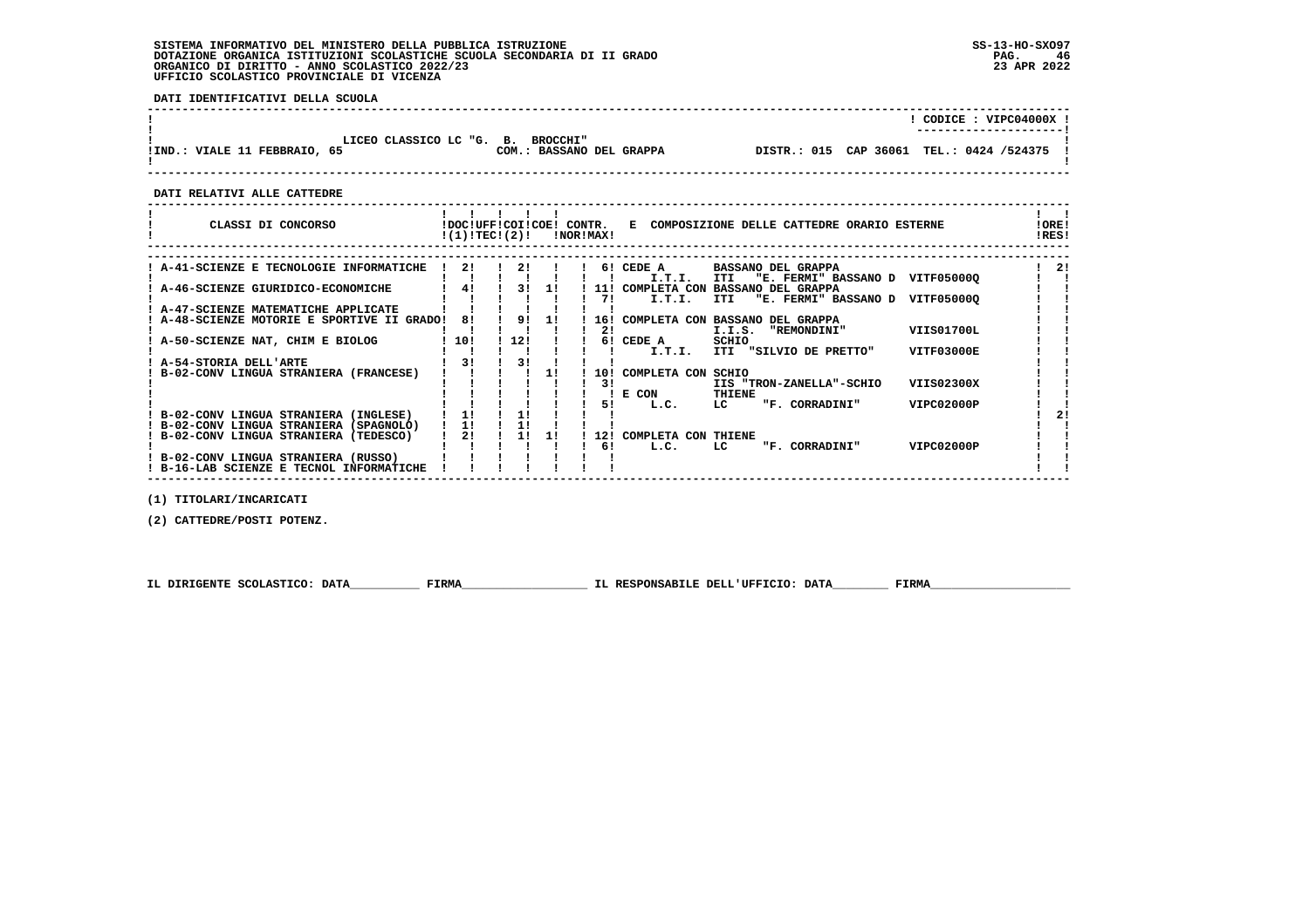SISTEMA INFORMATIVO DEL MINISTERO DELLA PUBBLICA ISTRUZIONE
DOTAZIONE ORGANICA ISTITUZIONI SCOLASTICHE SCUOLA SECONDARIA DI II GRADO
ORGANICO DI DIRITTO - ANNO SCOLASTICO 2022/23
UFFICIO SCOLASTICO PROVINCIALE DI VICENZA

SS-13-HO-SXO97
23 APR 2022

**DATI IDENTIFICATIVI DELLA SCUOLA**

| | |
|---|---|
| | CODICE : VIPC04000X |
| LICEO CLASSICO LC "G. B. BROCCHI" | |
| IND.: VIALE 11 FEBBRAIO, 65 — COM.: BASSANO DEL GRAPPA | DISTR.: 015 CAP 36061 TEL.: 0424 /524375 |

**DATI RELATIVI ALLE CATTEDRE**

| CLASSI DI CONCORSO | DOC (1) | UFF TEC | COI (2) | COE | CONTR. NOR | CONTR. MAX | E COMPOSIZIONE DELLE CATTEDRE ORARIO ESTERNE | ORE RES |
|---|---|---|---|---|---|---|---|---|
| A-41-SCIENZE E TECNOLOGIE INFORMATICHE | 2 | | 2 | | | 6 | CEDE A BASSANO DEL GRAPPA I.T.I. ITI "E. FERMI" BASSANO D VITF05000Q | 2 |
| A-46-SCIENZE GIURIDICO-ECONOMICHE | 4 | | 3 | 1 | | 11 | COMPLETA CON BASSANO DEL GRAPPA | |
| | | | | | | 7 | I.T.I. ITI "E. FERMI" BASSANO D VITF05000Q | |
| A-47-SCIENZE MATEMATICHE APPLICATE | | | | | | | | |
| A-48-SCIENZE MOTORIE E SPORTIVE II GRADO | 8 | | 9 | 1 | | 16 | COMPLETA CON BASSANO DEL GRAPPA | |
| | | | | | | 2 | I.I.S. "REMONDINI" VIIS01700L | |
| A-50-SCIENZE NAT, CHIM E BIOLOG | 10 | | 12 | | | 6 | CEDE A SCHIO I.T.I. ITI "SILVIO DE PRETTO" VITF03000E | |
| A-54-STORIA DELL'ARTE | 3 | | 3 | | | | | |
| B-02-CONV LINGUA STRANIERA (FRANCESE) | | | | 1 | | 10 | COMPLETA CON SCHIO | |
| | | | | | | 3 | IIS "TRON-ZANELLA"-SCHIO VIIS02300X | |
| | | | | | | | E CON THIENE | |
| | | | | | | 5 | L.C. LC "F. CORRADINI" VIPC02000P | |
| B-02-CONV LINGUA STRANIERA (INGLESE) | 1 | | 1 | | | | | 2 |
| B-02-CONV LINGUA STRANIERA (SPAGNOLO) | 1 | | 1 | | | | | |
| B-02-CONV LINGUA STRANIERA (TEDESCO) | 2 | | 1 | 1 | | 12 | COMPLETA CON THIENE | |
| | | | | | | 6 | L.C. LC "F. CORRADINI" VIPC02000P | |
| B-02-CONV LINGUA STRANIERA (RUSSO) | | | | | | | | |
| B-16-LAB SCIENZE E TECNOL INFORMATICHE | | | | | | | | |

(1) TITOLARI/INCARICATI

(2) CATTEDRE/POSTI POTENZ.

IL DIRIGENTE SCOLASTICO: DATA__________ FIRMA__________________ IL RESPONSABILE DELL'UFFICIO: DATA________ FIRMA____________________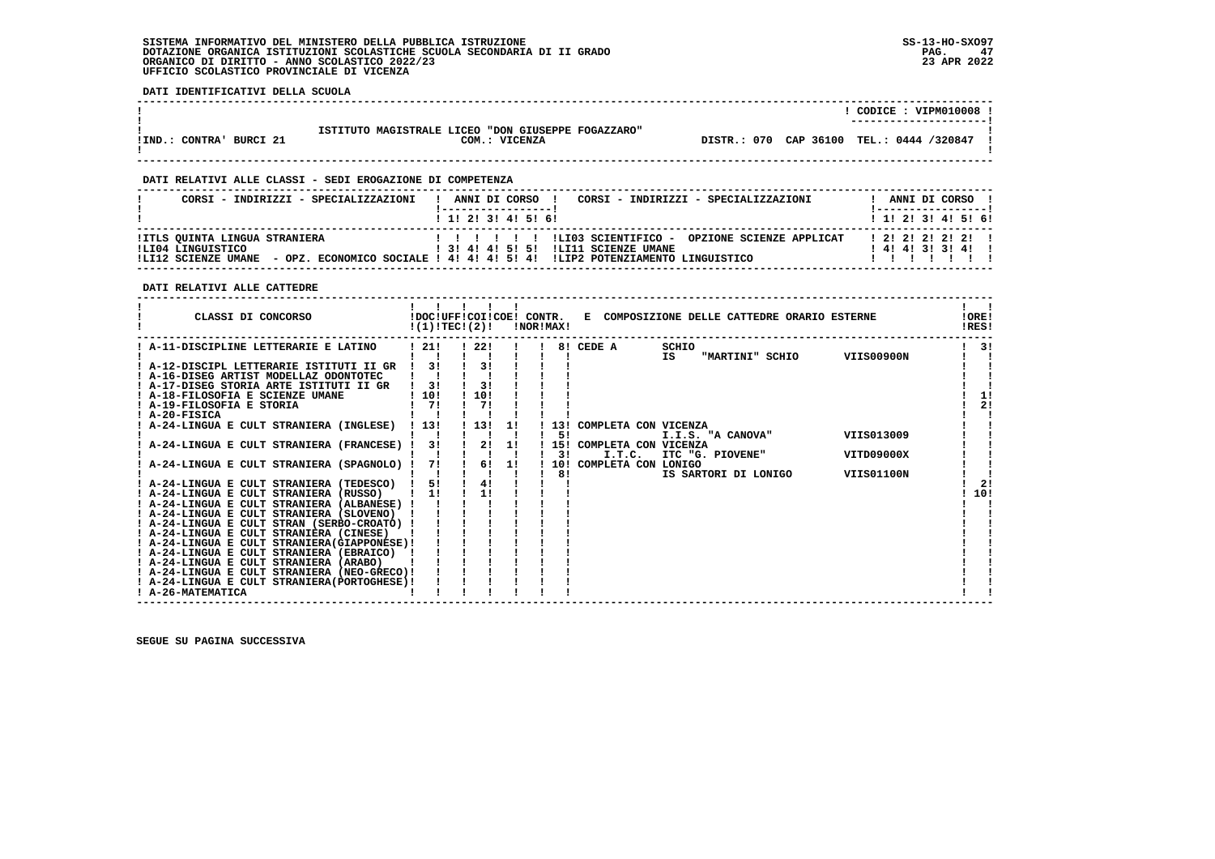SISTEMA INFORMATIVO DEL MINISTERO DELLA PUBBLICA ISTRUZIONE
DOTAZIONE ORGANICA ISTITUZIONI SCOLASTICHE SCUOLA SECONDARIA DI II GRADO
ORGANICO DI DIRITTO - ANNO SCOLASTICO 2022/23
UFFICIO SCOLASTICO PROVINCIALE DI VICENZA

SS-13-HO-SXO97
23 APR 2022

**DATI IDENTIFICATIVI DELLA SCUOLA**

| | | |
|---|---|---|
| | | CODICE : VIPM010008 |
| IND.: CONTRA' BURCI 21 | ISTITUTO MAGISTRALE LICEO "DON GIUSEPPE FOGAZZARO" COM.: VICENZA | DISTR.: 070 CAP 36100 TEL.: 0444 /320847 |

**DATI RELATIVI ALLE CLASSI - SEDI EROGAZIONE DI COMPETENZA**

| CORSI - INDIRIZZI - SPECIALIZZAZIONI | 1 | 2 | 3 | 4 | 5 | 6 | CORSI - INDIRIZZI - SPECIALIZZAZIONI | 1 | 2 | 3 | 4 | 5 | 6 |
|---|---|---|---|---|---|---|---|---|---|---|---|---|---|
| ITLS QUINTA LINGUA STRANIERA | | | | | | | LI03 SCIENTIFICO - OPZIONE SCIENZE APPLICAT | 2 | 2 | 2 | 2 | 2 | |
| LI04 LINGUISTICO | 3 | 4 | 4 | 5 | 5 | | LI11 SCIENZE UMANE | 4 | 4 | 3 | 3 | 4 | |
| LI12 SCIENZE UMANE - OPZ. ECONOMICO SOCIALE | 4 | 4 | 4 | 5 | 4 | | LIP2 POTENZIAMENTO LINGUISTICO | | | | | | |

**DATI RELATIVI ALLE CATTEDRE**

| CLASSI DI CONCORSO | DOC (1) | UFF TEC | COI (2) | COE | CONTR. NOR | CONTR. MAX | E COMPOSIZIONE DELLE CATTEDRE ORARIO ESTERNE | ORE RES |
|---|---|---|---|---|---|---|---|---|
| A-11-DISCIPLINE LETTERARIE E LATINO | 21 | | 22 | | | 8 | CEDE A SCHIO IS "MARTINI" SCHIO VIIS00900N | 3 |
| A-12-DISCIPL LETTERARIE ISTITUTI II GR | 3 | | 3 | | | | | |
| A-16-DISEG ARTIST MODELLAZ ODONTOTEC | | | | | | | | |
| A-17-DISEG STORIA ARTE ISTITUTI II GR | 3 | | 3 | | | | | |
| A-18-FILOSOFIA E SCIENZE UMANE | 10 | | 10 | | | | | 1 |
| A-19-FILOSOFIA E STORIA | 7 | | 7 | | | | | 2 |
| A-20-FISICA | | | | | | | | |
| A-24-LINGUA E CULT STRANIERA (INGLESE) | 13 | | 13 | 1 | | 13 / 5 | COMPLETA CON VICENZA I.I.S. "A CANOVA" VIIS013009 | |
| A-24-LINGUA E CULT STRANIERA (FRANCESE) | 3 | | 2 | 1 | | 15 / 3 | COMPLETA CON VICENZA I.T.C. ITC "G. PIOVENE" VITD09000X | |
| A-24-LINGUA E CULT STRANIERA (SPAGNOLO) | 7 | | 6 | 1 | | 10 / 8 | COMPLETA CON LONIGO IS SARTORI DI LONIGO VIIS01100N | |
| A-24-LINGUA E CULT STRANIERA (TEDESCO) | 5 | | 4 | | | | | 2 |
| A-24-LINGUA E CULT STRANIERA (RUSSO) | 1 | | 1 | | | | | 10 |
| A-24-LINGUA E CULT STRANIERA (ALBANESE) | | | | | | | | |
| A-24-LINGUA E CULT STRANIERA (SLOVENO) | | | | | | | | |
| A-24-LINGUA E CULT STRAN (SERBO-CROATO) | | | | | | | | |
| A-24-LINGUA E CULT STRANIERA (CINESE) | | | | | | | | |
| A-24-LINGUA E CULT STRANIERA(GIAPPONESE) | | | | | | | | |
| A-24-LINGUA E CULT STRANIERA (EBRAICO) | | | | | | | | |
| A-24-LINGUA E CULT STRANIERA (ARABO) | | | | | | | | |
| A-24-LINGUA E CULT STRANIERA (NEO-GRECO) | | | | | | | | |
| A-24-LINGUA E CULT STRANIERA(PORTOGHESE) | | | | | | | | |
| A-26-MATEMATICA | | | | | | | | |

SEGUE SU PAGINA SUCCESSIVA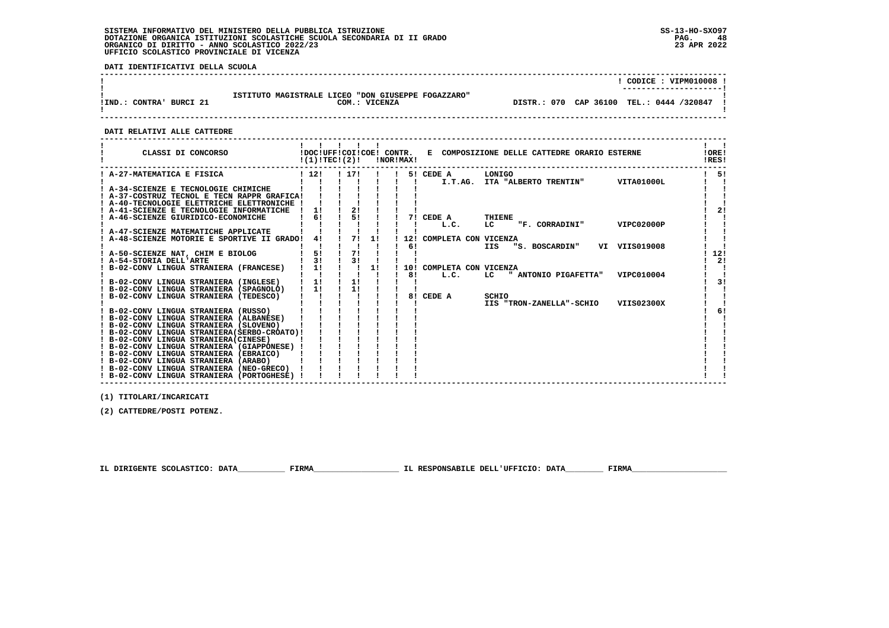SISTEMA INFORMATIVO DEL MINISTERO DELLA PUBBLICA ISTRUZIONE
DOTAZIONE ORGANICA ISTITUZIONI SCOLASTICHE SCUOLA SECONDARIA DI II GRADO
ORGANICO DI DIRITTO - ANNO SCOLASTICO 2022/23
UFFICIO SCOLASTICO PROVINCIALE DI VICENZA

SS-13-HO-SXO97
23 APR 2022

**DATI IDENTIFICATIVI DELLA SCUOLA**

| | |
|---|---|
| | CODICE : VIPM010008 |
| ISTITUTO MAGISTRALE LICEO "DON GIUSEPPE FOGAZZARO" | |
| IND.: CONTRA' BURCI 21 — COM.: VICENZA | DISTR.: 070 CAP 36100 TEL.: 0444 /320847 |

**DATI RELATIVI ALLE CATTEDRE**

| CLASSI DI CONCORSO | DOC (1) | UFF TEC | COI (2) | COE | CONTR. NOR | CONTR. MAX | E COMPOSIZIONE DELLE CATTEDRE ORARIO ESTERNE | ORE RES |
|---|---|---|---|---|---|---|---|---|
| A-27-MATEMATICA E FISICA | 12 | | 17 | | | 5 | CEDE A LONIGO I.T.AG. ITA "ALBERTO TRENTIN" VITA01000L | 5 |
| A-34-SCIENZE E TECNOLOGIE CHIMICHE | | | | | | | | |
| A-37-COSTRUZ TECNOL E TECN RAPPR GRAFICA | | | | | | | | |
| A-40-TECNOLOGIE ELETTRICHE ELETTRONICHE | | | | | | | | |
| A-41-SCIENZE E TECNOLOGIE INFORMATICHE | 1 | | 2 | | | | | 2 |
| A-46-SCIENZE GIURIDICO-ECONOMICHE | 6 | | 5 | | | 7 | CEDE A THIENE L.C. LC "F. CORRADINI" VIPC02000P | |
| A-47-SCIENZE MATEMATICHE APPLICATE | | | | | | | | |
| A-48-SCIENZE MOTORIE E SPORTIVE II GRADO | 4 | | 7 | 1 | | 12 / 6 | COMPLETA CON VICENZA IIS "S. BOSCARDIN" VI VIIS019008 | |
| A-50-SCIENZE NAT, CHIM E BIOLOG | 5 | | 7 | | | | | 12 |
| A-54-STORIA DELL'ARTE | 3 | | 3 | | | | | 2 |
| B-02-CONV LINGUA STRANIERA (FRANCESE) | 1 | | | 1 | | 10 / 8 | COMPLETA CON VICENZA L.C. LC " ANTONIO PIGAFETTA" VIPC010004 | |
| B-02-CONV LINGUA STRANIERA (INGLESE) | 1 | | 1 | | | | | 3 |
| B-02-CONV LINGUA STRANIERA (SPAGNOLO) | 1 | | 1 | | | | | |
| B-02-CONV LINGUA STRANIERA (TEDESCO) | | | | | | 8 | CEDE A SCHIO IIS "TRON-ZANELLA"-SCHIO VIIS02300X | |
| B-02-CONV LINGUA STRANIERA (RUSSO) | | | | | | | | 6 |
| B-02-CONV LINGUA STRANIERA (ALBANESE) | | | | | | | | |
| B-02-CONV LINGUA STRANIERA (SLOVENO) | | | | | | | | |
| B-02-CONV LINGUA STRANIERA(SERBO-CROATO) | | | | | | | | |
| B-02-CONV LINGUA STRANIERA(CINESE) | | | | | | | | |
| B-02-CONV LINGUA STRANIERA (GIAPPONESE) | | | | | | | | |
| B-02-CONV LINGUA STRANIERA (EBRAICO) | | | | | | | | |
| B-02-CONV LINGUA STRANIERA (ARABO) | | | | | | | | |
| B-02-CONV LINGUA STRANIERA (NEO-GRECO) | | | | | | | | |
| B-02-CONV LINGUA STRANIERA (PORTOGHESE) | | | | | | | | |

(1) TITOLARI/INCARICATI

(2) CATTEDRE/POSTI POTENZ.

IL DIRIGENTE SCOLASTICO: DATA__________ FIRMA__________________ IL RESPONSABILE DELL'UFFICIO: DATA________ FIRMA____________________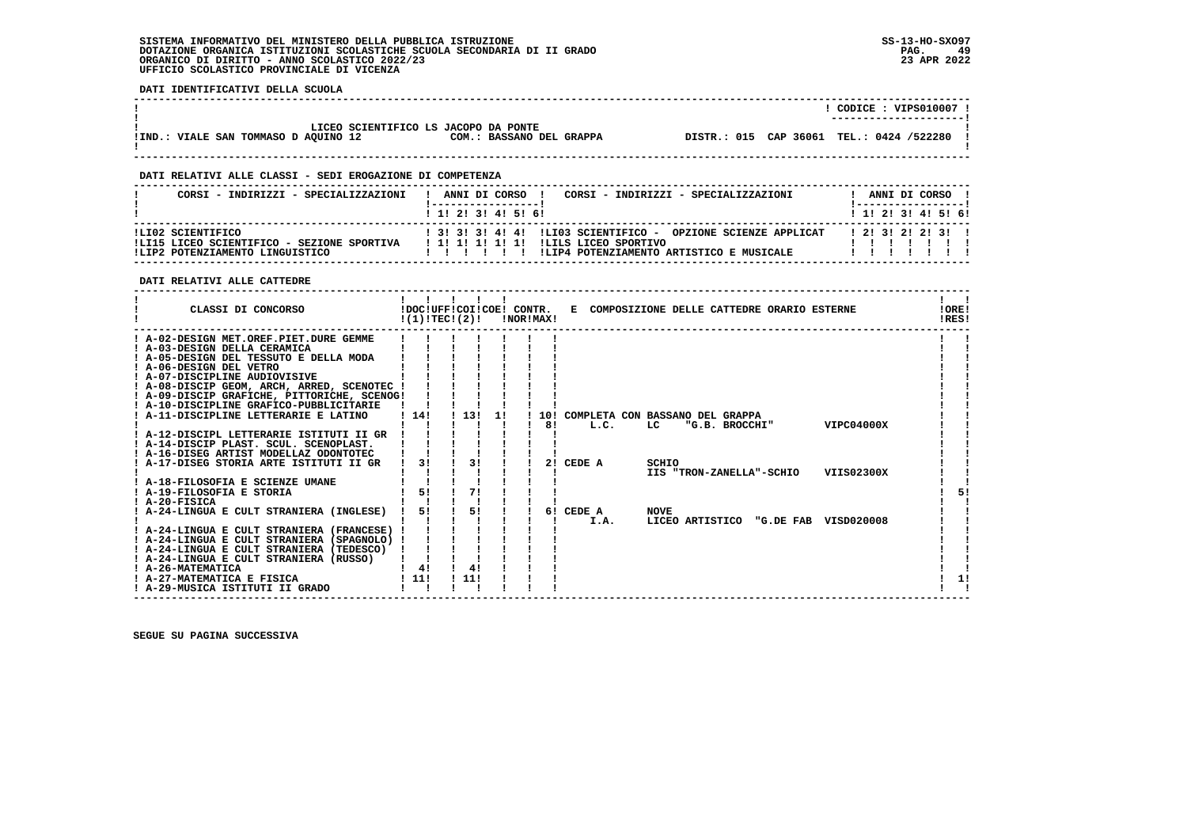SISTEMA INFORMATIVO DEL MINISTERO DELLA PUBBLICA ISTRUZIONE
DOTAZIONE ORGANICA ISTITUZIONI SCOLASTICHE SCUOLA SECONDARIA DI II GRADO
ORGANICO DI DIRITTO - ANNO SCOLASTICO 2022/23
UFFICIO SCOLASTICO PROVINCIALE DI VICENZA

SS-13-HO-SXO97
23 APR 2022

**DATI IDENTIFICATIVI DELLA SCUOLA**

CODICE : VIPS010007

LICEO SCIENTIFICO LS JACOPO DA PONTE
IND.: VIALE SAN TOMMASO D AQUINO 12 — COM.: BASSANO DEL GRAPPA — DISTR.: 015 CAP 36061 TEL.: 0424 /522280

**DATI RELATIVI ALLE CLASSI - SEDI EROGAZIONE DI COMPETENZA**

| CORSI - INDIRIZZI - SPECIALIZZAZIONI | 1 | 2 | 3 | 4 | 5 | 6 | CORSI - INDIRIZZI - SPECIALIZZAZIONI | 1 | 2 | 3 | 4 | 5 | 6 |
|---|---|---|---|---|---|---|---|---|---|---|---|---|---|
| LI02 SCIENTIFICO | 3 | 3 | 3 | 4 | 4 | | LI03 SCIENTIFICO - OPZIONE SCIENZE APPLICAT | 2 | 3 | 2 | 2 | 3 | |
| LI15 LICEO SCIENTIFICO - SEZIONE SPORTIVA | 1 | 1 | 1 | 1 | 1 | | LILS LICEO SPORTIVO | | | | | | |
| LIP2 POTENZIAMENTO LINGUISTICO | | | | | | | LIP4 POTENZIAMENTO ARTISTICO E MUSICALE | | | | | | |

**DATI RELATIVI ALLE CATTEDRE**

| CLASSI DI CONCORSO | DOC (1) | UFF TEC | COI (2) | COE | CONTR. NOR | CONTR. MAX | E COMPOSIZIONE DELLE CATTEDRE ORARIO ESTERNE | ORE RES |
|---|---|---|---|---|---|---|---|---|
| A-02-DESIGN MET.OREF.PIET.DURE GEMME | | | | | | | | |
| A-03-DESIGN DELLA CERAMICA | | | | | | | | |
| A-05-DESIGN DEL TESSUTO E DELLA MODA | | | | | | | | |
| A-06-DESIGN DEL VETRO | | | | | | | | |
| A-07-DISCIPLINE AUDIOVISIVE | | | | | | | | |
| A-08-DISCIP GEOM, ARCH, ARRED, SCENOTEC | | | | | | | | |
| A-09-DISCIP GRAFICHE, PITTORICHE, SCENOG | | | | | | | | |
| A-10-DISCIPLINE GRAFICO-PUBBLICITARIE | | | | | | | | |
| A-11-DISCIPLINE LETTERARIE E LATINO | 14 | | 13 | 1 | | 10 | COMPLETA CON BASSANO DEL GRAPPA | |
| | | | | | | 8 | L.C. LC "G.B. BROCCHI" VIPC04000X | |
| A-12-DISCIPL LETTERARIE ISTITUTI II GR | | | | | | | | |
| A-14-DISCIP PLAST. SCUL. SCENOPLAST. | | | | | | | | |
| A-16-DISEG ARTIST MODELLAZ ODONTOTEC | | | | | | | | |
| A-17-DISEG STORIA ARTE ISTITUTI II GR | 3 | | 3 | | | 2 | CEDE A SCHIO | |
| | | | | | | | IIS "TRON-ZANELLA"-SCHIO VIIS02300X | |
| A-18-FILOSOFIA E SCIENZE UMANE | | | | | | | | |
| A-19-FILOSOFIA E STORIA | 5 | | 7 | | | | | 5 |
| A-20-FISICA | | | | | | | | |
| A-24-LINGUA E CULT STRANIERA (INGLESE) | 5 | | 5 | | | 6 | CEDE A NOVE | |
| | | | | | | | I.A. LICEO ARTISTICO "G.DE FAB VISD020008 | |
| A-24-LINGUA E CULT STRANIERA (FRANCESE) | | | | | | | | |
| A-24-LINGUA E CULT STRANIERA (SPAGNOLO) | | | | | | | | |
| A-24-LINGUA E CULT STRANIERA (TEDESCO) | | | | | | | | |
| A-24-LINGUA E CULT STRANIERA (RUSSO) | | | | | | | | |
| A-26-MATEMATICA | 4 | | 4 | | | | | |
| A-27-MATEMATICA E FISICA | 11 | | 11 | | | | | 1 |
| A-29-MUSICA ISTITUTI II GRADO | | | | | | | | |

SEGUE SU PAGINA SUCCESSIVA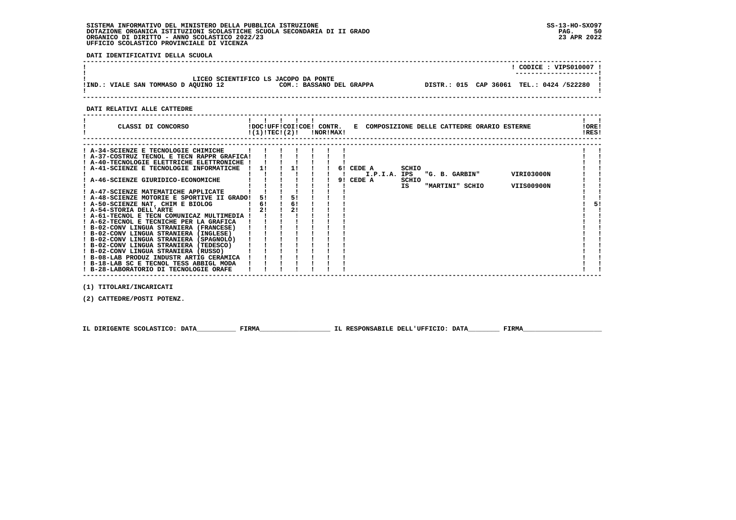SISTEMA INFORMATIVO DEL MINISTERO DELLA PUBBLICA ISTRUZIONE
DOTAZIONE ORGANICA ISTITUZIONI SCOLASTICHE SCUOLA SECONDARIA DI II GRADO
ORGANICO DI DIRITTO - ANNO SCOLASTICO 2022/23
UFFICIO SCOLASTICO PROVINCIALE DI VICENZA

SS-13-HO-SXO97
23 APR 2022

**DATI IDENTIFICATIVI DELLA SCUOLA**

CODICE : VIPS010007

LICEO SCIENTIFICO LS JACOPO DA PONTE
IND.: VIALE SAN TOMMASO D AQUINO 12 — COM.: BASSANO DEL GRAPPA — DISTR.: 015 CAP 36061 TEL.: 0424 /522280

**DATI RELATIVI ALLE CATTEDRE**

| CLASSI DI CONCORSO | DOC (1) | UFF TEC | COI (2) | COE | CONTR. NOR | CONTR. MAX | E COMPOSIZIONE DELLE CATTEDRE ORARIO ESTERNE | ORE RES |
|---|---|---|---|---|---|---|---|---|
| A-34-SCIENZE E TECNOLOGIE CHIMICHE | | | | | | | | |
| A-37-COSTRUZ TECNOL E TECN RAPPR GRAFICA | | | | | | | | |
| A-40-TECNOLOGIE ELETTRICHE ELETTRONICHE | | | | | | | | |
| A-41-SCIENZE E TECNOLOGIE INFORMATICHE | 1 | | 1 | | | 6 | CEDE A SCHIO I.P.I.A. IPS "G. B. GARBIN" VIRI03000N | |
| A-46-SCIENZE GIURIDICO-ECONOMICHE | | | | | | 9 | CEDE A SCHIO IS "MARTINI" SCHIO VIIS00900N | |
| A-47-SCIENZE MATEMATICHE APPLICATE | | | | | | | | |
| A-48-SCIENZE MOTORIE E SPORTIVE II GRADO | 5 | | 5 | | | | | |
| A-50-SCIENZE NAT, CHIM E BIOLOG | 6 | | 6 | | | | | 5 |
| A-54-STORIA DELL'ARTE | 2 | | 2 | | | | | |
| A-61-TECNOL E TECN COMUNICAZ MULTIMEDIA | | | | | | | | |
| A-62-TECNOL E TECNICHE PER LA GRAFICA | | | | | | | | |
| B-02-CONV LINGUA STRANIERA (FRANCESE) | | | | | | | | |
| B-02-CONV LINGUA STRANIERA (INGLESE) | | | | | | | | |
| B-02-CONV LINGUA STRANIERA (SPAGNOLO) | | | | | | | | |
| B-02-CONV LINGUA STRANIERA (TEDESCO) | | | | | | | | |
| B-02-CONV LINGUA STRANIERA (RUSSO) | | | | | | | | |
| B-08-LAB PRODUZ INDUSTR ARTIG CERAMICA | | | | | | | | |
| B-18-LAB SC E TECNOL TESS ABBIGL MODA | | | | | | | | |
| B-28-LABORATORIO DI TECNOLOGIE ORAFE | | | | | | | | |

(1) TITOLARI/INCARICATI

(2) CATTEDRE/POSTI POTENZ.

IL DIRIGENTE SCOLASTICO: DATA__________ FIRMA__________________ IL RESPONSABILE DELL'UFFICIO: DATA________ FIRMA____________________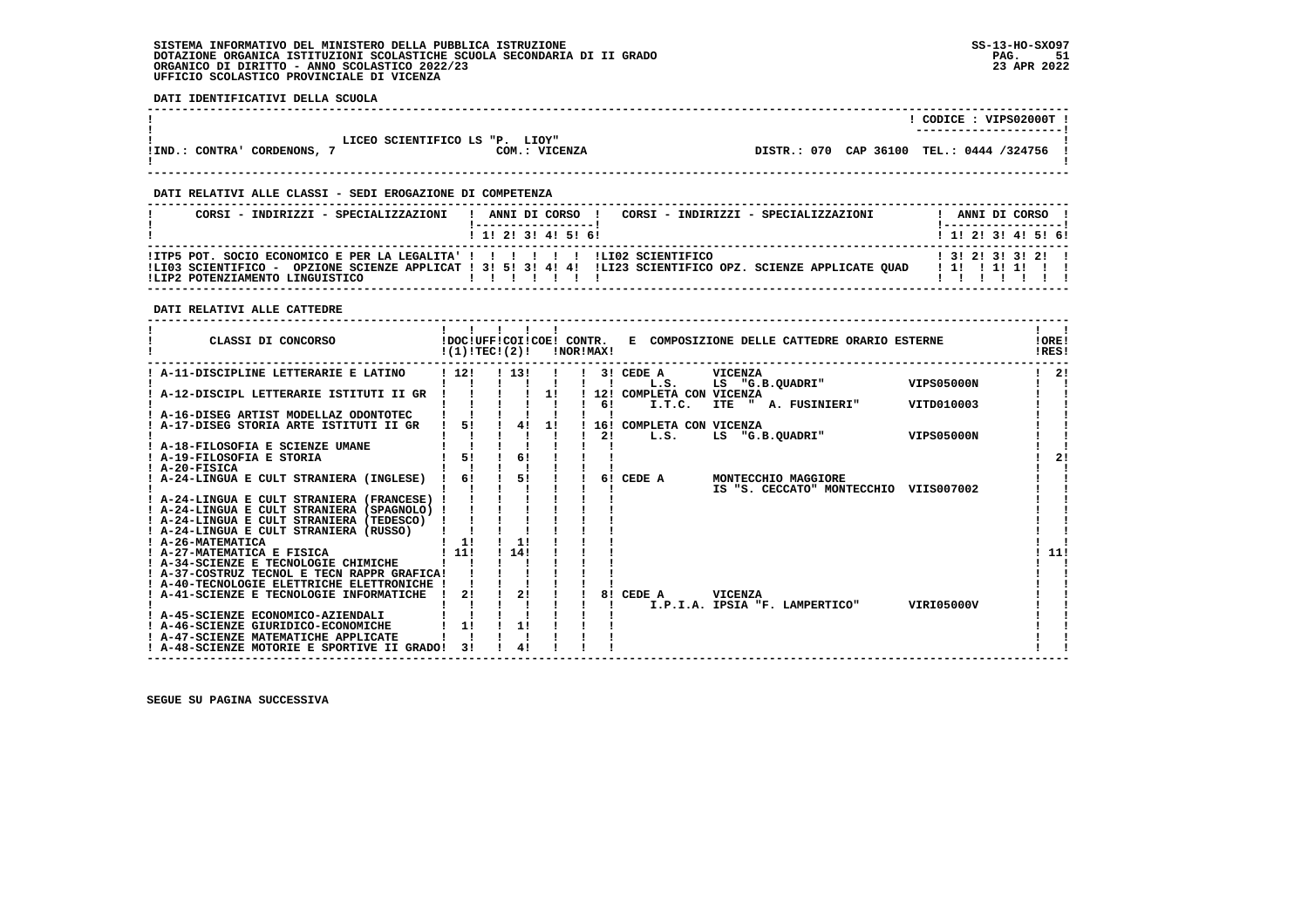SISTEMA INFORMATIVO DEL MINISTERO DELLA PUBBLICA ISTRUZIONE
DOTAZIONE ORGANICA ISTITUZIONI SCOLASTICHE SCUOLA SECONDARIA DI II GRADO
ORGANICO DI DIRITTO - ANNO SCOLASTICO 2022/23
UFFICIO SCOLASTICO PROVINCIALE DI VICENZA

SS-13-HO-SXO97
23 APR 2022

**DATI IDENTIFICATIVI DELLA SCUOLA**

CODICE : VIPS02000T

LICEO SCIENTIFICO LS "P. LIOY"

IND.: CONTRA' CORDENOS, 7 — COM.: VICENZA — DISTR.: 070 CAP 36100 TEL.: 0444 /324756

**DATI RELATIVI ALLE CLASSI - SEDI EROGAZIONE DI COMPETENZA**

| CORSI - INDIRIZZI - SPECIALIZZAZIONI | 1 | 2 | 3 | 4 | 5 | 6 | CORSI - INDIRIZZI - SPECIALIZZAZIONI | 1 | 2 | 3 | 4 | 5 | 6 |
|---|---|---|---|---|---|---|---|---|---|---|---|---|---|
| ITP5 POT. SOCIO ECONOMICO E PER LA LEGALITA' | | | | | | | LI02 SCIENTIFICO | 3 | 2 | 3 | 3 | 2 | |
| LI03 SCIENTIFICO - OPZIONE SCIENZE APPLICAT | 3 | 5 | 3 | 4 | 4 | | LI23 SCIENTIFICO OPZ. SCIENZE APPLICATE QUAD | 1 | | 1 | 1 | | |
| LIP2 POTENZIAMENTO LINGUISTICO | | | | | | | | | | | | | |

**DATI RELATIVI ALLE CATTEDRE**

| CLASSI DI CONCORSO | DOC (1) | UFF TEC | COI (2) | COE | CONTR. NOR | CONTR. MAX | COMPOSIZIONE DELLE CATTEDRE ORARIO ESTERNE | ORE RES |
|---|---|---|---|---|---|---|---|---|
| A-11-DISCIPLINE LETTERARIE E LATINO | 12 | | 13 | | | 3 | CEDE A VICENZA L.S. LS "G.B.QUADRI" VIPS05000N | 2 |
| A-12-DISCIPL LETTERARIE ISTITUTI II GR | | | | 1 | | 12 / 6 | COMPLETA CON VICENZA I.T.C. ITE " A. FUSINIERI" VITD010003 | |
| A-16-DISEG ARTIST MODELLAZ ODONTOTEC | | | | | | | | |
| A-17-DISEG STORIA ARTE ISTITUTI II GR | 5 | | 4 | 1 | | 16 / 2 | COMPLETA CON VICENZA L.S. LS "G.B.QUADRI" VIPS05000N | |
| A-18-FILOSOFIA E SCIENZE UMANE | | | | | | | | |
| A-19-FILOSOFIA E STORIA | 5 | | 6 | | | | | 2 |
| A-20-FISICA | | | | | | | | |
| A-24-LINGUA E CULT STRANIERA (INGLESE) | 6 | | 5 | | | 6 | CEDE A MONTECCHIO MAGGIORE IS "S. CECCATO" MONTECCHIO VIIS007002 | |
| A-24-LINGUA E CULT STRANIERA (FRANCESE) | | | | | | | | |
| A-24-LINGUA E CULT STRANIERA (SPAGNOLO) | | | | | | | | |
| A-24-LINGUA E CULT STRANIERA (TEDESCO) | | | | | | | | |
| A-24-LINGUA E CULT STRANIERA (RUSSO) | | | | | | | | |
| A-26-MATEMATICA | 1 | | 1 | | | | | |
| A-27-MATEMATICA E FISICA | 11 | | 14 | | | | | 11 |
| A-34-SCIENZE E TECNOLOGIE CHIMICHE | | | | | | | | |
| A-37-COSTRUZ TECNOL E TECN RAPPR GRAFICA | | | | | | | | |
| A-40-TECNOLOGIE ELETTRICHE ELETTRONICHE | | | | | | | | |
| A-41-SCIENZE E TECNOLOGIE INFORMATICHE | 2 | | 2 | | | 8 | CEDE A VICENZA I.P.I.A. IPSIA "F. LAMPERTICO" VIRI05000V | |
| A-45-SCIENZE ECONOMICO-AZIENDALI | | | | | | | | |
| A-46-SCIENZE GIURIDICO-ECONOMICHE | 1 | | 1 | | | | | |
| A-47-SCIENZE MATEMATICHE APPLICATE | | | | | | | | |
| A-48-SCIENZE MOTORIE E SPORTIVE II GRADO | 3 | | 4 | | | | | |

SEGUE SU PAGINA SUCCESSIVA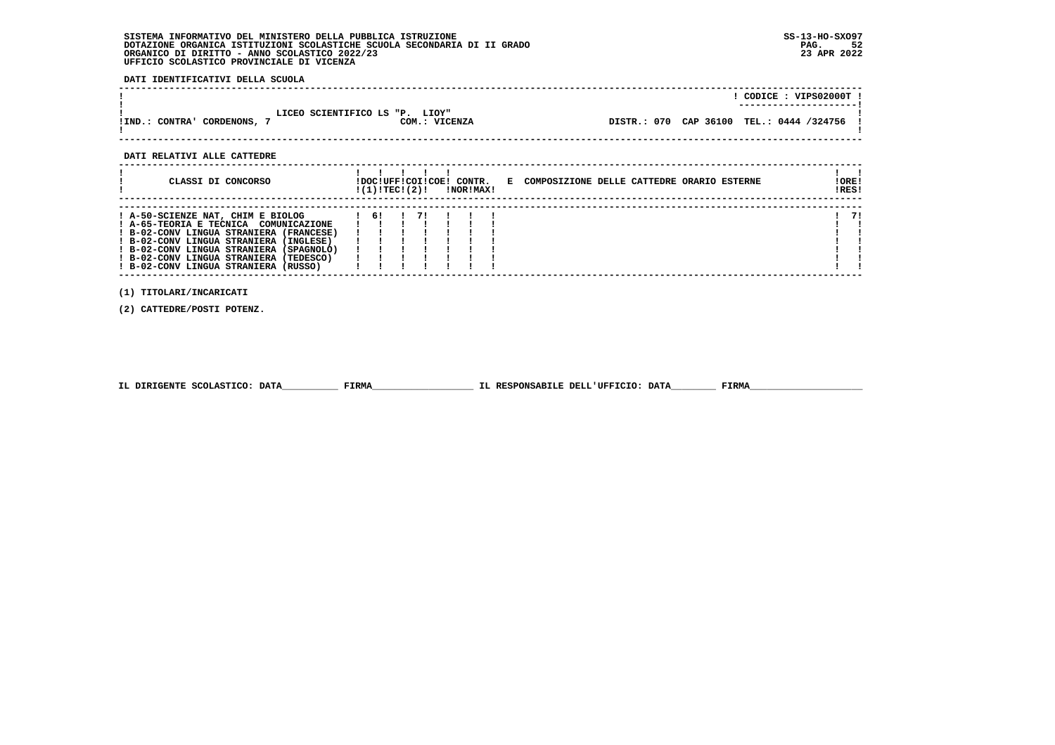SISTEMA INFORMATIVO DEL MINISTERO DELLA PUBBLICA ISTRUZIONE
DOTAZIONE ORGANICA ISTITUZIONI SCOLASTICHE SCUOLA SECONDARIA DI II GRADO
ORGANICO DI DIRITTO - ANNO SCOLASTICO 2022/23
UFFICIO SCOLASTICO PROVINCIALE DI VICENZA

SS-13-HO-SXO97
23 APR 2022

**DATI IDENTIFICATIVI DELLA SCUOLA**

CODICE : VIPS02000T

LICEO SCIENTIFICO LS "P. LIOY"
IND.: CONTRA' CORDENONS, 7 — COM.: VICENZA — DISTR.: 070 — CAP 36100 — TEL.: 0444 /324756

**DATI RELATIVI ALLE CATTEDRE**

| CLASSI DI CONCORSO | DOC (1) | UFF TEC | COI (2) | COE | CONTR. NOR | CONTR. MAX | E COMPOSIZIONE DELLE CATTEDRE ORARIO ESTERNE | ORE RES |
|---|---|---|---|---|---|---|---|---|
| A-50-SCIENZE NAT, CHIM E BIOLOG | 6 | | 7 | | | | | 7 |
| A-65-TEORIA E TECNICA COMUNICAZIONE | | | | | | | | |
| B-02-CONV LINGUA STRANIERA (FRANCESE) | | | | | | | | |
| B-02-CONV LINGUA STRANIERA (INGLESE) | | | | | | | | |
| B-02-CONV LINGUA STRANIERA (SPAGNOLO) | | | | | | | | |
| B-02-CONV LINGUA STRANIERA (TEDESCO) | | | | | | | | |
| B-02-CONV LINGUA STRANIERA (RUSSO) | | | | | | | | |

(1) TITOLARI/INCARICATI

(2) CATTEDRE/POSTI POTENZ.

IL DIRIGENTE SCOLASTICO: DATA__________ FIRMA__________________ IL RESPONSABILE DELL'UFFICIO: DATA________ FIRMA____________________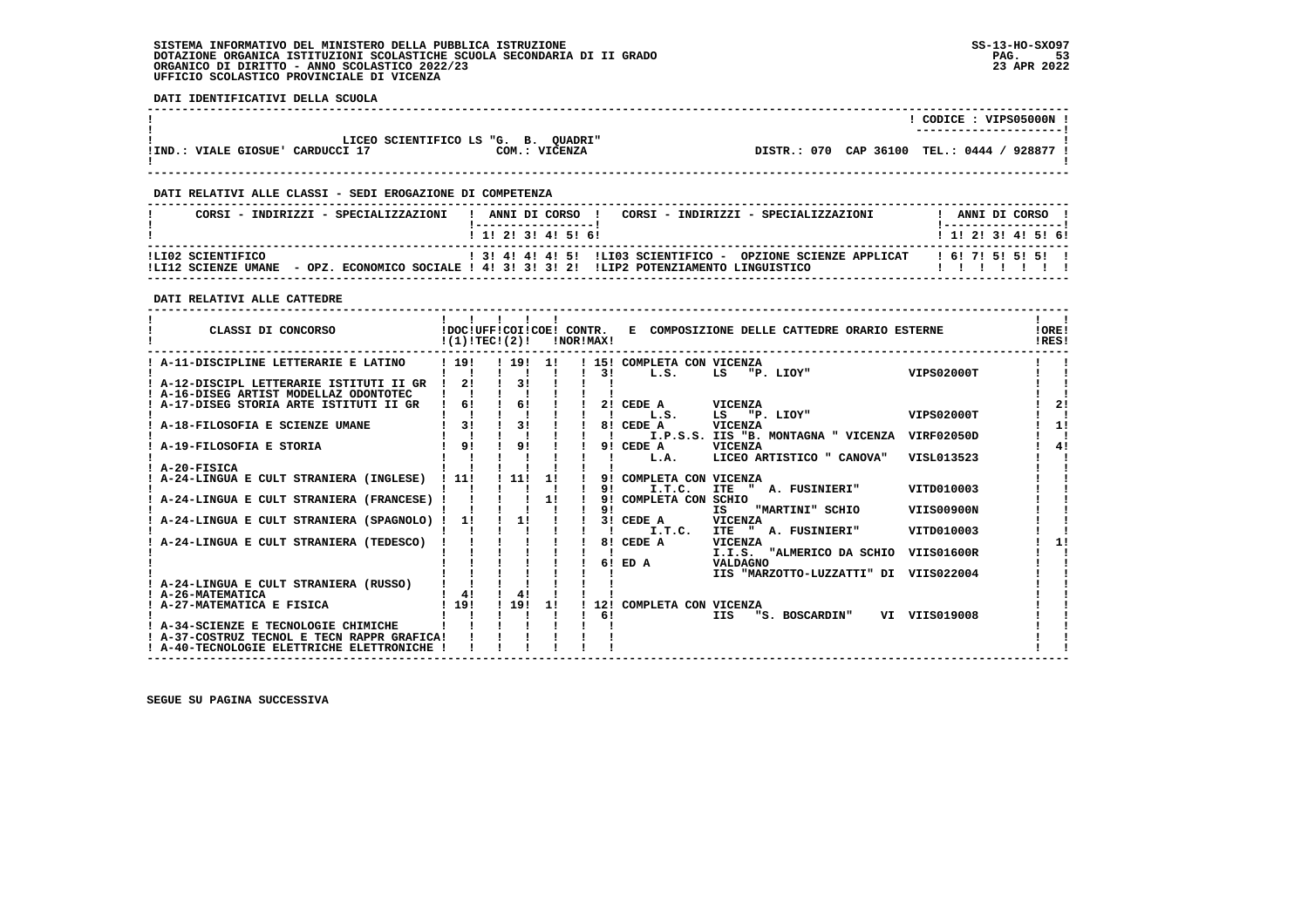SISTEMA INFORMATIVO DEL MINISTERO DELLA PUBBLICA ISTRUZIONE
DOTAZIONE ORGANICA ISTITUZIONI SCOLASTICHE SCUOLA SECONDARIA DI II GRADO
ORGANICO DI DIRITTO - ANNO SCOLASTICO 2022/23
UFFICIO SCOLASTICO PROVINCIALE DI VICENZA

SS-13-HO-SXO97
23 APR 2022

**DATI IDENTIFICATIVI DELLA SCUOLA**

CODICE : VIPS05000N

LICEO SCIENTIFICO LS "G. B. QUADRI"
IND.: VIALE GIOSUE' CARDUCCI 17 — COM.: VICENZA — DISTR.: 070 CAP 36100 TEL.: 0444 / 928877

**DATI RELATIVI ALLE CLASSI - SEDI EROGAZIONE DI COMPETENZA**

| CORSI - INDIRIZZI - SPECIALIZZAZIONI | 1 | 2 | 3 | 4 | 5 | 6 | CORSI - INDIRIZZI - SPECIALIZZAZIONI | 1 | 2 | 3 | 4 | 5 | 6 |
|---|---|---|---|---|---|---|---|---|---|---|---|---|---|
| LI02 SCIENTIFICO | 3 | 4 | 4 | 4 | 5 | | LI03 SCIENTIFICO - OPZIONE SCIENZE APPLICAT | 6 | 7 | 5 | 5 | 5 | |
| LI12 SCIENZE UMANE - OPZ. ECONOMICO SOCIALE | 4 | 3 | 3 | 3 | 2 | | LIP2 POTENZIAMENTO LINGUISTICO | | | | | | |

**DATI RELATIVI ALLE CATTEDRE**

| CLASSI DI CONCORSO | DOC (1) | UFF TEC (2) | COI | COE | CONTR. NOR | CONTR. MAX | E COMPOSIZIONE DELLE CATTEDRE ORARIO ESTERNE | ORE RES |
|---|---|---|---|---|---|---|---|---|
| A-11-DISCIPLINE LETTERARIE E LATINO | 19 | | 19 | 1 | | 15 | COMPLETA CON VICENZA | |
| | | | | | | 3 | L.S. LS "P. LIOY" VIPS02000T | |
| A-12-DISCIPL LETTERARIE ISTITUTI II GR | 2 | | 3 | | | | | |
| A-16-DISEG ARTIST MODELLAZ ODONTOTEC | | | | | | | | |
| A-17-DISEG STORIA ARTE ISTITUTI II GR | 6 | | 6 | | | 2 | CEDE A VICENZA | 2 |
| | | | | | | | L.S. LS "P. LIOY" VIPS02000T | |
| A-18-FILOSOFIA E SCIENZE UMANE | 3 | | 3 | | | 8 | CEDE A VICENZA | 1 |
| | | | | | | | I.P.S.S. IIS "B. MONTAGNA " VICENZA VIRF02050D | |
| A-19-FILOSOFIA E STORIA | 9 | | 9 | | | 9 | CEDE A VICENZA | 4 |
| | | | | | | | L.A. LICEO ARTISTICO " CANOVA" VISL013523 | |
| A-20-FISICA | | | | | | | | |
| A-24-LINGUA E CULT STRANIERA (INGLESE) | 11 | | 11 | 1 | | 9 | COMPLETA CON VICENZA | |
| | | | | | | 9 | I.T.C. ITE " A. FUSINIERI" VITD010003 | |
| A-24-LINGUA E CULT STRANIERA (FRANCESE) | | | | 1 | | 9 | COMPLETA CON SCHIO | |
| | | | | | | 9 | IS "MARTINI" SCHIO VIIS00900N | |
| A-24-LINGUA E CULT STRANIERA (SPAGNOLO) | 1 | | 1 | | | 3 | CEDE A VICENZA | |
| | | | | | | | I.T.C. ITE " A. FUSINIERI" VITD010003 | |
| A-24-LINGUA E CULT STRANIERA (TEDESCO) | | | | | | 8 | CEDE A VICENZA | 1 |
| | | | | | | | I.I.S. "ALMERICO DA SCHIO VIIS01600R | |
| | | | | | | 6 | ED A VALDAGNO | |
| | | | | | | | IIS "MARZOTTO-LUZZATTI" DI VIIS022004 | |
| A-24-LINGUA E CULT STRANIERA (RUSSO) | | | | | | | | |
| A-26-MATEMATICA | 4 | | 4 | | | | | |
| A-27-MATEMATICA E FISICA | 19 | | 19 | 1 | | 12 | COMPLETA CON VICENZA | |
| | | | | | | 6 | IIS "S. BOSCARDIN" VI VIIS019008 | |
| A-34-SCIENZE E TECNOLOGIE CHIMICHE | | | | | | | | |
| A-37-COSTRUZ TECNOL E TECN RAPPR GRAFICA | | | | | | | | |
| A-40-TECNOLOGIE ELETTRICHE ELETTRONICHE | | | | | | | | |

SEGUE SU PAGINA SUCCESSIVA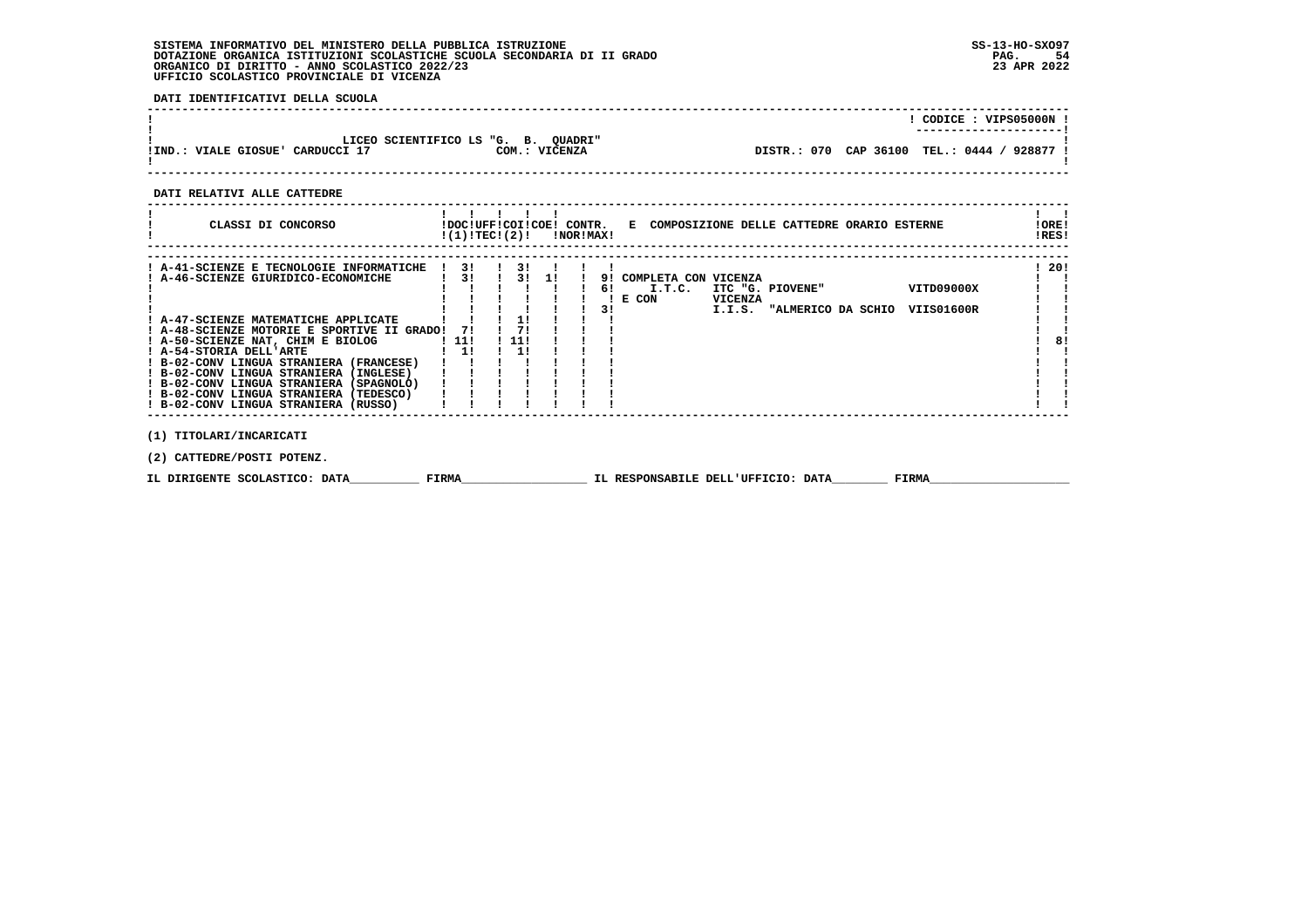SISTEMA INFORMATIVO DEL MINISTERO DELLA PUBBLICA ISTRUZIONE
DOTAZIONE ORGANICA ISTITUZIONI SCOLASTICHE SCUOLA SECONDARIA DI II GRADO
ORGANICO DI DIRITTO - ANNO SCOLASTICO 2022/23
UFFICIO SCOLASTICO PROVINCIALE DI VICENZA

SS-13-HO-SXO97
23 APR 2022

**DATI IDENTIFICATIVI DELLA SCUOLA**

CODICE : VIPS05000N

LICEO SCIENTIFICO LS "G. B. QUADRI"
IND.: VIALE GIOSUE' CARDUCCI 17 — COM.: VICENZA — DISTR.: 070 CAP 36100 TEL.: 0444 / 928877

**DATI RELATIVI ALLE CATTEDRE**

| CLASSI DI CONCORSO | DOC (1) | UFF TEC | COI (2) | COE | CONTR. NOR | CONTR. MAX | E COMPOSIZIONE DELLE CATTEDRE ORARIO ESTERNE | ORE RES |
|---|---|---|---|---|---|---|---|---|
| A-41-SCIENZE E TECNOLOGIE INFORMATICHE | 3 | | 3 | | | | | 20 |
| A-46-SCIENZE GIURIDICO-ECONOMICHE | 3 | | 3 | 1 | | 9 | COMPLETA CON VICENZA | |
| | | | | | | 6 | I.T.C. ITC "G. PIOVENE" VITD09000X | |
| | | | | | | | E CON VICENZA | |
| | | | | | | 3 | I.I.S. "ALMERICO DA SCHIO VIIS01600R | |
| A-47-SCIENZE MATEMATICHE APPLICATE | | | 1 | | | | | |
| A-48-SCIENZE MOTORIE E SPORTIVE II GRADO | 7 | | 7 | | | | | |
| A-50-SCIENZE NAT, CHIM E BIOLOG | 11 | | 11 | | | | | 8 |
| A-54-STORIA DELL'ARTE | 1 | | 1 | | | | | |
| B-02-CONV LINGUA STRANIERA (FRANCESE) | | | | | | | | |
| B-02-CONV LINGUA STRANIERA (INGLESE) | | | | | | | | |
| B-02-CONV LINGUA STRANIERA (SPAGNOLO) | | | | | | | | |
| B-02-CONV LINGUA STRANIERA (TEDESCO) | | | | | | | | |
| B-02-CONV LINGUA STRANIERA (RUSSO) | | | | | | | | |

(1) TITOLARI/INCARICATI

(2) CATTEDRE/POSTI POTENZ.

IL DIRIGENTE SCOLASTICO: DATA__________ FIRMA__________________ IL RESPONSABILE DELL'UFFICIO: DATA________ FIRMA____________________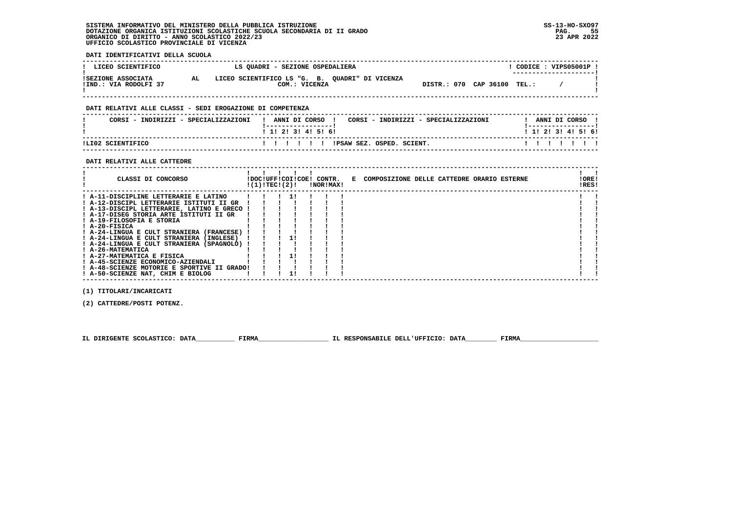SISTEMA INFORMATIVO DEL MINISTERO DELLA PUBBLICA ISTRUZIONE
DOTAZIONE ORGANICA ISTITUZIONI SCOLASTICHE SCUOLA SECONDARIA DI II GRADO
ORGANICO DI DIRITTO - ANNO SCOLASTICO 2022/23
UFFICIO SCOLASTICO PROVINCIALE DI VICENZA

SS-13-HO-SXO97
23 APR 2022

**DATI IDENTIFICATIVI DELLA SCUOLA**

| LICEO SCIENTIFICO | LS QUADRI - SEZIONE OSPEDALIERA | CODICE : VIPS05001P |
|---|---|---|
| SEZIONE ASSOCIATA AL | LICEO SCIENTIFICO LS "G. B. QUADRI" DI VICENZA | |
| IND.: VIA RODOLFI 37 | COM.: VICENZA | DISTR.: 070 CAP 36100 TEL.: / |

**DATI RELATIVI ALLE CLASSI - SEDI EROGAZIONE DI COMPETENZA**

| CORSI - INDIRIZZI - SPECIALIZZAZIONI | 1 | 2 | 3 | 4 | 5 | 6 | CORSI - INDIRIZZI - SPECIALIZZAZIONI | 1 | 2 | 3 | 4 | 5 | 6 |
|---|---|---|---|---|---|---|---|---|---|---|---|---|---|
| LI02 SCIENTIFICO | | | | | | | PSAW SEZ. OSPED. SCIENT. | | | | | | |

**DATI RELATIVI ALLE CATTEDRE**

| CLASSI DI CONCORSO | DOC (1) | UFF TEC | COI | COE (2) | CONTR. NOR | CONTR. MAX | E COMPOSIZIONE DELLE CATTEDRE ORARIO ESTERNE | ORE RES |
|---|---|---|---|---|---|---|---|---|
| A-11-DISCIPLINE LETTERARIE E LATINO | | | 1 | | | | | |
| A-12-DISCIPL LETTERARIE ISTITUTI II GR | | | | | | | | |
| A-13-DISCIPL LETTERARIE, LATINO E GRECO | | | | | | | | |
| A-17-DISEG STORIA ARTE ISTITUTI II GR | | | | | | | | |
| A-19-FILOSOFIA E STORIA | | | | | | | | |
| A-20-FISICA | | | | | | | | |
| A-24-LINGUA E CULT STRANIERA (FRANCESE) | | | | | | | | |
| A-24-LINGUA E CULT STRANIERA (INGLESE) | | | 1 | | | | | |
| A-24-LINGUA E CULT STRANIERA (SPAGNOLO) | | | | | | | | |
| A-26-MATEMATICA | | | | | | | | |
| A-27-MATEMATICA E FISICA | | | 1 | | | | | |
| A-45-SCIENZE ECONOMICO-AZIENDALI | | | | | | | | |
| A-48-SCIENZE MOTORIE E SPORTIVE II GRADO | | | | | | | | |
| A-50-SCIENZE NAT, CHIM E BIOLOG | | | 1 | | | | | |

(1) TITOLARI/INCARICATI

(2) CATTEDRE/POSTI POTENZ.

IL DIRIGENTE SCOLASTICO: DATA__________ FIRMA__________________ IL RESPONSABILE DELL'UFFICIO: DATA________ FIRMA____________________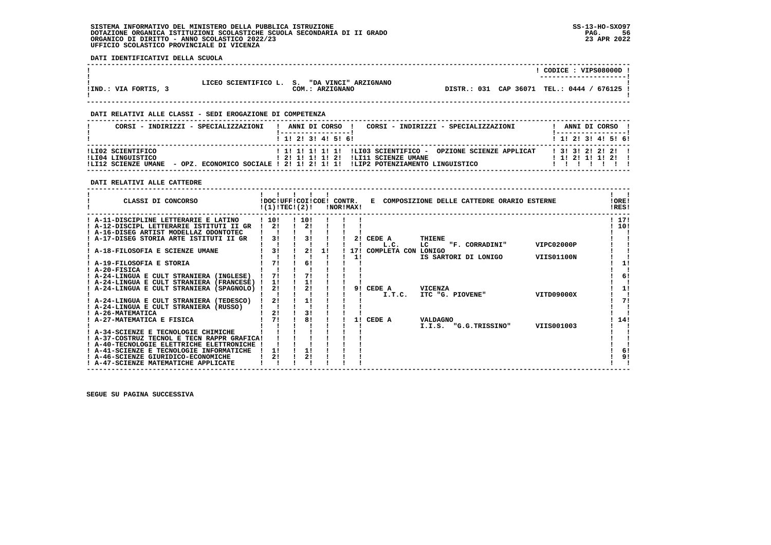SISTEMA INFORMATIVO DEL MINISTERO DELLA PUBBLICA ISTRUZIONE
DOTAZIONE ORGANICA ISTITUZIONI SCOLASTICHE SCUOLA SECONDARIA DI II GRADO
ORGANICO DI DIRITTO - ANNO SCOLASTICO 2022/23
UFFICIO SCOLASTICO PROVINCIALE DI VICENZA

SS-13-HO-SXO97
23 APR 2022

**DATI IDENTIFICATIVI DELLA SCUOLA**

CODICE : VIPS08000D

LICEO SCIENTIFICO L. S. "DA VINCI" ARZIGNANO
IND.: VIA FORTIS, 3 — COM.: ARZIGNANO — DISTR.: 031 CAP 36071 TEL.: 0444 / 676125

**DATI RELATIVI ALLE CLASSI - SEDI EROGAZIONE DI COMPETENZA**

| CORSI - INDIRIZZI - SPECIALIZZAZIONI | 1 | 2 | 3 | 4 | 5 | 6 | CORSI - INDIRIZZI - SPECIALIZZAZIONI | 1 | 2 | 3 | 4 | 5 | 6 |
|---|---|---|---|---|---|---|---|---|---|---|---|---|---|
| LI02 SCIENTIFICO | 1 | 1 | 1 | 1 | 1 | | LI03 SCIENTIFICO - OPZIONE SCIENZE APPLICAT | 3 | 3 | 2 | 2 | 2 | |
| LI04 LINGUISTICO | 2 | 1 | 1 | 1 | 2 | | LI11 SCIENZE UMANE | 1 | 2 | 1 | 1 | 2 | |
| LI12 SCIENZE UMANE - OPZ. ECONOMICO SOCIALE | 2 | 1 | 2 | 1 | 1 | | LIP2 POTENZIAMENTO LINGUISTICO | | | | | | |

**DATI RELATIVI ALLE CATTEDRE**

| CLASSI DI CONCORSO | DOC (1) | UFF TEC | COI (2) | COE | CONTR. NOR | CONTR. MAX | E COMPOSIZIONE DELLE CATTEDRE ORARIO ESTERNE | ORE RES |
|---|---|---|---|---|---|---|---|---|
| A-11-DISCIPLINE LETTERARIE E LATINO | 10 | | 10 | | | | | 17 |
| A-12-DISCIPL LETTERARIE ISTITUTI II GR | 2 | | 2 | | | | | 10 |
| A-16-DISEG ARTIST MODELLAZ ODONTOTEC | | | | | | | | |
| A-17-DISEG STORIA ARTE ISTITUTI II GR | 3 | | 3 | | | 2 | CEDE A THIENE L.C. LC "F. CORRADINI" VIPC02000P | |
| A-18-FILOSOFIA E SCIENZE UMANE | 3 | | 2 | 1 | | 17 / 1 | COMPLETA CON LONIGO IS SARTORI DI LONIGO VIIS01100N | |
| A-19-FILOSOFIA E STORIA | 7 | | 6 | | | | | 1 |
| A-20-FISICA | | | | | | | | |
| A-24-LINGUA E CULT STRANIERA (INGLESE) | 7 | | 7 | | | | | 6 |
| A-24-LINGUA E CULT STRANIERA (FRANCESE) | 1 | | 1 | | | | | |
| A-24-LINGUA E CULT STRANIERA (SPAGNOLO) | 2 | | 2 | | | 9 | CEDE A VICENZA I.T.C. ITC "G. PIOVENE" VITD09000X | 1 |
| A-24-LINGUA E CULT STRANIERA (TEDESCO) | 2 | | 1 | | | | | 7 |
| A-24-LINGUA E CULT STRANIERA (RUSSO) | | | | | | | | |
| A-26-MATEMATICA | 2 | | 3 | | | | | |
| A-27-MATEMATICA E FISICA | 7 | | 8 | | | 1 | CEDE A VALDAGNO I.I.S. "G.G.TRISSINO" VIIS001003 | 14 |
| A-34-SCIENZE E TECNOLOGIE CHIMICHE | | | | | | | | |
| A-37-COSTRUZ TECNOL E TECN RAPPR GRAFICA | | | | | | | | |
| A-40-TECNOLOGIE ELETTRICHE ELETTRONICHE | | | | | | | | |
| A-41-SCIENZE E TECNOLOGIE INFORMATICHE | 1 | | 1 | | | | | 6 |
| A-46-SCIENZE GIURIDICO-ECONOMICHE | 2 | | 2 | | | | | 9 |
| A-47-SCIENZE MATEMATICHE APPLICATE | | | | | | | | |

SEGUE SU PAGINA SUCCESSIVA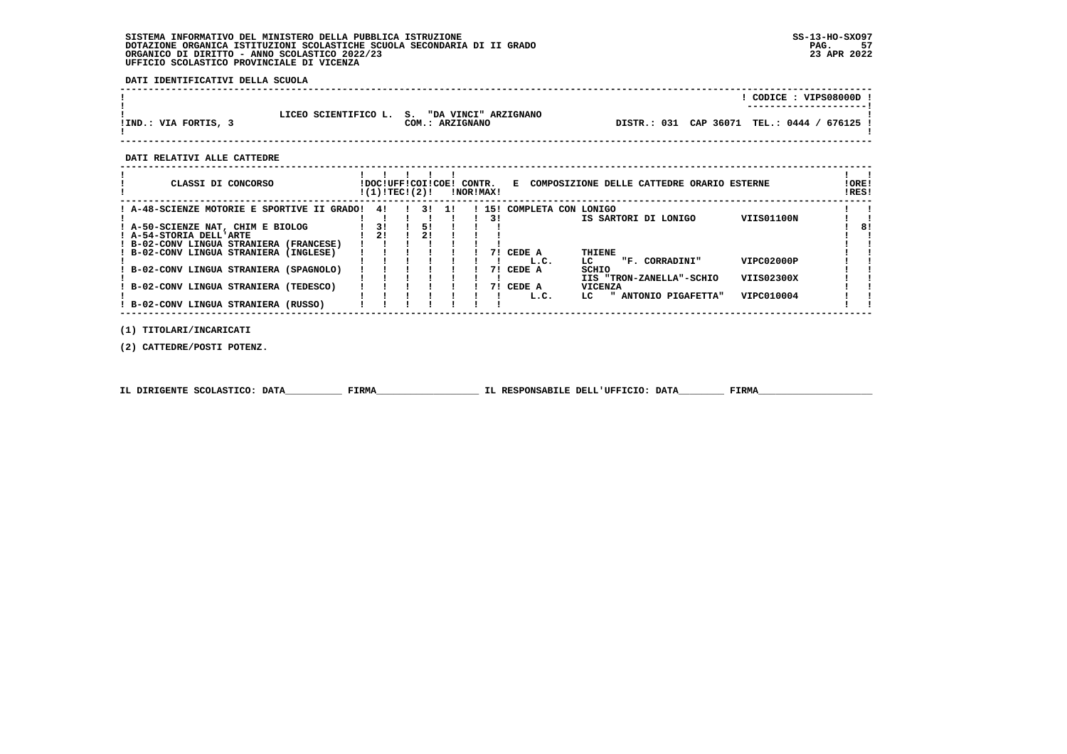SISTEMA INFORMATIVO DEL MINISTERO DELLA PUBBLICA ISTRUZIONE
DOTAZIONE ORGANICA ISTITUZIONI SCOLASTICHE SCUOLA SECONDARIA DI II GRADO
ORGANICO DI DIRITTO - ANNO SCOLASTICO 2022/23
UFFICIO SCOLASTICO PROVINCIALE DI VICENZA

SS-13-HO-SXO97
23 APR 2022

**DATI IDENTIFICATIVI DELLA SCUOLA**

CODICE : VIPS08000D

LICEO SCIENTIFICO L. S. "DA VINCI" ARZIGNANO
IND.: VIA FORTIS, 3 — COM.: ARZIGNANO — DISTR.: 031 CAP 36071 TEL.: 0444 / 676125

**DATI RELATIVI ALLE CATTEDRE**

| CLASSI DI CONCORSO | DOC (1) | UFF TEC | COI (2) | COE | CONTR. NOR | CONTR. MAX | E COMPOSIZIONE DELLE CATTEDRE ORARIO ESTERNE | | | ORE RES |
|---|---|---|---|---|---|---|---|---|---|---|
| A-48-SCIENZE MOTORIE E SPORTIVE II GRADO | 4 | | 3 | 1 | | 15 | COMPLETA CON LONIGO | | | |
| | | | | | | 3 | | IS SARTORI DI LONIGO | VIIS01100N | |
| A-50-SCIENZE NAT, CHIM E BIOLOG | 3 | | 5 | | | | | | | 8 |
| A-54-STORIA DELL'ARTE | 2 | | 2 | | | | | | | |
| B-02-CONV LINGUA STRANIERA (FRANCESE) | | | | | | | | | | |
| B-02-CONV LINGUA STRANIERA (INGLESE) | | | | | | 7 | CEDE A | THIENE | | |
| | | | | | | | L.C. | LC "F. CORRADINI" | VIPC02000P | |
| B-02-CONV LINGUA STRANIERA (SPAGNOLO) | | | | | | 7 | CEDE A | SCHIO | | |
| | | | | | | | | IIS "TRON-ZANELLA"-SCHIO | VIIS02300X | |
| B-02-CONV LINGUA STRANIERA (TEDESCO) | | | | | | 7 | CEDE A | VICENZA | | |
| | | | | | | | L.C. | LC " ANTONIO PIGAFETTA" | VIPC010004 | |
| B-02-CONV LINGUA STRANIERA (RUSSO) | | | | | | | | | | |

(1) TITOLARI/INCARICATI

(2) CATTEDRE/POSTI POTENZ.

IL DIRIGENTE SCOLASTICO: DATA__________ FIRMA__________________ IL RESPONSABILE DELL'UFFICIO: DATA________ FIRMA____________________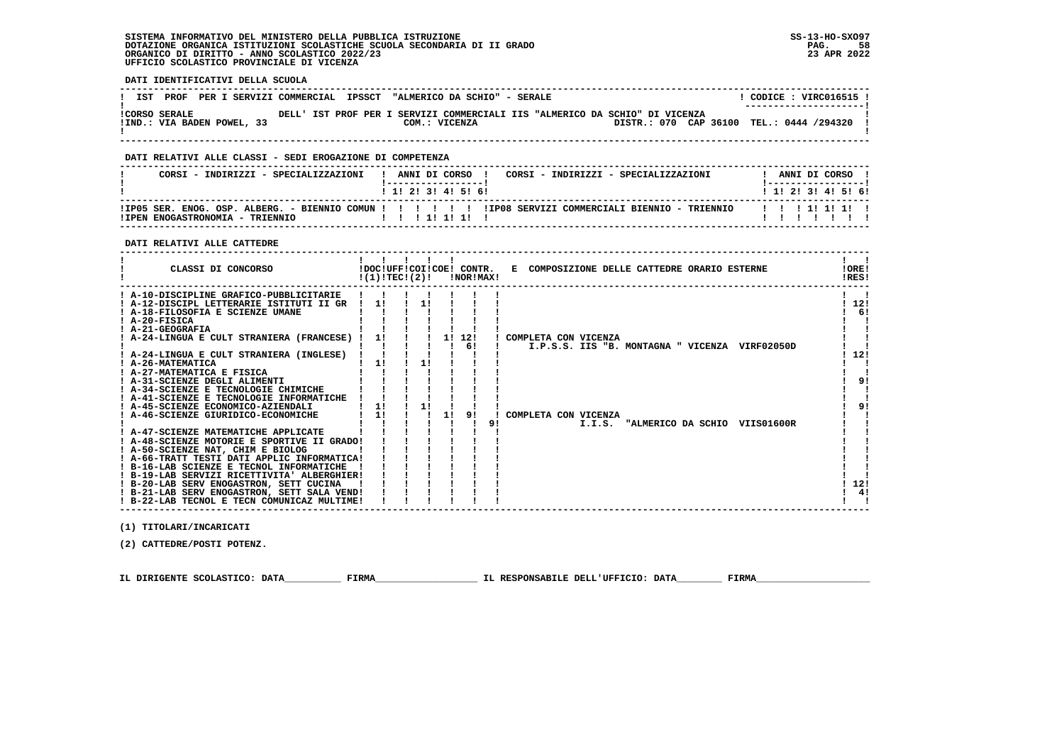SISTEMA INFORMATIVO DEL MINISTERO DELLA PUBBLICA ISTRUZIONE
DOTAZIONE ORGANICA ISTITUZIONI SCOLASTICHE SCUOLA SECONDARIA DI II GRADO
ORGANICO DI DIRITTO - ANNO SCOLASTICO 2022/23
UFFICIO SCOLASTICO PROVINCIALE DI VICENZA

SS-13-HO-SXO97
23 APR 2022

**DATI IDENTIFICATIVI DELLA SCUOLA**

IST PROF PER I SERVIZI COMMERCIAL IPSSCT "ALMERICO DA SCHIO" - SERALE — CODICE : VIRC016515

CORSO SERALE DELL' IST PROF PER I SERVIZI COMMERCIALI IIS "ALMERICO DA SCHIO" DI VICENZA
IND.: VIA BADEN POWEL, 33 — COM.: VICENZA — DISTR.: 070 CAP 36100 TEL.: 0444 /294320

**DATI RELATIVI ALLE CLASSI - SEDI EROGAZIONE DI COMPETENZA**

| CORSI - INDIRIZZI - SPECIALIZZAZIONI | 1 | 2 | 3 | 4 | 5 | 6 | CORSI - INDIRIZZI - SPECIALIZZAZIONI | 1 | 2 | 3 | 4 | 5 | 6 |
|---|---|---|---|---|---|---|---|---|---|---|---|---|---|
| IP05 SER. ENOG. OSP. ALBERG. - BIENNIO COMUN | | | | | | | IP08 SERVIZI COMMERCIALI BIENNIO - TRIENNIO | | | 1 | 1 | 1 | |
| IPEN ENOGASTRONOMIA - TRIENNIO | | | 1 | 1 | 1 | | | | | | | | |

**DATI RELATIVI ALLE CATTEDRE**

| CLASSI DI CONCORSO | DOC (1) | UFF TEC | COI (2) | COE | CONTR. NOR | CONTR. MAX | E COMPOSIZIONE DELLE CATTEDRE ORARIO ESTERNE | ORE RES |
|---|---|---|---|---|---|---|---|---|
| A-10-DISCIPLINE GRAFICO-PUBBLICITARIE | | | | | | | | |
| A-12-DISCIPL LETTERARIE ISTITUTI II GR | 1 | | 1 | | | | | 12 |
| A-18-FILOSOFIA E SCIENZE UMANE | | | | | | | | 6 |
| A-20-FISICA | | | | | | | | |
| A-21-GEOGRAFIA | | | | | | | | |
| A-24-LINGUA E CULT STRANIERA (FRANCESE) | 1 | | | 1 | 12 | | COMPLETA CON VICENZA | |
| | | | | | 6 | | I.P.S.S. IIS "B. MONTAGNA " VICENZA VIRF02050D | |
| A-24-LINGUA E CULT STRANIERA (INGLESE) | | | | | | | | 12 |
| A-26-MATEMATICA | 1 | | 1 | | | | | |
| A-27-MATEMATICA E FISICA | | | | | | | | |
| A-31-SCIENZE DEGLI ALIMENTI | | | | | | | | 9 |
| A-34-SCIENZE E TECNOLOGIE CHIMICHE | | | | | | | | |
| A-41-SCIENZE E TECNOLOGIE INFORMATICHE | | | | | | | | |
| A-45-SCIENZE ECONOMICO-AZIENDALI | 1 | | 1 | | | | | 9 |
| A-46-SCIENZE GIURIDICO-ECONOMICHE | 1 | | | 1 | 9 | | COMPLETA CON VICENZA | |
| | | | | | | 9 | I.I.S. "ALMERICO DA SCHIO VIIS01600R | |
| A-47-SCIENZE MATEMATICHE APPLICATE | | | | | | | | |
| A-48-SCIENZE MOTORIE E SPORTIVE II GRADO | | | | | | | | |
| A-50-SCIENZE NAT, CHIM E BIOLOG | | | | | | | | |
| A-66-TRATT TESTI DATI APPLIC INFORMATICA | | | | | | | | |
| B-16-LAB SCIENZE E TECNOL INFORMATICHE | | | | | | | | |
| B-19-LAB SERVIZI RICETTIVITA' ALBERGHIER | | | | | | | | |
| B-20-LAB SERV ENOGASTRON, SETT CUCINA | | | | | | | | 12 |
| B-21-LAB SERV ENOGASTRON, SETT SALA VEND | | | | | | | | 4 |
| B-22-LAB TECNOL E TECN COMUNICAZ MULTIME | | | | | | | | |

(1) TITOLARI/INCARICATI

(2) CATTEDRE/POSTI POTENZ.

IL DIRIGENTE SCOLASTICO: DATA__________ FIRMA__________________ IL RESPONSABILE DELL'UFFICIO: DATA________ FIRMA____________________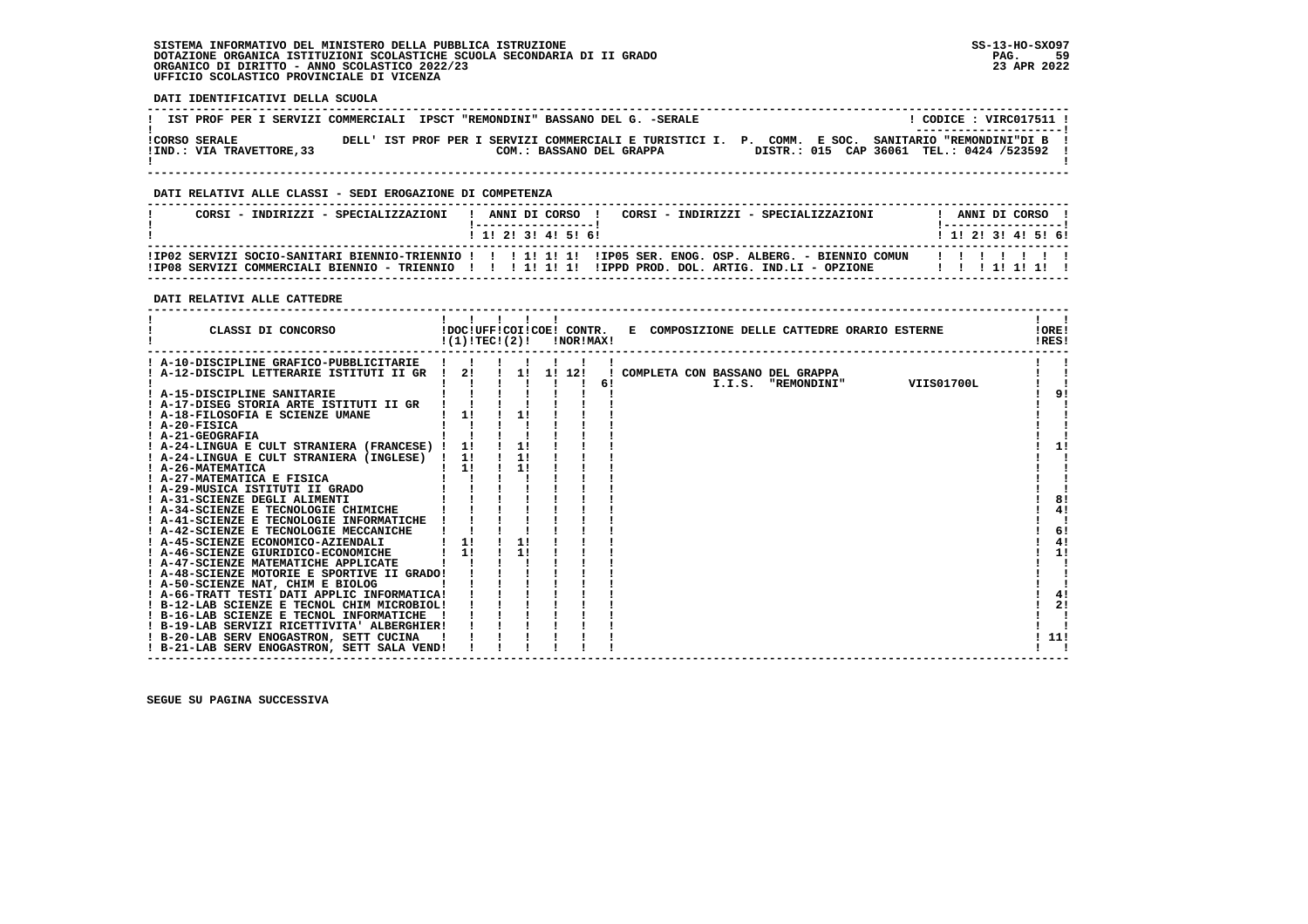SISTEMA INFORMATIVO DEL MINISTERO DELLA PUBBLICA ISTRUZIONE
DOTAZIONE ORGANICA ISTITUZIONI SCOLASTICHE SCUOLA SECONDARIA DI II GRADO
ORGANICO DI DIRITTO - ANNO SCOLASTICO 2022/23
UFFICIO SCOLASTICO PROVINCIALE DI VICENZA

SS-13-HO-SXO97
23 APR 2022

**DATI IDENTIFICATIVI DELLA SCUOLA**

| | |
|---|---|
| IST PROF PER I SERVIZI COMMERCIALI IPSCT "REMONDINI" BASSANO DEL G. -SERALE | CODICE : VIRC017511 |
| CORSO SERALE DELL' IST PROF PER I SERVIZI COMMERCIALI E TURISTICI I. P. COMM. E SOC. SANITARIO "REMONDINI"DI B | |
| IND.: VIA TRAVETTORE,33 COM.: BASSANO DEL GRAPPA | DISTR.: 015 CAP 36061 TEL.: 0424 /523592 |

**DATI RELATIVI ALLE CLASSI - SEDI EROGAZIONE DI COMPETENZA**

| CORSI - INDIRIZZI - SPECIALIZZAZIONI | 1 | 2 | 3 | 4 | 5 | 6 | CORSI - INDIRIZZI - SPECIALIZZAZIONI | 1 | 2 | 3 | 4 | 5 | 6 |
|---|---|---|---|---|---|---|---|---|---|---|---|---|---|
| IP02 SERVIZI SOCIO-SANITARI BIENNIO-TRIENNIO | | | 1 | 1 | 1 | | IP05 SER. ENOG. OSP. ALBERG. - BIENNIO COMUN | | | | | | |
| IP08 SERVIZI COMMERCIALI BIENNIO - TRIENNIO | | | 1 | 1 | 1 | | IPPD PROD. DOL. ARTIG. IND.LI - OPZIONE | | | 1 | 1 | 1 | |

**DATI RELATIVI ALLE CATTEDRE**

| CLASSI DI CONCORSO | DOC (1) | UFF TEC (2) | COI | COE | CONTR. NOR | CONTR. MAX | E COMPOSIZIONE DELLE CATTEDRE ORARIO ESTERNE | ORE RES |
|---|---|---|---|---|---|---|---|---|
| A-10-DISCIPLINE GRAFICO-PUBBLICITARIE | | | | | | | | |
| A-12-DISCIPL LETTERARIE ISTITUTI II GR | 2 | | 1 | 1 | 12 | 6 | COMPLETA CON BASSANO DEL GRAPPA I.I.S. "REMONDINI" VIIS01700L | |
| A-15-DISCIPLINE SANITARIE | | | | | | | | 9 |
| A-17-DISEG STORIA ARTE ISTITUTI II GR | | | | | | | | |
| A-18-FILOSOFIA E SCIENZE UMANE | 1 | | 1 | | | | | |
| A-20-FISICA | | | | | | | | |
| A-21-GEOGRAFIA | | | | | | | | |
| A-24-LINGUA E CULT STRANIERA (FRANCESE) | 1 | | 1 | | | | | 1 |
| A-24-LINGUA E CULT STRANIERA (INGLESE) | 1 | | 1 | | | | | |
| A-26-MATEMATICA | 1 | | 1 | | | | | |
| A-27-MATEMATICA E FISICA | | | | | | | | |
| A-29-MUSICA ISTITUTI II GRADO | | | | | | | | |
| A-31-SCIENZE DEGLI ALIMENTI | | | | | | | | 8 |
| A-34-SCIENZE E TECNOLOGIE CHIMICHE | | | | | | | | 4 |
| A-41-SCIENZE E TECNOLOGIE INFORMATICHE | | | | | | | | |
| A-42-SCIENZE E TECNOLOGIE MECCANICHE | | | | | | | | 6 |
| A-45-SCIENZE ECONOMICO-AZIENDALI | 1 | | 1 | | | | | 4 |
| A-46-SCIENZE GIURIDICO-ECONOMICHE | 1 | | 1 | | | | | 1 |
| A-47-SCIENZE MATEMATICHE APPLICATE | | | | | | | | |
| A-48-SCIENZE MOTORIE E SPORTIVE II GRADO | | | | | | | | |
| A-50-SCIENZE NAT, CHIM E BIOLOG | | | | | | | | |
| A-66-TRATT TESTI DATI APPLIC INFORMATICA | | | | | | | | 4 |
| B-12-LAB SCIENZE E TECNOL CHIM MICROBIOL | | | | | | | | 2 |
| B-16-LAB SCIENZE E TECNOL INFORMATICHE | | | | | | | | |
| B-19-LAB SERVIZI RICETTIVITA' ALBERGHIER | | | | | | | | |
| B-20-LAB SERV ENOGASTRON, SETT CUCINA | | | | | | | | 11 |
| B-21-LAB SERV ENOGASTRON, SETT SALA VEND | | | | | | | | |

SEGUE SU PAGINA SUCCESSIVA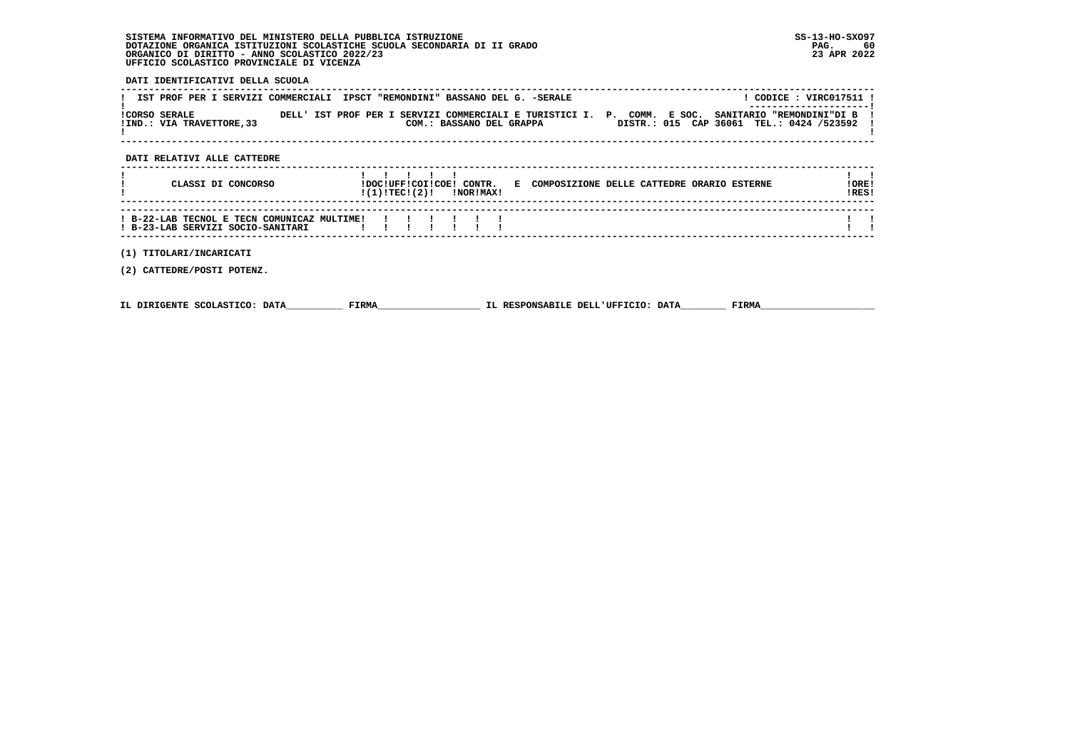SISTEMA INFORMATIVO DEL MINISTERO DELLA PUBBLICA ISTRUZIONE
DOTAZIONE ORGANICA ISTITUZIONI SCOLASTICHE SCUOLA SECONDARIA DI II GRADO
ORGANICO DI DIRITTO - ANNO SCOLASTICO 2022/23
UFFICIO SCOLASTICO PROVINCIALE DI VICENZA

SS-13-HO-SXO97
23 APR 2022

**DATI IDENTIFICATIVI DELLA SCUOLA**

IST PROF PER I SERVIZI COMMERCIALI IPSCT "REMONDINI" BASSANO DEL G. -SERALE — CODICE : VIRC017511

CORSO SERALE DELL' IST PROF PER I SERVIZI COMMERCIALI E TURISTICI I. P. COMM. E SOC. SANITARIO "REMONDINI"DI B
IND.: VIA TRAVETTORE,33 — COM.: BASSANO DEL GRAPPA — DISTR.: 015 CAP 36061 TEL.: 0424 /523592

**DATI RELATIVI ALLE CATTEDRE**

| CLASSI DI CONCORSO | DOC (1) | UFF TEC | COI (2) | COE | CONTR. NOR | CONTR. MAX | E COMPOSIZIONE DELLE CATTEDRE ORARIO ESTERNE | ORE RES |
|---|---|---|---|---|---|---|---|---|
| B-22-LAB TECNOL E TECN COMUNICAZ MULTIME | | | | | | | | |
| B-23-LAB SERVIZI SOCIO-SANITARI | | | | | | | | |

(1) TITOLARI/INCARICATI

(2) CATTEDRE/POSTI POTENZ.

IL DIRIGENTE SCOLASTICO: DATA__________ FIRMA__________________ IL RESPONSABILE DELL'UFFICIO: DATA________ FIRMA____________________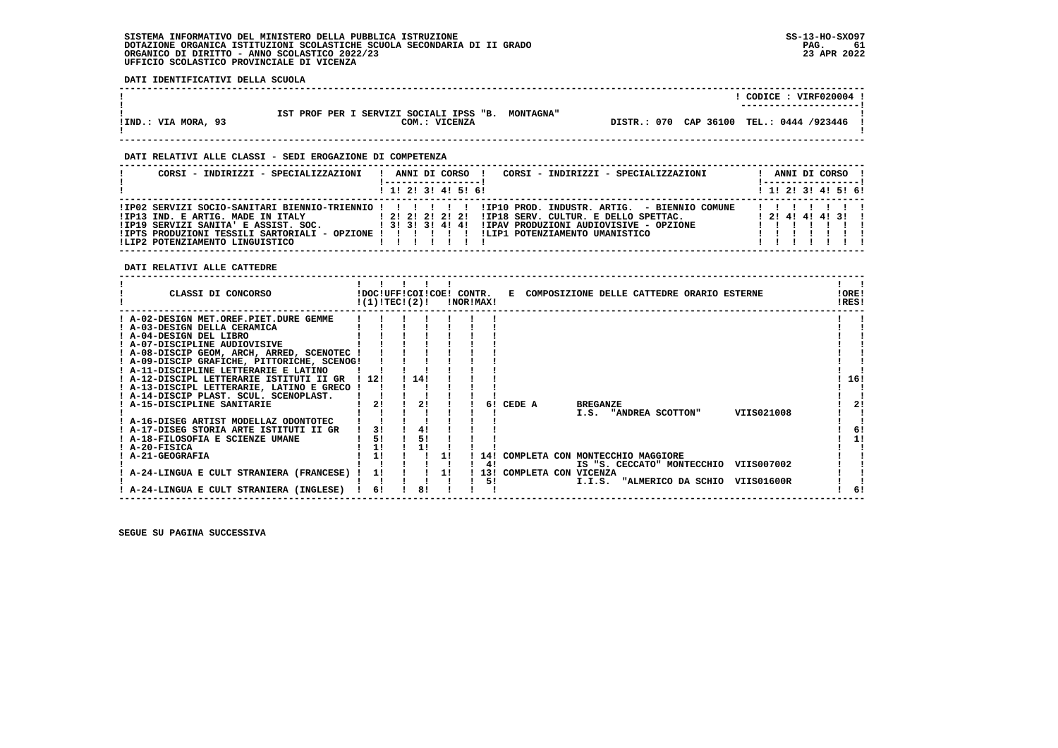SISTEMA INFORMATIVO DEL MINISTERO DELLA PUBBLICA ISTRUZIONE
DOTAZIONE ORGANICA ISTITUZIONI SCOLASTICHE SCUOLA SECONDARIA DI II GRADO
ORGANICO DI DIRITTO - ANNO SCOLASTICO 2022/23
UFFICIO SCOLASTICO PROVINCIALE DI VICENZA

SS-13-HO-SXO97
23 APR 2022

**DATI IDENTIFICATIVI DELLA SCUOLA**

CODICE : VIRF020004

IST PROF PER I SERVIZI SOCIALI IPSS "B. MONTAGNA"

IND.: VIA MORA, 93 — COM.: VICENZA — DISTR.: 070 CAP 36100 TEL.: 0444 /923446

**DATI RELATIVI ALLE CLASSI - SEDI EROGAZIONE DI COMPETENZA**

| CORSI - INDIRIZZI - SPECIALIZZAZIONI | 1 | 2 | 3 | 4 | 5 | 6 | CORSI - INDIRIZZI - SPECIALIZZAZIONI | 1 | 2 | 3 | 4 | 5 | 6 |
|---|---|---|---|---|---|---|---|---|---|---|---|---|---|
| IP02 SERVIZI SOCIO-SANITARI BIENNIO-TRIENNIO | | | | | | | IP10 PROD. INDUSTR. ARTIG. - BIENNIO COMUNE | | | | | | |
| IP13 IND. E ARTIG. MADE IN ITALY | 2 | 2 | 2 | 2 | 2 | | IP18 SERV. CULTUR. E DELLO SPETTAC. | 2 | 4 | 4 | 4 | 3 | |
| IP19 SERVIZI SANITA' E ASSIST. SOC. | 3 | 3 | 3 | 4 | 4 | | IPAV PRODUZIONI AUDIOVISIVE - OPZIONE | | | | | | |
| IPTS PRODUZIONI TESSILI SARTORIALI - OPZIONE | | | | | | | LIP1 POTENZIAMENTO UMANISTICO | | | | | | |
| LIP2 POTENZIAMENTO LINGUISTICO | | | | | | | | | | | | | |

**DATI RELATIVI ALLE CATTEDRE**

| CLASSI DI CONCORSO | DOC (1) | UFF TEC | COI (2) | COE | CONTR. NOR | CONTR. MAX | E COMPOSIZIONE DELLE CATTEDRE ORARIO ESTERNE | ORE RES |
|---|---|---|---|---|---|---|---|---|
| A-02-DESIGN MET.OREF.PIET.DURE GEMME | | | | | | | | |
| A-03-DESIGN DELLA CERAMICA | | | | | | | | |
| A-04-DESIGN DEL LIBRO | | | | | | | | |
| A-07-DISCIPLINE AUDIOVISIVE | | | | | | | | |
| A-08-DISCIP GEOM, ARCH, ARRED, SCENOTEC | | | | | | | | |
| A-09-DISCIP GRAFICHE, PITTORICHE, SCENOG | | | | | | | | |
| A-11-DISCIPLINE LETTERARIE E LATINO | | | | | | | | |
| A-12-DISCIPL LETTERARIE ISTITUTI II GR | 12 | | 14 | | | | | 16 |
| A-13-DISCIPL LETTERARIE, LATINO E GRECO | | | | | | | | |
| A-14-DISCIP PLAST. SCUL. SCENOPLAST. | | | | | | | | |
| A-15-DISCIPLINE SANITARIE | 2 | | 2 | | | 6 | CEDE A BREGANZE I.S. "ANDREA SCOTTON" VIIS021008 | 2 |
| A-16-DISEG ARTIST MODELLAZ ODONTOTEC | | | | | | | | |
| A-17-DISEG STORIA ARTE ISTITUTI II GR | 3 | | 4 | | | | | 6 |
| A-18-FILOSOFIA E SCIENZE UMANE | 5 | | 5 | | | | | 1 |
| A-20-FISICA | 1 | | 1 | | | | | |
| A-21-GEOGRAFIA | 1 | | | 1 | | 14 / 4 | COMPLETA CON MONTECCHIO MAGGIORE IS "S. CECCATO" MONTECCHIO VIIS007002 | |
| A-24-LINGUA E CULT STRANIERA (FRANCESE) | 1 | | | 1 | | 13 / 5 | COMPLETA CON VICENZA I.I.S. "ALMERICO DA SCHIO VIIS01600R | |
| A-24-LINGUA E CULT STRANIERA (INGLESE) | 6 | | 8 | | | | | 6 |

SEGUE SU PAGINA SUCCESSIVA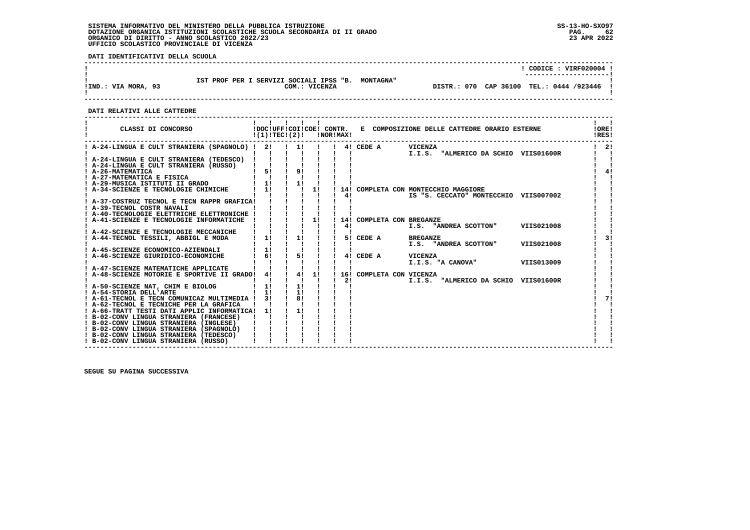SISTEMA INFORMATIVO DEL MINISTERO DELLA PUBBLICA ISTRUZIONE
DOTAZIONE ORGANICA ISTITUZIONI SCOLASTICHE SCUOLA SECONDARIA DI II GRADO
ORGANICO DI DIRITTO - ANNO SCOLASTICO 2022/23
UFFICIO SCOLASTICO PROVINCIALE DI VICENZA

SS-13-HO-SXO97
23 APR 2022

**DATI IDENTIFICATIVI DELLA SCUOLA**

CODICE : VIRF020004

IST PROF PER I SERVIZI SOCIALI IPSS "B. MONTAGNA"

IND.: VIA MORA, 93 — COM.: VICENZA — DISTR.: 070 CAP 36100 TEL.: 0444 /923446

**DATI RELATIVI ALLE CATTEDRE**

| CLASSI DI CONCORSO | DOC (1) | UFF TEC | COI (2) | COE | CONTR. NOR | CONTR. MAX | E COMPOSIZIONE DELLE CATTEDRE ORARIO ESTERNE | ORE RES |
|---|---|---|---|---|---|---|---|---|
| A-24-LINGUA E CULT STRANIERA (SPAGNOLO) | 2 | | 1 | | | 4 | CEDE A VICENZA I.I.S. "ALMERICO DA SCHIO VIIS01600R | 2 |
| A-24-LINGUA E CULT STRANIERA (TEDESCO) | | | | | | | | |
| A-24-LINGUA E CULT STRANIERA (RUSSO) | | | | | | | | |
| A-26-MATEMATICA | 5 | | 9 | | | | | 4 |
| A-27-MATEMATICA E FISICA | | | | | | | | |
| A-29-MUSICA ISTITUTI II GRADO | 1 | | 1 | | | | | |
| A-34-SCIENZE E TECNOLOGIE CHIMICHE | 1 | | | 1 | 14 | 4 | COMPLETA CON MONTECCHIO MAGGIORE IS "S. CECCATO" MONTECCHIO VIIS007002 | |
| A-37-COSTRUZ TECNOL E TECN RAPPR GRAFICA | | | | | | | | |
| A-39-TECNOL COSTR NAVALI | | | | | | | | |
| A-40-TECNOLOGIE ELETTRICHE ELETTRONICHE | | | | | | | | |
| A-41-SCIENZE E TECNOLOGIE INFORMATICHE | | | | 1 | 14 | 4 | COMPLETA CON BREGANZE I.S. "ANDREA SCOTTON" VIIS021008 | |
| A-42-SCIENZE E TECNOLOGIE MECCANICHE | | | | | | | | |
| A-44-TECNOL TESSILI, ABBIGL E MODA | 1 | | 1 | | | 5 | CEDE A BREGANZE I.S. "ANDREA SCOTTON" VIIS021008 | 3 |
| A-45-SCIENZE ECONOMICO-AZIENDALI | 1 | | | | | | | |
| A-46-SCIENZE GIURIDICO-ECONOMICHE | 6 | | 5 | | | 4 | CEDE A VICENZA I.I.S. "A CANOVA" VIIS013009 | |
| A-47-SCIENZE MATEMATICHE APPLICATE | | | | | | | | |
| A-48-SCIENZE MOTORIE E SPORTIVE II GRADO | 4 | | 4 | 1 | 16 | 2 | COMPLETA CON VICENZA I.I.S. "ALMERICO DA SCHIO VIIS01600R | |
| A-50-SCIENZE NAT, CHIM E BIOLOG | 1 | | 1 | | | | | |
| A-54-STORIA DELL'ARTE | 1 | | 1 | | | | | |
| A-61-TECNOL E TECN COMUNICAZ MULTIMEDIA | 3 | | 8 | | | | | 7 |
| A-62-TECNOL E TECNICHE PER LA GRAFICA | | | | | | | | |
| A-66-TRATT TESTI DATI APPLIC INFORMATICA | 1 | | 1 | | | | | |
| B-02-CONV LINGUA STRANIERA (FRANCESE) | | | | | | | | |
| B-02-CONV LINGUA STRANIERA (INGLESE) | | | | | | | | |
| B-02-CONV LINGUA STRANIERA (SPAGNOLO) | | | | | | | | |
| B-02-CONV LINGUA STRANIERA (TEDESCO) | | | | | | | | |
| B-02-CONV LINGUA STRANIERA (RUSSO) | | | | | | | | |

SEGUE SU PAGINA SUCCESSIVA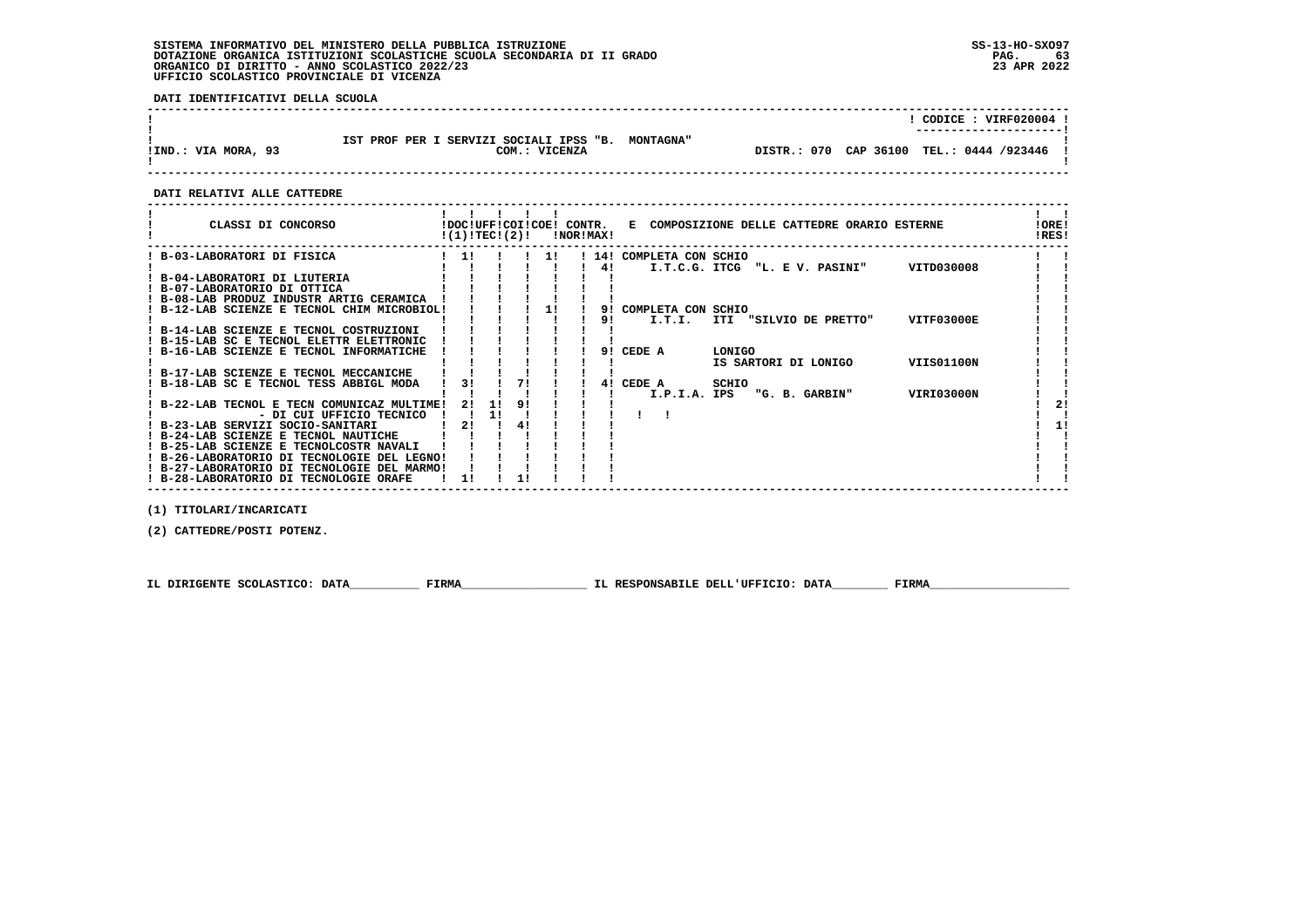SISTEMA INFORMATIVO DEL MINISTERO DELLA PUBBLICA ISTRUZIONE
DOTAZIONE ORGANICA ISTITUZIONI SCOLASTICHE SCUOLA SECONDARIA DI II GRADO
ORGANICO DI DIRITTO - ANNO SCOLASTICO 2022/23
UFFICIO SCOLASTICO PROVINCIALE DI VICENZA

SS-13-HO-SXO97
23 APR 2022

**DATI IDENTIFICATIVI DELLA SCUOLA**

CODICE : VIRF020004

IST PROF PER I SERVIZI SOCIALI IPSS "B. MONTAGNA"
IND.: VIA MORA, 93 — COM.: VICENZA — DISTR.: 070 CAP 36100 TEL.: 0444 /923446

**DATI RELATIVI ALLE CATTEDRE**

| CLASSI DI CONCORSO | DOC (1) | UFF TEC | COI (2) | COE | CONTR. NOR | CONTR. MAX | E COMPOSIZIONE DELLE CATTEDRE ORARIO ESTERNE | ORE RES |
|---|---|---|---|---|---|---|---|---|
| B-03-LABORATORI DI FISICA | 1 | | | 1 | | 14 | COMPLETA CON SCHIO | |
| | | | | | | 4 | I.T.C.G. ITCG "L. E V. PASINI" VITD030008 | |
| B-04-LABORATORI DI LIUTERIA | | | | | | | | |
| B-07-LABORATORIO DI OTTICA | | | | | | | | |
| B-08-LAB PRODUZ INDUSTR ARTIG CERAMICA | | | | | | | | |
| B-12-LAB SCIENZE E TECNOL CHIM MICROBIOL | | | | 1 | | 9 | COMPLETA CON SCHIO | |
| | | | | | | 9 | I.T.I. ITI "SILVIO DE PRETTO" VITF03000E | |
| B-14-LAB SCIENZE E TECNOL COSTRUZIONI | | | | | | | | |
| B-15-LAB SC E TECNOL ELETTR ELETTRONIC | | | | | | | | |
| B-16-LAB SCIENZE E TECNOL INFORMATICHE | | | | | | 9 | CEDE A LONIGO | |
| | | | | | | | IS SARTORI DI LONIGO VIIS01100N | |
| B-17-LAB SCIENZE E TECNOL MECCANICHE | | | | | | | | |
| B-18-LAB SC E TECNOL TESS ABBIGL MODA | 3 | | 7 | | | 4 | CEDE A SCHIO | |
| | | | | | | | I.P.I.A. IPS "G. B. GARBIN" VIRI03000N | |
| B-22-LAB TECNOL E TECN COMUNICAZ MULTIME | 2 | 1 | 9 | | | | | 2 |
| - DI CUI UFFICIO TECNICO | | 1 | | | | | | |
| B-23-LAB SERVIZI SOCIO-SANITARI | 2 | | 4 | | | | | 1 |
| B-24-LAB SCIENZE E TECNOL NAUTICHE | | | | | | | | |
| B-25-LAB SCIENZE E TECNOLCOSTR NAVALI | | | | | | | | |
| B-26-LABORATORIO DI TECNOLOGIE DEL LEGNO | | | | | | | | |
| B-27-LABORATORIO DI TECNOLOGIE DEL MARMO | | | | | | | | |
| B-28-LABORATORIO DI TECNOLOGIE ORAFE | 1 | | 1 | | | | | |

(1) TITOLARI/INCARICATI

(2) CATTEDRE/POSTI POTENZ.

IL DIRIGENTE SCOLASTICO: DATA__________ FIRMA__________________ IL RESPONSABILE DELL'UFFICIO: DATA________ FIRMA____________________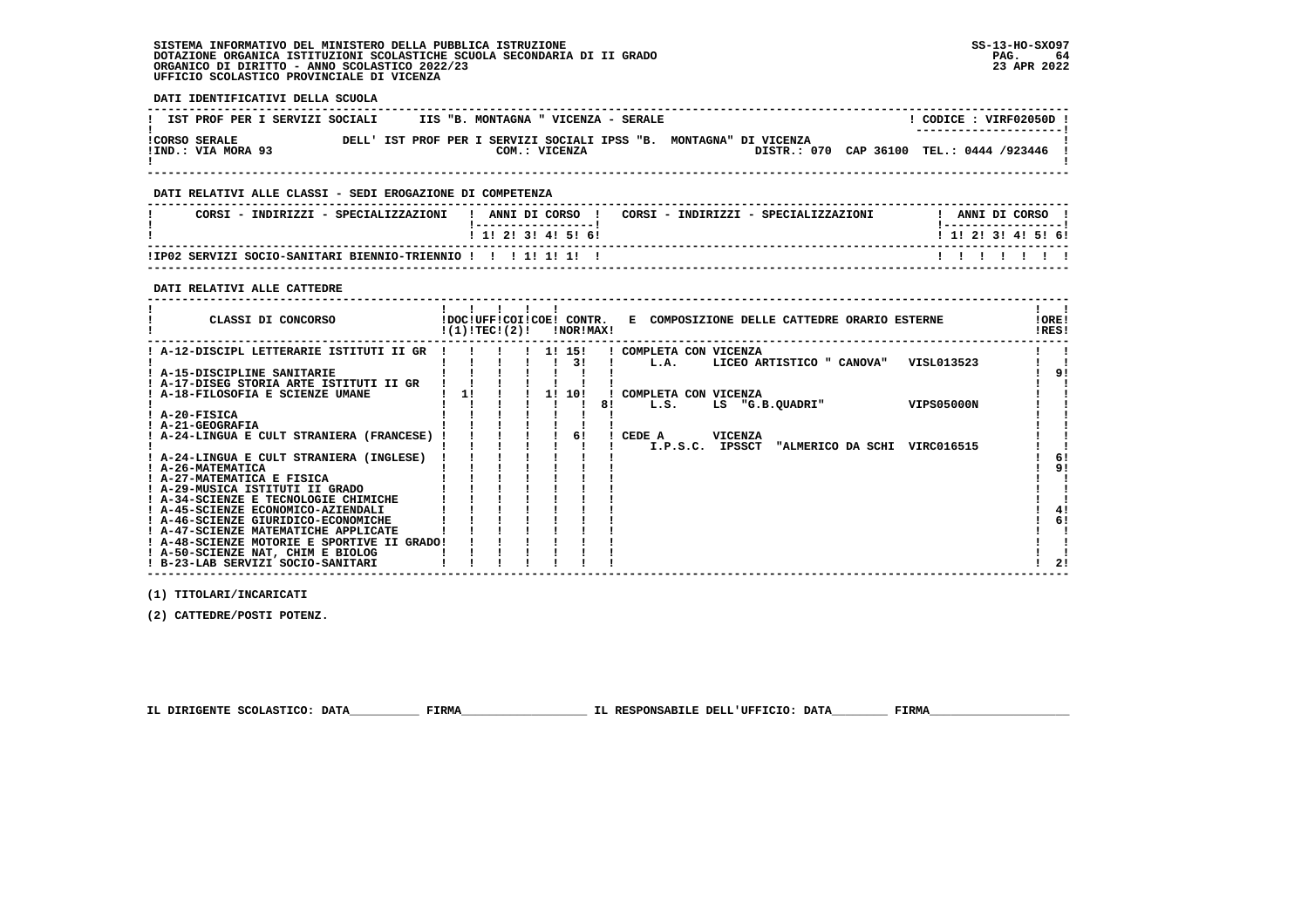SISTEMA INFORMATIVO DEL MINISTERO DELLA PUBBLICA ISTRUZIONE
DOTAZIONE ORGANICA ISTITUZIONI SCOLASTICHE SCUOLA SECONDARIA DI II GRADO
ORGANICO DI DIRITTO - ANNO SCOLASTICO 2022/23
UFFICIO SCOLASTICO PROVINCIALE DI VICENZA

SS-13-HO-SXO97
23 APR 2022

**DATI IDENTIFICATIVI DELLA SCUOLA**

| IST PROF PER I SERVIZI SOCIALI | IIS "B. MONTAGNA " VICENZA - SERALE | CODICE : VIRF02050D |
|---|---|---|
| CORSO SERALE | DELL' IST PROF PER I SERVIZI SOCIALI IPSS "B. MONTAGNA" DI VICENZA | |
| IND.: VIA MORA 93 | COM.: VICENZA | DISTR.: 070 CAP 36100 TEL.: 0444 /923446 |

**DATI RELATIVI ALLE CLASSI - SEDI EROGAZIONE DI COMPETENZA**

| CORSI - INDIRIZZI - SPECIALIZZAZIONI | 1 | 2 | 3 | 4 | 5 | 6 | CORSI - INDIRIZZI - SPECIALIZZAZIONI | 1 | 2 | 3 | 4 | 5 | 6 |
|---|---|---|---|---|---|---|---|---|---|---|---|---|---|
| IP02 SERVIZI SOCIO-SANITARI BIENNIO-TRIENNIO | | | 1 | 1 | 1 | | | | | | | | |

**DATI RELATIVI ALLE CATTEDRE**

| CLASSI DI CONCORSO | DOC (1) | UFF TEC | COI | COE (2) | CONTR. NOR | CONTR. MAX | COMPOSIZIONE DELLE CATTEDRE ORARIO ESTERNE | ORE RES |
|---|---|---|---|---|---|---|---|---|
| A-12-DISCIPL LETTERARIE ISTITUTI II GR | | | | 1 | 15 | | COMPLETA CON VICENZA | |
| | | | | | 3 | | L.A. LICEO ARTISTICO " CANOVA" VISL013523 | |
| A-15-DISCIPLINE SANITARIE | | | | | | | | 9 |
| A-17-DISEG STORIA ARTE ISTITUTI II GR | | | | | | | | |
| A-18-FILOSOFIA E SCIENZE UMANE | 1 | | | 1 | 10 | | COMPLETA CON VICENZA | |
| | | | | | | 8 | L.S. LS "G.B.QUADRI" VIPS05000N | |
| A-20-FISICA | | | | | | | | |
| A-21-GEOGRAFIA | | | | | | | | |
| A-24-LINGUA E CULT STRANIERA (FRANCESE) | | | | | 6 | | CEDE A VICENZA | |
| | | | | | | | I.P.S.C. IPSSCT "ALMERICO DA SCHI VIRC016515 | |
| A-24-LINGUA E CULT STRANIERA (INGLESE) | | | | | | | | 6 |
| A-26-MATEMATICA | | | | | | | | 9 |
| A-27-MATEMATICA E FISICA | | | | | | | | |
| A-29-MUSICA ISTITUTI II GRADO | | | | | | | | |
| A-34-SCIENZE E TECNOLOGIE CHIMICHE | | | | | | | | |
| A-45-SCIENZE ECONOMICO-AZIENDALI | | | | | | | | 4 |
| A-46-SCIENZE GIURIDICO-ECONOMICHE | | | | | | | | 6 |
| A-47-SCIENZE MATEMATICHE APPLICATE | | | | | | | | |
| A-48-SCIENZE MOTORIE E SPORTIVE II GRADO | | | | | | | | |
| A-50-SCIENZE NAT, CHIM E BIOLOG | | | | | | | | |
| B-23-LAB SERVIZI SOCIO-SANITARI | | | | | | | | 2 |

(1) TITOLARI/INCARICATI

(2) CATTEDRE/POSTI POTENZ.

IL DIRIGENTE SCOLASTICO: DATA__________ FIRMA__________________ IL RESPONSABILE DELL'UFFICIO: DATA________ FIRMA____________________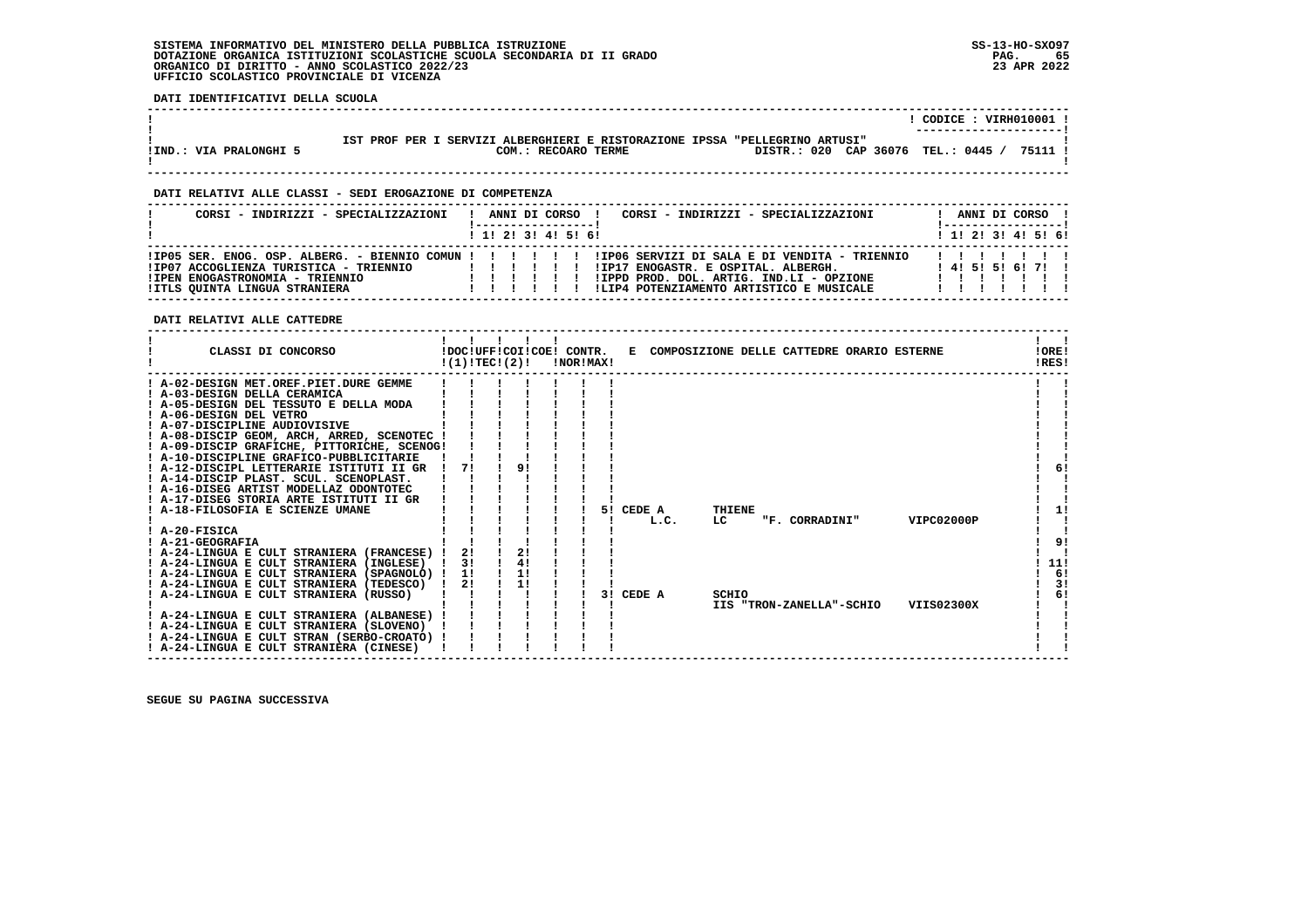SISTEMA INFORMATIVO DEL MINISTERO DELLA PUBBLICA ISTRUZIONE
DOTAZIONE ORGANICA ISTITUZIONI SCOLASTICHE SCUOLA SECONDARIA DI II GRADO
ORGANICO DI DIRITTO - ANNO SCOLASTICO 2022/23
UFFICIO SCOLASTICO PROVINCIALE DI VICENZA

SS-13-HO-SXO97
23 APR 2022

**DATI IDENTIFICATIVI DELLA SCUOLA**

CODICE : VIRH010001

IST PROF PER I SERVIZI ALBERGHIERI E RISTORAZIONE IPSSA "PELLEGRINO ARTUSI"

IND.: VIA PRALONGHI 5 — COM.: RECOARO TERME — DISTR.: 020 CAP 36076 TEL.: 0445 / 75111

**DATI RELATIVI ALLE CLASSI - SEDI EROGAZIONE DI COMPETENZA**

| CORSI - INDIRIZZI - SPECIALIZZAZIONI | 1 | 2 | 3 | 4 | 5 | 6 | CORSI - INDIRIZZI - SPECIALIZZAZIONI | 1 | 2 | 3 | 4 | 5 | 6 |
|---|---|---|---|---|---|---|---|---|---|---|---|---|---|
| IP05 SER. ENOG. OSP. ALBERG. - BIENNIO COMUN | | | | | | | IP06 SERVIZI DI SALA E DI VENDITA - TRIENNIO | | | | | | |
| IP07 ACCOGLIENZA TURISTICA - TRIENNIO | | | | | | | IP17 ENOGASTR. E OSPITAL. ALBERGH. | 4 | 5 | 5 | 6 | 7 | |
| IPEN ENOGASTRONOMIA - TRIENNIO | | | | | | | IPPD PROD. DOL. ARTIG. IND.LI - OPZIONE | | | | | | |
| ITLS QUINTA LINGUA STRANIERA | | | | | | | LIP4 POTENZIAMENTO ARTISTICO E MUSICALE | | | | | | |

**DATI RELATIVI ALLE CATTEDRE**

| CLASSI DI CONCORSO | DOC (1) | UFF TEC | COI (2) | COE | CONTR. NOR | CONTR. MAX | E COMPOSIZIONE DELLE CATTEDRE ORARIO ESTERNE | ORE RES |
|---|---|---|---|---|---|---|---|---|
| A-02-DESIGN MET.OREF.PIET.DURE GEMME | | | | | | | | |
| A-03-DESIGN DELLA CERAMICA | | | | | | | | |
| A-05-DESIGN DEL TESSUTO E DELLA MODA | | | | | | | | |
| A-06-DESIGN DEL VETRO | | | | | | | | |
| A-07-DISCIPLINE AUDIOVISIVE | | | | | | | | |
| A-08-DISCIP GEOM, ARCH, ARRED, SCENOTEC | | | | | | | | |
| A-09-DISCIP GRAFICHE, PITTORICHE, SCENOG | | | | | | | | |
| A-10-DISCIPLINE GRAFICO-PUBBLICITARIE | | | | | | | | |
| A-12-DISCIPL LETTERARIE ISTITUTI II GR | 7 | | 9 | | | | | 6 |
| A-14-DISCIP PLAST. SCUL. SCENOPLAST. | | | | | | | | |
| A-16-DISEG ARTIST MODELLAZ ODONTOTEC | | | | | | | | |
| A-17-DISEG STORIA ARTE ISTITUTI II GR | | | | | | | | |
| A-18-FILOSOFIA E SCIENZE UMANE | | | | | | | 5 CEDE A THIENE L.C. LC "F. CORRADINI" VIPC02000P | 1 |
| A-20-FISICA | | | | | | | | |
| A-21-GEOGRAFIA | | | | | | | | 9 |
| A-24-LINGUA E CULT STRANIERA (FRANCESE) | 2 | | 2 | | | | | |
| A-24-LINGUA E CULT STRANIERA (INGLESE) | 3 | | 4 | | | | | 11 |
| A-24-LINGUA E CULT STRANIERA (SPAGNOLO) | 1 | | 1 | | | | | 6 |
| A-24-LINGUA E CULT STRANIERA (TEDESCO) | 2 | | 1 | | | | | 3 |
| A-24-LINGUA E CULT STRANIERA (RUSSO) | | | | | | | 3 CEDE A SCHIO IIS "TRON-ZANELLA"-SCHIO VIIS02300X | 6 |
| A-24-LINGUA E CULT STRANIERA (ALBANESE) | | | | | | | | |
| A-24-LINGUA E CULT STRANIERA (SLOVENO) | | | | | | | | |
| A-24-LINGUA E CULT STRAN (SERBO-CROATO) | | | | | | | | |
| A-24-LINGUA E CULT STRANIERA (CINESE) | | | | | | | | |

SEGUE SU PAGINA SUCCESSIVA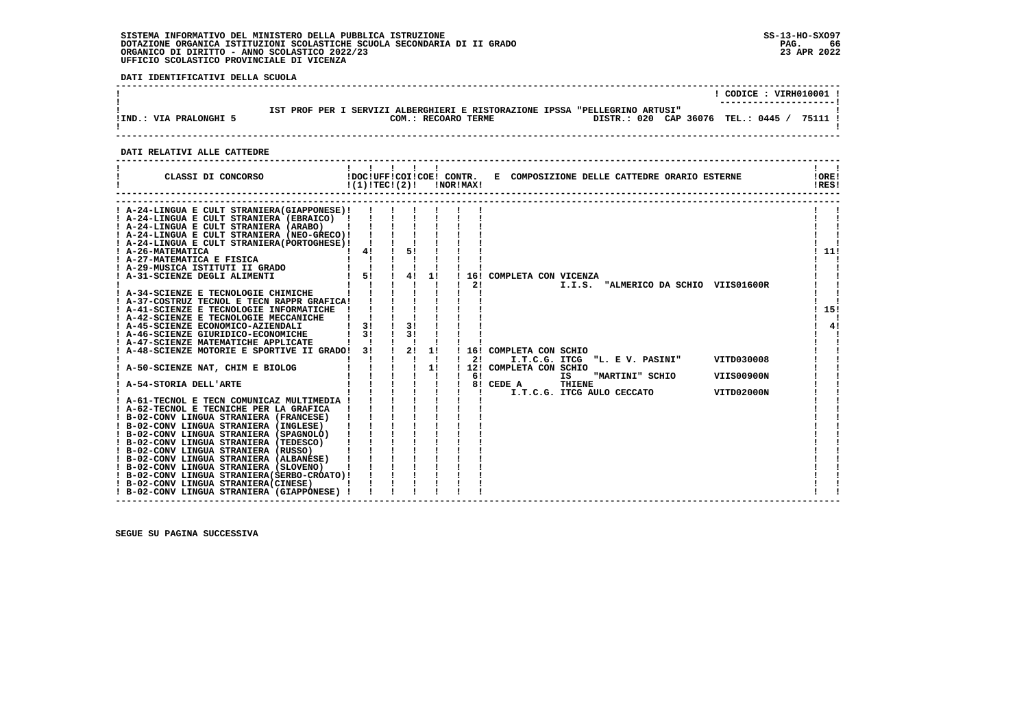SISTEMA INFORMATIVO DEL MINISTERO DELLA PUBBLICA ISTRUZIONE
DOTAZIONE ORGANICA ISTITUZIONI SCOLASTICHE SCUOLA SECONDARIA DI II GRADO
ORGANICO DI DIRITTO - ANNO SCOLASTICO 2022/23
UFFICIO SCOLASTICO PROVINCIALE DI VICENZA

SS-13-HO-SXO97
23 APR 2022

**DATI IDENTIFICATIVI DELLA SCUOLA**

CODICE : VIRH010001

IST PROF PER I SERVIZI ALBERGHIERI E RISTORAZIONE IPSSA "PELLEGRINO ARTUSI"

IND.: VIA PRALONGHI 5 — COM.: RECOARO TERME — DISTR.: 020 CAP 36076 TEL.: 0445 / 75111

**DATI RELATIVI ALLE CATTEDRE**

| CLASSI DI CONCORSO | DOC (1) | UFF TEC (2) | COI | COE | CONTR. NOR | CONTR. MAX | E COMPOSIZIONE DELLE CATTEDRE ORARIO ESTERNE | ORE RES |
|---|---|---|---|---|---|---|---|---|
| A-24-LINGUA E CULT STRANIERA(GIAPPONESE) | | | | | | | | |
| A-24-LINGUA E CULT STRANIERA (EBRAICO) | | | | | | | | |
| A-24-LINGUA E CULT STRANIERA (ARABO) | | | | | | | | |
| A-24-LINGUA E CULT STRANIERA (NEO-GRECO) | | | | | | | | |
| A-24-LINGUA E CULT STRANIERA(PORTOGHESE) | | | | | | | | |
| A-26-MATEMATICA | 4 | | 5 | | | | | 11 |
| A-27-MATEMATICA E FISICA | | | | | | | | |
| A-29-MUSICA ISTITUTI II GRADO | | | | | | | | |
| A-31-SCIENZE DEGLI ALIMENTI | 5 | | 4 | 1 | | 16 | COMPLETA CON VICENZA | |
| | | | | | | 2 | I.I.S. "ALMERICO DA SCHIO VIIS01600R | |
| A-34-SCIENZE E TECNOLOGIE CHIMICHE | | | | | | | | |
| A-37-COSTRUZ TECNOL E TECN RAPPR GRAFICA | | | | | | | | |
| A-41-SCIENZE E TECNOLOGIE INFORMATICHE | | | | | | | | 15 |
| A-42-SCIENZE E TECNOLOGIE MECCANICHE | | | | | | | | |
| A-45-SCIENZE ECONOMICO-AZIENDALI | 3 | | 3 | | | | | 4 |
| A-46-SCIENZE GIURIDICO-ECONOMICHE | 3 | | 3 | | | | | |
| A-47-SCIENZE MATEMATICHE APPLICATE | | | | | | | | |
| A-48-SCIENZE MOTORIE E SPORTIVE II GRADO | 3 | | 2 | 1 | | 16 | COMPLETA CON SCHIO | |
| | | | | | | 2 | I.T.C.G. ITCG "L. E V. PASINI" VITD030008 | |
| A-50-SCIENZE NAT, CHIM E BIOLOG | | | | 1 | | 12 | COMPLETA CON SCHIO | |
| | | | | | | 6 | IS "MARTINI" SCHIO VIIS00900N | |
| A-54-STORIA DELL'ARTE | | | | | | 8 | CEDE A THIENE | |
| | | | | | | | I.T.C.G. ITCG AULO CECCATO VITD02000N | |
| A-61-TECNOL E TECN COMUNICAZ MULTIMEDIA | | | | | | | | |
| A-62-TECNOL E TECNICHE PER LA GRAFICA | | | | | | | | |
| B-02-CONV LINGUA STRANIERA (FRANCESE) | | | | | | | | |
| B-02-CONV LINGUA STRANIERA (INGLESE) | | | | | | | | |
| B-02-CONV LINGUA STRANIERA (SPAGNOLO) | | | | | | | | |
| B-02-CONV LINGUA STRANIERA (TEDESCO) | | | | | | | | |
| B-02-CONV LINGUA STRANIERA (RUSSO) | | | | | | | | |
| B-02-CONV LINGUA STRANIERA (ALBANESE) | | | | | | | | |
| B-02-CONV LINGUA STRANIERA (SLOVENO) | | | | | | | | |
| B-02-CONV LINGUA STRANIERA(SERBO-CROATO) | | | | | | | | |
| B-02-CONV LINGUA STRANIERA(CINESE) | | | | | | | | |
| B-02-CONV LINGUA STRANIERA (GIAPPONESE) | | | | | | | | |

SEGUE SU PAGINA SUCCESSIVA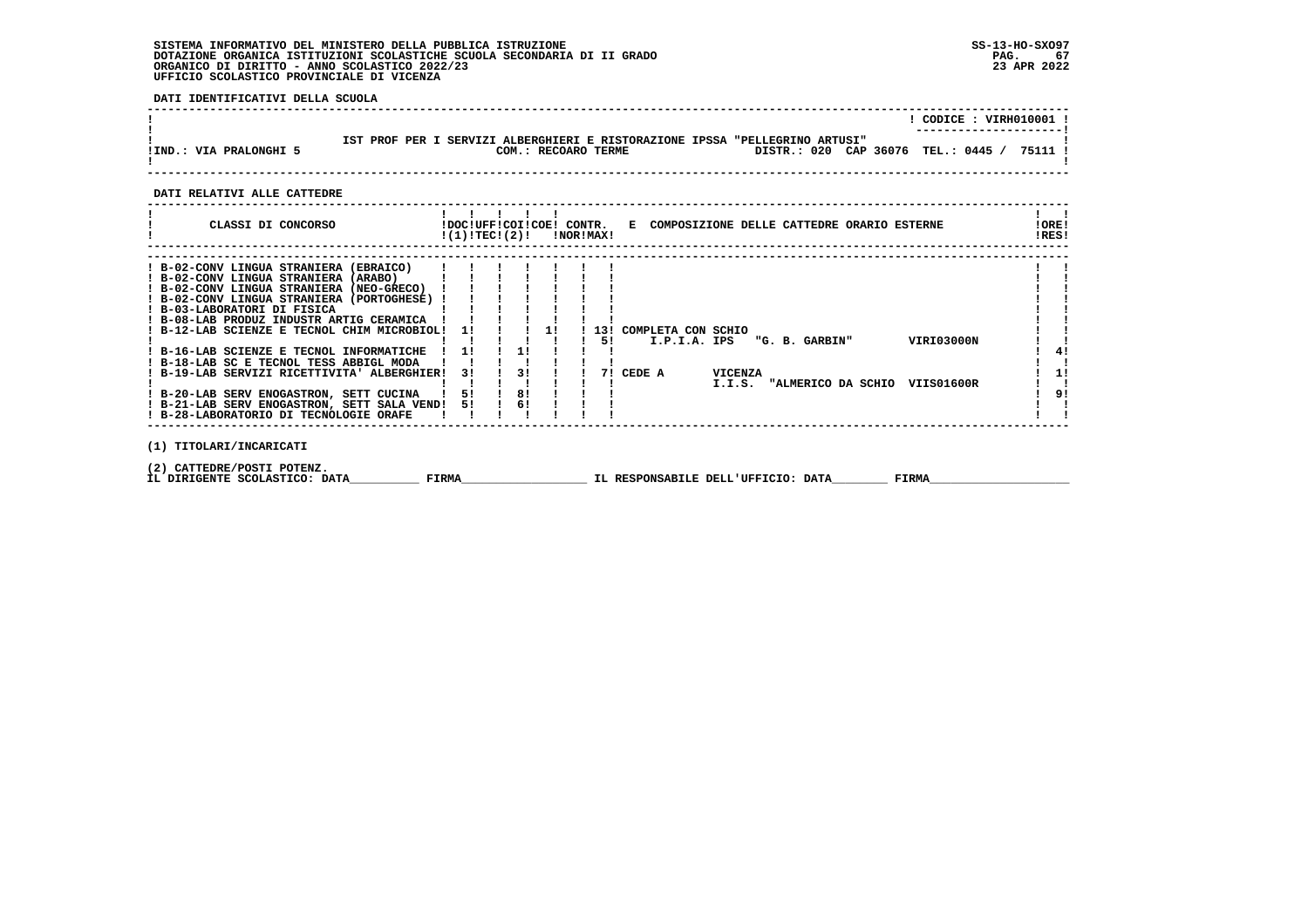SISTEMA INFORMATIVO DEL MINISTERO DELLA PUBBLICA ISTRUZIONE
DOTAZIONE ORGANICA ISTITUZIONI SCOLASTICHE SCUOLA SECONDARIA DI II GRADO
ORGANICO DI DIRITTO - ANNO SCOLASTICO 2022/23
UFFICIO SCOLASTICO PROVINCIALE DI VICENZA

SS-13-HO-SXO97
23 APR 2022

**DATI IDENTIFICATIVI DELLA SCUOLA**

CODICE : VIRH010001

IST PROF PER I SERVIZI ALBERGHIERI E RISTORAZIONE IPSSA "PELLEGRINO ARTUSI"

IND.: VIA PRALONGHI 5 — COM.: RECOARO TERME — DISTR.: 020 CAP 36076 TEL.: 0445 / 75111

**DATI RELATIVI ALLE CATTEDRE**

| CLASSI DI CONCORSO | DOC (1) | UFF TEC | COI (2) | COE | CONTR. NOR | CONTR. MAX | E COMPOSIZIONE DELLE CATTEDRE ORARIO ESTERNE | ORE RES |
|---|---|---|---|---|---|---|---|---|
| B-02-CONV LINGUA STRANIERA (EBRAICO) | | | | | | | | |
| B-02-CONV LINGUA STRANIERA (ARABO) | | | | | | | | |
| B-02-CONV LINGUA STRANIERA (NEO-GRECO) | | | | | | | | |
| B-02-CONV LINGUA STRANIERA (PORTOGHESE) | | | | | | | | |
| B-03-LABORATORI DI FISICA | | | | | | | | |
| B-08-LAB PRODUZ INDUSTR ARTIG CERAMICA | | | | | | | | |
| B-12-LAB SCIENZE E TECNOL CHIM MICROBIOL | 1 | | | 1 | | 13 / 5 | COMPLETA CON SCHIO I.P.I.A. IPS "G. B. GARBIN" VIRI03000N | |
| B-16-LAB SCIENZE E TECNOL INFORMATICHE | 1 | | 1 | | | | | 4 |
| B-18-LAB SC E TECNOL TESS ABBIGL MODA | | | | | | | | |
| B-19-LAB SERVIZI RICETTIVITA' ALBERGHIER | 3 | | 3 | | | 7 | CEDE A VICENZA I.I.S. "ALMERICO DA SCHIO VIIS01600R | 1 |
| B-20-LAB SERV ENOGASTRON, SETT CUCINA | 5 | | 8 | | | | | 9 |
| B-21-LAB SERV ENOGASTRON, SETT SALA VEND | 5 | | 6 | | | | | |
| B-28-LABORATORIO DI TECNOLOGIE ORAFE | | | | | | | | |

(1) TITOLARI/INCARICATI

(2) CATTEDRE/POSTI POTENZ.

IL DIRIGENTE SCOLASTICO: DATA__________ FIRMA__________________ IL RESPONSABILE DELL'UFFICIO: DATA________ FIRMA____________________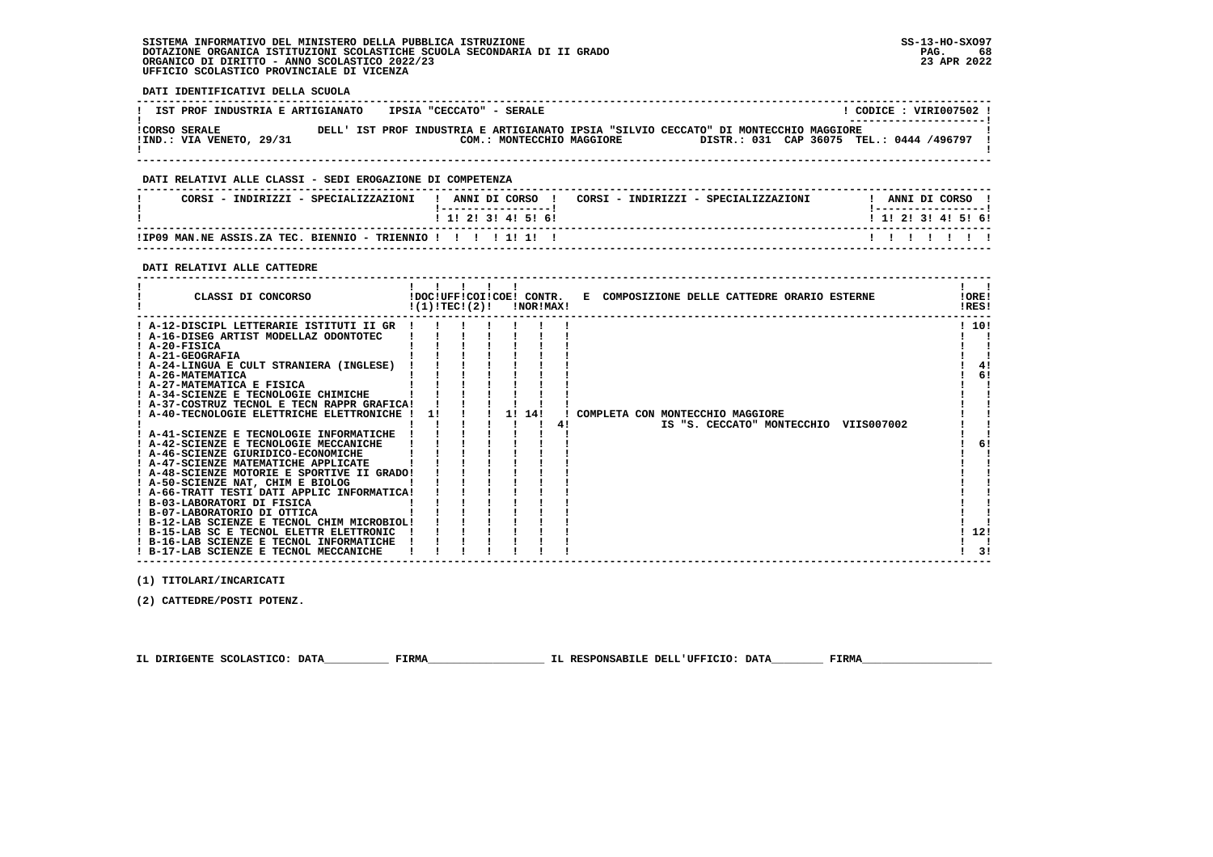SISTEMA INFORMATIVO DEL MINISTERO DELLA PUBBLICA ISTRUZIONE
DOTAZIONE ORGANICA ISTITUZIONI SCOLASTICHE SCUOLA SECONDARIA DI II GRADO
ORGANICO DI DIRITTO - ANNO SCOLASTICO 2022/23
UFFICIO SCOLASTICO PROVINCIALE DI VICENZA

SS-13-HO-SXO97
23 APR 2022

**DATI IDENTIFICATIVI DELLA SCUOLA**

| IST PROF INDUSTRIA E ARTIGIANATO | IPSIA "CECCATO" - SERALE | CODICE : VIRI007502 |
|---|---|---|
| CORSO SERALE | DELL' IST PROF INDUSTRIA E ARTIGIANATO IPSIA "SILVIO CECCATO" DI MONTECCHIO MAGGIORE | |
| IND.: VIA VENETO, 29/31 | COM.: MONTECCHIO MAGGIORE | DISTR.: 031 CAP 36075 TEL.: 0444 /496797 |

**DATI RELATIVI ALLE CLASSI - SEDI EROGAZIONE DI COMPETENZA**

| CORSI - INDIRIZZI - SPECIALIZZAZIONI | 1 | 2 | 3 | 4 | 5 | 6 | CORSI - INDIRIZZI - SPECIALIZZAZIONI | 1 | 2 | 3 | 4 | 5 | 6 |
|---|---|---|---|---|---|---|---|---|---|---|---|---|---|
| IP09 MAN.NE ASSIS.ZA TEC. BIENNIO - TRIENNIO | | | | 1 | 1 | | | | | | | | |

**DATI RELATIVI ALLE CATTEDRE**

| CLASSI DI CONCORSO | DOC (1) | UFF TEC (2) | COI | COE | CONTR. NOR | CONTR. MAX | E COMPOSIZIONE DELLE CATTEDRE ORARIO ESTERNE | ORE RES |
|---|---|---|---|---|---|---|---|---|
| A-12-DISCIPL LETTERARIE ISTITUTI II GR | | | | | | | | 10 |
| A-16-DISEG ARTIST MODELLAZ ODONTOTEC | | | | | | | | |
| A-20-FISICA | | | | | | | | |
| A-21-GEOGRAFIA | | | | | | | | |
| A-24-LINGUA E CULT STRANIERA (INGLESE) | | | | | | | | 4 |
| A-26-MATEMATICA | | | | | | | | 6 |
| A-27-MATEMATICA E FISICA | | | | | | | | |
| A-34-SCIENZE E TECNOLOGIE CHIMICHE | | | | | | | | |
| A-37-COSTRUZ TECNOL E TECN RAPPR GRAFICA | | | | | | | | |
| A-40-TECNOLOGIE ELETTRICHE ELETTRONICHE | 1 | | | 1 | 14 | 4 | COMPLETA CON MONTECCHIO MAGGIORE IS "S. CECCATO" MONTECCHIO VIIS007002 | |
| A-41-SCIENZE E TECNOLOGIE INFORMATICHE | | | | | | | | |
| A-42-SCIENZE E TECNOLOGIE MECCANICHE | | | | | | | | 6 |
| A-46-SCIENZE GIURIDICO-ECONOMICHE | | | | | | | | |
| A-47-SCIENZE MATEMATICHE APPLICATE | | | | | | | | |
| A-48-SCIENZE MOTORIE E SPORTIVE II GRADO | | | | | | | | |
| A-50-SCIENZE NAT, CHIM E BIOLOG | | | | | | | | |
| A-66-TRATT TESTI DATI APPLIC INFORMATICA | | | | | | | | |
| B-03-LABORATORI DI FISICA | | | | | | | | |
| B-07-LABORATORIO DI OTTICA | | | | | | | | |
| B-12-LAB SCIENZE E TECNOL CHIM MICROBIOL | | | | | | | | |
| B-15-LAB SC E TECNOL ELETTR ELETTRONIC | | | | | | | | 12 |
| B-16-LAB SCIENZE E TECNOL INFORMATICHE | | | | | | | | |
| B-17-LAB SCIENZE E TECNOL MECCANICHE | | | | | | | | 3 |

(1) TITOLARI/INCARICATI

(2) CATTEDRE/POSTI POTENZ.

IL DIRIGENTE SCOLASTICO: DATA__________ FIRMA__________________ IL RESPONSABILE DELL'UFFICIO: DATA________ FIRMA____________________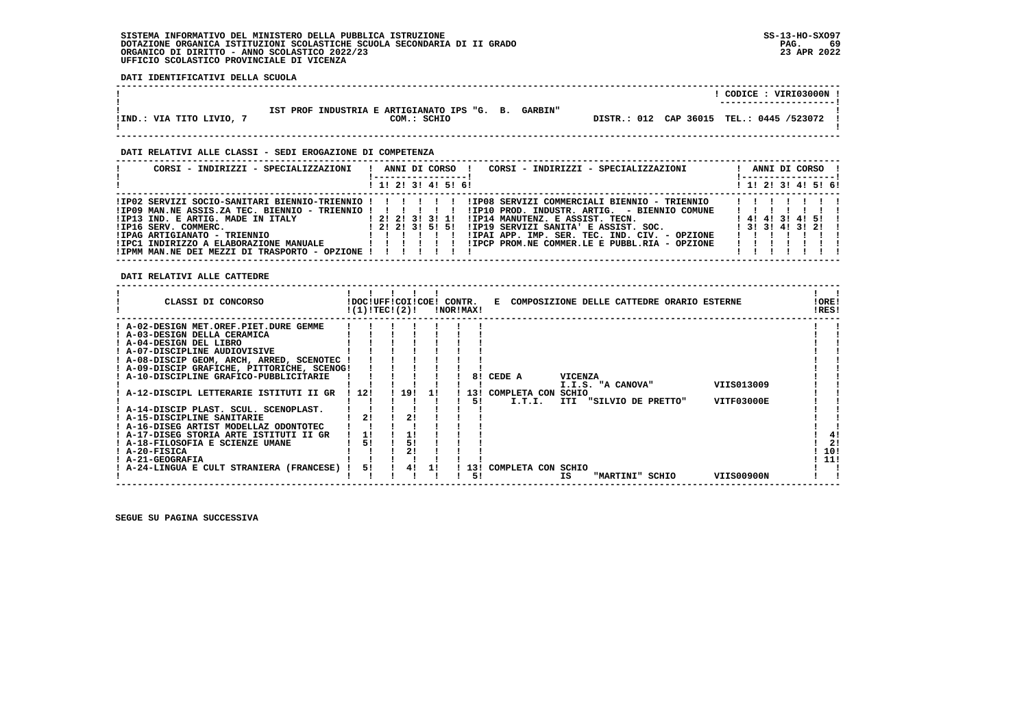SISTEMA INFORMATIVO DEL MINISTERO DELLA PUBBLICA ISTRUZIONE
DOTAZIONE ORGANICA ISTITUZIONI SCOLASTICHE SCUOLA SECONDARIA DI II GRADO
ORGANICO DI DIRITTO - ANNO SCOLASTICO 2022/23
UFFICIO SCOLASTICO PROVINCIALE DI VICENZA

SS-13-HO-SXO97
23 APR 2022

**DATI IDENTIFICATIVI DELLA SCUOLA**

| | |
|---|---|
| | CODICE : VIRI03000N |
| IST PROF INDUSTRIA E ARTIGIANATO IPS "G. B. GARBIN" | |
| IND.: VIA TITO LIVIO, 7 — COM.: SCHIO | DISTR.: 012 CAP 36015 TEL.: 0445 /523072 |

**DATI RELATIVI ALLE CLASSI - SEDI EROGAZIONE DI COMPETENZA**

| CORSI - INDIRIZZI - SPECIALIZZAZIONI | 1 | 2 | 3 | 4 | 5 | 6 | CORSI - INDIRIZZI - SPECIALIZZAZIONI | 1 | 2 | 3 | 4 | 5 | 6 |
|---|---|---|---|---|---|---|---|---|---|---|---|---|---|
| IP02 SERVIZI SOCIO-SANITARI BIENNIO-TRIENNIO | | | | | | | IP08 SERVIZI COMMERCIALI BIENNIO - TRIENNIO | | | | | | |
| IP09 MAN.NE ASSIS.ZA TEC. BIENNIO - TRIENNIO | | | | | | | IP10 PROD. INDUSTR. ARTIG. - BIENNIO COMUNE | | | | | | |
| IP13 IND. E ARTIG. MADE IN ITALY | 2 | 2 | 3 | 3 | 1 | | IP14 MANUTENZ. E ASSIST. TECN. | 4 | 4 | 3 | 4 | 5 | |
| IP16 SERV. COMMERC. | 2 | 2 | 3 | 5 | 5 | | IP19 SERVIZI SANITA' E ASSIST. SOC. | 3 | 3 | 4 | 3 | 2 | |
| IPAG ARTIGIANATO - TRIENNIO | | | | | | | IPAI APP. IMP. SER. TEC. IND. CIV. - OPZIONE | | | | | | |
| IPC1 INDIRIZZO A ELABORAZIONE MANUALE | | | | | | | IPCP PROM.NE COMMER.LE E PUBBL.RIA - OPZIONE | | | | | | |
| IPMM MAN.NE DEI MEZZI DI TRASPORTO - OPZIONE | | | | | | | | | | | | | |

**DATI RELATIVI ALLE CATTEDRE**

| CLASSI DI CONCORSO | DOC (1) | UFF TEC | COI (2) | COE | CONTR. NOR | CONTR. MAX | E COMPOSIZIONE DELLE CATTEDRE ORARIO ESTERNE | ORE RES |
|---|---|---|---|---|---|---|---|---|
| A-02-DESIGN MET.OREF.PIET.DURE GEMME | | | | | | | | |
| A-03-DESIGN DELLA CERAMICA | | | | | | | | |
| A-04-DESIGN DEL LIBRO | | | | | | | | |
| A-07-DISCIPLINE AUDIOVISIVE | | | | | | | | |
| A-08-DISCIP GEOM, ARCH, ARRED, SCENOTEC | | | | | | | | |
| A-09-DISCIP GRAFICHE, PITTORICHE, SCENOG | | | | | | | | |
| A-10-DISCIPLINE GRAFICO-PUBBLICITARIE | | | | | | 8 | CEDE A VICENZA I.I.S. "A CANOVA" VIIS013009 | |
| A-12-DISCIPL LETTERARIE ISTITUTI II GR | 12 | | 19 | 1 | | 13 / 5 | COMPLETA CON SCHIO I.T.I. ITI "SILVIO DE PRETTO" VITF03000E | |
| A-14-DISCIP PLAST. SCUL. SCENOPLAST. | | | | | | | | |
| A-15-DISCIPLINE SANITARIE | 2 | | 2 | | | | | |
| A-16-DISEG ARTIST MODELLAZ ODONTOTEC | | | | | | | | |
| A-17-DISEG STORIA ARTE ISTITUTI II GR | 1 | | 1 | | | | | 4 |
| A-18-FILOSOFIA E SCIENZE UMANE | 5 | | 5 | | | | | 2 |
| A-20-FISICA | | | 2 | | | | | 10 |
| A-21-GEOGRAFIA | | | | | | | | 11 |
| A-24-LINGUA E CULT STRANIERA (FRANCESE) | 5 | | 4 | 1 | | 13 / 5 | COMPLETA CON SCHIO IS "MARTINI" SCHIO VIIS00900N | |

SEGUE SU PAGINA SUCCESSIVA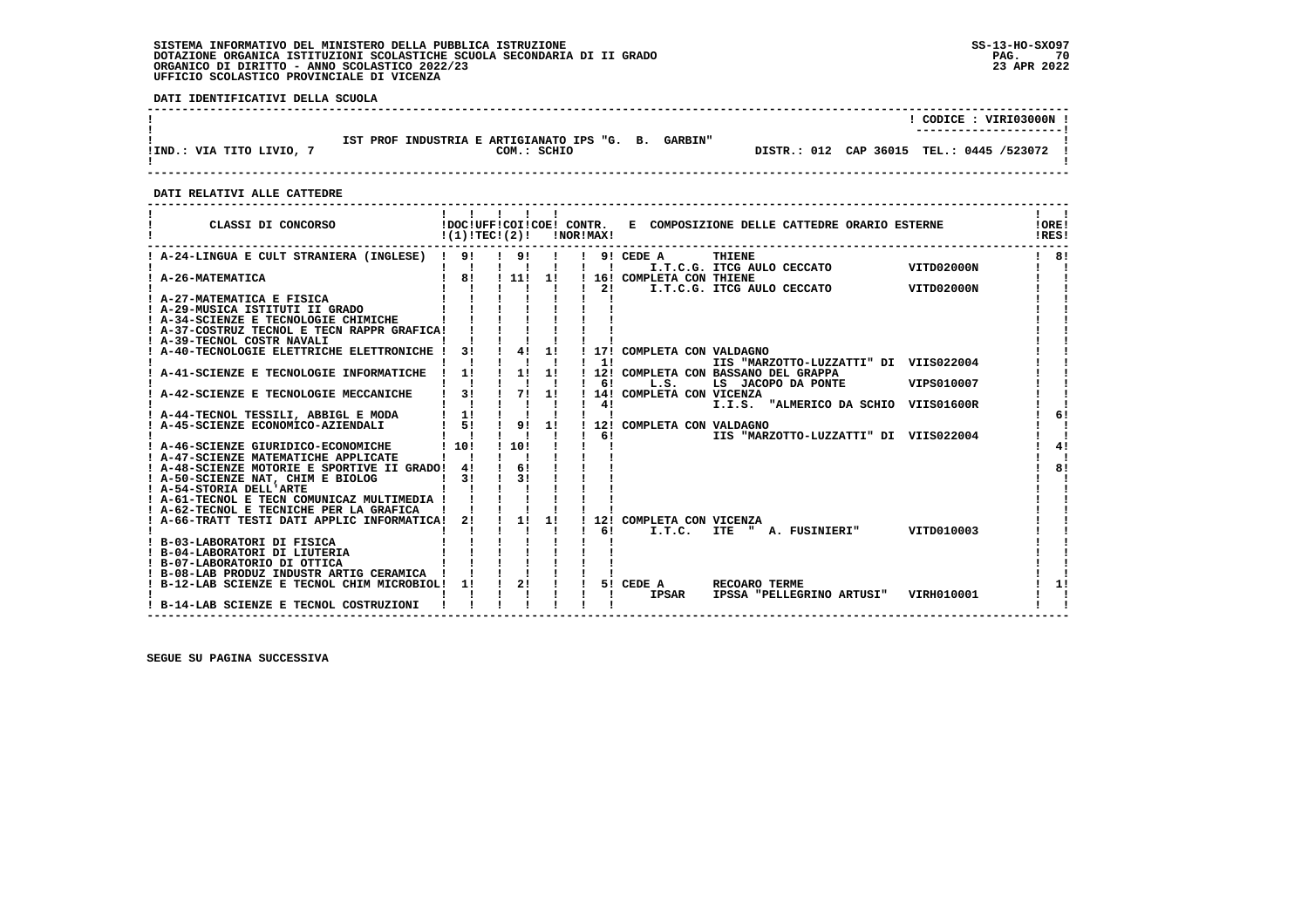SISTEMA INFORMATIVO DEL MINISTERO DELLA PUBBLICA ISTRUZIONE
DOTAZIONE ORGANICA ISTITUZIONI SCOLASTICHE SCUOLA SECONDARIA DI II GRADO
ORGANICO DI DIRITTO - ANNO SCOLASTICO 2022/23
UFFICIO SCOLASTICO PROVINCIALE DI VICENZA

SS-13-HO-SXO97
23 APR 2022

**DATI IDENTIFICATIVI DELLA SCUOLA**

CODICE : VIRI03000N

IST PROF INDUSTRIA E ARTIGIANATO IPS "G. B. GARBIN"

IND.: VIA TITO LIVIO, 7 — COM.: SCHIO — DISTR.: 012 CAP 36015 TEL.: 0445 /523072

**DATI RELATIVI ALLE CATTEDRE**

| CLASSI DI CONCORSO | DOC (1) | UFF TEC (2) | COI | COE | CONTR. NOR | CONTR. MAX | E COMPOSIZIONE DELLE CATTEDRE ORARIO ESTERNE | ORE RES |
|---|---|---|---|---|---|---|---|---|
| A-24-LINGUA E CULT STRANIERA (INGLESE) | 9 | | 9 | | | 9 | CEDE A THIENE I.T.C.G. ITCG AULO CECCATO VITD02000N | 8 |
| A-26-MATEMATICA | 8 | | 11 | 1 | | 16 / 2 | COMPLETA CON THIENE I.T.C.G. ITCG AULO CECCATO VITD02000N | |
| A-27-MATEMATICA E FISICA | | | | | | | | |
| A-29-MUSICA ISTITUTI II GRADO | | | | | | | | |
| A-34-SCIENZE E TECNOLOGIE CHIMICHE | | | | | | | | |
| A-37-COSTRUZ TECNOL E TECN RAPPR GRAFICA | | | | | | | | |
| A-39-TECNOL COSTR NAVALI | | | | | | | | |
| A-40-TECNOLOGIE ELETTRICHE ELETTRONICHE | 3 | | 4 | 1 | | 17 / 1 | COMPLETA CON VALDAGNO IIS "MARZOTTO-LUZZATTI" DI VIIS022004 | |
| A-41-SCIENZE E TECNOLOGIE INFORMATICHE | 1 | | 1 | 1 | | 12 / 6 | COMPLETA CON BASSANO DEL GRAPPA L.S. LS JACOPO DA PONTE VIPS010007 | |
| A-42-SCIENZE E TECNOLOGIE MECCANICHE | 3 | | 7 | 1 | | 14 / 4 | COMPLETA CON VICENZA I.I.S. "ALMERICO DA SCHIO VIIS01600R | |
| A-44-TECNOL TESSILI, ABBIGL E MODA | 1 | | | | | | | 6 |
| A-45-SCIENZE ECONOMICO-AZIENDALI | 5 | | 9 | 1 | | 12 / 6 | COMPLETA CON VALDAGNO IIS "MARZOTTO-LUZZATTI" DI VIIS022004 | |
| A-46-SCIENZE GIURIDICO-ECONOMICHE | 10 | | 10 | | | | | 4 |
| A-47-SCIENZE MATEMATICHE APPLICATE | | | | | | | | |
| A-48-SCIENZE MOTORIE E SPORTIVE II GRADO | 4 | | 6 | | | | | 8 |
| A-50-SCIENZE NAT, CHIM E BIOLOG | 3 | | 3 | | | | | |
| A-54-STORIA DELL'ARTE | | | | | | | | |
| A-61-TECNOL E TECN COMUNICAZ MULTIMEDIA | | | | | | | | |
| A-62-TECNOL E TECNICHE PER LA GRAFICA | | | | | | | | |
| A-66-TRATT TESTI DATI APPLIC INFORMATICA | 2 | | 1 | 1 | | 12 / 6 | COMPLETA CON VICENZA I.T.C. ITE " A. FUSINIERI" VITD010003 | |
| B-03-LABORATORI DI FISICA | | | | | | | | |
| B-04-LABORATORI DI LIUTERIA | | | | | | | | |
| B-07-LABORATORIO DI OTTICA | | | | | | | | |
| B-08-LAB PRODUZ INDUSTR ARTIG CERAMICA | | | | | | | | |
| B-12-LAB SCIENZE E TECNOL CHIM MICROBIOL | 1 | | 2 | | | 5 | CEDE A RECOARO TERME IPSAR IPSSA "PELLEGRINO ARTUSI" VIRH010001 | 1 |
| B-14-LAB SCIENZE E TECNOL COSTRUZIONI | | | | | | | | |

SEGUE SU PAGINA SUCCESSIVA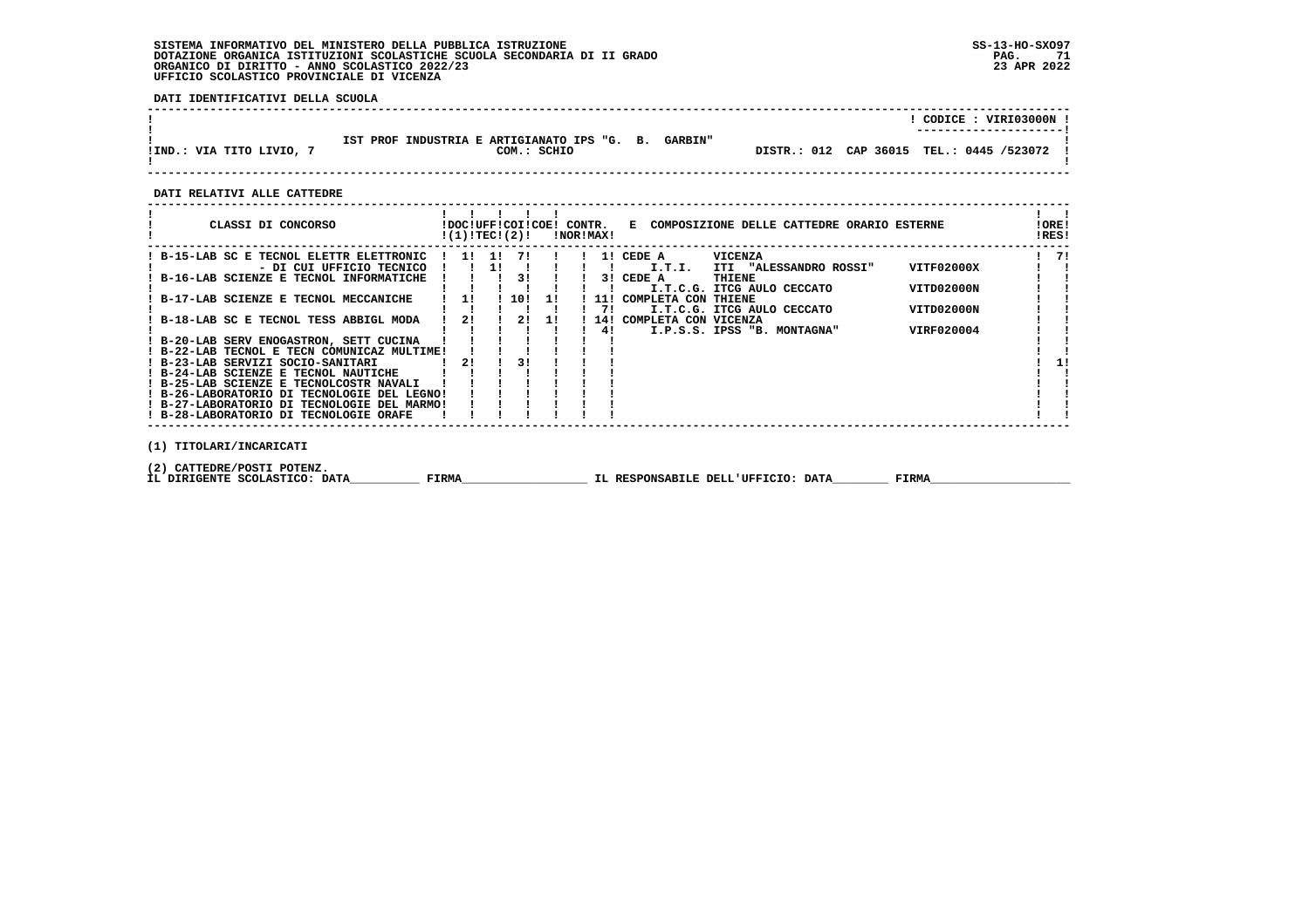SISTEMA INFORMATIVO DEL MINISTERO DELLA PUBBLICA ISTRUZIONE
DOTAZIONE ORGANICA ISTITUZIONI SCOLASTICHE SCUOLA SECONDARIA DI II GRADO
ORGANICO DI DIRITTO - ANNO SCOLASTICO 2022/23
UFFICIO SCOLASTICO PROVINCIALE DI VICENZA

SS-13-HO-SXO97
23 APR 2022

**DATI IDENTIFICATIVI DELLA SCUOLA**

CODICE : VIRI03000N

IST PROF INDUSTRIA E ARTIGIANATO IPS "G. B. GARBIN"

IND.: VIA TITO LIVIO, 7 — COM.: SCHIO — DISTR.: 012 CAP 36015 TEL.: 0445 /523072

**DATI RELATIVI ALLE CATTEDRE**

| CLASSI DI CONCORSO | DOC (1) | UFF TEC | COI (2) | COE | CONTR. NOR | CONTR. MAX | E COMPOSIZIONE DELLE CATTEDRE ORARIO ESTERNE | | | ORE RES |
|---|---|---|---|---|---|---|---|---|---|---|
| B-15-LAB SC E TECNOL ELETTR ELETTRONIC | 1 | 1 | 7 | | | 1 | CEDE A | VICENZA | | 7 |
| - DI CUI UFFICIO TECNICO | | 1 | | | | | I.T.I. | ITI "ALESSANDRO ROSSI" | VITF02000X | |
| B-16-LAB SCIENZE E TECNOL INFORMATICHE | | | 3 | | | 3 | CEDE A | THIENE | | |
| | | | | | | | I.T.C.G. | ITCG AULO CECCATO | VITD02000N | |
| B-17-LAB SCIENZE E TECNOL MECCANICHE | 1 | | 10 | 1 | | 11 | COMPLETA CON | THIENE | | |
| | | | | | | 7 | I.T.C.G. | ITCG AULO CECCATO | VITD02000N | |
| B-18-LAB SC E TECNOL TESS ABBIGL MODA | 2 | | 2 | 1 | | 14 | COMPLETA CON | VICENZA | | |
| | | | | | | 4 | I.P.S.S. | IPSS "B. MONTAGNA" | VIRF020004 | |
| B-20-LAB SERV ENOGASTRON, SETT CUCINA | | | | | | | | | | |
| B-22-LAB TECNOL E TECN COMUNICAZ MULTIME | | | | | | | | | | |
| B-23-LAB SERVIZI SOCIO-SANITARI | 2 | | 3 | | | | | | | 1 |
| B-24-LAB SCIENZE E TECNOL NAUTICHE | | | | | | | | | | |
| B-25-LAB SCIENZE E TECNOLCOSTR NAVALI | | | | | | | | | | |
| B-26-LABORATORIO DI TECNOLOGIE DEL LEGNO | | | | | | | | | | |
| B-27-LABORATORIO DI TECNOLOGIE DEL MARMO | | | | | | | | | | |
| B-28-LABORATORIO DI TECNOLOGIE ORAFE | | | | | | | | | | |

(1) TITOLARI/INCARICATI

(2) CATTEDRE/POSTI POTENZ.

IL DIRIGENTE SCOLASTICO: DATA__________ FIRMA__________________ IL RESPONSABILE DELL'UFFICIO: DATA________ FIRMA____________________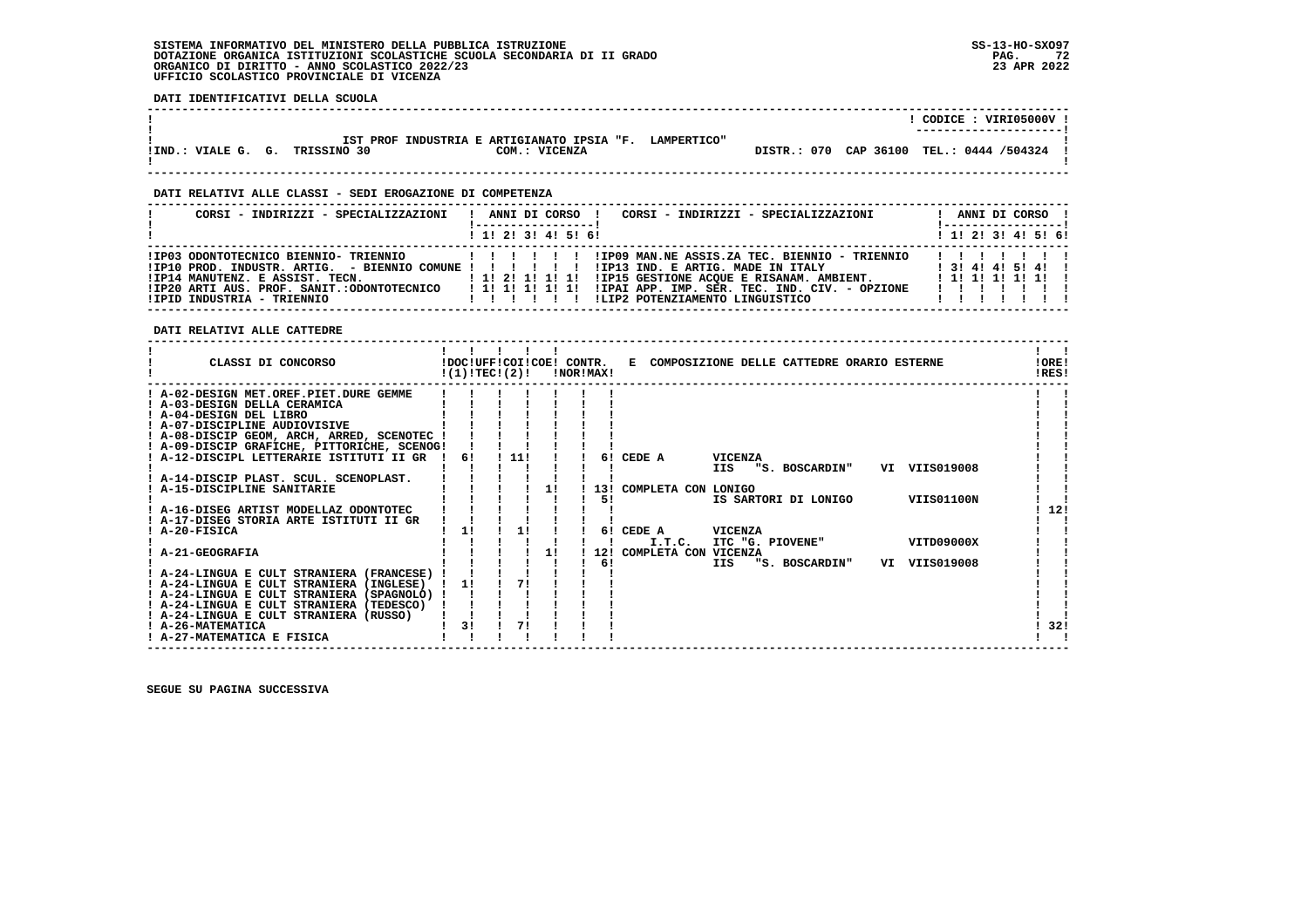SISTEMA INFORMATIVO DEL MINISTERO DELLA PUBBLICA ISTRUZIONE
DOTAZIONE ORGANICA ISTITUZIONI SCOLASTICHE SCUOLA SECONDARIA DI II GRADO
ORGANICO DI DIRITTO - ANNO SCOLASTICO 2022/23
UFFICIO SCOLASTICO PROVINCIALE DI VICENZA

SS-13-HO-SXO97
23 APR 2022

**DATI IDENTIFICATIVI DELLA SCUOLA**

CODICE : VIRI05000V

IST PROF INDUSTRIA E ARTIGIANATO IPSIA "F. LAMPERTICO"
IND.: VIALE G. G. TRISSINO 30 — COM.: VICENZA — DISTR.: 070 CAP 36100 TEL.: 0444 /504324

**DATI RELATIVI ALLE CLASSI - SEDI EROGAZIONE DI COMPETENZA**

| CORSI - INDIRIZZI - SPECIALIZZAZIONI | 1 | 2 | 3 | 4 | 5 | 6 | CORSI - INDIRIZZI - SPECIALIZZAZIONI | 1 | 2 | 3 | 4 | 5 | 6 |
|---|---|---|---|---|---|---|---|---|---|---|---|---|---|
| IP03 ODONTOTECNICO BIENNIO- TRIENNIO | | | | | | | IP09 MAN.NE ASSIS.ZA TEC. BIENNIO - TRIENNIO | | | | | | |
| IP10 PROD. INDUSTR. ARTIG. - BIENNIO COMUNE | | | | | | | IP13 IND. E ARTIG. MADE IN ITALY | 3 | 4 | 4 | 5 | 4 | |
| IP14 MANUTENZ. E ASSIST. TECN. | 1 | 2 | 1 | 1 | 1 | | IP15 GESTIONE ACQUE E RISANAM. AMBIENT. | 1 | 1 | 1 | 1 | 1 | |
| IP20 ARTI AUS. PROF. SANIT.:ODONTOTECNICO | 1 | 1 | 1 | 1 | 1 | | IPAI APP. IMP. SER. TEC. IND. CIV. - OPZIONE | | | | | | |
| IPID INDUSTRIA - TRIENNIO | | | | | | | LIP2 POTENZIAMENTO LINGUISTICO | | | | | | |

**DATI RELATIVI ALLE CATTEDRE**

| CLASSI DI CONCORSO | DOC (1) | UFF TEC | COI (2) | COE | CONTR. NOR | CONTR. MAX | E COMPOSIZIONE DELLE CATTEDRE ORARIO ESTERNE | ORE RES |
|---|---|---|---|---|---|---|---|---|
| A-02-DESIGN MET.OREF.PIET.DURE GEMME | | | | | | | | |
| A-03-DESIGN DELLA CERAMICA | | | | | | | | |
| A-04-DESIGN DEL LIBRO | | | | | | | | |
| A-07-DISCIPLINE AUDIOVISIVE | | | | | | | | |
| A-08-DISCIP GEOM, ARCH, ARRED, SCENOTEC | | | | | | | | |
| A-09-DISCIP GRAFICHE, PITTORICHE, SCENOG | | | | | | | | |
| A-12-DISCIPL LETTERARIE ISTITUTI II GR | 6 | | 11 | | | 6 | CEDE A VICENZA IIS "S. BOSCARDIN" VI VIIS019008 | |
| A-14-DISCIP PLAST. SCUL. SCENOPLAST. | | | | | | | | |
| A-15-DISCIPLINE SANITARIE | | | | 1 | | 13 / 5 | COMPLETA CON LONIGO IS SARTORI DI LONIGO VIIS01100N | |
| A-16-DISEG ARTIST MODELLAZ ODONTOTEC | | | | | | | | 12 |
| A-17-DISEG STORIA ARTE ISTITUTI II GR | | | | | | | | |
| A-20-FISICA | 1 | | 1 | | | 6 | CEDE A VICENZA I.T.C. ITC "G. PIOVENE" VITD09000X | |
| A-21-GEOGRAFIA | | | | 1 | | 12 / 6 | COMPLETA CON VICENZA IIS "S. BOSCARDIN" VI VIIS019008 | |
| A-24-LINGUA E CULT STRANIERA (FRANCESE) | | | | | | | | |
| A-24-LINGUA E CULT STRANIERA (INGLESE) | 1 | | 7 | | | | | |
| A-24-LINGUA E CULT STRANIERA (SPAGNOLO) | | | | | | | | |
| A-24-LINGUA E CULT STRANIERA (TEDESCO) | | | | | | | | |
| A-24-LINGUA E CULT STRANIERA (RUSSO) | | | | | | | | |
| A-26-MATEMATICA | 3 | | 7 | | | | | 32 |
| A-27-MATEMATICA E FISICA | | | | | | | | |

SEGUE SU PAGINA SUCCESSIVA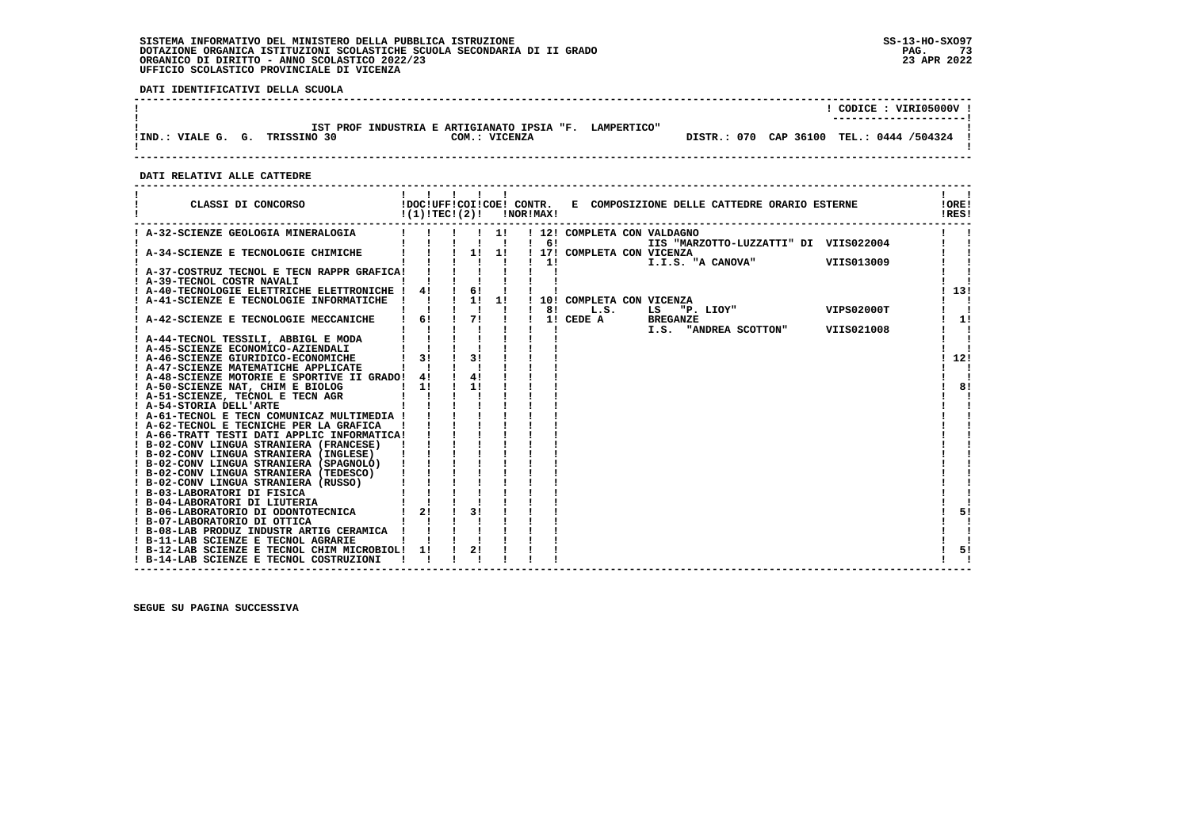SISTEMA INFORMATIVO DEL MINISTERO DELLA PUBBLICA ISTRUZIONE
DOTAZIONE ORGANICA ISTITUZIONI SCOLASTICHE SCUOLA SECONDARIA DI II GRADO
ORGANICO DI DIRITTO - ANNO SCOLASTICO 2022/23
UFFICIO SCOLASTICO PROVINCIALE DI VICENZA

SS-13-HO-SXO97
23 APR 2022

**DATI IDENTIFICATIVI DELLA SCUOLA**

CODICE : VIRI05000V

IST PROF INDUSTRIA E ARTIGIANATO IPSIA "F. LAMPERTICO"
IND.: VIALE G. G. TRISSINO 30 — COM.: VICENZA — DISTR.: 070 CAP 36100 TEL.: 0444 /504324

**DATI RELATIVI ALLE CATTEDRE**

| CLASSI DI CONCORSO | DOC (1) | UFF TEC (2) | COI | COE | CONTR. NOR | CONTR. MAX | E COMPOSIZIONE DELLE CATTEDRE ORARIO ESTERNE | ORE RES |
|---|---|---|---|---|---|---|---|---|
| A-32-SCIENZE GEOLOGIA MINERALOGIA | | | | 1 | | 12 | COMPLETA CON VALDAGNO | |
| | | | | | | 6 | IIS "MARZOTTO-LUZZATTI" DI VIIS022004 | |
| A-34-SCIENZE E TECNOLOGIE CHIMICHE | | | 1 | 1 | | 17 | COMPLETA CON VICENZA | |
| | | | | | | 1 | I.I.S. "A CANOVA" VIIS013009 | |
| A-37-COSTRUZ TECNOL E TECN RAPPR GRAFICA | | | | | | | | |
| A-39-TECNOL COSTR NAVALI | | | | | | | | |
| A-40-TECNOLOGIE ELETTRICHE ELETTRONICHE | 4 | | 6 | | | | | 13 |
| A-41-SCIENZE E TECNOLOGIE INFORMATICHE | | | 1 | 1 | | 10 | COMPLETA CON VICENZA | |
| | | | | | | 8 | L.S. LS "P. LIOY" VIPS02000T | |
| A-42-SCIENZE E TECNOLOGIE MECCANICHE | 6 | | 7 | | | 1 | CEDE A BREGANZE | 1 |
| | | | | | | | I.S. "ANDREA SCOTTON" VIIS021008 | |
| A-44-TECNOL TESSILI, ABBIGL E MODA | | | | | | | | |
| A-45-SCIENZE ECONOMICO-AZIENDALI | | | | | | | | |
| A-46-SCIENZE GIURIDICO-ECONOMICHE | 3 | | 3 | | | | | 12 |
| A-47-SCIENZE MATEMATICHE APPLICATE | | | | | | | | |
| A-48-SCIENZE MOTORIE E SPORTIVE II GRADO | 4 | | 4 | | | | | |
| A-50-SCIENZE NAT, CHIM E BIOLOG | 1 | | 1 | | | | | 8 |
| A-51-SCIENZE, TECNOL E TECN AGR | | | | | | | | |
| A-54-STORIA DELL'ARTE | | | | | | | | |
| A-61-TECNOL E TECN COMUNICAZ MULTIMEDIA | | | | | | | | |
| A-62-TECNOL E TECNICHE PER LA GRAFICA | | | | | | | | |
| A-66-TRATT TESTI DATI APPLIC INFORMATICA | | | | | | | | |
| B-02-CONV LINGUA STRANIERA (FRANCESE) | | | | | | | | |
| B-02-CONV LINGUA STRANIERA (INGLESE) | | | | | | | | |
| B-02-CONV LINGUA STRANIERA (SPAGNOLO) | | | | | | | | |
| B-02-CONV LINGUA STRANIERA (TEDESCO) | | | | | | | | |
| B-02-CONV LINGUA STRANIERA (RUSSO) | | | | | | | | |
| B-03-LABORATORI DI FISICA | | | | | | | | |
| B-04-LABORATORI DI LIUTERIA | | | | | | | | |
| B-06-LABORATORIO DI ODONTOTECNICA | 2 | | 3 | | | | | 5 |
| B-07-LABORATORIO DI OTTICA | | | | | | | | |
| B-08-LAB PRODUZ INDUSTR ARTIG CERAMICA | | | | | | | | |
| B-11-LAB SCIENZE E TECNOL AGRARIE | | | | | | | | |
| B-12-LAB SCIENZE E TECNOL CHIM MICROBIOL | 1 | | 2 | | | | | 5 |
| B-14-LAB SCIENZE E TECNOL COSTRUZIONI | | | | | | | | |

SEGUE SU PAGINA SUCCESSIVA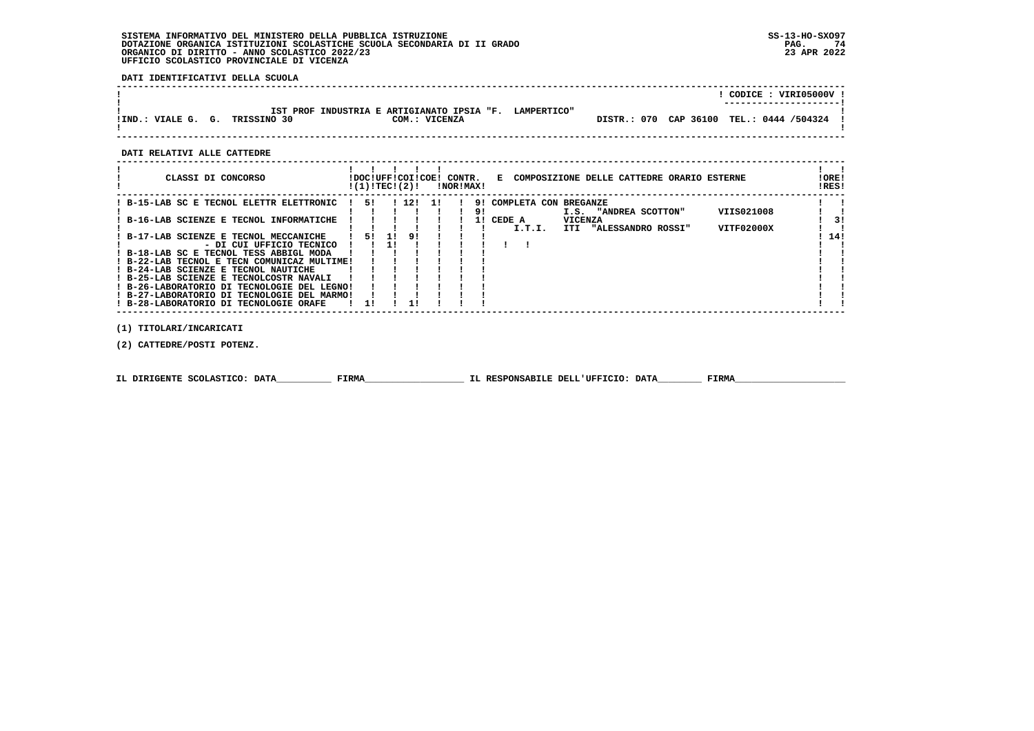SISTEMA INFORMATIVO DEL MINISTERO DELLA PUBBLICA ISTRUZIONE
DOTAZIONE ORGANICA ISTITUZIONI SCOLASTICHE SCUOLA SECONDARIA DI II GRADO
ORGANICO DI DIRITTO - ANNO SCOLASTICO 2022/23
UFFICIO SCOLASTICO PROVINCIALE DI VICENZA

SS-13-HO-SXO97
23 APR 2022

**DATI IDENTIFICATIVI DELLA SCUOLA**

CODICE : VIRI05000V

IST PROF INDUSTRIA E ARTIGIANATO IPSIA "F. LAMPERTICO"

IND.: VIALE G. G. TRISSINO 30 — COM.: VICENZA — DISTR.: 070 CAP 36100 TEL.: 0444 /504324

**DATI RELATIVI ALLE CATTEDRE**

| CLASSI DI CONCORSO | DOC (1) | UFF TEC | COI (2) | COE | CONTR. NOR | CONTR. MAX | E COMPOSIZIONE DELLE CATTEDRE ORARIO ESTERNE | ORE RES |
|---|---|---|---|---|---|---|---|---|
| B-15-LAB SC E TECNOL ELETTR ELETTRONIC | 5 | | 12 | 1 | | 9<br>9 | COMPLETA CON BREGANZE I.S. "ANDREA SCOTTON" VIIS021008 | |
| B-16-LAB SCIENZE E TECNOL INFORMATICHE | | | | | | 1 | CEDE A VICENZA I.T.I. ITI "ALESSANDRO ROSSI" VITF02000X | 3 |
| B-17-LAB SCIENZE E TECNOL MECCANICHE | 5 | 1 | 9 | | | | | 14 |
| - DI CUI UFFICIO TECNICO | | 1 | | | | | | |
| B-18-LAB SC E TECNOL TESS ABBIGL MODA | | | | | | | | |
| B-22-LAB TECNOL E TECN COMUNICAZ MULTIME | | | | | | | | |
| B-24-LAB SCIENZE E TECNOL NAUTICHE | | | | | | | | |
| B-25-LAB SCIENZE E TECNOLCOSTR NAVALI | | | | | | | | |
| B-26-LABORATORIO DI TECNOLOGIE DEL LEGNO | | | | | | | | |
| B-27-LABORATORIO DI TECNOLOGIE DEL MARMO | | | | | | | | |
| B-28-LABORATORIO DI TECNOLOGIE ORAFE | 1 | | 1 | | | | | |

(1) TITOLARI/INCARICATI

(2) CATTEDRE/POSTI POTENZ.

IL DIRIGENTE SCOLASTICO: DATA__________ FIRMA__________________ IL RESPONSABILE DELL'UFFICIO: DATA________ FIRMA____________________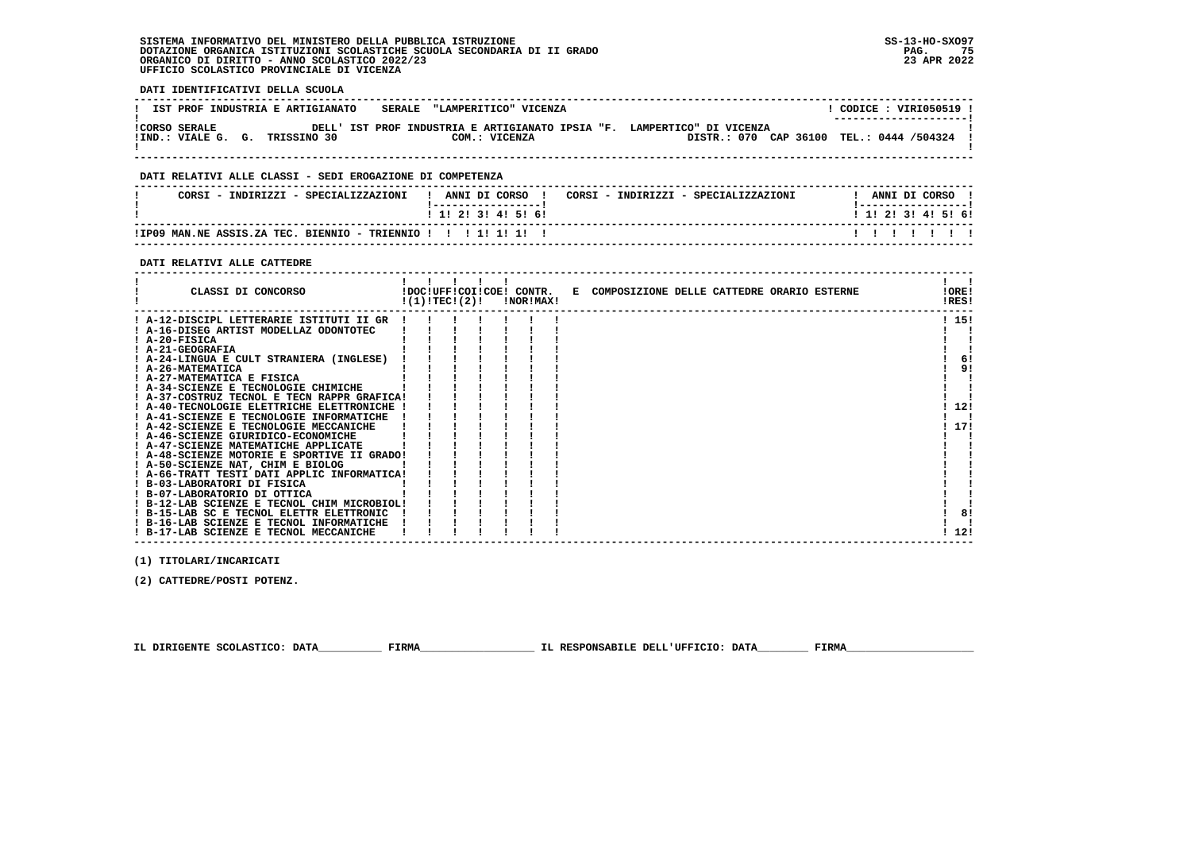SISTEMA INFORMATIVO DEL MINISTERO DELLA PUBBLICA ISTRUZIONE
DOTAZIONE ORGANICA ISTITUZIONI SCOLASTICHE SCUOLA SECONDARIA DI II GRADO
ORGANICO DI DIRITTO - ANNO SCOLASTICO 2022/23
UFFICIO SCOLASTICO PROVINCIALE DI VICENZA

SS-13-HO-SXO97
23 APR 2022

**DATI IDENTIFICATIVI DELLA SCUOLA**

| IST PROF INDUSTRIA E ARTIGIANATO SERALE "LAMPERITICO" VICENZA | CODICE : VIRI050519 |
|---|---|
| CORSO SERALE DELL' IST PROF INDUSTRIA E ARTIGIANATO IPSIA "F. LAMPERTICO" DI VICENZA | |
| IND.: VIALE G. G. TRISSINO 30 COM.: VICENZA | DISTR.: 070 CAP 36100 TEL.: 0444 /504324 |

**DATI RELATIVI ALLE CLASSI - SEDI EROGAZIONE DI COMPETENZA**

| CORSI - INDIRIZZI - SPECIALIZZAZIONI | 1 | 2 | 3 | 4 | 5 | 6 | CORSI - INDIRIZZI - SPECIALIZZAZIONI | 1 | 2 | 3 | 4 | 5 | 6 |
|---|---|---|---|---|---|---|---|---|---|---|---|---|---|
| IP09 MAN.NE ASSIS.ZA TEC. BIENNIO - TRIENNIO | | | 1 | 1 | 1 | | | | | | | | |

**DATI RELATIVI ALLE CATTEDRE**

| CLASSI DI CONCORSO | DOC (1) | UFF TEC (2) | COI | COE | CONTR. NOR | CONTR. MAX | E COMPOSIZIONE DELLE CATTEDRE ORARIO ESTERNE | ORE RES |
|---|---|---|---|---|---|---|---|---|
| A-12-DISCIPL LETTERARIE ISTITUTI II GR | | | | | | | | 15 |
| A-16-DISEG ARTIST MODELLAZ ODONTOTEC | | | | | | | | |
| A-20-FISICA | | | | | | | | |
| A-21-GEOGRAFIA | | | | | | | | |
| A-24-LINGUA E CULT STRANIERA (INGLESE) | | | | | | | | 6 |
| A-26-MATEMATICA | | | | | | | | 9 |
| A-27-MATEMATICA E FISICA | | | | | | | | |
| A-34-SCIENZE E TECNOLOGIE CHIMICHE | | | | | | | | |
| A-37-COSTRUZ TECNOL E TECN RAPPR GRAFICA | | | | | | | | |
| A-40-TECNOLOGIE ELETTRICHE ELETTRONICHE | | | | | | | | 12 |
| A-41-SCIENZE E TECNOLOGIE INFORMATICHE | | | | | | | | |
| A-42-SCIENZE E TECNOLOGIE MECCANICHE | | | | | | | | 17 |
| A-46-SCIENZE GIURIDICO-ECONOMICHE | | | | | | | | |
| A-47-SCIENZE MATEMATICHE APPLICATE | | | | | | | | |
| A-48-SCIENZE MOTORIE E SPORTIVE II GRADO | | | | | | | | |
| A-50-SCIENZE NAT, CHIM E BIOLOG | | | | | | | | |
| A-66-TRATT TESTI DATI APPLIC INFORMATICA | | | | | | | | |
| B-03-LABORATORI DI FISICA | | | | | | | | |
| B-07-LABORATORIO DI OTTICA | | | | | | | | |
| B-12-LAB SCIENZE E TECNOL CHIM MICROBIOL | | | | | | | | |
| B-15-LAB SC E TECNOL ELETTR ELETTRONIC | | | | | | | | 8 |
| B-16-LAB SCIENZE E TECNOL INFORMATICHE | | | | | | | | |
| B-17-LAB SCIENZE E TECNOL MECCANICHE | | | | | | | | 12 |

(1) TITOLARI/INCARICATI

(2) CATTEDRE/POSTI POTENZ.

IL DIRIGENTE SCOLASTICO: DATA__________ FIRMA__________________ IL RESPONSABILE DELL'UFFICIO: DATA________ FIRMA____________________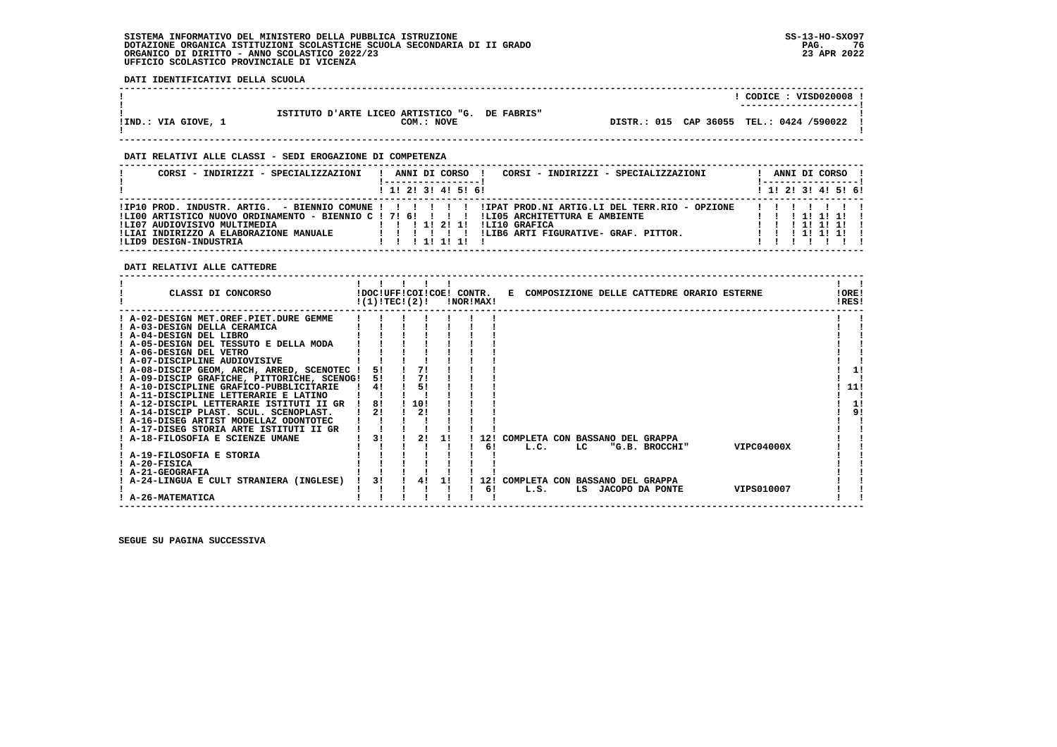SISTEMA INFORMATIVO DEL MINISTERO DELLA PUBBLICA ISTRUZIONE
DOTAZIONE ORGANICA ISTITUZIONI SCOLASTICHE SCUOLA SECONDARIA DI II GRADO
ORGANICO DI DIRITTO - ANNO SCOLASTICO 2022/23
UFFICIO SCOLASTICO PROVINCIALE DI VICENZA

SS-13-HO-SXO97
23 APR 2022

**DATI IDENTIFICATIVI DELLA SCUOLA**

| | | |
|---|---|---|
| | | CODICE : VISD020008 |
| IND.: VIA GIOVE, 1 | ISTITUTO D'ARTE LICEO ARTISTICO "G. DE FABRIS" COM.: NOVE | DISTR.: 015 CAP 36055 TEL.: 0424 /590022 |

**DATI RELATIVI ALLE CLASSI - SEDI EROGAZIONE DI COMPETENZA**

| CORSI - INDIRIZZI - SPECIALIZZAZIONI | 1 | 2 | 3 | 4 | 5 | 6 | CORSI - INDIRIZZI - SPECIALIZZAZIONI | 1 | 2 | 3 | 4 | 5 | 6 |
|---|---|---|---|---|---|---|---|---|---|---|---|---|---|
| IP10 PROD. INDUSTR. ARTIG. - BIENNIO COMUNE | | | | | | | IPAT PROD.NI ARTIG.LI DEL TERR.RIO - OPZIONE | | | | | | |
| LI00 ARTISTICO NUOVO ORDINAMENTO - BIENNIO C | 7 | 6 | | | | | LI05 ARCHITETTURA E AMBIENTE | | | 1 | 1 | 1 | |
| LI07 AUDIOVISIVO MULTIMEDIA | | | 1 | 2 | 1 | | LI10 GRAFICA | | | 1 | 1 | 1 | |
| LIAI INDIRIZZO A ELABORAZIONE MANUALE | | | | | | | LIB6 ARTI FIGURATIVE- GRAF. PITTOR. | | | 1 | 1 | 1 | |
| LID9 DESIGN-INDUSTRIA | | | 1 | 1 | 1 | | | | | | | | |

**DATI RELATIVI ALLE CATTEDRE**

| CLASSI DI CONCORSO | DOC (1) | UFF TEC | COI (2) | COE | CONTR. NOR | CONTR. MAX | E COMPOSIZIONE DELLE CATTEDRE ORARIO ESTERNE | ORE RES |
|---|---|---|---|---|---|---|---|---|
| A-02-DESIGN MET.OREF.PIET.DURE GEMME | | | | | | | | |
| A-03-DESIGN DELLA CERAMICA | | | | | | | | |
| A-04-DESIGN DEL LIBRO | | | | | | | | |
| A-05-DESIGN DEL TESSUTO E DELLA MODA | | | | | | | | |
| A-06-DESIGN DEL VETRO | | | | | | | | |
| A-07-DISCIPLINE AUDIOVISIVE | | | | | | | | |
| A-08-DISCIP GEOM, ARCH, ARRED, SCENOTEC | 5 | | 7 | | | | | 1 |
| A-09-DISCIP GRAFICHE, PITTORICHE, SCENOG | 5 | | 7 | | | | | |
| A-10-DISCIPLINE GRAFICO-PUBBLICITARIE | 4 | | 5 | | | | | 11 |
| A-11-DISCIPLINE LETTERARIE E LATINO | | | | | | | | |
| A-12-DISCIPL LETTERARIE ISTITUTI II GR | 8 | | 10 | | | | | 1 |
| A-14-DISCIP PLAST. SCUL. SCENOPLAST. | 2 | | 2 | | | | | 9 |
| A-16-DISEG ARTIST MODELLAZ ODONTOTEC | | | | | | | | |
| A-17-DISEG STORIA ARTE ISTITUTI II GR | | | | | | | | |
| A-18-FILOSOFIA E SCIENZE UMANE | 3 | | 2 | 1 | | 12 | COMPLETA CON BASSANO DEL GRAPPA | |
| | | | | | | 6 | L.C. LC "G.B. BROCCHI" VIPC04000X | |
| A-19-FILOSOFIA E STORIA | | | | | | | | |
| A-20-FISICA | | | | | | | | |
| A-21-GEOGRAFIA | | | | | | | | |
| A-24-LINGUA E CULT STRANIERA (INGLESE) | 3 | | 4 | 1 | | 12 | COMPLETA CON BASSANO DEL GRAPPA | |
| | | | | | | 6 | L.S. LS JACOPO DA PONTE VIPS010007 | |
| A-26-MATEMATICA | | | | | | | | |

SEGUE SU PAGINA SUCCESSIVA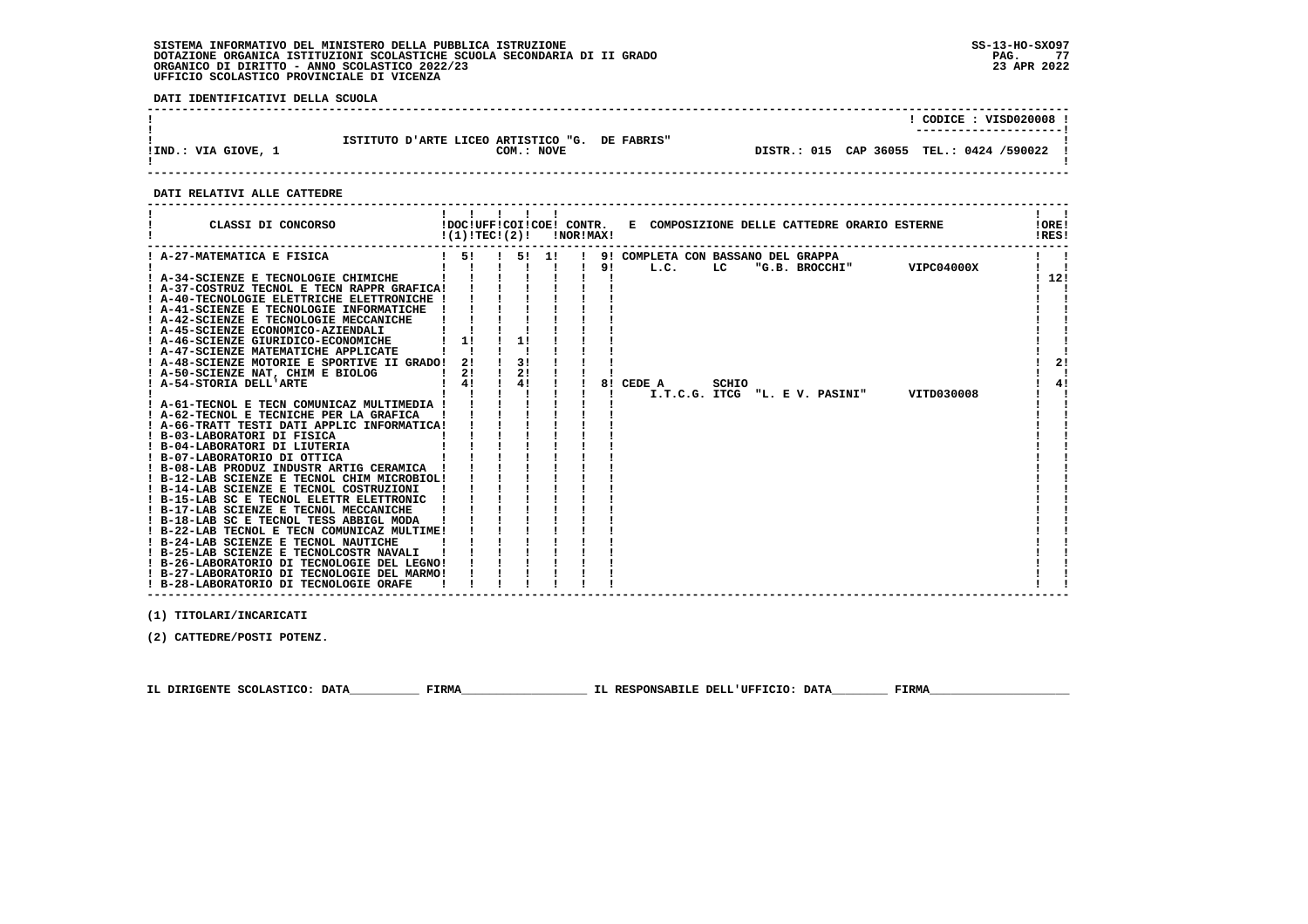SISTEMA INFORMATIVO DEL MINISTERO DELLA PUBBLICA ISTRUZIONE
DOTAZIONE ORGANICA ISTITUZIONI SCOLASTICHE SCUOLA SECONDARIA DI II GRADO
ORGANICO DI DIRITTO - ANNO SCOLASTICO 2022/23
UFFICIO SCOLASTICO PROVINCIALE DI VICENZA

SS-13-HO-SXO97
23 APR 2022

**DATI IDENTIFICATIVI DELLA SCUOLA**

| | | |
|---|---|---|
| | | CODICE : VISD020008 |
| IND.: VIA GIOVE, 1 | ISTITUTO D'ARTE LICEO ARTISTICO "G. DE FABRIS" COM.: NOVE | DISTR.: 015 CAP 36055 TEL.: 0424 /590022 |

**DATI RELATIVI ALLE CATTEDRE**

| CLASSI DI CONCORSO | DOC (1) | UFF TEC | COI (2) | COE | CONTR. NOR | CONTR. MAX | E COMPOSIZIONE DELLE CATTEDRE ORARIO ESTERNE | ORE RES |
|---|---|---|---|---|---|---|---|---|
| A-27-MATEMATICA E FISICA | 5 | | 5 | 1 | | 9 | COMPLETA CON BASSANO DEL GRAPPA | |
| | | | | | | 9 | L.C. LC "G.B. BROCCHI" VIPC04000X | 12 |
| A-34-SCIENZE E TECNOLOGIE CHIMICHE | | | | | | | | |
| A-37-COSTRUZ TECNOL E TECN RAPPR GRAFICA | | | | | | | | |
| A-40-TECNOLOGIE ELETTRICHE ELETTRONICHE | | | | | | | | |
| A-41-SCIENZE E TECNOLOGIE INFORMATICHE | | | | | | | | |
| A-42-SCIENZE E TECNOLOGIE MECCANICHE | | | | | | | | |
| A-45-SCIENZE ECONOMICO-AZIENDALI | | | | | | | | |
| A-46-SCIENZE GIURIDICO-ECONOMICHE | 1 | | 1 | | | | | |
| A-47-SCIENZE MATEMATICHE APPLICATE | | | | | | | | |
| A-48-SCIENZE MOTORIE E SPORTIVE II GRADO | 2 | | 3 | | | | | 2 |
| A-50-SCIENZE NAT, CHIM E BIOLOG | 2 | | 2 | | | | | |
| A-54-STORIA DELL'ARTE | 4 | | 4 | | | 8 | CEDE A SCHIO | 4 |
| | | | | | | | I.T.C.G. ITCG "L. E V. PASINI" VITD030008 | |
| A-61-TECNOL E TECN COMUNICAZ MULTIMEDIA | | | | | | | | |
| A-62-TECNOL E TECNICHE PER LA GRAFICA | | | | | | | | |
| A-66-TRATT TESTI DATI APPLIC INFORMATICA | | | | | | | | |
| B-03-LABORATORI DI FISICA | | | | | | | | |
| B-04-LABORATORI DI LIUTERIA | | | | | | | | |
| B-07-LABORATORIO DI OTTICA | | | | | | | | |
| B-08-LAB PRODUZ INDUSTR ARTIG CERAMICA | | | | | | | | |
| B-12-LAB SCIENZE E TECNOL CHIM MICROBIOL | | | | | | | | |
| B-14-LAB SCIENZE E TECNOL COSTRUZIONI | | | | | | | | |
| B-15-LAB SC E TECNOL ELETTR ELETTRONIC | | | | | | | | |
| B-17-LAB SCIENZE E TECNOL MECCANICHE | | | | | | | | |
| B-18-LAB SC E TECNOL TESS ABBIGL MODA | | | | | | | | |
| B-22-LAB TECNOL E TECN COMUNICAZ MULTIME | | | | | | | | |
| B-24-LAB SCIENZE E TECNOL NAUTICHE | | | | | | | | |
| B-25-LAB SCIENZE E TECNOLCOSTR NAVALI | | | | | | | | |
| B-26-LABORATORIO DI TECNOLOGIE DEL LEGNO | | | | | | | | |
| B-27-LABORATORIO DI TECNOLOGIE DEL MARMO | | | | | | | | |
| B-28-LABORATORIO DI TECNOLOGIE ORAFE | | | | | | | | |

(1) TITOLARI/INCARICATI

(2) CATTEDRE/POSTI POTENZ.

IL DIRIGENTE SCOLASTICO: DATA__________ FIRMA__________________ IL RESPONSABILE DELL'UFFICIO: DATA________ FIRMA____________________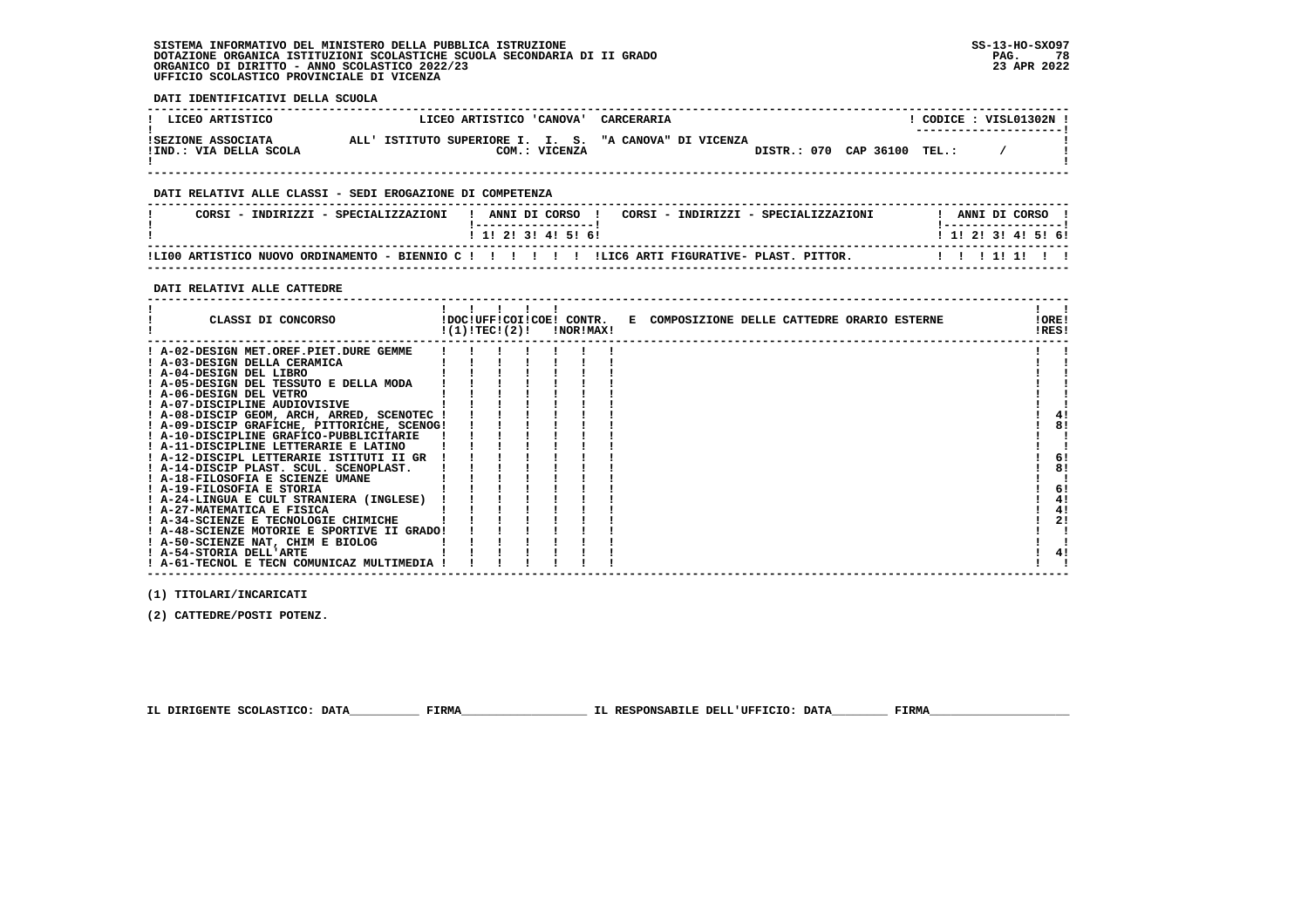SISTEMA INFORMATIVO DEL MINISTERO DELLA PUBBLICA ISTRUZIONE
DOTAZIONE ORGANICA ISTITUZIONI SCOLASTICHE SCUOLA SECONDARIA DI II GRADO
ORGANICO DI DIRITTO - ANNO SCOLASTICO 2022/23
UFFICIO SCOLASTICO PROVINCIALE DI VICENZA

SS-13-HO-SXO97
23 APR 2022

**DATI IDENTIFICATIVI DELLA SCUOLA**

| LICEO ARTISTICO | LICEO ARTISTICO 'CANOVA' CARCERARIA | CODICE : VISL01302N |
|---|---|---|
| SEZIONE ASSOCIATA | ALL' ISTITUTO SUPERIORE I. I. S. "A CANOVA" DI VICENZA | |
| IND.: VIA DELLA SCOLA | COM.: VICENZA | DISTR.: 070 CAP 36100 TEL.: / |

**DATI RELATIVI ALLE CLASSI - SEDI EROGAZIONE DI COMPETENZA**

| CORSI - INDIRIZZI - SPECIALIZZAZIONI | 1 | 2 | 3 | 4 | 5 | 6 | CORSI - INDIRIZZI - SPECIALIZZAZIONI | 1 | 2 | 3 | 4 | 5 | 6 |
|---|---|---|---|---|---|---|---|---|---|---|---|---|---|
| LI00 ARTISTICO NUOVO ORDINAMENTO - BIENNIO C | | | | | | | LIC6 ARTI FIGURATIVE- PLAST. PITTOR. | | | 1 | 1 | | |

**DATI RELATIVI ALLE CATTEDRE**

| CLASSI DI CONCORSO | DOC (1) | UFF TEC | COI (2) | COE | CONTR. NOR | CONTR. MAX | E COMPOSIZIONE DELLE CATTEDRE ORARIO ESTERNE | ORE RES |
|---|---|---|---|---|---|---|---|---|
| A-02-DESIGN MET.OREF.PIET.DURE GEMME | | | | | | | | |
| A-03-DESIGN DELLA CERAMICA | | | | | | | | |
| A-04-DESIGN DEL LIBRO | | | | | | | | |
| A-05-DESIGN DEL TESSUTO E DELLA MODA | | | | | | | | |
| A-06-DESIGN DEL VETRO | | | | | | | | |
| A-07-DISCIPLINE AUDIOVISIVE | | | | | | | | |
| A-08-DISCIP GEOM, ARCH, ARRED, SCENOTEC | | | | | | | | 4 |
| A-09-DISCIP GRAFICHE, PITTORICHE, SCENOG | | | | | | | | 8 |
| A-10-DISCIPLINE GRAFICO-PUBBLICITARIE | | | | | | | | |
| A-11-DISCIPLINE LETTERARIE E LATINO | | | | | | | | |
| A-12-DISCIPL LETTERARIE ISTITUTI II GR | | | | | | | | 6 |
| A-14-DISCIP PLAST. SCUL. SCENOPLAST. | | | | | | | | 8 |
| A-18-FILOSOFIA E SCIENZE UMANE | | | | | | | | |
| A-19-FILOSOFIA E STORIA | | | | | | | | 6 |
| A-24-LINGUA E CULT STRANIERA (INGLESE) | | | | | | | | 4 |
| A-27-MATEMATICA E FISICA | | | | | | | | 4 |
| A-34-SCIENZE E TECNOLOGIE CHIMICHE | | | | | | | | 2 |
| A-48-SCIENZE MOTORIE E SPORTIVE II GRADO | | | | | | | | |
| A-50-SCIENZE NAT, CHIM E BIOLOG | | | | | | | | |
| A-54-STORIA DELL'ARTE | | | | | | | | 4 |
| A-61-TECNOL E TECN COMUNICAZ MULTIMEDIA | | | | | | | | |

(1) TITOLARI/INCARICATI

(2) CATTEDRE/POSTI POTENZ.

IL DIRIGENTE SCOLASTICO: DATA__________ FIRMA__________________ IL RESPONSABILE DELL'UFFICIO: DATA________ FIRMA____________________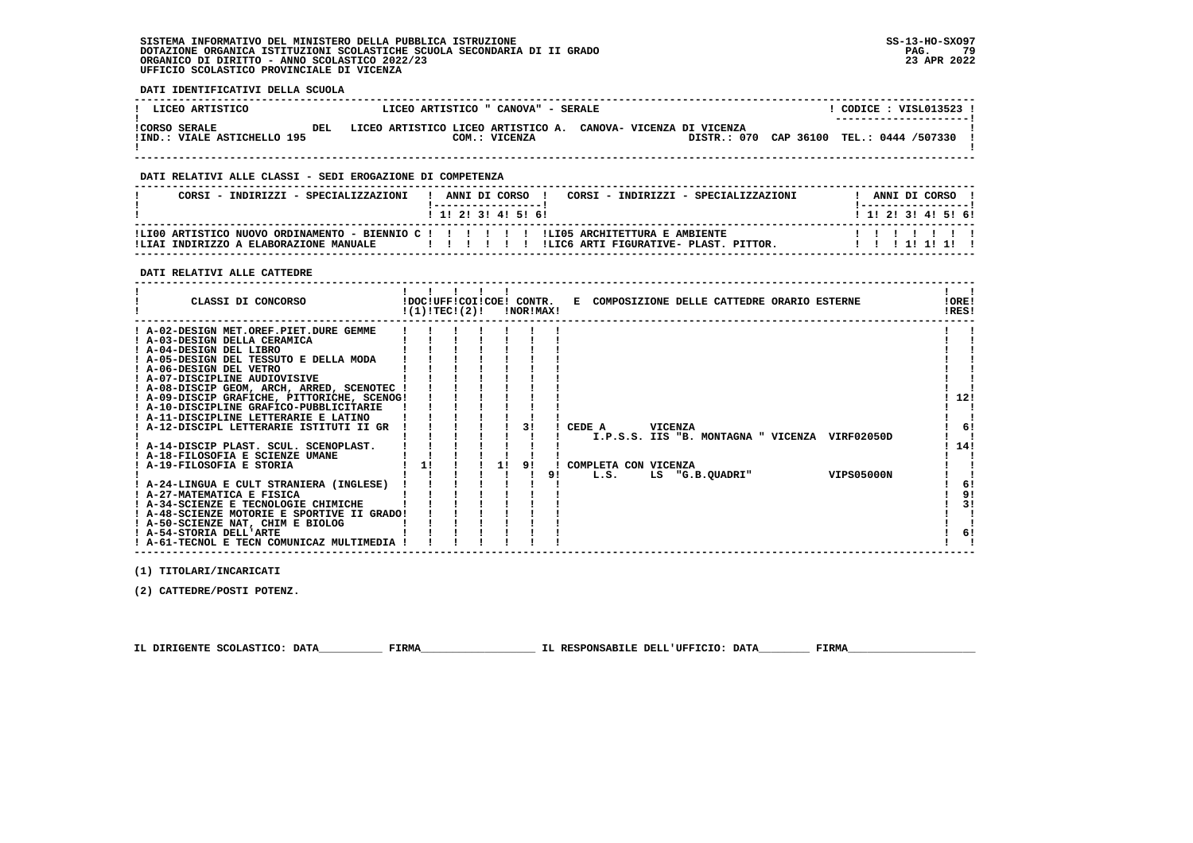SISTEMA INFORMATIVO DEL MINISTERO DELLA PUBBLICA ISTRUZIONE
DOTAZIONE ORGANICA ISTITUZIONI SCOLASTICHE SCUOLA SECONDARIA DI II GRADO
ORGANICO DI DIRITTO - ANNO SCOLASTICO 2022/23
UFFICIO SCOLASTICO PROVINCIALE DI VICENZA

SS-13-HO-SXO97
23 APR 2022

**DATI IDENTIFICATIVI DELLA SCUOLA**

| LICEO ARTISTICO | LICEO ARTISTICO " CANOVA" - SERALE | CODICE : VISL013523 |
|---|---|---|
| CORSO SERALE DEL | LICEO ARTISTICO LICEO ARTISTICO A. CANOVA- VICENZA DI VICENZA | |
| IND.: VIALE ASTICHELLO 195 | COM.: VICENZA | DISTR.: 070 CAP 36100 TEL.: 0444 /507330 |

**DATI RELATIVI ALLE CLASSI - SEDI EROGAZIONE DI COMPETENZA**

| CORSI - INDIRIZZI - SPECIALIZZAZIONI | 1 | 2 | 3 | 4 | 5 | 6 | CORSI - INDIRIZZI - SPECIALIZZAZIONI | 1 | 2 | 3 | 4 | 5 | 6 |
|---|---|---|---|---|---|---|---|---|---|---|---|---|---|
| LI00 ARTISTICO NUOVO ORDINAMENTO - BIENNIO C | | | | | | | LI05 ARCHITETTURA E AMBIENTE | | | | | | |
| LIAI INDIRIZZO A ELABORAZIONE MANUALE | | | | | | | LIC6 ARTI FIGURATIVE- PLAST. PITTOR. | | | 1 | 1 | 1 | |

**DATI RELATIVI ALLE CATTEDRE**

| CLASSI DI CONCORSO | DOC (1) | UFF TEC | COI (2) | COE | CONTR. NOR | CONTR. MAX | COMPOSIZIONE DELLE CATTEDRE ORARIO ESTERNE | ORE RES |
|---|---|---|---|---|---|---|---|---|
| A-02-DESIGN MET.OREF.PIET.DURE GEMME | | | | | | | | |
| A-03-DESIGN DELLA CERAMICA | | | | | | | | |
| A-04-DESIGN DEL LIBRO | | | | | | | | |
| A-05-DESIGN DEL TESSUTO E DELLA MODA | | | | | | | | |
| A-06-DESIGN DEL VETRO | | | | | | | | |
| A-07-DISCIPLINE AUDIOVISIVE | | | | | | | | |
| A-08-DISCIP GEOM, ARCH, ARRED, SCENOTEC | | | | | | | | |
| A-09-DISCIP GRAFICHE, PITTORICHE, SCENOG | | | | | | | | 12 |
| A-10-DISCIPLINE GRAFICO-PUBBLICITARIE | | | | | | | | |
| A-11-DISCIPLINE LETTERARIE E LATINO | | | | | | | | |
| A-12-DISCIPL LETTERARIE ISTITUTI II GR | | | | | 3 | | CEDE A VICENZA I.P.S.S. IIS "B. MONTAGNA " VICENZA VIRF02050D | 6 |
| A-14-DISCIP PLAST. SCUL. SCENOPLAST. | | | | | | | | 14 |
| A-18-FILOSOFIA E SCIENZE UMANE | | | | | | | | |
| A-19-FILOSOFIA E STORIA | 1 | | | 1 | 9 | 9 | COMPLETA CON VICENZA L.S. LS "G.B.QUADRI" VIPS05000N | |
| A-24-LINGUA E CULT STRANIERA (INGLESE) | | | | | | | | 6 |
| A-27-MATEMATICA E FISICA | | | | | | | | 9 |
| A-34-SCIENZE E TECNOLOGIE CHIMICHE | | | | | | | | 3 |
| A-48-SCIENZE MOTORIE E SPORTIVE II GRADO | | | | | | | | |
| A-50-SCIENZE NAT, CHIM E BIOLOG | | | | | | | | |
| A-54-STORIA DELL'ARTE | | | | | | | | 6 |
| A-61-TECNOL E TECN COMUNICAZ MULTIMEDIA | | | | | | | | |

(1) TITOLARI/INCARICATI

(2) CATTEDRE/POSTI POTENZ.

IL DIRIGENTE SCOLASTICO: DATA__________ FIRMA__________________ IL RESPONSABILE DELL'UFFICIO: DATA________ FIRMA____________________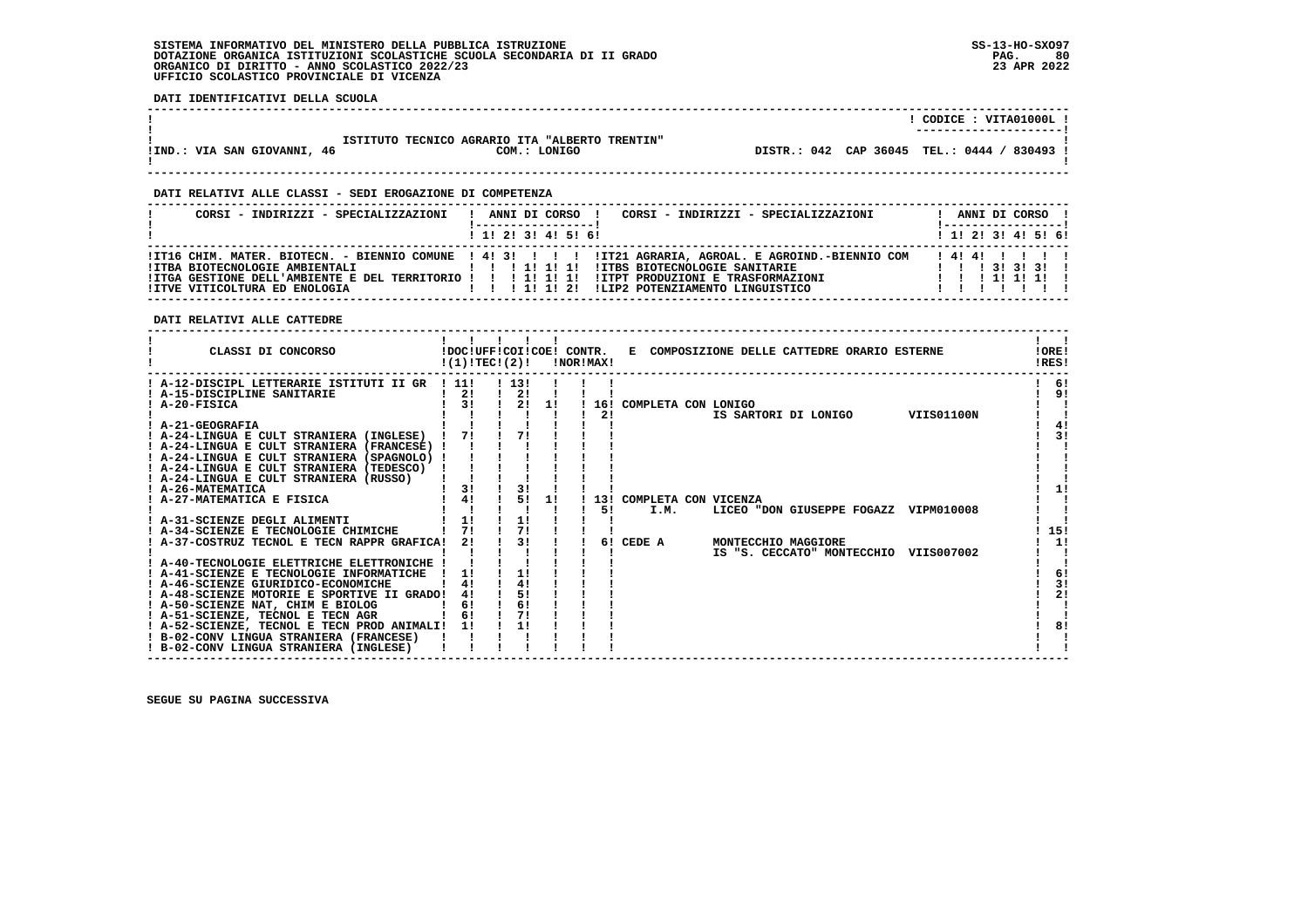SISTEMA INFORMATIVO DEL MINISTERO DELLA PUBBLICA ISTRUZIONE
DOTAZIONE ORGANICA ISTITUZIONI SCOLASTICHE SCUOLA SECONDARIA DI II GRADO
ORGANICO DI DIRITTO - ANNO SCOLASTICO 2022/23
UFFICIO SCOLASTICO PROVINCIALE DI VICENZA

SS-13-HO-SXO97
23 APR 2022

**DATI IDENTIFICATIVI DELLA SCUOLA**

| | |
|---|---|
| | CODICE : VITA01000L |
| ISTITUTO TECNICO AGRARIO ITA "ALBERTO TRENTIN" | |
| IND.: VIA SAN GIOVANNI, 46 — COM.: LONIGO | DISTR.: 042 CAP 36045 TEL.: 0444 / 830493 |

**DATI RELATIVI ALLE CLASSI - SEDI EROGAZIONE DI COMPETENZA**

| CORSI - INDIRIZZI - SPECIALIZZAZIONI | 1 | 2 | 3 | 4 | 5 | 6 | CORSI - INDIRIZZI - SPECIALIZZAZIONI | 1 | 2 | 3 | 4 | 5 | 6 |
|---|---|---|---|---|---|---|---|---|---|---|---|---|---|
| IT16 CHIM. MATER. BIOTECN. - BIENNIO COMUNE | 4 | 3 | | | | | IT21 AGRARIA, AGROAL. E AGROIND.-BIENNIO COM | 4 | 4 | | | | |
| ITBA BIOTECNOLOGIE AMBIENTALI | | | 1 | 1 | 1 | | ITBS BIOTECNOLOGIE SANITARIE | | | 3 | 3 | 3 | |
| ITGA GESTIONE DELL'AMBIENTE E DEL TERRITORIO | | | 1 | 1 | 1 | | ITPT PRODUZIONI E TRASFORMAZIONI | | | 1 | 1 | 1 | |
| ITVE VITICOLTURA ED ENOLOGIA | | | 1 | 1 | 2 | | LIP2 POTENZIAMENTO LINGUISTICO | | | | | | |

**DATI RELATIVI ALLE CATTEDRE**

| CLASSI DI CONCORSO | DOC (1) | UFF TEC (2) | COI | COE | CONTR. NOR | CONTR. MAX | COMPOSIZIONE DELLE CATTEDRE ORARIO ESTERNE | ORE RES |
|---|---|---|---|---|---|---|---|---|
| A-12-DISCIPL LETTERARIE ISTITUTI II GR | 11 | | 13 | | | | | 6 |
| A-15-DISCIPLINE SANITARIE | 2 | | 2 | | | | | 9 |
| A-20-FISICA | 3 | | 2 | 1 | 16 | 2 | COMPLETA CON LONIGO — IS SARTORI DI LONIGO VIIS01100N | |
| A-21-GEOGRAFIA | | | | | | | | 4 |
| A-24-LINGUA E CULT STRANIERA (INGLESE) | 7 | | 7 | | | | | 3 |
| A-24-LINGUA E CULT STRANIERA (FRANCESE) | | | | | | | | |
| A-24-LINGUA E CULT STRANIERA (SPAGNOLO) | | | | | | | | |
| A-24-LINGUA E CULT STRANIERA (TEDESCO) | | | | | | | | |
| A-24-LINGUA E CULT STRANIERA (RUSSO) | | | | | | | | |
| A-26-MATEMATICA | 3 | | 3 | | | | | 1 |
| A-27-MATEMATICA E FISICA | 4 | | 5 | 1 | 13 | 5 | COMPLETA CON VICENZA — I.M. LICEO "DON GIUSEPPE FOGAZZ VIPM010008 | |
| A-31-SCIENZE DEGLI ALIMENTI | 1 | | 1 | | | | | |
| A-34-SCIENZE E TECNOLOGIE CHIMICHE | 7 | | 7 | | | | | 15 |
| A-37-COSTRUZ TECNOL E TECN RAPPR GRAFICA | 2 | | 3 | | | 6 | CEDE A MONTECCHIO MAGGIORE — IS "S. CECCATO" MONTECCHIO VIIS007002 | 1 |
| A-40-TECNOLOGIE ELETTRICHE ELETTRONICHE | | | | | | | | |
| A-41-SCIENZE E TECNOLOGIE INFORMATICHE | 1 | | 1 | | | | | 6 |
| A-46-SCIENZE GIURIDICO-ECONOMICHE | 4 | | 4 | | | | | 3 |
| A-48-SCIENZE MOTORIE E SPORTIVE II GRADO | 4 | | 5 | | | | | 2 |
| A-50-SCIENZE NAT, CHIM E BIOLOG | 6 | | 6 | | | | | |
| A-51-SCIENZE, TECNOL E TECN AGR | 6 | | 7 | | | | | |
| A-52-SCIENZE, TECNOL E TECN PROD ANIMALI | 1 | | 1 | | | | | 8 |
| B-02-CONV LINGUA STRANIERA (FRANCESE) | | | | | | | | |
| B-02-CONV LINGUA STRANIERA (INGLESE) | | | | | | | | |

SEGUE SU PAGINA SUCCESSIVA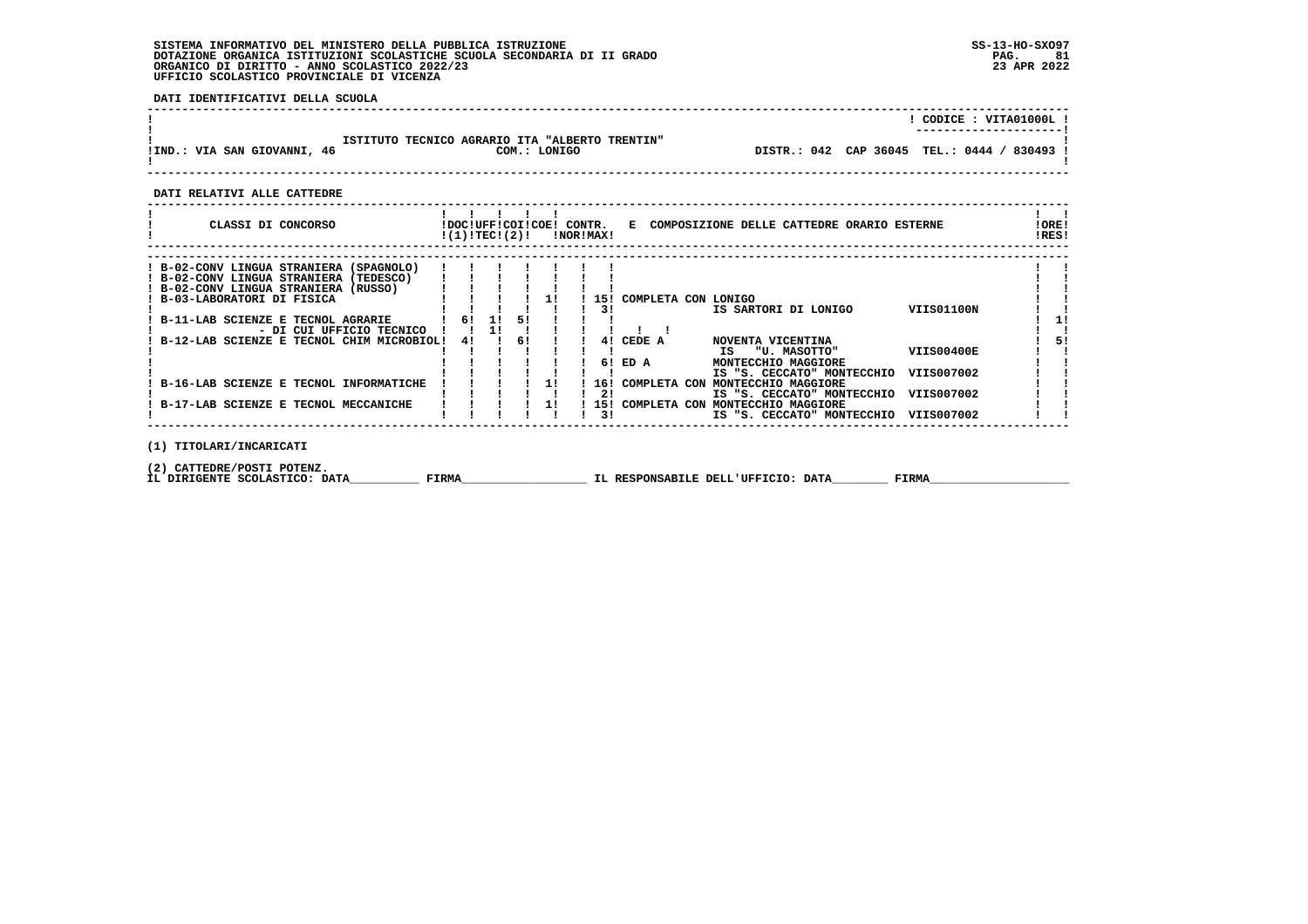SISTEMA INFORMATIVO DEL MINISTERO DELLA PUBBLICA ISTRUZIONE
DOTAZIONE ORGANICA ISTITUZIONI SCOLASTICHE SCUOLA SECONDARIA DI II GRADO
ORGANICO DI DIRITTO - ANNO SCOLASTICO 2022/23
UFFICIO SCOLASTICO PROVINCIALE DI VICENZA

SS-13-HO-SXO97
23 APR 2022

**DATI IDENTIFICATIVI DELLA SCUOLA**

CODICE : VITA01000L

ISTITUTO TECNICO AGRARIO ITA "ALBERTO TRENTIN"

IND.: VIA SAN GIOVANNI, 46 — COM.: LONIGO — DISTR.: 042 CAP 36045 TEL.: 0444 / 830493

**DATI RELATIVI ALLE CATTEDRE**

| CLASSI DI CONCORSO | DOC (1) | UFF TEC | COI (2) | COE | CONTR. NOR | CONTR. MAX | E COMPOSIZIONE DELLE CATTEDRE ORARIO ESTERNE | | | ORE RES |
|---|---|---|---|---|---|---|---|---|---|---|
| B-02-CONV LINGUA STRANIERA (SPAGNOLO) | | | | | | | | | | |
| B-02-CONV LINGUA STRANIERA (TEDESCO) | | | | | | | | | | |
| B-02-CONV LINGUA STRANIERA (RUSSO) | | | | | | | | | | |
| B-03-LABORATORI DI FISICA | | | | 1 | | 15 | COMPLETA CON | LONIGO | | |
| | | | | | | 3 | | IS SARTORI DI LONIGO | VIIS01100N | |
| B-11-LAB SCIENZE E TECNOL AGRARIE | 6 | 1 | 5 | | | | | | | 1 |
| - DI CUI UFFICIO TECNICO | | 1 | | | | | | | | |
| B-12-LAB SCIENZE E TECNOL CHIM MICROBIOL | 4 | | 6 | | | 4 | CEDE A | NOVENTA VICENTINA | | 5 |
| | | | | | | | | IS "U. MASOTTO" | VIIS00400E | |
| | | | | | | 6 | ED A | MONTECCHIO MAGGIORE | | |
| | | | | | | | | IS "S. CECCATO" MONTECCHIO | VIIS007002 | |
| B-16-LAB SCIENZE E TECNOL INFORMATICHE | | | | 1 | | 16 | COMPLETA CON | MONTECCHIO MAGGIORE | | |
| | | | | | | 2 | | IS "S. CECCATO" MONTECCHIO | VIIS007002 | |
| B-17-LAB SCIENZE E TECNOL MECCANICHE | | | | 1 | | 15 | COMPLETA CON | MONTECCHIO MAGGIORE | | |
| | | | | | | 3 | | IS "S. CECCATO" MONTECCHIO | VIIS007002 | |

(1) TITOLARI/INCARICATI

(2) CATTEDRE/POSTI POTENZ.

IL DIRIGENTE SCOLASTICO: DATA__________ FIRMA__________________ IL RESPONSABILE DELL'UFFICIO: DATA________ FIRMA____________________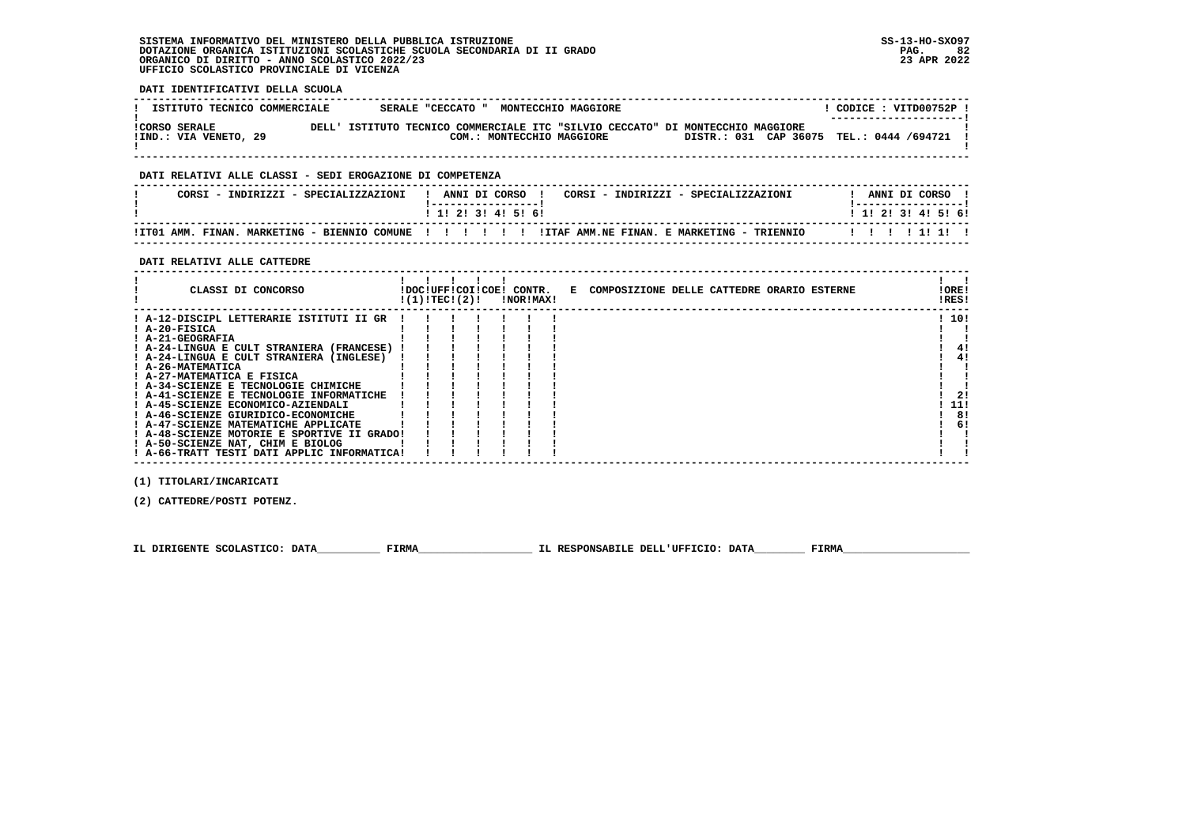SISTEMA INFORMATIVO DEL MINISTERO DELLA PUBBLICA ISTRUZIONE
DOTAZIONE ORGANICA ISTITUZIONI SCOLASTICHE SCUOLA SECONDARIA DI II GRADO
ORGANICO DI DIRITTO - ANNO SCOLASTICO 2022/23
UFFICIO SCOLASTICO PROVINCIALE DI VICENZA

SS-13-HO-SXO97
23 APR 2022

**DATI IDENTIFICATIVI DELLA SCUOLA**

| ISTITUTO TECNICO COMMERCIALE | SERALE "CECCATO " MONTECCHIO MAGGIORE | CODICE : VITD00752P |
|---|---|---|
| CORSO SERALE | DELL' ISTITUTO TECNICO COMMERCIALE ITC "SILVIO CECCATO" DI MONTECCHIO MAGGIORE | |
| IND.: VIA VENETO, 29 | COM.: MONTECCHIO MAGGIORE | DISTR.: 031 CAP 36075 TEL.: 0444 /694721 |

**DATI RELATIVI ALLE CLASSI - SEDI EROGAZIONE DI COMPETENZA**

| CORSI - INDIRIZZI - SPECIALIZZAZIONI | 1 | 2 | 3 | 4 | 5 | 6 | CORSI - INDIRIZZI - SPECIALIZZAZIONI | 1 | 2 | 3 | 4 | 5 | 6 |
|---|---|---|---|---|---|---|---|---|---|---|---|---|---|
| IT01 AMM. FINAN. MARKETING - BIENNIO COMUNE | | | | | | | ITAF AMM.NE FINAN. E MARKETING - TRIENNIO | | | | 1 | 1 | |

**DATI RELATIVI ALLE CATTEDRE**

| CLASSI DI CONCORSO | DOC (1) | UFF TEC | COI (2) | COE | CONTR. NOR | CONTR. MAX | E COMPOSIZIONE DELLE CATTEDRE ORARIO ESTERNE | ORE RES |
|---|---|---|---|---|---|---|---|---|
| A-12-DISCIPL LETTERARIE ISTITUTI II GR | | | | | | | | 10 |
| A-20-FISICA | | | | | | | | |
| A-21-GEOGRAFIA | | | | | | | | |
| A-24-LINGUA E CULT STRANIERA (FRANCESE) | | | | | | | | 4 |
| A-24-LINGUA E CULT STRANIERA (INGLESE) | | | | | | | | 4 |
| A-26-MATEMATICA | | | | | | | | |
| A-27-MATEMATICA E FISICA | | | | | | | | |
| A-34-SCIENZE E TECNOLOGIE CHIMICHE | | | | | | | | |
| A-41-SCIENZE E TECNOLOGIE INFORMATICHE | | | | | | | | 2 |
| A-45-SCIENZE ECONOMICO-AZIENDALI | | | | | | | | 11 |
| A-46-SCIENZE GIURIDICO-ECONOMICHE | | | | | | | | 8 |
| A-47-SCIENZE MATEMATICHE APPLICATE | | | | | | | | 6 |
| A-48-SCIENZE MOTORIE E SPORTIVE II GRADO | | | | | | | | |
| A-50-SCIENZE NAT, CHIM E BIOLOG | | | | | | | | |
| A-66-TRATT TESTI DATI APPLIC INFORMATICA | | | | | | | | |

(1) TITOLARI/INCARICATI

(2) CATTEDRE/POSTI POTENZ.

IL DIRIGENTE SCOLASTICO: DATA__________ FIRMA__________________ IL RESPONSABILE DELL'UFFICIO: DATA________ FIRMA____________________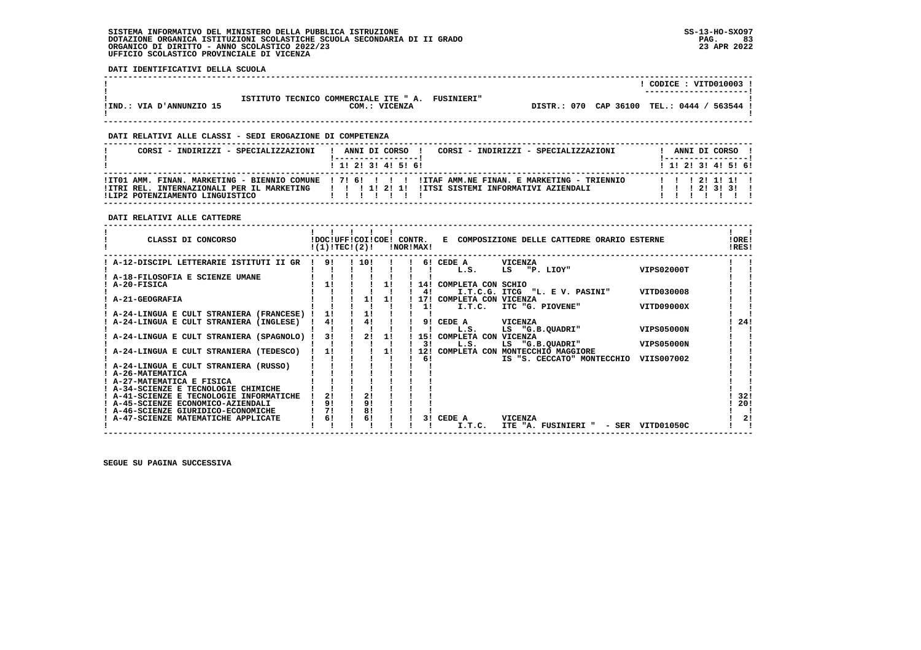SISTEMA INFORMATIVO DEL MINISTERO DELLA PUBBLICA ISTRUZIONE
DOTAZIONE ORGANICA ISTITUZIONI SCOLASTICHE SCUOLA SECONDARIA DI II GRADO
ORGANICO DI DIRITTO - ANNO SCOLASTICO 2022/23
UFFICIO SCOLASTICO PROVINCIALE DI VICENZA

SS-13-HO-SXO97
23 APR 2022

**DATI IDENTIFICATIVI DELLA SCUOLA**

ISTITUTO TECNICO COMMERCIALE ITE " A. FUSINIERI" — CODICE : VITD010003

IND.: VIA D'ANNUNZIO 15 — COM.: VICENZA — DISTR.: 070 CAP 36100 TEL.: 0444 / 563544

**DATI RELATIVI ALLE CLASSI - SEDI EROGAZIONE DI COMPETENZA**

| CORSI - INDIRIZZI - SPECIALIZZAZIONI | 1 | 2 | 3 | 4 | 5 | 6 | CORSI - INDIRIZZI - SPECIALIZZAZIONI | 1 | 2 | 3 | 4 | 5 | 6 |
|---|---|---|---|---|---|---|---|---|---|---|---|---|---|
| IT01 AMM. FINAN. MARKETING - BIENNIO COMUNE | 7 | 6 | | | | | ITAF AMM.NE FINAN. E MARKETING - TRIENNIO | | | 2 | 1 | 1 | |
| ITRI REL. INTERNAZIONALI PER IL MARKETING | | | 1 | 2 | 1 | | ITSI SISTEMI INFORMATIVI AZIENDALI | | | 2 | 3 | 3 | |
| LIP2 POTENZIAMENTO LINGUISTICO | | | | | | | | | | | | | |

**DATI RELATIVI ALLE CATTEDRE**

| CLASSI DI CONCORSO | DOC (1) | UFF TEC | COI (2) | COE | CONTR. NOR | CONTR. MAX | E COMPOSIZIONE DELLE CATTEDRE ORARIO ESTERNE | ORE RES |
|---|---|---|---|---|---|---|---|---|
| A-12-DISCIPL LETTERARIE ISTITUTI II GR | 9 | | 10 | | | 6 | CEDE A VICENZA — L.S. LS "P. LIOY" VIPS02000T | |
| A-18-FILOSOFIA E SCIENZE UMANE | | | | | | | | |
| A-20-FISICA | 1 | | | 1 | | 14 | COMPLETA CON SCHIO | |
| | | | | | | 4 | I.T.C.G. ITCG "L. E V. PASINI" VITD030008 | |
| A-21-GEOGRAFIA | | | 1 | 1 | | 17 | COMPLETA CON VICENZA | |
| | | | | | | 1 | I.T.C. ITC "G. PIOVENE" VITD09000X | |
| A-24-LINGUA E CULT STRANIERA (FRANCESE) | 1 | | 1 | | | | | |
| A-24-LINGUA E CULT STRANIERA (INGLESE) | 4 | | 4 | | | 9 | CEDE A VICENZA — L.S. LS "G.B.QUADRI" VIPS05000N | 24 |
| A-24-LINGUA E CULT STRANIERA (SPAGNOLO) | 3 | | 2 | 1 | | 15 | COMPLETA CON VICENZA | |
| | | | | | | 3 | L.S. LS "G.B.QUADRI" VIPS05000N | |
| A-24-LINGUA E CULT STRANIERA (TEDESCO) | 1 | | | 1 | | 12 | COMPLETA CON MONTECCHIO MAGGIORE | |
| | | | | | | 6 | IS "S. CECCATO" MONTECCHIO VIIS007002 | |
| A-24-LINGUA E CULT STRANIERA (RUSSO) | | | | | | | | |
| A-26-MATEMATICA | | | | | | | | |
| A-27-MATEMATICA E FISICA | | | | | | | | |
| A-34-SCIENZE E TECNOLOGIE CHIMICHE | | | | | | | | |
| A-41-SCIENZE E TECNOLOGIE INFORMATICHE | 2 | | 2 | | | | | 32 |
| A-45-SCIENZE ECONOMICO-AZIENDALI | 9 | | 9 | | | | | 20 |
| A-46-SCIENZE GIURIDICO-ECONOMICHE | 7 | | 8 | | | | | |
| A-47-SCIENZE MATEMATICHE APPLICATE | 6 | | 6 | | | 3 | CEDE A VICENZA — I.T.C. ITE "A. FUSINIERI " - SER VITD01050C | 2 |

SEGUE SU PAGINA SUCCESSIVA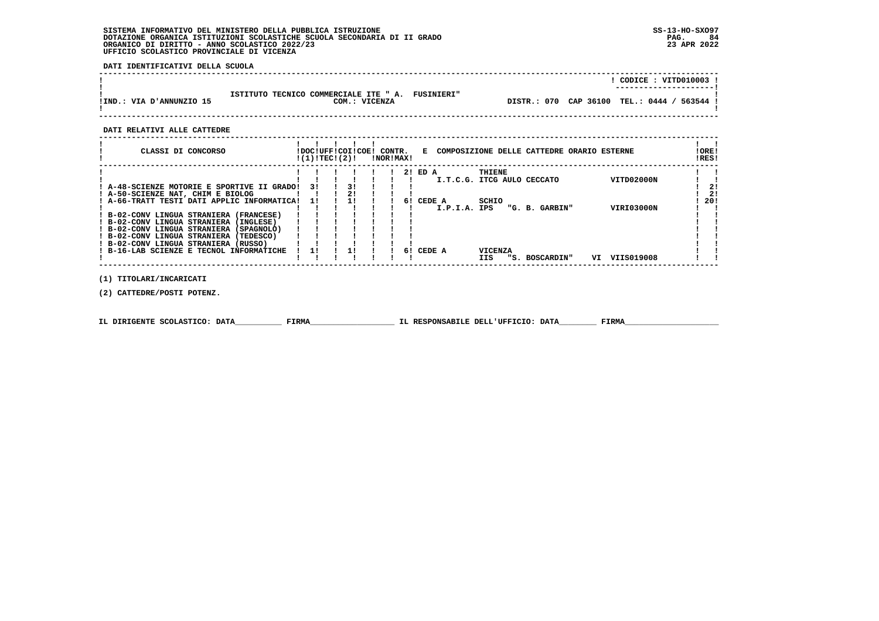SISTEMA INFORMATIVO DEL MINISTERO DELLA PUBBLICA ISTRUZIONE
DOTAZIONE ORGANICA ISTITUZIONI SCOLASTICHE SCUOLA SECONDARIA DI II GRADO
ORGANICO DI DIRITTO - ANNO SCOLASTICO 2022/23
UFFICIO SCOLASTICO PROVINCIALE DI VICENZA

SS-13-HO-SXO97
23 APR 2022

**DATI IDENTIFICATIVI DELLA SCUOLA**

| | | |
|---|---|---|
| | | CODICE : VITD010003 |
| IND.: VIA D'ANNUNZIO 15 | ISTITUTO TECNICO COMMERCIALE ITE " A. FUSINIERI" COM.: VICENZA | DISTR.: 070 CAP 36100 TEL.: 0444 / 563544 |

**DATI RELATIVI ALLE CATTEDRE**

| CLASSI DI CONCORSO | DOC (1) | UFF TEC | COI | COE (2) | CONTR. NOR | CONTR. MAX | E COMPOSIZIONE DELLE CATTEDRE ORARIO ESTERNE | ORE RES |
|---|---|---|---|---|---|---|---|---|
| A-48-SCIENZE MOTORIE E SPORTIVE II GRADO | 3 | | 3 | | | | 2 ED A THIENE I.T.C.G. ITCG AULO CECCATO VITD02000N | 2 |
| A-50-SCIENZE NAT, CHIM E BIOLOG | | | 2 | | | | | 2 |
| A-66-TRATT TESTI DATI APPLIC INFORMATICA | 1 | | 1 | | | | 6 CEDE A SCHIO I.P.I.A. IPS "G. B. GARBIN" VIRI03000N | 20 |
| B-02-CONV LINGUA STRANIERA (FRANCESE) | | | | | | | | |
| B-02-CONV LINGUA STRANIERA (INGLESE) | | | | | | | | |
| B-02-CONV LINGUA STRANIERA (SPAGNOLO) | | | | | | | | |
| B-02-CONV LINGUA STRANIERA (TEDESCO) | | | | | | | | |
| B-02-CONV LINGUA STRANIERA (RUSSO) | | | | | | | | |
| B-16-LAB SCIENZE E TECNOL INFORMATICHE | 1 | | 1 | | | | 6 CEDE A VICENZA IIS "S. BOSCARDIN" VI VIIS019008 | |

(1) TITOLARI/INCARICATI

(2) CATTEDRE/POSTI POTENZ.

IL DIRIGENTE SCOLASTICO: DATA__________ FIRMA__________________ IL RESPONSABILE DELL'UFFICIO: DATA________ FIRMA____________________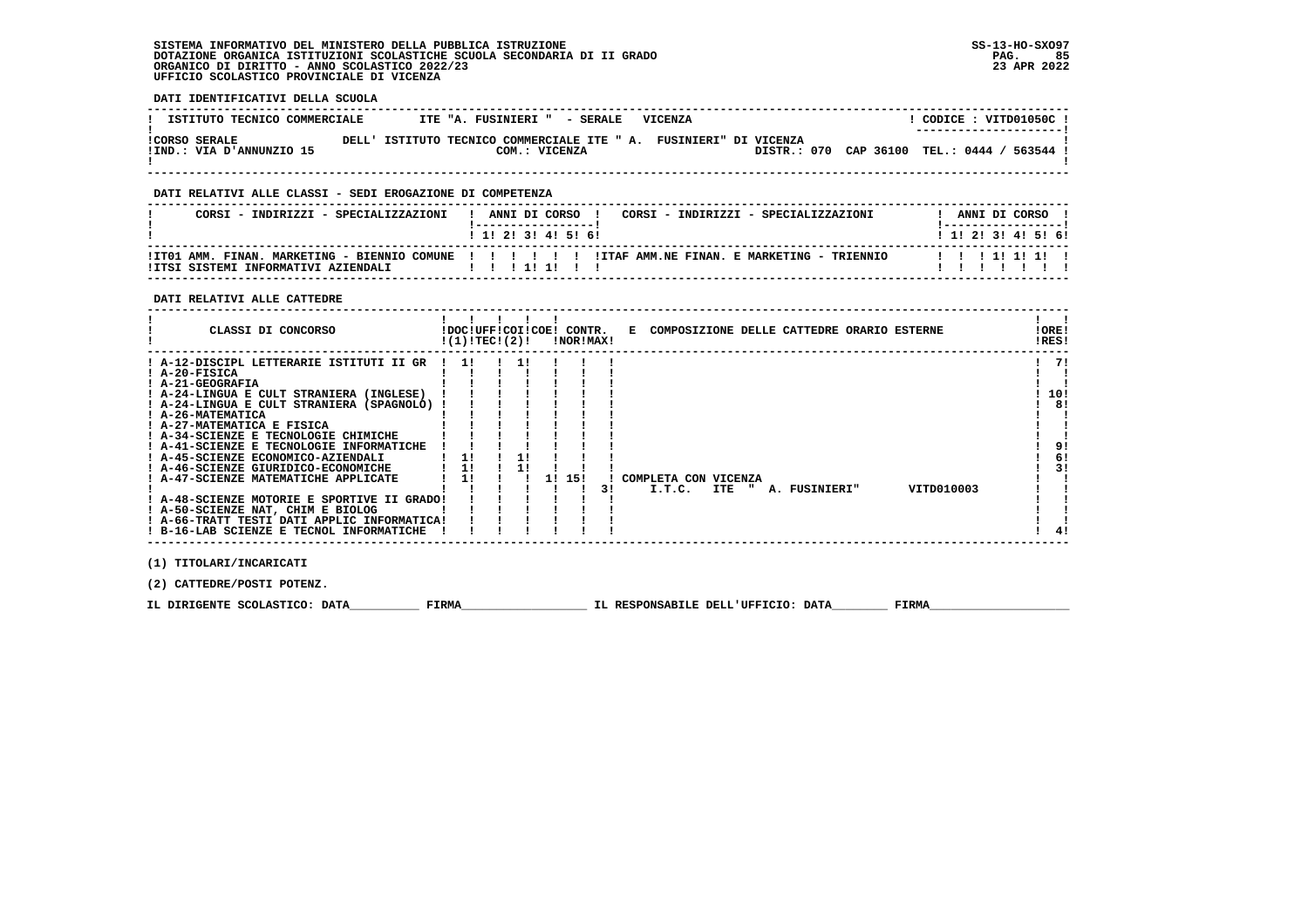SISTEMA INFORMATIVO DEL MINISTERO DELLA PUBBLICA ISTRUZIONE
DOTAZIONE ORGANICA ISTITUZIONI SCOLASTICHE SCUOLA SECONDARIA DI II GRADO
ORGANICO DI DIRITTO - ANNO SCOLASTICO 2022/23
UFFICIO SCOLASTICO PROVINCIALE DI VICENZA

SS-13-HO-SXO97
23 APR 2022

**DATI IDENTIFICATIVI DELLA SCUOLA**

| ISTITUTO TECNICO COMMERCIALE | ITE "A. FUSINIERI " - SERALE VICENZA | CODICE : VITD01050C |
|---|---|---|
| CORSO SERALE | DELL' ISTITUTO TECNICO COMMERCIALE ITE " A. FUSINIERI" DI VICENZA | |
| IND.: VIA D'ANNUNZIO 15 | COM.: VICENZA | DISTR.: 070 CAP 36100 TEL.: 0444 / 563544 |

**DATI RELATIVI ALLE CLASSI - SEDI EROGAZIONE DI COMPETENZA**

| CORSI - INDIRIZZI - SPECIALIZZAZIONI | 1 | 2 | 3 | 4 | 5 | 6 | CORSI - INDIRIZZI - SPECIALIZZAZIONI | 1 | 2 | 3 | 4 | 5 | 6 |
|---|---|---|---|---|---|---|---|---|---|---|---|---|---|
| IT01 AMM. FINAN. MARKETING - BIENNIO COMUNE | | | | | | | ITAF AMM.NE FINAN. E MARKETING - TRIENNIO | | | 1 | 1 | 1 | |
| ITSI SISTEMI INFORMATIVI AZIENDALI | | | 1 | 1 | | | | | | | | | |

**DATI RELATIVI ALLE CATTEDRE**

| CLASSI DI CONCORSO | DOC (1) | UFF TEC | COI (2) | COE | CONTR. NOR | CONTR. MAX | E COMPOSIZIONE DELLE CATTEDRE ORARIO ESTERNE | ORE RES |
|---|---|---|---|---|---|---|---|---|
| A-12-DISCIPL LETTERARIE ISTITUTI II GR | 1 | | 1 | | | | | 7 |
| A-20-FISICA | | | | | | | | |
| A-21-GEOGRAFIA | | | | | | | | |
| A-24-LINGUA E CULT STRANIERA (INGLESE) | | | | | | | | 10 |
| A-24-LINGUA E CULT STRANIERA (SPAGNOLO) | | | | | | | | 8 |
| A-26-MATEMATICA | | | | | | | | |
| A-27-MATEMATICA E FISICA | | | | | | | | |
| A-34-SCIENZE E TECNOLOGIE CHIMICHE | | | | | | | | |
| A-41-SCIENZE E TECNOLOGIE INFORMATICHE | | | | | | | | 9 |
| A-45-SCIENZE ECONOMICO-AZIENDALI | 1 | | 1 | | | | | 6 |
| A-46-SCIENZE GIURIDICO-ECONOMICHE | 1 | | 1 | | | | | 3 |
| A-47-SCIENZE MATEMATICHE APPLICATE | 1 | | | 1 | 15 | | COMPLETA CON VICENZA | |
| | | | | | | 3 | I.T.C. ITE " A. FUSINIERI" VITD010003 | |
| A-48-SCIENZE MOTORIE E SPORTIVE II GRADO | | | | | | | | |
| A-50-SCIENZE NAT, CHIM E BIOLOG | | | | | | | | |
| A-66-TRATT TESTI DATI APPLIC INFORMATICA | | | | | | | | |
| B-16-LAB SCIENZE E TECNOL INFORMATICHE | | | | | | | | 4 |

(1) TITOLARI/INCARICATI

(2) CATTEDRE/POSTI POTENZ.

IL DIRIGENTE SCOLASTICO: DATA__________ FIRMA__________________ IL RESPONSABILE DELL'UFFICIO: DATA________ FIRMA____________________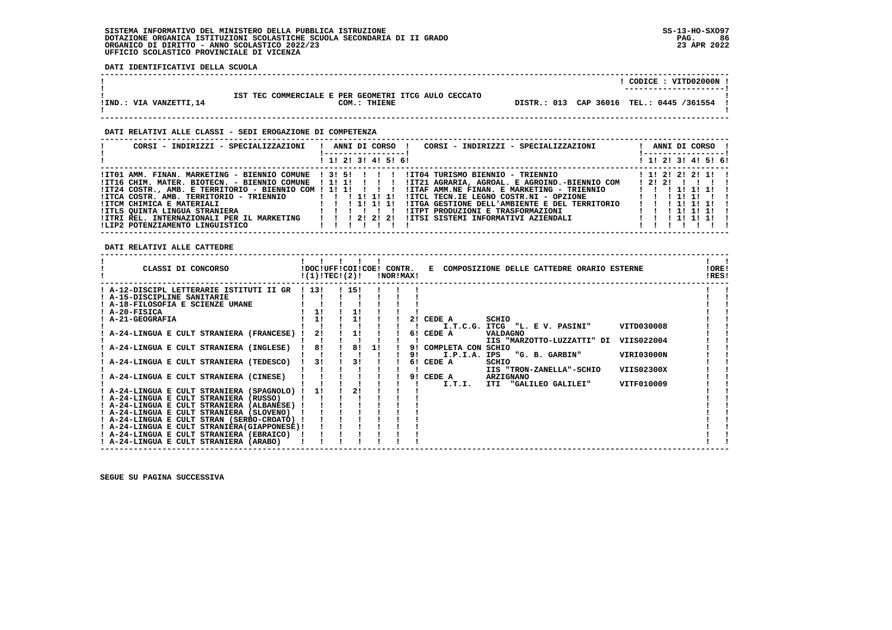SISTEMA INFORMATIVO DEL MINISTERO DELLA PUBBLICA ISTRUZIONE
DOTAZIONE ORGANICA ISTITUZIONI SCOLASTICHE SCUOLA SECONDARIA DI II GRADO
ORGANICO DI DIRITTO - ANNO SCOLASTICO 2022/23
UFFICIO SCOLASTICO PROVINCIALE DI VICENZA

SS-13-HO-SXO97
23 APR 2022

**DATI IDENTIFICATIVI DELLA SCUOLA**

CODICE : VITD02000N

IST TEC COMMERCIALE E PER GEOMETRI ITCG AULO CECCATO

IND.: VIA VANZETTI,14 — COM.: THIENE — DISTR.: 013 CAP 36016 TEL.: 0445 /361554

**DATI RELATIVI ALLE CLASSI - SEDI EROGAZIONE DI COMPETENZA**

| CORSI - INDIRIZZI - SPECIALIZZAZIONI | 1 | 2 | 3 | 4 | 5 | 6 | CORSI - INDIRIZZI - SPECIALIZZAZIONI | 1 | 2 | 3 | 4 | 5 | 6 |
|---|---|---|---|---|---|---|---|---|---|---|---|---|---|
| IT01 AMM. FINAN. MARKETING - BIENNIO COMUNE | 3 | 5 | | | | | IT04 TURISMO BIENNIO - TRIENNIO | 1 | 2 | 2 | 2 | 1 | |
| IT16 CHIM. MATER. BIOTECN. - BIENNIO COMUNE | 1 | 1 | | | | | IT21 AGRARIA, AGROAL. E AGROIND.-BIENNIO COM | 2 | 2 | | | | |
| IT24 COSTR., AMB. E TERRITORIO - BIENNIO COM | 1 | 1 | | | | | ITAF AMM.NE FINAN. E MARKETING - TRIENNIO | | | 1 | 1 | 1 | |
| ITCA COSTR. AMB. TERRITORIO - TRIENNIO | | | 1 | 1 | 1 | | ITCL TECN.IE LEGNO COSTR.NI - OPZIONE | | | 1 | 1 | | |
| ITCM CHIMICA E MATERIALI | | | 1 | 1 | 1 | | ITGA GESTIONE DELL'AMBIENTE E DEL TERRITORIO | | | 1 | 1 | 1 | |
| ITLS QUINTA LINGUA STRANIERA | | | | | | | ITPT PRODUZIONI E TRASFORMAZIONI | | | 1 | 1 | 1 | |
| ITRI REL. INTERNAZIONALI PER IL MARKETING | | | 2 | 2 | 2 | | ITSI SISTEMI INFORMATIVI AZIENDALI | | | 1 | 1 | 1 | |
| LIP2 POTENZIAMENTO LINGUISTICO | | | | | | | | | | | | | |

**DATI RELATIVI ALLE CATTEDRE**

| CLASSI DI CONCORSO | DOC (1) | UFF TEC | COI (2) | COE | CONTR. NOR | MAX | E COMPOSIZIONE DELLE CATTEDRE ORARIO ESTERNE | ORE RES |
|---|---|---|---|---|---|---|---|---|
| A-12-DISCIPL LETTERARIE ISTITUTI II GR | 13 | | 15 | | | | | |
| A-15-DISCIPLINE SANITARIE | | | | | | | | |
| A-18-FILOSOFIA E SCIENZE UMANE | | | | | | | | |
| A-20-FISICA | 1 | | 1 | | | | | |
| A-21-GEOGRAFIA | 1 | | 1 | | | 2 | CEDE A SCHIO I.T.C.G. ITCG "L. E V. PASINI" VITD030008 | |
| A-24-LINGUA E CULT STRANIERA (FRANCESE) | 2 | | 1 | | | 6 | CEDE A VALDAGNO IIS "MARZOTTO-LUZZATTI" DI VIIS022004 | |
| A-24-LINGUA E CULT STRANIERA (INGLESE) | 8 | | 8 | 1 | | 9 | COMPLETA CON SCHIO | |
| | | | | | | 9 | I.P.I.A. IPS "G. B. GARBIN" VIRI03000N | |
| A-24-LINGUA E CULT STRANIERA (TEDESCO) | 3 | | 3 | | | 6 | CEDE A SCHIO IIS "TRON-ZANELLA"-SCHIO VIIS02300X | |
| A-24-LINGUA E CULT STRANIERA (CINESE) | | | | | | 9 | CEDE A ARZIGNANO I.T.I. ITI "GALILEO GALILEI" VITF010009 | |
| A-24-LINGUA E CULT STRANIERA (SPAGNOLO) | 1 | | 2 | | | | | |
| A-24-LINGUA E CULT STRANIERA (RUSSO) | | | | | | | | |
| A-24-LINGUA E CULT STRANIERA (ALBANESE) | | | | | | | | |
| A-24-LINGUA E CULT STRANIERA (SLOVENO) | | | | | | | | |
| A-24-LINGUA E CULT STRAN (SERBO-CROATO) | | | | | | | | |
| A-24-LINGUA E CULT STRANIERA(GIAPPONESE) | | | | | | | | |
| A-24-LINGUA E CULT STRANIERA (EBRAICO) | | | | | | | | |
| A-24-LINGUA E CULT STRANIERA (ARABO) | | | | | | | | |

SEGUE SU PAGINA SUCCESSIVA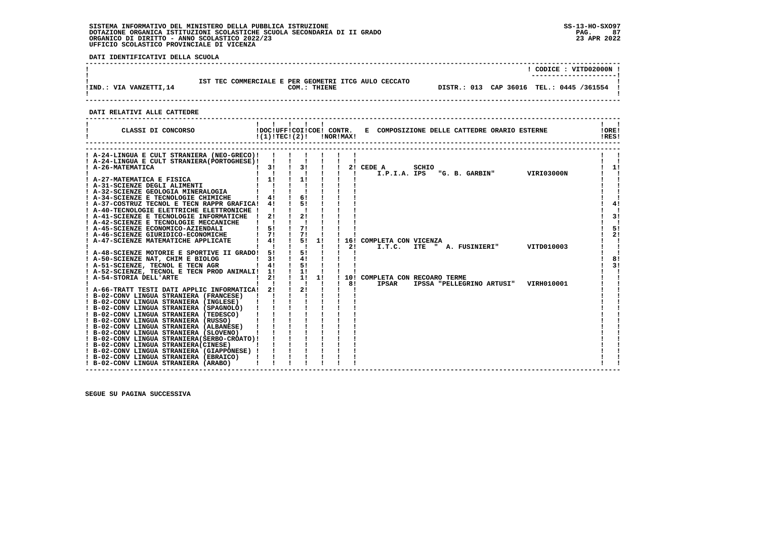SISTEMA INFORMATIVO DEL MINISTERO DELLA PUBBLICA ISTRUZIONE
DOTAZIONE ORGANICA ISTITUZIONI SCOLASTICHE SCUOLA SECONDARIA DI II GRADO
ORGANICO DI DIRITTO - ANNO SCOLASTICO 2022/23
UFFICIO SCOLASTICO PROVINCIALE DI VICENZA

SS-13-HO-SXO97
23 APR 2022

**DATI IDENTIFICATIVI DELLA SCUOLA**

CODICE : VITD02000N

IST TEC COMMERCIALE E PER GEOMETRI ITCG AULO CECCATO
IND.: VIA VANZETTI,14 — COM.: THIENE — DISTR.: 013 CAP 36016 TEL.: 0445 /361554

**DATI RELATIVI ALLE CATTEDRE**

| CLASSI DI CONCORSO | DOC (1) | UFF TEC | COI (2) | COE | CONTR. NOR | CONTR. MAX | E COMPOSIZIONE DELLE CATTEDRE ORARIO ESTERNE | ORE RES |
|---|---|---|---|---|---|---|---|---|
| A-24-LINGUA E CULT STRANIERA (NEO-GRECO) | | | | | | | | |
| A-24-LINGUA E CULT STRANIERA(PORTOGHESE) | | | | | | | | |
| A-26-MATEMATICA | 3 | | 3 | | | 2 | CEDE A SCHIO I.P.I.A. IPS "G. B. GARBIN" VIRI03000N | 1 |
| A-27-MATEMATICA E FISICA | 1 | | 1 | | | | | |
| A-31-SCIENZE DEGLI ALIMENTI | | | | | | | | |
| A-32-SCIENZE GEOLOGIA MINERALOGIA | | | | | | | | |
| A-34-SCIENZE E TECNOLOGIE CHIMICHE | 4 | | 6 | | | | | |
| A-37-COSTRUZ TECNOL E TECN RAPPR GRAFICA | 4 | | 5 | | | | | 4 |
| A-40-TECNOLOGIE ELETTRICHE ELETTRONICHE | | | | | | | | |
| A-41-SCIENZE E TECNOLOGIE INFORMATICHE | 2 | | 2 | | | | | 3 |
| A-42-SCIENZE E TECNOLOGIE MECCANICHE | | | | | | | | |
| A-45-SCIENZE ECONOMICO-AZIENDALI | 5 | | 7 | | | | | 5 |
| A-46-SCIENZE GIURIDICO-ECONOMICHE | 7 | | 7 | | | | | 2 |
| A-47-SCIENZE MATEMATICHE APPLICATE | 4 | | 5 | 1 | 16 | 2 | COMPLETA CON VICENZA I.T.C. ITE " A. FUSINIERI" VITD010003 | |
| A-48-SCIENZE MOTORIE E SPORTIVE II GRADO | 5 | | 5 | | | | | |
| A-50-SCIENZE NAT, CHIM E BIOLOG | 3 | | 4 | | | | | 8 |
| A-51-SCIENZE, TECNOL E TECN AGR | 4 | | 5 | | | | | 3 |
| A-52-SCIENZE, TECNOL E TECN PROD ANIMALI | 1 | | 1 | | | | | |
| A-54-STORIA DELL'ARTE | 2 | | 1 | 1 | 10 | 8 | COMPLETA CON RECOARO TERME IPSAR IPSSA "PELLEGRINO ARTUSI" VIRH010001 | |
| A-66-TRATT TESTI DATI APPLIC INFORMATICA | 2 | | 2 | | | | | |
| B-02-CONV LINGUA STRANIERA (FRANCESE) | | | | | | | | |
| B-02-CONV LINGUA STRANIERA (INGLESE) | | | | | | | | |
| B-02-CONV LINGUA STRANIERA (SPAGNOLO) | | | | | | | | |
| B-02-CONV LINGUA STRANIERA (TEDESCO) | | | | | | | | |
| B-02-CONV LINGUA STRANIERA (RUSSO) | | | | | | | | |
| B-02-CONV LINGUA STRANIERA (ALBANESE) | | | | | | | | |
| B-02-CONV LINGUA STRANIERA (SLOVENO) | | | | | | | | |
| B-02-CONV LINGUA STRANIERA(SERBO-CROATO) | | | | | | | | |
| B-02-CONV LINGUA STRANIERA(CINESE) | | | | | | | | |
| B-02-CONV LINGUA STRANIERA (GIAPPONESE) | | | | | | | | |
| B-02-CONV LINGUA STRANIERA (EBRAICO) | | | | | | | | |
| B-02-CONV LINGUA STRANIERA (ARABO) | | | | | | | | |

SEGUE SU PAGINA SUCCESSIVA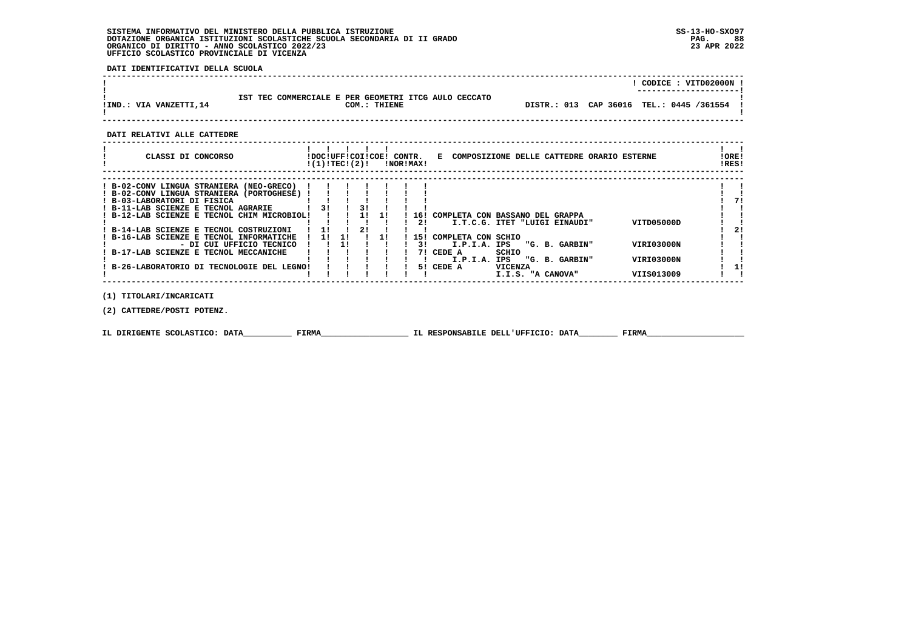SISTEMA INFORMATIVO DEL MINISTERO DELLA PUBBLICA ISTRUZIONE
DOTAZIONE ORGANICA ISTITUZIONI SCOLASTICHE SCUOLA SECONDARIA DI II GRADO
ORGANICO DI DIRITTO - ANNO SCOLASTICO 2022/23
UFFICIO SCOLASTICO PROVINCIALE DI VICENZA

SS-13-HO-SXO97
23 APR 2022

**DATI IDENTIFICATIVI DELLA SCUOLA**

CODICE : VITD02000N

IST TEC COMMERCIALE E PER GEOMETRI ITCG AULO CECCATO

IND.: VIA VANZETTI,14 — COM.: THIENE — DISTR.: 013 CAP 36016 TEL.: 0445 /361554

**DATI RELATIVI ALLE CATTEDRE**

| CLASSI DI CONCORSO | DOC (1) | UFF TEC | COI (2) | COE | CONTR. NOR | CONTR. MAX | E COMPOSIZIONE DELLE CATTEDRE ORARIO ESTERNE | | | ORE RES |
|---|---|---|---|---|---|---|---|---|---|---|
| B-02-CONV LINGUA STRANIERA (NEO-GRECO) | | | | | | | | | | |
| B-02-CONV LINGUA STRANIERA (PORTOGHESE) | | | | | | | | | | |
| B-03-LABORATORI DI FISICA | | | | | | | | | | 7 |
| B-11-LAB SCIENZE E TECNOL AGRARIE | 3 | | 3 | | | | | | | |
| B-12-LAB SCIENZE E TECNOL CHIM MICROBIOL | | | 1 | 1 | | 16 | COMPLETA CON | BASSANO DEL GRAPPA | | |
| | | | | | | 2 | I.T.C.G. | ITET "LUIGI EINAUDI" | VITD05000D | |
| B-14-LAB SCIENZE E TECNOL COSTRUZIONI | 1 | | 2 | | | | | | | 2 |
| B-16-LAB SCIENZE E TECNOL INFORMATICHE | 1 | 1 | | 1 | | 15 | COMPLETA CON | SCHIO | | |
| - DI CUI UFFICIO TECNICO | | 1 | | | | 3 | I.P.I.A. | IPS "G. B. GARBIN" | VIRI03000N | |
| B-17-LAB SCIENZE E TECNOL MECCANICHE | | | | | | 7 | CEDE A | SCHIO | | |
| | | | | | | | I.P.I.A. | IPS "G. B. GARBIN" | VIRI03000N | |
| B-26-LABORATORIO DI TECNOLOGIE DEL LEGNO | | | | | | 5 | CEDE A | VICENZA | | 1 |
| | | | | | | | | I.I.S. "A CANOVA" | VIIS013009 | |

(1) TITOLARI/INCARICATI

(2) CATTEDRE/POSTI POTENZ.

IL DIRIGENTE SCOLASTICO: DATA__________ FIRMA__________________ IL RESPONSABILE DELL'UFFICIO: DATA________ FIRMA____________________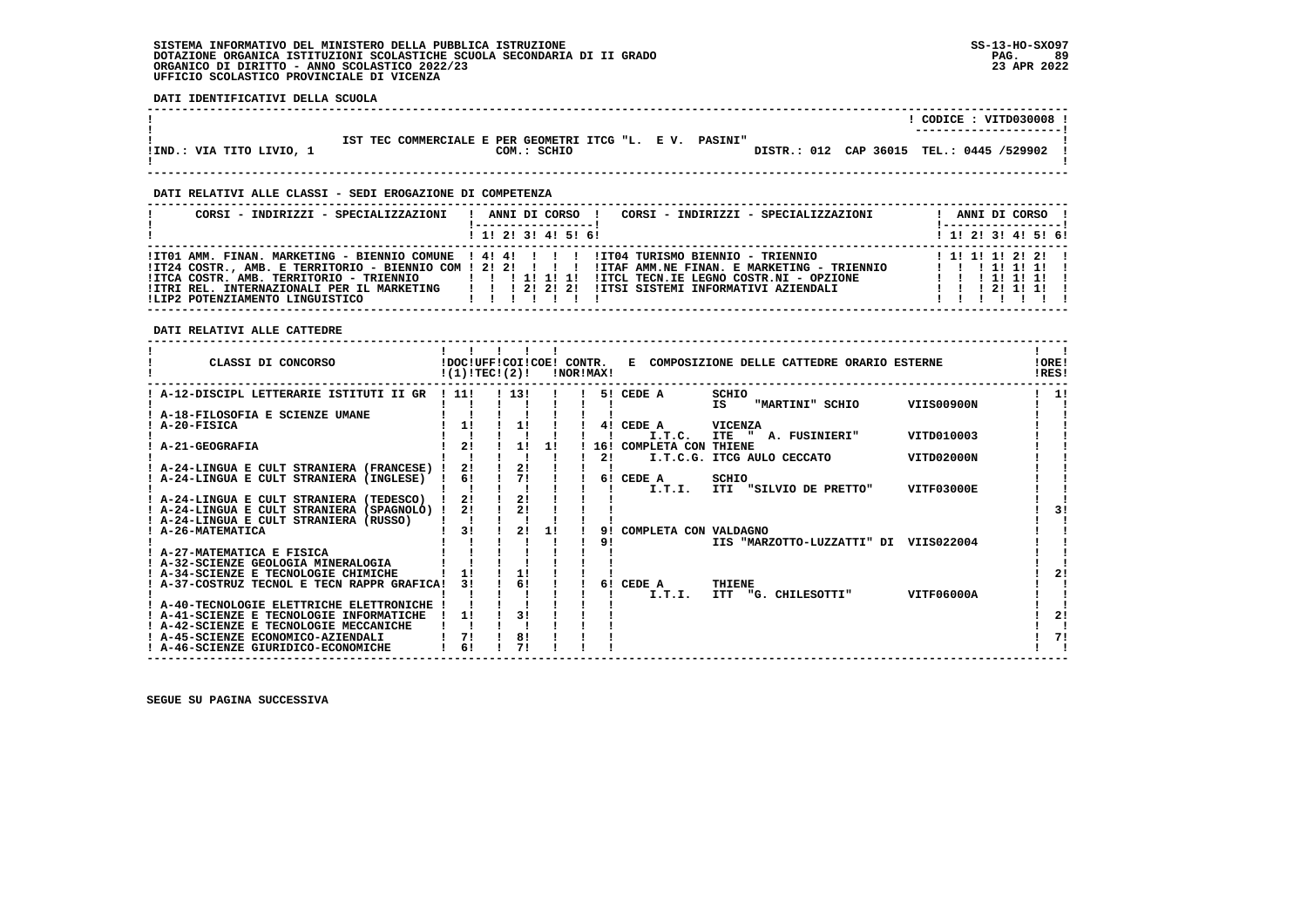SISTEMA INFORMATIVO DEL MINISTERO DELLA PUBBLICA ISTRUZIONE
DOTAZIONE ORGANICA ISTITUZIONI SCOLASTICHE SCUOLA SECONDARIA DI II GRADO
ORGANICO DI DIRITTO - ANNO SCOLASTICO 2022/23
UFFICIO SCOLASTICO PROVINCIALE DI VICENZA

SS-13-HO-SXO97
23 APR 2022

**DATI IDENTIFICATIVI DELLA SCUOLA**

CODICE : VITD030008

IST TEC COMMERCIALE E PER GEOMETRI ITCG "L. E V. PASINI"

IND.: VIA TITO LIVIO, 1 — COM.: SCHIO — DISTR.: 012 CAP 36015 TEL.: 0445 /529902

**DATI RELATIVI ALLE CLASSI - SEDI EROGAZIONE DI COMPETENZA**

| CORSI - INDIRIZZI - SPECIALIZZAZIONI | 1 | 2 | 3 | 4 | 5 | 6 | CORSI - INDIRIZZI - SPECIALIZZAZIONI | 1 | 2 | 3 | 4 | 5 | 6 |
|---|---|---|---|---|---|---|---|---|---|---|---|---|---|
| IT01 AMM. FINAN. MARKETING - BIENNIO COMUNE | 4 | 4 | | | | | IT04 TURISMO BIENNIO - TRIENNIO | 1 | 1 | 1 | 2 | 2 | |
| IT24 COSTR., AMB. E TERRITORIO - BIENNIO COM | 2 | 2 | | | | | ITAF AMM.NE FINAN. E MARKETING - TRIENNIO | | | 1 | 1 | 1 | |
| ITCA COSTR. AMB. TERRITORIO - TRIENNIO | | | 1 | 1 | 1 | | ITCL TECN.IE LEGNO COSTR.NI - OPZIONE | | | 1 | 1 | 1 | |
| ITRI REL. INTERNAZIONALI PER IL MARKETING | | | 2 | 2 | 2 | | ITSI SISTEMI INFORMATIVI AZIENDALI | | | 2 | 1 | 1 | |
| LIP2 POTENZIAMENTO LINGUISTICO | | | | | | | | | | | | | |

**DATI RELATIVI ALLE CATTEDRE**

| CLASSI DI CONCORSO | DOC (1) | UFF TEC | COI (2) | COE | CONTR. NOR | CONTR. MAX | E COMPOSIZIONE DELLE CATTEDRE ORARIO ESTERNE | ORE RES |
|---|---|---|---|---|---|---|---|---|
| A-12-DISCIPL LETTERARIE ISTITUTI II GR | 11 | | 13 | | | 5 | CEDE A SCHIO IS "MARTINI" SCHIO VIIS00900N | 1 |
| A-18-FILOSOFIA E SCIENZE UMANE | | | | | | | | |
| A-20-FISICA | 1 | | 1 | | | 4 | CEDE A VICENZA I.T.C. ITE " A. FUSINIERI" VITD010003 | |
| A-21-GEOGRAFIA | 2 | | 1 | 1 | | 16 | COMPLETA CON THIENE | |
| | | | | | | 2 | I.T.C.G. ITCG AULO CECCATO VITD02000N | |
| A-24-LINGUA E CULT STRANIERA (FRANCESE) | 2 | | 2 | | | | | |
| A-24-LINGUA E CULT STRANIERA (INGLESE) | 6 | | 7 | | | 6 | CEDE A SCHIO I.T.I. ITI "SILVIO DE PRETTO" VITF03000E | |
| A-24-LINGUA E CULT STRANIERA (TEDESCO) | 2 | | 2 | | | | | |
| A-24-LINGUA E CULT STRANIERA (SPAGNOLO) | 2 | | 2 | | | | | 3 |
| A-24-LINGUA E CULT STRANIERA (RUSSO) | | | | | | | | |
| A-26-MATEMATICA | 3 | | 2 | 1 | | 9 | COMPLETA CON VALDAGNO | |
| | | | | | | 9 | IIS "MARZOTTO-LUZZATTI" DI VIIS022004 | |
| A-27-MATEMATICA E FISICA | | | | | | | | |
| A-32-SCIENZE GEOLOGIA MINERALOGIA | | | | | | | | |
| A-34-SCIENZE E TECNOLOGIE CHIMICHE | 1 | | 1 | | | | | 2 |
| A-37-COSTRUZ TECNOL E TECN RAPPR GRAFICA | 3 | | 6 | | | 6 | CEDE A THIENE I.T.I. ITT "G. CHILESOTTI" VITF06000A | |
| A-40-TECNOLOGIE ELETTRICHE ELETTRONICHE | | | | | | | | |
| A-41-SCIENZE E TECNOLOGIE INFORMATICHE | 1 | | 3 | | | | | 2 |
| A-42-SCIENZE E TECNOLOGIE MECCANICHE | | | | | | | | |
| A-45-SCIENZE ECONOMICO-AZIENDALI | 7 | | 8 | | | | | 7 |
| A-46-SCIENZE GIURIDICO-ECONOMICHE | 6 | | 7 | | | | | |

SEGUE SU PAGINA SUCCESSIVA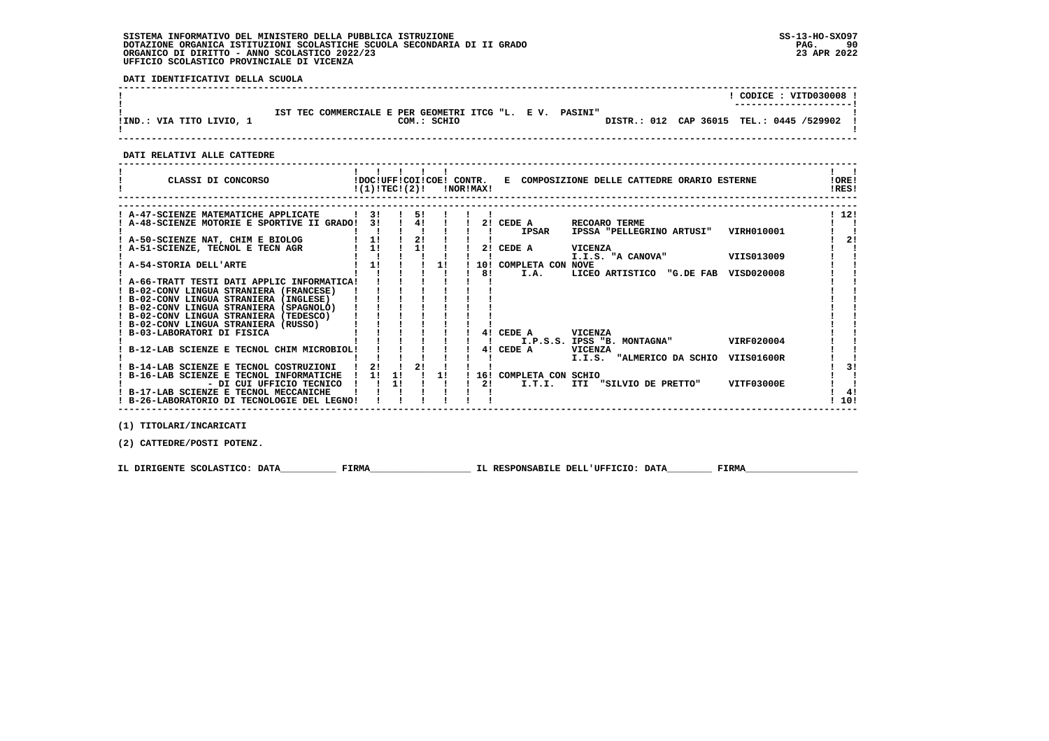SISTEMA INFORMATIVO DEL MINISTERO DELLA PUBBLICA ISTRUZIONE
DOTAZIONE ORGANICA ISTITUZIONI SCOLASTICHE SCUOLA SECONDARIA DI II GRADO
ORGANICO DI DIRITTO - ANNO SCOLASTICO 2022/23
UFFICIO SCOLASTICO PROVINCIALE DI VICENZA

SS-13-HO-SXO97
23 APR 2022

**DATI IDENTIFICATIVI DELLA SCUOLA**

| | |
|---|---|
| | CODICE : VITD030008 |
| IST TEC COMMERCIALE E PER GEOMETRI ITCG "L. E V. PASINI" | |
| IND.: VIA TITO LIVIO, 1 — COM.: SCHIO | DISTR.: 012 CAP 36015 TEL.: 0445 /529902 |

**DATI RELATIVI ALLE CATTEDRE**

| CLASSI DI CONCORSO | DOC (1) | UFF TEC | COI (2) | COE | CONTR. NOR | CONTR. MAX | E COMPOSIZIONE DELLE CATTEDRE ORARIO ESTERNE | ORE RES |
|---|---|---|---|---|---|---|---|---|
| A-47-SCIENZE MATEMATICHE APPLICATE | 3 | | 5 | | | | | 12 |
| A-48-SCIENZE MOTORIE E SPORTIVE II GRADO | 3 | | 4 | | | 2 | CEDE A RECOARO TERME IPSAR IPSSA "PELLEGRINO ARTUSI" VIRH010001 | |
| A-50-SCIENZE NAT, CHIM E BIOLOG | 1 | | 2 | | | | | 2 |
| A-51-SCIENZE, TECNOL E TECN AGR | 1 | | 1 | | | 2 | CEDE A VICENZA I.I.S. "A CANOVA" VIIS013009 | |
| A-54-STORIA DELL'ARTE | 1 | | | 1 | | 10 / 8 | COMPLETA CON NOVE I.A. LICEO ARTISTICO "G.DE FAB VISD020008 | |
| A-66-TRATT TESTI DATI APPLIC INFORMATICA | | | | | | | | |
| B-02-CONV LINGUA STRANIERA (FRANCESE) | | | | | | | | |
| B-02-CONV LINGUA STRANIERA (INGLESE) | | | | | | | | |
| B-02-CONV LINGUA STRANIERA (SPAGNOLO) | | | | | | | | |
| B-02-CONV LINGUA STRANIERA (TEDESCO) | | | | | | | | |
| B-02-CONV LINGUA STRANIERA (RUSSO) | | | | | | | | |
| B-03-LABORATORI DI FISICA | | | | | | 4 | CEDE A VICENZA I.P.S.S. IPSS "B. MONTAGNA" VIRF020004 | |
| B-12-LAB SCIENZE E TECNOL CHIM MICROBIOL | | | | | | 4 | CEDE A VICENZA I.I.S. "ALMERICO DA SCHIO VIIS01600R | |
| B-14-LAB SCIENZE E TECNOL COSTRUZIONI | 2 | | 2 | | | | | 3 |
| B-16-LAB SCIENZE E TECNOL INFORMATICHE | 1 | 1 | | 1 | | 16 / 2 | COMPLETA CON SCHIO I.T.I. ITI "SILVIO DE PRETTO" VITF03000E | |
| - DI CUI UFFICIO TECNICO | | 1 | | | | | | |
| B-17-LAB SCIENZE E TECNOL MECCANICHE | | | | | | | | 4 |
| B-26-LABORATORIO DI TECNOLOGIE DEL LEGNO | | | | | | | | 10 |

(1) TITOLARI/INCARICATI

(2) CATTEDRE/POSTI POTENZ.

IL DIRIGENTE SCOLASTICO: DATA__________ FIRMA__________________ IL RESPONSABILE DELL'UFFICIO: DATA________ FIRMA____________________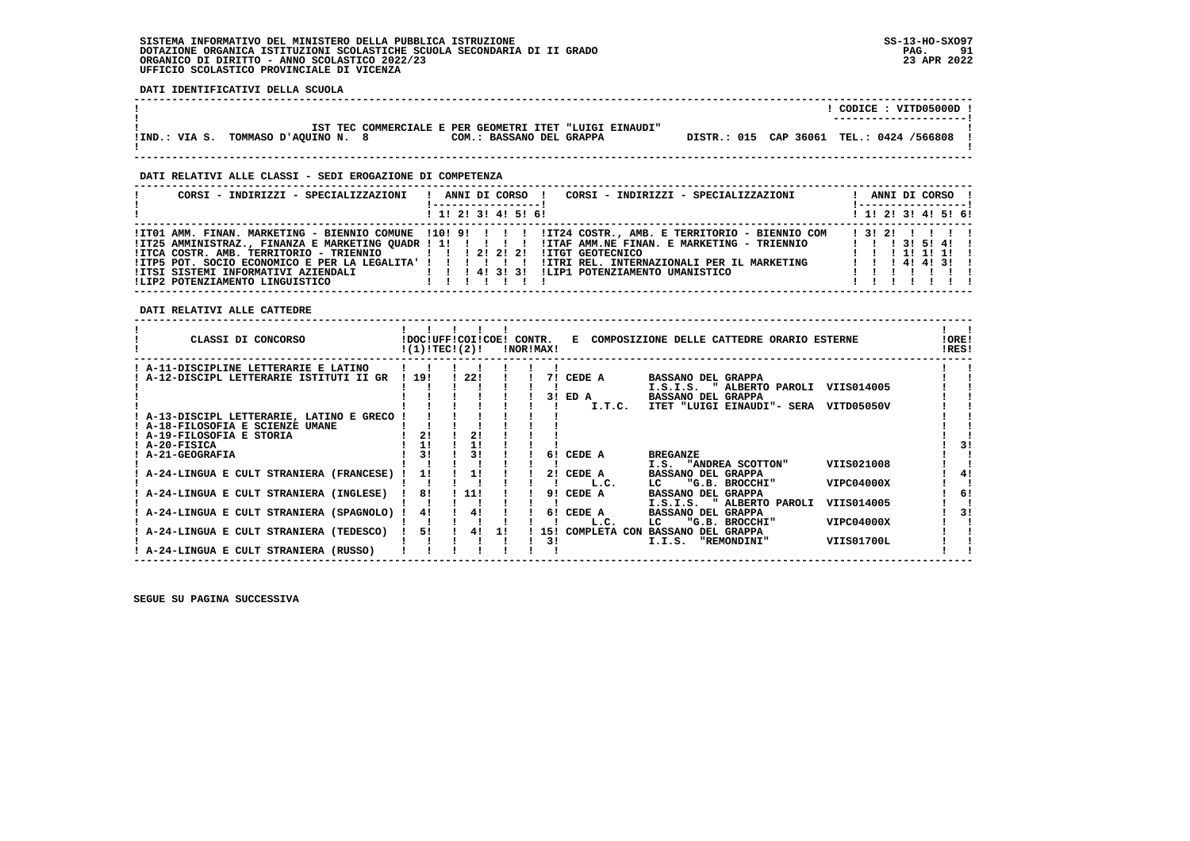SISTEMA INFORMATIVO DEL MINISTERO DELLA PUBBLICA ISTRUZIONE
DOTAZIONE ORGANICA ISTITUZIONI SCOLASTICHE SCUOLA SECONDARIA DI II GRADO
ORGANICO DI DIRITTO - ANNO SCOLASTICO 2022/23
UFFICIO SCOLASTICO PROVINCIALE DI VICENZA

SS-13-HO-SXO97
23 APR 2022

**DATI IDENTIFICATIVI DELLA SCUOLA**

CODICE : VITD05000D

IST TEC COMMERCIALE E PER GEOMETRI ITET "LUIGI EINAUDI"
IND.: VIA S. TOMMASO D'AQUINO N. 8 — COM.: BASSANO DEL GRAPPA — DISTR.: 015 CAP 36061 TEL.: 0424 /566808

**DATI RELATIVI ALLE CLASSI - SEDI EROGAZIONE DI COMPETENZA**

| CORSI - INDIRIZZI - SPECIALIZZAZIONI | 1 | 2 | 3 | 4 | 5 | 6 | CORSI - INDIRIZZI - SPECIALIZZAZIONI | 1 | 2 | 3 | 4 | 5 | 6 |
|---|---|---|---|---|---|---|---|---|---|---|---|---|---|
| IT01 AMM. FINAN. MARKETING - BIENNIO COMUNE | 10 | 9 | | | | | IT24 COSTR., AMB. E TERRITORIO - BIENNIO COM | 3 | 2 | | | | |
| IT25 AMMINISTRAZ., FINANZA E MARKETING QUADR | 1 | | | | | | ITAF AMM.NE FINAN. E MARKETING - TRIENNIO | | | 3 | 5 | 4 | |
| ITCA COSTR. AMB. TERRITORIO - TRIENNIO | | | 2 | 2 | 2 | | ITGT GEOTECNICO | | | 1 | 1 | 1 | |
| ITP5 POT. SOCIO ECONOMICO E PER LA LEGALITA' | | | | | | | ITRI REL. INTERNAZIONALI PER IL MARKETING | | | 4 | 4 | 3 | |
| ITSI SISTEMI INFORMATIVI AZIENDALI | | | 4 | 3 | 3 | | LIP1 POTENZIAMENTO UMANISTICO | | | | | | |
| LIP2 POTENZIAMENTO LINGUISTICO | | | | | | | | | | | | | |

**DATI RELATIVI ALLE CATTEDRE**

| CLASSI DI CONCORSO | DOC (1) | UFF TEC | COI (2) | COE | CONTR. NOR | MAX | E COMPOSIZIONE DELLE CATTEDRE ORARIO ESTERNE | ORE RES |
|---|---|---|---|---|---|---|---|---|
| A-11-DISCIPLINE LETTERARIE E LATINO | | | | | | | | |
| A-12-DISCIPL LETTERARIE ISTITUTI II GR | 19 | | 22 | | | 7 | CEDE A BASSANO DEL GRAPPA I.S.I.S. " ALBERTO PAROLI VIIS014005 | |
| | | | | | | 3 | ED A BASSANO DEL GRAPPA I.T.C. ITET "LUIGI EINAUDI"- SERA VITD05050V | |
| A-13-DISCIPL LETTERARIE, LATINO E GRECO | | | | | | | | |
| A-18-FILOSOFIA E SCIENZE UMANE | | | | | | | | |
| A-19-FILOSOFIA E STORIA | 2 | | 2 | | | | | |
| A-20-FISICA | 1 | | 1 | | | | | 3 |
| A-21-GEOGRAFIA | 3 | | 3 | | | 6 | CEDE A BREGANZE I.S. "ANDREA SCOTTON" VIIS021008 | |
| A-24-LINGUA E CULT STRANIERA (FRANCESE) | 1 | | 1 | | | 2 | CEDE A BASSANO DEL GRAPPA L.C. LC "G.B. BROCCHI" VIPC04000X | 4 |
| A-24-LINGUA E CULT STRANIERA (INGLESE) | 8 | | 11 | | | 9 | CEDE A BASSANO DEL GRAPPA I.S.I.S. " ALBERTO PAROLI VIIS014005 | 6 |
| A-24-LINGUA E CULT STRANIERA (SPAGNOLO) | 4 | | 4 | | | 6 | CEDE A BASSANO DEL GRAPPA L.C. LC "G.B. BROCCHI" VIPC04000X | 3 |
| A-24-LINGUA E CULT STRANIERA (TEDESCO) | 5 | | 4 | 1 | | 15 | COMPLETA CON BASSANO DEL GRAPPA | |
| | | | | | | 3 | I.I.S. "REMONDINI" VIIS01700L | |
| A-24-LINGUA E CULT STRANIERA (RUSSO) | | | | | | | | |

SEGUE SU PAGINA SUCCESSIVA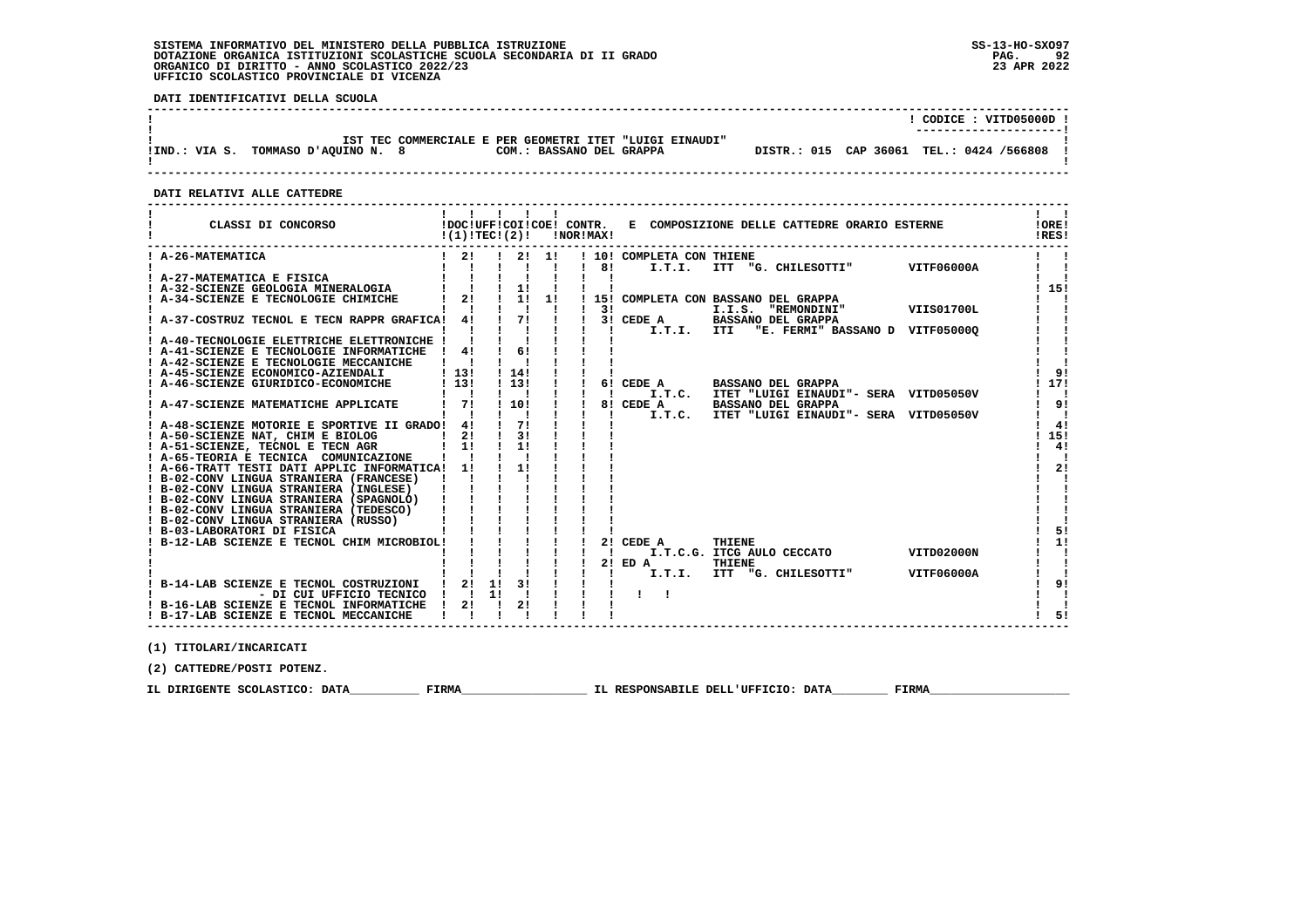SISTEMA INFORMATIVO DEL MINISTERO DELLA PUBBLICA ISTRUZIONE
DOTAZIONE ORGANICA ISTITUZIONI SCOLASTICHE SCUOLA SECONDARIA DI II GRADO
ORGANICO DI DIRITTO - ANNO SCOLASTICO 2022/23
UFFICIO SCOLASTICO PROVINCIALE DI VICENZA

SS-13-HO-SXO97
23 APR 2022

**DATI IDENTIFICATIVI DELLA SCUOLA**

CODICE : VITD05000D

IST TEC COMMERCIALE E PER GEOMETRI ITET "LUIGI EINAUDI"
IND.: VIA S. TOMMASO D'AQUINO N. 8 — COM.: BASSANO DEL GRAPPA — DISTR.: 015 CAP 36061 TEL.: 0424 /566808

**DATI RELATIVI ALLE CATTEDRE**

| CLASSI DI CONCORSO | DOC (1) | UFF TEC | COI (2) | COE | CONTR. NOR | CONTR. MAX | E COMPOSIZIONE DELLE CATTEDRE ORARIO ESTERNE | ORE RES |
|---|---|---|---|---|---|---|---|---|
| A-26-MATEMATICA | 2 | | 2 | 1 | 10 | | COMPLETA CON THIENE | |
| | | | | | | 8 | I.T.I. ITT "G. CHILESOTTI" VITF06000A | |
| A-27-MATEMATICA E FISICA | | | | | | | | |
| A-32-SCIENZE GEOLOGIA MINERALOGIA | | | 1 | | | | | 15 |
| A-34-SCIENZE E TECNOLOGIE CHIMICHE | 2 | | 1 | 1 | 15 | | COMPLETA CON BASSANO DEL GRAPPA | |
| | | | | | | 3 | I.I.S. "REMONDINI" VIIS01700L | |
| A-37-COSTRUZ TECNOL E TECN RAPPR GRAFICA | 4 | | 7 | | | 3 | CEDE A BASSANO DEL GRAPPA | |
| | | | | | | | I.T.I. ITI "E. FERMI" BASSANO D VITF05000Q | |
| A-40-TECNOLOGIE ELETTRICHE ELETTRONICHE | | | | | | | | |
| A-41-SCIENZE E TECNOLOGIE INFORMATICHE | 4 | | 6 | | | | | |
| A-42-SCIENZE E TECNOLOGIE MECCANICHE | | | | | | | | |
| A-45-SCIENZE ECONOMICO-AZIENDALI | 13 | | 14 | | | | | 9 |
| A-46-SCIENZE GIURIDICO-ECONOMICHE | 13 | | 13 | | | 6 | CEDE A BASSANO DEL GRAPPA | 17 |
| | | | | | | | I.T.C. ITET "LUIGI EINAUDI"- SERA VITD05050V | |
| A-47-SCIENZE MATEMATICHE APPLICATE | 7 | | 10 | | | 8 | CEDE A BASSANO DEL GRAPPA | 9 |
| | | | | | | | I.T.C. ITET "LUIGI EINAUDI"- SERA VITD05050V | |
| A-48-SCIENZE MOTORIE E SPORTIVE II GRADO | 4 | | 7 | | | | | 4 |
| A-50-SCIENZE NAT, CHIM E BIOLOG | 2 | | 3 | | | | | 15 |
| A-51-SCIENZE, TECNOL E TECN AGR | 1 | | 1 | | | | | 4 |
| A-65-TEORIA E TECNICA COMUNICAZIONE | | | | | | | | |
| A-66-TRATT TESTI DATI APPLIC INFORMATICA | 1 | | 1 | | | | | 2 |
| B-02-CONV LINGUA STRANIERA (FRANCESE) | | | | | | | | |
| B-02-CONV LINGUA STRANIERA (INGLESE) | | | | | | | | |
| B-02-CONV LINGUA STRANIERA (SPAGNOLO) | | | | | | | | |
| B-02-CONV LINGUA STRANIERA (TEDESCO) | | | | | | | | |
| B-02-CONV LINGUA STRANIERA (RUSSO) | | | | | | | | |
| B-03-LABORATORI DI FISICA | | | | | | | | 5 |
| B-12-LAB SCIENZE E TECNOL CHIM MICROBIOL | | | | | | 2 | CEDE A THIENE | 1 |
| | | | | | | | I.T.C.G. ITCG AULO CECCATO VITD02000N | |
| | | | | | | 2 | ED A THIENE | |
| | | | | | | | I.T.I. ITT "G. CHILESOTTI" VITF06000A | |
| B-14-LAB SCIENZE E TECNOL COSTRUZIONI | 2 | 1 | 3 | | | | | 9 |
| - DI CUI UFFICIO TECNICO | | 1 | | | | | | |
| B-16-LAB SCIENZE E TECNOL INFORMATICHE | 2 | | 2 | | | | | |
| B-17-LAB SCIENZE E TECNOL MECCANICHE | | | | | | | | 5 |

(1) TITOLARI/INCARICATI

(2) CATTEDRE/POSTI POTENZ.

IL DIRIGENTE SCOLASTICO: DATA__________ FIRMA__________________ IL RESPONSABILE DELL'UFFICIO: DATA________ FIRMA____________________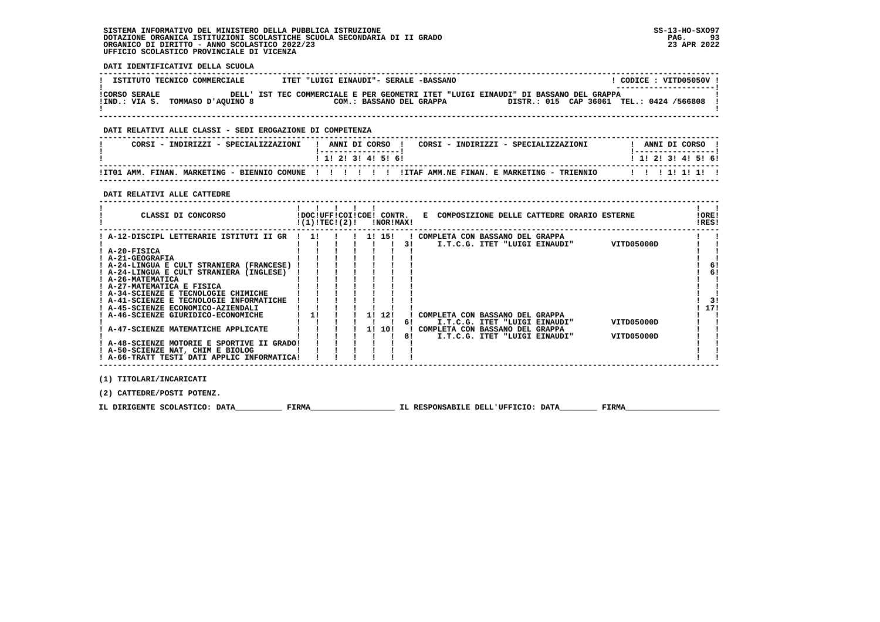SISTEMA INFORMATIVO DEL MINISTERO DELLA PUBBLICA ISTRUZIONE
DOTAZIONE ORGANICA ISTITUZIONI SCOLASTICHE SCUOLA SECONDARIA DI II GRADO
ORGANICO DI DIRITTO - ANNO SCOLASTICO 2022/23
UFFICIO SCOLASTICO PROVINCIALE DI VICENZA

SS-13-HO-SXO97
23 APR 2022

**DATI IDENTIFICATIVI DELLA SCUOLA**

| ISTITUTO TECNICO COMMERCIALE | ITET "LUIGI EINAUDI"- SERALE -BASSANO | CODICE : VITD05050V |
|---|---|---|
| CORSO SERALE | DELL' IST TEC COMMERCIALE E PER GEOMETRI ITET "LUIGI EINAUDI" DI BASSANO DEL GRAPPA | |
| IND.: VIA S. TOMMASO D'AQUINO 8 | COM.: BASSANO DEL GRAPPA | DISTR.: 015 CAP 36061 TEL.: 0424 /566808 |

**DATI RELATIVI ALLE CLASSI - SEDI EROGAZIONE DI COMPETENZA**

| CORSI - INDIRIZZI - SPECIALIZZAZIONI | 1 | 2 | 3 | 4 | 5 | 6 | CORSI - INDIRIZZI - SPECIALIZZAZIONI | 1 | 2 | 3 | 4 | 5 | 6 |
|---|---|---|---|---|---|---|---|---|---|---|---|---|---|
| IT01 AMM. FINAN. MARKETING - BIENNIO COMUNE | | | | | | | ITAF AMM.NE FINAN. E MARKETING - TRIENNIO | | | 1 | 1 | 1 | |

**DATI RELATIVI ALLE CATTEDRE**

| CLASSI DI CONCORSO | DOC (1) | UFF TEC | COI (2) | COE | CONTR. NOR | CONTR. MAX | E COMPOSIZIONE DELLE CATTEDRE ORARIO ESTERNE | | ORE RES |
|---|---|---|---|---|---|---|---|---|---|
| A-12-DISCIPL LETTERARIE ISTITUTI II GR | 1 | | | 1 | 15 | | COMPLETA CON BASSANO DEL GRAPPA | | |
| | | | | | | 3 | I.T.C.G. ITET "LUIGI EINAUDI" | VITD05000D | |
| A-20-FISICA | | | | | | | | | |
| A-21-GEOGRAFIA | | | | | | | | | |
| A-24-LINGUA E CULT STRANIERA (FRANCESE) | | | | | | | | | 6 |
| A-24-LINGUA E CULT STRANIERA (INGLESE) | | | | | | | | | 6 |
| A-26-MATEMATICA | | | | | | | | | |
| A-27-MATEMATICA E FISICA | | | | | | | | | |
| A-34-SCIENZE E TECNOLOGIE CHIMICHE | | | | | | | | | |
| A-41-SCIENZE E TECNOLOGIE INFORMATICHE | | | | | | | | | 3 |
| A-45-SCIENZE ECONOMICO-AZIENDALI | | | | | | | | | 17 |
| A-46-SCIENZE GIURIDICO-ECONOMICHE | 1 | | | 1 | 12 | | COMPLETA CON BASSANO DEL GRAPPA | | |
| | | | | | | 6 | I.T.C.G. ITET "LUIGI EINAUDI" | VITD05000D | |
| A-47-SCIENZE MATEMATICHE APPLICATE | | | | 1 | 10 | | COMPLETA CON BASSANO DEL GRAPPA | | |
| | | | | | | 8 | I.T.C.G. ITET "LUIGI EINAUDI" | VITD05000D | |
| A-48-SCIENZE MOTORIE E SPORTIVE II GRADO | | | | | | | | | |
| A-50-SCIENZE NAT, CHIM E BIOLOG | | | | | | | | | |
| A-66-TRATT TESTI DATI APPLIC INFORMATICA | | | | | | | | | |

(1) TITOLARI/INCARICATI

(2) CATTEDRE/POSTI POTENZ.

IL DIRIGENTE SCOLASTICO: DATA__________ FIRMA__________________ IL RESPONSABILE DELL'UFFICIO: DATA________ FIRMA____________________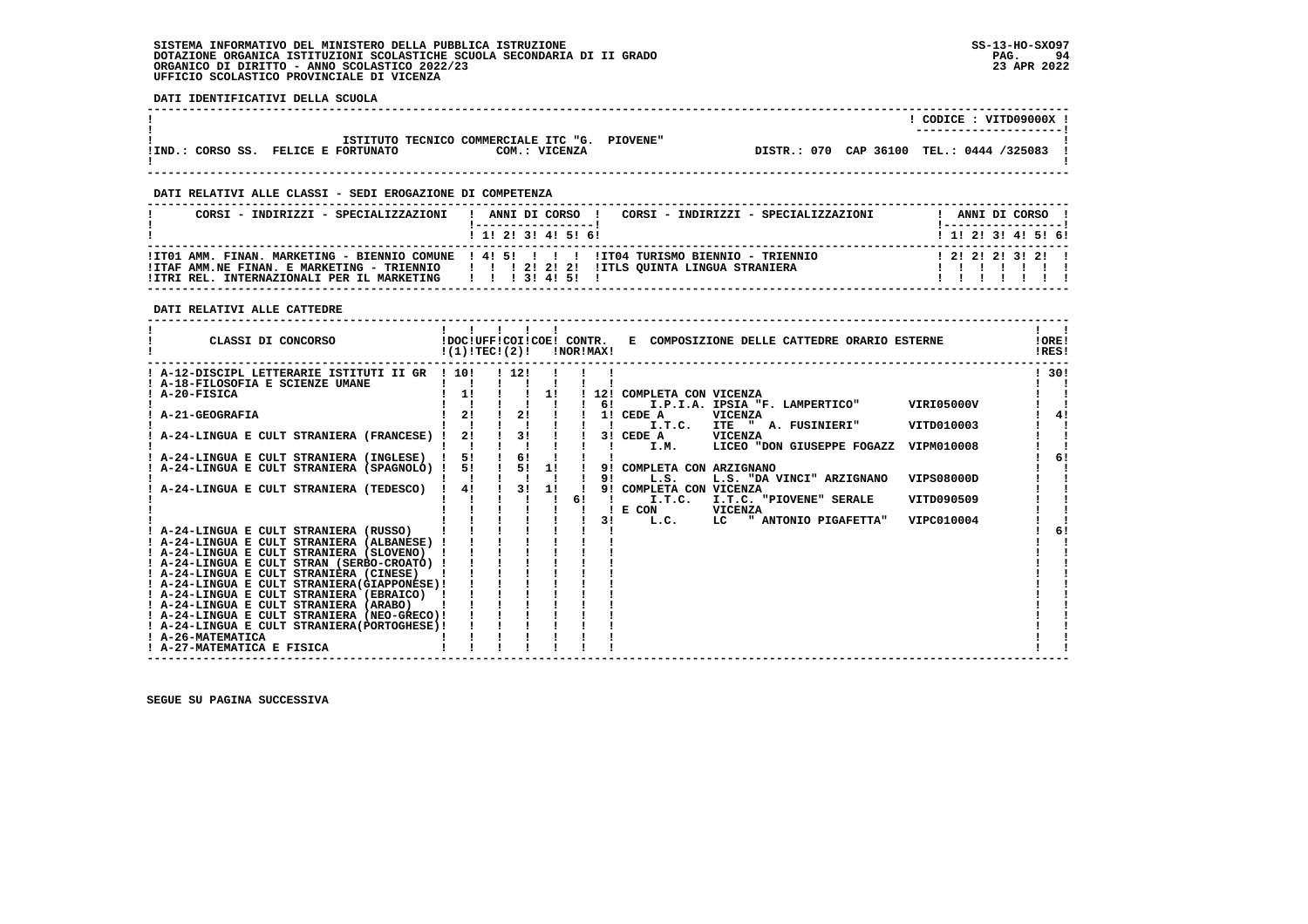SISTEMA INFORMATIVO DEL MINISTERO DELLA PUBBLICA ISTRUZIONE
DOTAZIONE ORGANICA ISTITUZIONI SCOLASTICHE SCUOLA SECONDARIA DI II GRADO
ORGANICO DI DIRITTO - ANNO SCOLASTICO 2022/23
UFFICIO SCOLASTICO PROVINCIALE DI VICENZA

SS-13-HO-SXO97
23 APR 2022

**DATI IDENTIFICATIVI DELLA SCUOLA**

CODICE : VITD09000X

ISTITUTO TECNICO COMMERCIALE ITC "G. PIOVENE"
IND.: CORSO SS. FELICE E FORTUNATO — COM.: VICENZA — DISTR.: 070 CAP 36100 TEL.: 0444 /325083

**DATI RELATIVI ALLE CLASSI - SEDI EROGAZIONE DI COMPETENZA**

| CORSI - INDIRIZZI - SPECIALIZZAZIONI | 1 | 2 | 3 | 4 | 5 | 6 | CORSI - INDIRIZZI - SPECIALIZZAZIONI | 1 | 2 | 3 | 4 | 5 | 6 |
|---|---|---|---|---|---|---|---|---|---|---|---|---|---|
| IT01 AMM. FINAN. MARKETING - BIENNIO COMUNE | 4 | 5 | | | | | IT04 TURISMO BIENNIO - TRIENNIO | 2 | 2 | 2 | 3 | 2 | |
| ITAF AMM.NE FINAN. E MARKETING - TRIENNIO | | | 2 | 2 | 2 | | ITLS QUINTA LINGUA STRANIERA | | | | | | |
| ITRI REL. INTERNAZIONALI PER IL MARKETING | | | 3 | 4 | 5 | | | | | | | | |

**DATI RELATIVI ALLE CATTEDRE**

| CLASSI DI CONCORSO | DOC (1) | UFF TEC | COI (2) | COE | CONTR. NOR | CONTR. MAX | E COMPOSIZIONE DELLE CATTEDRE ORARIO ESTERNE | ORE RES |
|---|---|---|---|---|---|---|---|---|
| A-12-DISCIPL LETTERARIE ISTITUTI II GR | 10 | | 12 | | | | | 30 |
| A-18-FILOSOFIA E SCIENZE UMANE | | | | | | | | |
| A-20-FISICA | 1 | | | 1 | | 12 | COMPLETA CON VICENZA | |
| | | | | | | 6 | I.P.I.A. IPSIA "F. LAMPERTICO" VIRI05000V | |
| A-21-GEOGRAFIA | 2 | | 2 | | | 1 | CEDE A VICENZA | 4 |
| | | | | | | | I.T.C. ITE " A. FUSINIERI" VITD010003 | |
| A-24-LINGUA E CULT STRANIERA (FRANCESE) | 2 | | 3 | | | 3 | CEDE A VICENZA | |
| | | | | | | | I.M. LICEO "DON GIUSEPPE FOGAZZ VIPM010008 | |
| A-24-LINGUA E CULT STRANIERA (INGLESE) | 5 | | 6 | | | | | 6 |
| A-24-LINGUA E CULT STRANIERA (SPAGNOLO) | 5 | | 5 | 1 | | 9 | COMPLETA CON ARZIGNANO | |
| | | | | | | 9 | L.S. L.S. "DA VINCI" ARZIGNANO VIPS08000D | |
| A-24-LINGUA E CULT STRANIERA (TEDESCO) | 4 | | 3 | 1 | | 9 | COMPLETA CON VICENZA | |
| | | | | | 6 | | I.T.C. I.T.C. "PIOVENE" SERALE VITD090509 | |
| | | | | | | | E CON VICENZA | |
| | | | | | | 3 | L.C. LC " ANTONIO PIGAFETTA" VIPC010004 | |
| A-24-LINGUA E CULT STRANIERA (RUSSO) | | | | | | | | 6 |
| A-24-LINGUA E CULT STRANIERA (ALBANESE) | | | | | | | | |
| A-24-LINGUA E CULT STRANIERA (SLOVENO) | | | | | | | | |
| A-24-LINGUA E CULT STRAN (SERBO-CROATO) | | | | | | | | |
| A-24-LINGUA E CULT STRANIERA (CINESE) | | | | | | | | |
| A-24-LINGUA E CULT STRANIERA(GIAPPONESE) | | | | | | | | |
| A-24-LINGUA E CULT STRANIERA (EBRAICO) | | | | | | | | |
| A-24-LINGUA E CULT STRANIERA (ARABO) | | | | | | | | |
| A-24-LINGUA E CULT STRANIERA (NEO-GRECO) | | | | | | | | |
| A-24-LINGUA E CULT STRANIERA(PORTOGHESE) | | | | | | | | |
| A-26-MATEMATICA | | | | | | | | |
| A-27-MATEMATICA E FISICA | | | | | | | | |

SEGUE SU PAGINA SUCCESSIVA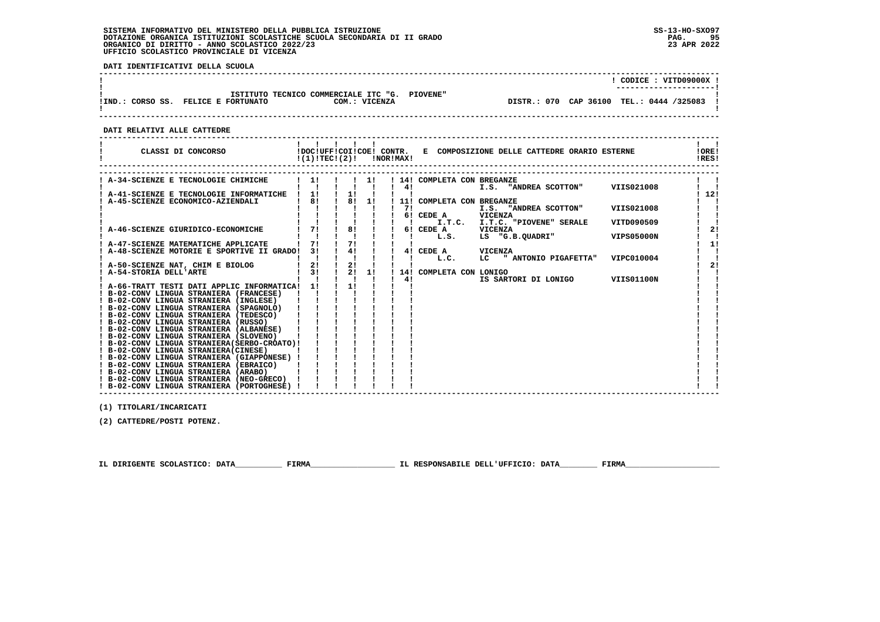SISTEMA INFORMATIVO DEL MINISTERO DELLA PUBBLICA ISTRUZIONE
DOTAZIONE ORGANICA ISTITUZIONI SCOLASTICHE SCUOLA SECONDARIA DI II GRADO
ORGANICO DI DIRITTO - ANNO SCOLASTICO 2022/23
UFFICIO SCOLASTICO PROVINCIALE DI VICENZA

SS-13-HO-SXO97
23 APR 2022

**DATI IDENTIFICATIVI DELLA SCUOLA**

CODICE : VITD09000X

ISTITUTO TECNICO COMMERCIALE ITC "G. PIOVENE"
IND.: CORSO SS. FELICE E FORTUNATO — COM.: VICENZA — DISTR.: 070 CAP 36100 TEL.: 0444 /325083

**DATI RELATIVI ALLE CATTEDRE**

| CLASSI DI CONCORSO | DOC (1) | UFF TEC | COI (2) | COE | CONTR. NOR | CONTR. MAX | E COMPOSIZIONE DELLE CATTEDRE ORARIO ESTERNE | ORE RES |
|---|---|---|---|---|---|---|---|---|
| A-34-SCIENZE E TECNOLOGIE CHIMICHE | 1 | | | 1 | 14 | | COMPLETA CON BREGANZE | |
| | | | | | 4 | | I.S. "ANDREA SCOTTON" VIIS021008 | |
| A-41-SCIENZE E TECNOLOGIE INFORMATICHE | 1 | | 1 | | | | | 12 |
| A-45-SCIENZE ECONOMICO-AZIENDALI | 8 | | 8 | 1 | 11 | | COMPLETA CON BREGANZE | |
| | | | | | 7 | | I.S. "ANDREA SCOTTON" VIIS021008 | |
| | | | | | 6 | | CEDE A VICENZA | |
| | | | | | | | I.T.C. I.T.C. "PIOVENE" SERALE VITD090509 | |
| A-46-SCIENZE GIURIDICO-ECONOMICHE | 7 | | 8 | | 6 | | CEDE A VICENZA | 2 |
| | | | | | | | L.S. LS "G.B.QUADRI" VIPS05000N | |
| A-47-SCIENZE MATEMATICHE APPLICATE | 7 | | 7 | | | | | 1 |
| A-48-SCIENZE MOTORIE E SPORTIVE II GRADO | 3 | | 4 | | 4 | | CEDE A VICENZA | |
| | | | | | | | L.C. LC " ANTONIO PIGAFETTA" VIPC010004 | |
| A-50-SCIENZE NAT, CHIM E BIOLOG | 2 | | 2 | | | | | 2 |
| A-54-STORIA DELL'ARTE | 3 | | 2 | 1 | 14 | | COMPLETA CON LONIGO | |
| | | | | | 4 | | IS SARTORI DI LONIGO VIIS01100N | |
| A-66-TRATT TESTI DATI APPLIC INFORMATICA | 1 | | 1 | | | | | |
| B-02-CONV LINGUA STRANIERA (FRANCESE) | | | | | | | | |
| B-02-CONV LINGUA STRANIERA (INGLESE) | | | | | | | | |
| B-02-CONV LINGUA STRANIERA (SPAGNOLO) | | | | | | | | |
| B-02-CONV LINGUA STRANIERA (TEDESCO) | | | | | | | | |
| B-02-CONV LINGUA STRANIERA (RUSSO) | | | | | | | | |
| B-02-CONV LINGUA STRANIERA (ALBANESE) | | | | | | | | |
| B-02-CONV LINGUA STRANIERA (SLOVENO) | | | | | | | | |
| B-02-CONV LINGUA STRANIERA(SERBO-CROATO) | | | | | | | | |
| B-02-CONV LINGUA STRANIERA(CINESE) | | | | | | | | |
| B-02-CONV LINGUA STRANIERA (GIAPPONESE) | | | | | | | | |
| B-02-CONV LINGUA STRANIERA (EBRAICO) | | | | | | | | |
| B-02-CONV LINGUA STRANIERA (ARABO) | | | | | | | | |
| B-02-CONV LINGUA STRANIERA (NEO-GRECO) | | | | | | | | |
| B-02-CONV LINGUA STRANIERA (PORTOGHESE) | | | | | | | | |

(1) TITOLARI/INCARICATI

(2) CATTEDRE/POSTI POTENZ.

IL DIRIGENTE SCOLASTICO: DATA__________ FIRMA__________________ IL RESPONSABILE DELL'UFFICIO: DATA________ FIRMA____________________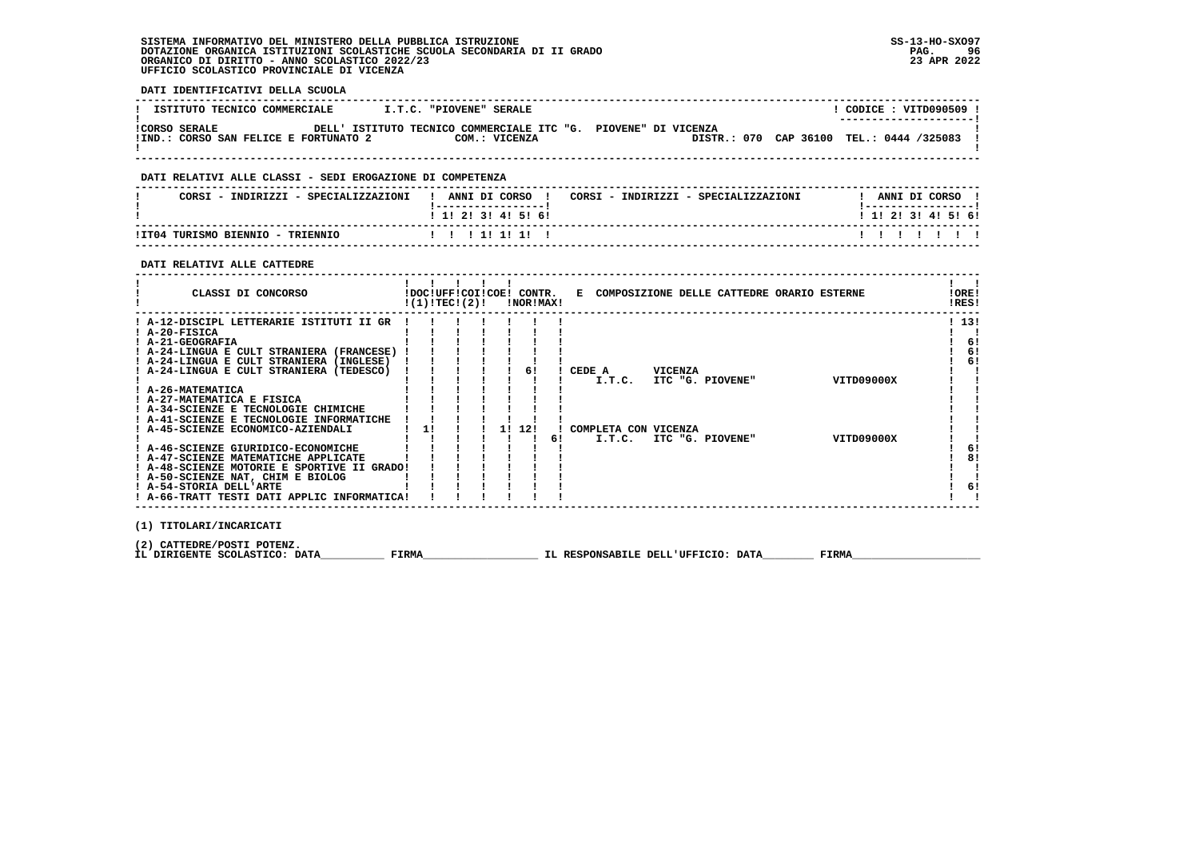SISTEMA INFORMATIVO DEL MINISTERO DELLA PUBBLICA ISTRUZIONE
DOTAZIONE ORGANICA ISTITUZIONI SCOLASTICHE SCUOLA SECONDARIA DI II GRADO
ORGANICO DI DIRITTO - ANNO SCOLASTICO 2022/23
UFFICIO SCOLASTICO PROVINCIALE DI VICENZA

SS-13-HO-SXO97
23 APR 2022

**DATI IDENTIFICATIVI DELLA SCUOLA**

| ISTITUTO TECNICO COMMERCIALE | I.T.C. "PIOVENE" SERALE | CODICE : VITD090509 |
|---|---|---|
| CORSO SERALE | DELL' ISTITUTO TECNICO COMMERCIALE ITC "G. PIOVENE" DI VICENZA | |
| IND.: CORSO SAN FELICE E FORTUNATO 2 | COM.: VICENZA | DISTR.: 070 CAP 36100 TEL.: 0444 /325083 |

**DATI RELATIVI ALLE CLASSI - SEDI EROGAZIONE DI COMPETENZA**

| CORSI - INDIRIZZI - SPECIALIZZAZIONI | 1 | 2 | 3 | 4 | 5 | 6 | CORSI - INDIRIZZI - SPECIALIZZAZIONI | 1 | 2 | 3 | 4 | 5 | 6 |
|---|---|---|---|---|---|---|---|---|---|---|---|---|---|
| IT04 TURISMO BIENNIO - TRIENNIO | | | 1 | 1 | 1 | | | | | | | | |

**DATI RELATIVI ALLE CATTEDRE**

| CLASSI DI CONCORSO | DOC (1) | UFF TEC | COI (2) | COE | CONTR. NOR | CONTR. MAX | E COMPOSIZIONE DELLE CATTEDRE ORARIO ESTERNE | ORE RES |
|---|---|---|---|---|---|---|---|---|
| A-12-DISCIPL LETTERARIE ISTITUTI II GR | | | | | | | | 13 |
| A-20-FISICA | | | | | | | | |
| A-21-GEOGRAFIA | | | | | | | | 6 |
| A-24-LINGUA E CULT STRANIERA (FRANCESE) | | | | | | | | 6 |
| A-24-LINGUA E CULT STRANIERA (INGLESE) | | | | | | | | 6 |
| A-24-LINGUA E CULT STRANIERA (TEDESCO) | | | | | 6 | | CEDE A VICENZA I.T.C. ITC "G. PIOVENE" VITD09000X | |
| A-26-MATEMATICA | | | | | | | | |
| A-27-MATEMATICA E FISICA | | | | | | | | |
| A-34-SCIENZE E TECNOLOGIE CHIMICHE | | | | | | | | |
| A-41-SCIENZE E TECNOLOGIE INFORMATICHE | | | | | | | | |
| A-45-SCIENZE ECONOMICO-AZIENDALI | 1 | | | 1 | 12 | 6 | COMPLETA CON VICENZA I.T.C. ITC "G. PIOVENE" VITD09000X | |
| A-46-SCIENZE GIURIDICO-ECONOMICHE | | | | | | | | 6 |
| A-47-SCIENZE MATEMATICHE APPLICATE | | | | | | | | 8 |
| A-48-SCIENZE MOTORIE E SPORTIVE II GRADO | | | | | | | | |
| A-50-SCIENZE NAT, CHIM E BIOLOG | | | | | | | | |
| A-54-STORIA DELL'ARTE | | | | | | | | 6 |
| A-66-TRATT TESTI DATI APPLIC INFORMATICA | | | | | | | | |

(1) TITOLARI/INCARICATI

(2) CATTEDRE/POSTI POTENZ.

IL DIRIGENTE SCOLASTICO: DATA__________ FIRMA__________________ IL RESPONSABILE DELL'UFFICIO: DATA________ FIRMA____________________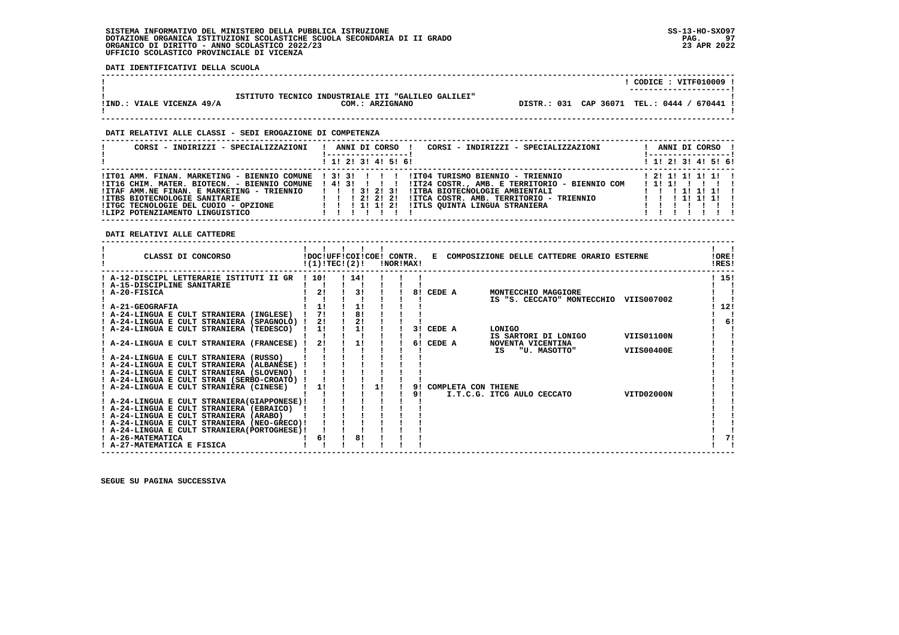SISTEMA INFORMATIVO DEL MINISTERO DELLA PUBBLICA ISTRUZIONE
DOTAZIONE ORGANICA ISTITUZIONI SCOLASTICHE SCUOLA SECONDARIA DI II GRADO
ORGANICO DI DIRITTO - ANNO SCOLASTICO 2022/23
UFFICIO SCOLASTICO PROVINCIALE DI VICENZA

SS-13-HO-SXO97
23 APR 2022

**DATI IDENTIFICATIVI DELLA SCUOLA**

CODICE : VITF010009

ISTITUTO TECNICO INDUSTRIALE ITI "GALILEO GALILEI"
COM.: ARZIGNANO

IND.: VIALE VICENZA 49/A — DISTR.: 031 CAP 36071 TEL.: 0444 / 670441

**DATI RELATIVI ALLE CLASSI - SEDI EROGAZIONE DI COMPETENZA**

| CORSI - INDIRIZZI - SPECIALIZZAZIONI | 1 | 2 | 3 | 4 | 5 | 6 | CORSI - INDIRIZZI - SPECIALIZZAZIONI | 1 | 2 | 3 | 4 | 5 | 6 |
|---|---|---|---|---|---|---|---|---|---|---|---|---|---|
| IT01 AMM. FINAN. MARKETING - BIENNIO COMUNE | 3 | 3 | | | | | IT04 TURISMO BIENNIO - TRIENNIO | 2 | 1 | 1 | 1 | 1 | |
| IT16 CHIM. MATER. BIOTECN. - BIENNIO COMUNE | 4 | 3 | | | | | IT24 COSTR., AMB. E TERRITORIO - BIENNIO COM | 1 | 1 | | | | |
| ITAF AMM.NE FINAN. E MARKETING - TRIENNIO | | | 3 | 2 | 3 | | ITBA BIOTECNOLOGIE AMBIENTALI | | | 1 | 1 | 1 | |
| ITBS BIOTECNOLOGIE SANITARIE | | | 2 | 2 | 2 | | ITCA COSTR. AMB. TERRITORIO - TRIENNIO | | | 1 | 1 | 1 | |
| ITGC TECNOLOGIE DEL CUOIO - OPZIONE | | | 1 | 1 | 2 | | ITLS QUINTA LINGUA STRANIERA | | | | | | |
| LIP2 POTENZIAMENTO LINGUISTICO | | | | | | | | | | | | | |

**DATI RELATIVI ALLE CATTEDRE**

| CLASSI DI CONCORSO | DOC (1) | UFF TEC | COI (2) | COE | CONTR. NOR | CONTR. MAX | E COMPOSIZIONE DELLE CATTEDRE ORARIO ESTERNE | ORE RES |
|---|---|---|---|---|---|---|---|---|
| A-12-DISCIPL LETTERARIE ISTITUTI II GR | 10 | | 14 | | | | | 15 |
| A-15-DISCIPLINE SANITARIE | | | | | | | | |
| A-20-FISICA | 2 | | 3 | | | 8 | CEDE A MONTECCHIO MAGGIORE IS "S. CECCATO" MONTECCHIO VIIS007002 | |
| A-21-GEOGRAFIA | 1 | | 1 | | | | | 12 |
| A-24-LINGUA E CULT STRANIERA (INGLESE) | 7 | | 8 | | | | | |
| A-24-LINGUA E CULT STRANIERA (SPAGNOLO) | 2 | | 2 | | | | | 6 |
| A-24-LINGUA E CULT STRANIERA (TEDESCO) | 1 | | 1 | | | 3 | CEDE A LONIGO IS SARTORI DI LONIGO VIIS01100N | |
| A-24-LINGUA E CULT STRANIERA (FRANCESE) | 2 | | 1 | | | 6 | CEDE A NOVENTA VICENTINA IS "U. MASOTTO" VIIS00400E | |
| A-24-LINGUA E CULT STRANIERA (RUSSO) | | | | | | | | |
| A-24-LINGUA E CULT STRANIERA (ALBANESE) | | | | | | | | |
| A-24-LINGUA E CULT STRANIERA (SLOVENO) | | | | | | | | |
| A-24-LINGUA E CULT STRAN (SERBO-CROATO) | | | | | | | | |
| A-24-LINGUA E CULT STRANIERA (CINESE) | 1 | | | 1 | | 9 / 9 | COMPLETA CON THIENE I.T.C.G. ITCG AULO CECCATO VITD02000N | |
| A-24-LINGUA E CULT STRANIERA(GIAPPONESE) | | | | | | | | |
| A-24-LINGUA E CULT STRANIERA (EBRAICO) | | | | | | | | |
| A-24-LINGUA E CULT STRANIERA (ARABO) | | | | | | | | |
| A-24-LINGUA E CULT STRANIERA (NEO-GRECO) | | | | | | | | |
| A-24-LINGUA E CULT STRANIERA(PORTOGHESE) | | | | | | | | |
| A-26-MATEMATICA | 6 | | 8 | | | | | 7 |
| A-27-MATEMATICA E FISICA | | | | | | | | |

SEGUE SU PAGINA SUCCESSIVA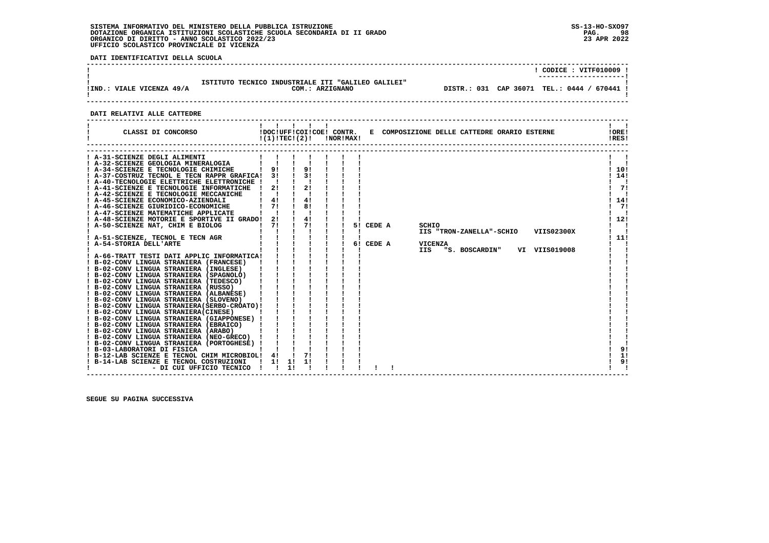SISTEMA INFORMATIVO DEL MINISTERO DELLA PUBBLICA ISTRUZIONE
DOTAZIONE ORGANICA ISTITUZIONI SCOLASTICHE SCUOLA SECONDARIA DI II GRADO
ORGANICO DI DIRITTO - ANNO SCOLASTICO 2022/23
UFFICIO SCOLASTICO PROVINCIALE DI VICENZA

SS-13-HO-SXO97
23 APR 2022

**DATI IDENTIFICATIVI DELLA SCUOLA**

CODICE : VITF010009

ISTITUTO TECNICO INDUSTRIALE ITI "GALILEO GALILEI"

IND.: VIALE VICENZA 49/A — COM.: ARZIGNANO — DISTR.: 031 CAP 36071 TEL.: 0444 / 670441

**DATI RELATIVI ALLE CATTEDRE**

| CLASSI DI CONCORSO | DOC (1) | UFF TEC | COI (2) | COE | CONTR. NOR | CONTR. MAX | E COMPOSIZIONE DELLE CATTEDRE ORARIO ESTERNE | ORE RES |
|---|---|---|---|---|---|---|---|---|
| A-31-SCIENZE DEGLI ALIMENTI | | | | | | | | |
| A-32-SCIENZE GEOLOGIA MINERALOGIA | | | | | | | | |
| A-34-SCIENZE E TECNOLOGIE CHIMICHE | 9 | | 9 | | | | | 10 |
| A-37-COSTRUZ TECNOL E TECN RAPPR GRAFICA | 3 | | 3 | | | | | 14 |
| A-40-TECNOLOGIE ELETTRICHE ELETTRONICHE | | | | | | | | |
| A-41-SCIENZE E TECNOLOGIE INFORMATICHE | 2 | | 2 | | | | | 7 |
| A-42-SCIENZE E TECNOLOGIE MECCANICHE | | | | | | | | |
| A-45-SCIENZE ECONOMICO-AZIENDALI | 4 | | 4 | | | | | 14 |
| A-46-SCIENZE GIURIDICO-ECONOMICHE | 7 | | 8 | | | | | 7 |
| A-47-SCIENZE MATEMATICHE APPLICATE | | | | | | | | |
| A-48-SCIENZE MOTORIE E SPORTIVE II GRADO | 2 | | 4 | | | | | 12 |
| A-50-SCIENZE NAT, CHIM E BIOLOG | 7 | | 7 | | | 5 | CEDE A SCHIO IIS "TRON-ZANELLA"-SCHIO VIIS02300X | |
| A-51-SCIENZE, TECNOL E TECN AGR | | | | | | | | 11 |
| A-54-STORIA DELL'ARTE | | | | | | 6 | CEDE A VICENZA IIS "S. BOSCARDIN" VI VIIS019008 | |
| A-66-TRATT TESTI DATI APPLIC INFORMATICA | | | | | | | | |
| B-02-CONV LINGUA STRANIERA (FRANCESE) | | | | | | | | |
| B-02-CONV LINGUA STRANIERA (INGLESE) | | | | | | | | |
| B-02-CONV LINGUA STRANIERA (SPAGNOLO) | | | | | | | | |
| B-02-CONV LINGUA STRANIERA (TEDESCO) | | | | | | | | |
| B-02-CONV LINGUA STRANIERA (RUSSO) | | | | | | | | |
| B-02-CONV LINGUA STRANIERA (ALBANESE) | | | | | | | | |
| B-02-CONV LINGUA STRANIERA (SLOVENO) | | | | | | | | |
| B-02-CONV LINGUA STRANIERA(SERBO-CROATO) | | | | | | | | |
| B-02-CONV LINGUA STRANIERA(CINESE) | | | | | | | | |
| B-02-CONV LINGUA STRANIERA (GIAPPONESE) | | | | | | | | |
| B-02-CONV LINGUA STRANIERA (EBRAICO) | | | | | | | | |
| B-02-CONV LINGUA STRANIERA (ARABO) | | | | | | | | |
| B-02-CONV LINGUA STRANIERA (NEO-GRECO) | | | | | | | | |
| B-02-CONV LINGUA STRANIERA (PORTOGHESE) | | | | | | | | |
| B-03-LABORATORI DI FISICA | | | | | | | | 9 |
| B-12-LAB SCIENZE E TECNOL CHIM MICROBIOL | 4 | | 7 | | | | | 1 |
| B-14-LAB SCIENZE E TECNOL COSTRUZIONI | 1 | 1 | 1 | | | | | 9 |
| - DI CUI UFFICIO TECNICO | | 1 | | | | | | |

SEGUE SU PAGINA SUCCESSIVA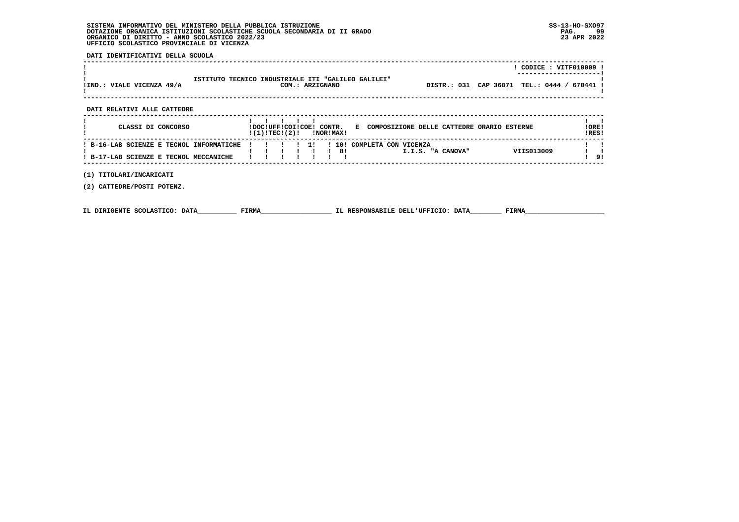SISTEMA INFORMATIVO DEL MINISTERO DELLA PUBBLICA ISTRUZIONE
DOTAZIONE ORGANICA ISTITUZIONI SCOLASTICHE SCUOLA SECONDARIA DI II GRADO
ORGANICO DI DIRITTO - ANNO SCOLASTICO 2022/23
UFFICIO SCOLASTICO PROVINCIALE DI VICENZA

SS-13-HO-SXO97
23 APR 2022

**DATI IDENTIFICATIVI DELLA SCUOLA**

| | |
|---|---|
| ISTITUTO TECNICO INDUSTRIALE ITI "GALILEO GALILEI" | CODICE : VITF010009 |
| IND.: VIALE VICENZA 49/A — COM.: ARZIGNANO | DISTR.: 031 CAP 36071 TEL.: 0444 / 670441 |

**DATI RELATIVI ALLE CATTEDRE**

| CLASSI DI CONCORSO | DOC (1) | UFF TEC | COI | COE (2) | CONTR. NOR | CONTR. MAX | E COMPOSIZIONE DELLE CATTEDRE ORARIO ESTERNE | | ORE RES |
|---|---|---|---|---|---|---|---|---|---|
| B-16-LAB SCIENZE E TECNOL INFORMATICHE | | | | 1 | | 10 | COMPLETA CON VICENZA | | |
| | | | | | | 8 | I.I.S. "A CANOVA" | VIIS013009 | |
| B-17-LAB SCIENZE E TECNOL MECCANICHE | | | | | | | | | 9 |

(1) TITOLARI/INCARICATI

(2) CATTEDRE/POSTI POTENZ.

IL DIRIGENTE SCOLASTICO: DATA__________ FIRMA__________________ IL RESPONSABILE DELL'UFFICIO: DATA________ FIRMA____________________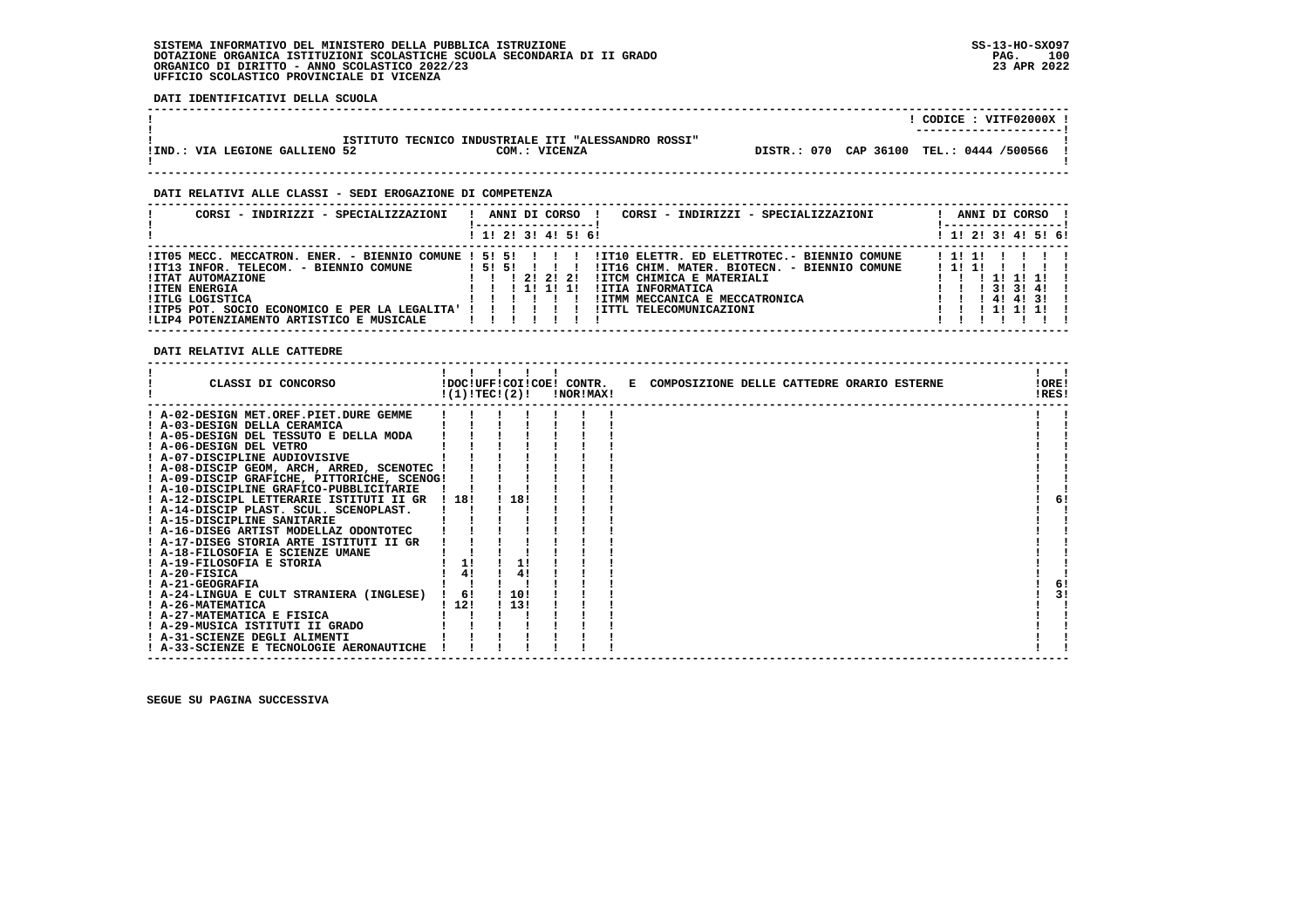SISTEMA INFORMATIVO DEL MINISTERO DELLA PUBBLICA ISTRUZIONE
DOTAZIONE ORGANICA ISTITUZIONI SCOLASTICHE SCUOLA SECONDARIA DI II GRADO
ORGANICO DI DIRITTO - ANNO SCOLASTICO 2022/23
UFFICIO SCOLASTICO PROVINCIALE DI VICENZA

SS-13-HO-SXO97
23 APR 2022

**DATI IDENTIFICATIVI DELLA SCUOLA**

CODICE : VITF02000X

ISTITUTO TECNICO INDUSTRIALE ITI "ALESSANDRO ROSSI"

IND.: VIA LEGIONE GALLIENO 52 — COM.: VICENZA — DISTR.: 070 CAP 36100 TEL.: 0444 /500566

**DATI RELATIVI ALLE CLASSI - SEDI EROGAZIONE DI COMPETENZA**

| CORSI - INDIRIZZI - SPECIALIZZAZIONI | 1 | 2 | 3 | 4 | 5 | 6 | CORSI - INDIRIZZI - SPECIALIZZAZIONI | 1 | 2 | 3 | 4 | 5 | 6 |
|---|---|---|---|---|---|---|---|---|---|---|---|---|---|
| IT05 MECC. MECCATRON. ENER. - BIENNIO COMUNE | 5 | 5 | | | | | IT10 ELETTR. ED ELETTROTEC.- BIENNIO COMUNE | 1 | 1 | | | | |
| IT13 INFOR. TELECOM. - BIENNIO COMUNE | 5 | 5 | | | | | IT16 CHIM. MATER. BIOTECN. - BIENNIO COMUNE | 1 | 1 | | | | |
| ITAT AUTOMAZIONE | | | 2 | 2 | 2 | | ITCM CHIMICA E MATERIALI | | | 1 | 1 | 1 | |
| ITEN ENERGIA | | | 1 | 1 | 1 | | ITIA INFORMATICA | | | 3 | 3 | 4 | |
| ITLG LOGISTICA | | | | | | | ITMM MECCANICA E MECCATRONICA | | | 4 | 4 | 3 | |
| ITP5 POT. SOCIO ECONOMICO E PER LA LEGALITA' | | | | | | | ITTL TELECOMUNICAZIONI | | | 1 | 1 | 1 | |
| LIP4 POTENZIAMENTO ARTISTICO E MUSICALE | | | | | | | | | | | | | |

**DATI RELATIVI ALLE CATTEDRE**

| CLASSI DI CONCORSO | DOC (1) | UFF TEC | COI (2) | COE | CONTR. NOR | CONTR. MAX | E COMPOSIZIONE DELLE CATTEDRE ORARIO ESTERNE | ORE RES |
|---|---|---|---|---|---|---|---|---|
| A-02-DESIGN MET.OREF.PIET.DURE GEMME | | | | | | | | |
| A-03-DESIGN DELLA CERAMICA | | | | | | | | |
| A-05-DESIGN DEL TESSUTO E DELLA MODA | | | | | | | | |
| A-06-DESIGN DEL VETRO | | | | | | | | |
| A-07-DISCIPLINE AUDIOVISIVE | | | | | | | | |
| A-08-DISCIP GEOM, ARCH, ARRED, SCENOTEC | | | | | | | | |
| A-09-DISCIP GRAFICHE, PITTORICHE, SCENOG | | | | | | | | |
| A-10-DISCIPLINE GRAFICO-PUBBLICITARIE | | | | | | | | |
| A-12-DISCIPL LETTERARIE ISTITUTI II GR | 18 | | 18 | | | | | 6 |
| A-14-DISCIP PLAST. SCUL. SCENOPLAST. | | | | | | | | |
| A-15-DISCIPLINE SANITARIE | | | | | | | | |
| A-16-DISEG ARTIST MODELLAZ ODONTOTEC | | | | | | | | |
| A-17-DISEG STORIA ARTE ISTITUTI II GR | | | | | | | | |
| A-18-FILOSOFIA E SCIENZE UMANE | | | | | | | | |
| A-19-FILOSOFIA E STORIA | 1 | | 1 | | | | | |
| A-20-FISICA | 4 | | 4 | | | | | |
| A-21-GEOGRAFIA | | | | | | | | 6 |
| A-24-LINGUA E CULT STRANIERA (INGLESE) | 6 | | 10 | | | | | 3 |
| A-26-MATEMATICA | 12 | | 13 | | | | | |
| A-27-MATEMATICA E FISICA | | | | | | | | |
| A-29-MUSICA ISTITUTI II GRADO | | | | | | | | |
| A-31-SCIENZE DEGLI ALIMENTI | | | | | | | | |
| A-33-SCIENZE E TECNOLOGIE AERONAUTICHE | | | | | | | | |

SEGUE SU PAGINA SUCCESSIVA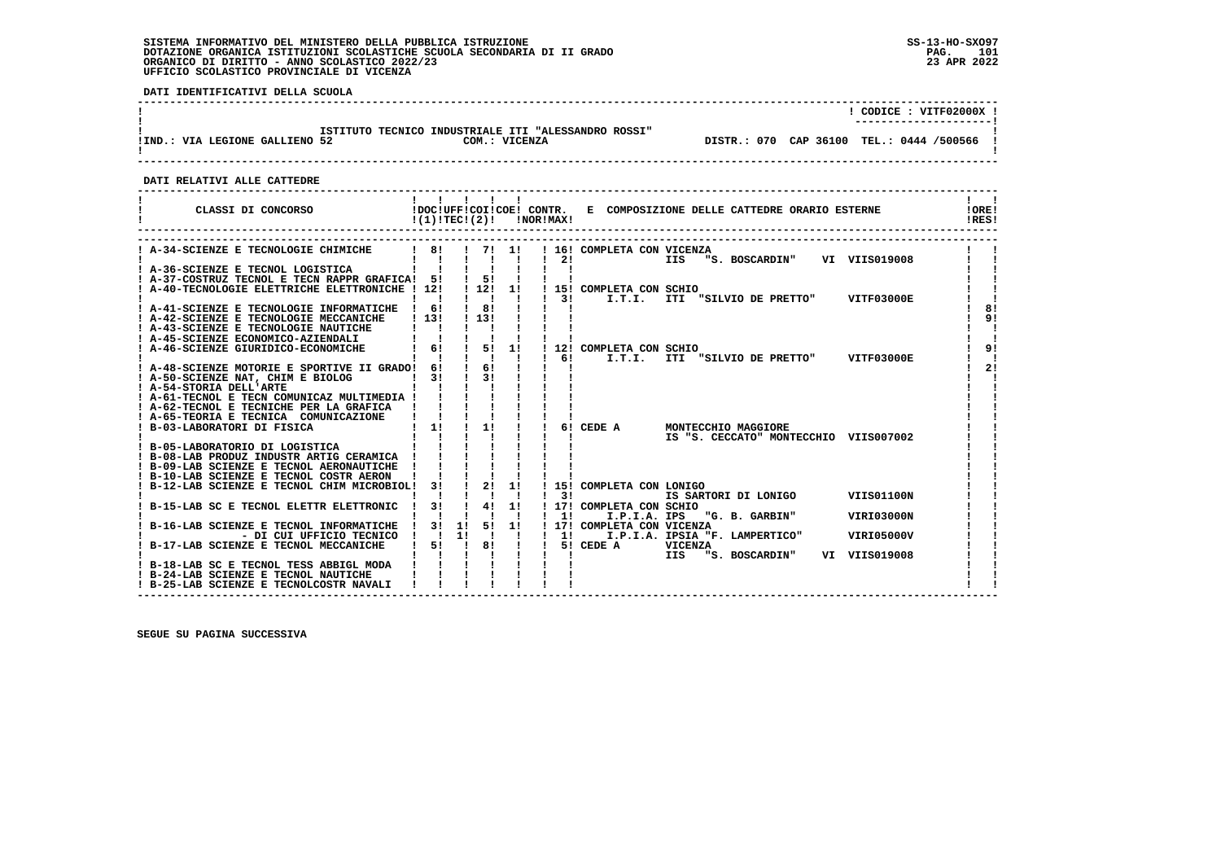SISTEMA INFORMATIVO DEL MINISTERO DELLA PUBBLICA ISTRUZIONE
DOTAZIONE ORGANICA ISTITUZIONI SCOLASTICHE SCUOLA SECONDARIA DI II GRADO
ORGANICO DI DIRITTO - ANNO SCOLASTICO 2022/23
UFFICIO SCOLASTICO PROVINCIALE DI VICENZA

SS-13-HO-SXO97
23 APR 2022

**DATI IDENTIFICATIVI DELLA SCUOLA**

CODICE : VITF02000X

ISTITUTO TECNICO INDUSTRIALE ITI "ALESSANDRO ROSSI"
IND.: VIA LEGIONE GALLIENO 52 — COM.: VICENZA — DISTR.: 070 CAP 36100 TEL.: 0444 /500566

**DATI RELATIVI ALLE CATTEDRE**

| CLASSI DI CONCORSO | DOC (1) | UFF TEC | COI (2) | COE | CONTR. NOR | CONTR. MAX | E COMPOSIZIONE DELLE CATTEDRE ORARIO ESTERNE | ORE RES |
|---|---|---|---|---|---|---|---|---|
| A-34-SCIENZE E TECNOLOGIE CHIMICHE | 8 | | 7 | 1 | | 16 | COMPLETA CON VICENZA | |
| | | | | | | 2 | IIS "S. BOSCARDIN" VI VIIS019008 | |
| A-36-SCIENZE E TECNOL LOGISTICA | | | | | | | | |
| A-37-COSTRUZ TECNOL E TECN RAPPR GRAFICA | 5 | | 5 | | | | | |
| A-40-TECNOLOGIE ELETTRICHE ELETTRONICHE | 12 | | 12 | 1 | | 15 | COMPLETA CON SCHIO | |
| | | | | | | 3 | I.T.I. ITI "SILVIO DE PRETTO" VITF03000E | |
| A-41-SCIENZE E TECNOLOGIE INFORMATICHE | 6 | | 8 | | | | | 8 |
| A-42-SCIENZE E TECNOLOGIE MECCANICHE | 13 | | 13 | | | | | 9 |
| A-43-SCIENZE E TECNOLOGIE NAUTICHE | | | | | | | | |
| A-45-SCIENZE ECONOMICO-AZIENDALI | | | | | | | | |
| A-46-SCIENZE GIURIDICO-ECONOMICHE | 6 | | 5 | 1 | | 12 | COMPLETA CON SCHIO | 9 |
| | | | | | | 6 | I.T.I. ITI "SILVIO DE PRETTO" VITF03000E | |
| A-48-SCIENZE MOTORIE E SPORTIVE II GRADO | 6 | | 6 | | | | | 2 |
| A-50-SCIENZE NAT, CHIM E BIOLOG | 3 | | 3 | | | | | |
| A-54-STORIA DELL'ARTE | | | | | | | | |
| A-61-TECNOL E TECN COMUNICAZ MULTIMEDIA | | | | | | | | |
| A-62-TECNOL E TECNICHE PER LA GRAFICA | | | | | | | | |
| A-65-TEORIA E TECNICA COMUNICAZIONE | | | | | | | | |
| B-03-LABORATORI DI FISICA | 1 | | 1 | | | 6 | CEDE A MONTECCHIO MAGGIORE | |
| | | | | | | | IS "S. CECCATO" MONTECCHIO VIIS007002 | |
| B-05-LABORATORIO DI LOGISTICA | | | | | | | | |
| B-08-LAB PRODUZ INDUSTR ARTIG CERAMICA | | | | | | | | |
| B-09-LAB SCIENZE E TECNOL AERONAUTICHE | | | | | | | | |
| B-10-LAB SCIENZE E TECNOL COSTR AERON | | | | | | | | |
| B-12-LAB SCIENZE E TECNOL CHIM MICROBIOL | 3 | | 2 | 1 | | 15 | COMPLETA CON LONIGO | |
| | | | | | | 3 | IS SARTORI DI LONIGO VIIS01100N | |
| B-15-LAB SC E TECNOL ELETTR ELETTRONIC | 3 | | 4 | 1 | | 17 | COMPLETA CON SCHIO | |
| | | | | | | 1 | I.P.I.A. IPS "G. B. GARBIN" VIRI03000N | |
| B-16-LAB SCIENZE E TECNOL INFORMATICHE | 3 | 1 | 5 | 1 | | 17 | COMPLETA CON VICENZA | |
| - DI CUI UFFICIO TECNICO | | 1 | | | | 1 | I.P.I.A. IPSIA "F. LAMPERTICO" VIRI05000V | |
| B-17-LAB SCIENZE E TECNOL MECCANICHE | 5 | | 8 | | | 5 | CEDE A VICENZA | |
| | | | | | | | IIS "S. BOSCARDIN" VI VIIS019008 | |
| B-18-LAB SC E TECNOL TESS ABBIGL MODA | | | | | | | | |
| B-24-LAB SCIENZE E TECNOL NAUTICHE | | | | | | | | |
| B-25-LAB SCIENZE E TECNOLCOSTR NAVALI | | | | | | | | |

SEGUE SU PAGINA SUCCESSIVA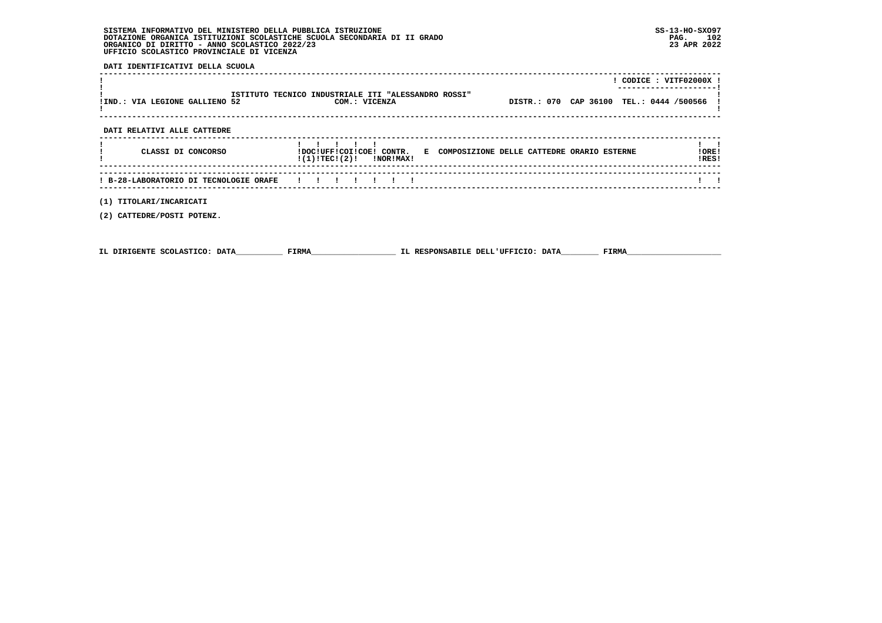SISTEMA INFORMATIVO DEL MINISTERO DELLA PUBBLICA ISTRUZIONE
DOTAZIONE ORGANICA ISTITUZIONI SCOLASTICHE SCUOLA SECONDARIA DI II GRADO
ORGANICO DI DIRITTO - ANNO SCOLASTICO 2022/23
UFFICIO SCOLASTICO PROVINCIALE DI VICENZA

SS-13-HO-SXO97
23 APR 2022

**DATI IDENTIFICATIVI DELLA SCUOLA**

| | |
|---|---|
| ISTITUTO TECNICO INDUSTRIALE ITI "ALESSANDRO ROSSI" | CODICE : VITF02000X |
| IND.: VIA LEGIONE GALLIENO 52 &nbsp; COM.: VICENZA | DISTR.: 070 &nbsp; CAP 36100 &nbsp; TEL.: 0444 /500566 |

**DATI RELATIVI ALLE CATTEDRE**

| CLASSI DI CONCORSO | DOC (1) | UFF TEC | COI (2) | COE | CONTR. NOR | CONTR. MAX | E COMPOSIZIONE DELLE CATTEDRE ORARIO ESTERNE | ORE RES |
|---|---|---|---|---|---|---|---|---|
| B-28-LABORATORIO DI TECNOLOGIE ORAFE | | | | | | | | |

(1) TITOLARI/INCARICATI

(2) CATTEDRE/POSTI POTENZ.

IL DIRIGENTE SCOLASTICO: DATA__________ FIRMA__________________ IL RESPONSABILE DELL'UFFICIO: DATA________ FIRMA____________________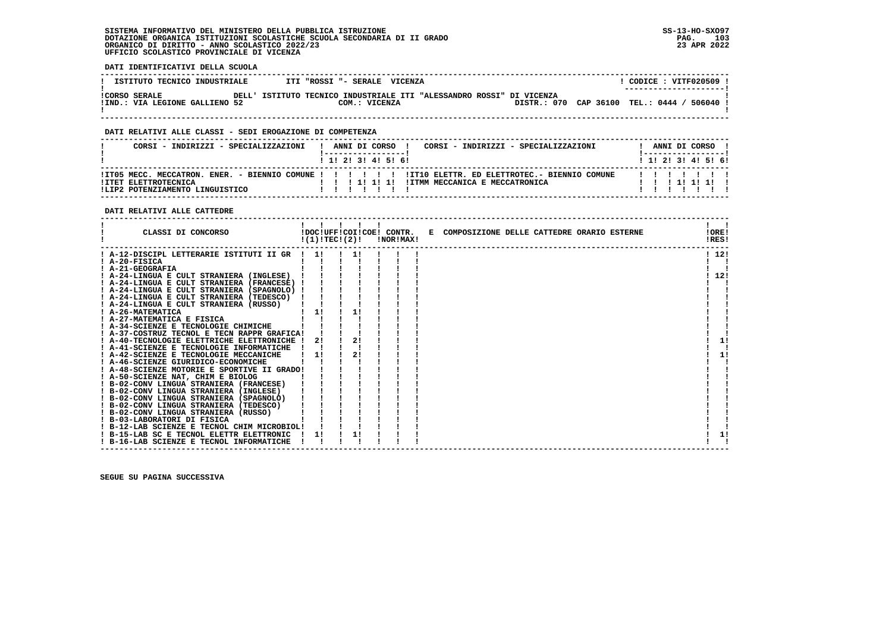SISTEMA INFORMATIVO DEL MINISTERO DELLA PUBBLICA ISTRUZIONE
DOTAZIONE ORGANICA ISTITUZIONI SCOLASTICHE SCUOLA SECONDARIA DI II GRADO
ORGANICO DI DIRITTO - ANNO SCOLASTICO 2022/23
UFFICIO SCOLASTICO PROVINCIALE DI VICENZA

SS-13-HO-SXO97
23 APR 2022

**DATI IDENTIFICATIVI DELLA SCUOLA**

| ISTITUTO TECNICO INDUSTRIALE | ITI "ROSSI "- SERALE VICENZA | CODICE : VITF020509 |
|---|---|---|
| CORSO SERALE | DELL' ISTITUTO TECNICO INDUSTRIALE ITI "ALESSANDRO ROSSI" DI VICENZA | |
| IND.: VIA LEGIONE GALLIENO 52 | COM.: VICENZA | DISTR.: 070 CAP 36100 TEL.: 0444 / 506040 |

**DATI RELATIVI ALLE CLASSI - SEDI EROGAZIONE DI COMPETENZA**

| CORSI - INDIRIZZI - SPECIALIZZAZIONI | 1 | 2 | 3 | 4 | 5 | 6 | CORSI - INDIRIZZI - SPECIALIZZAZIONI | 1 | 2 | 3 | 4 | 5 | 6 |
|---|---|---|---|---|---|---|---|---|---|---|---|---|---|
| IT05 MECC. MECCATRON. ENER. - BIENNIO COMUNE | | | | | | | IT10 ELETTR. ED ELETTROTEC.- BIENNIO COMUNE | | | | | | |
| ITET ELETTROTECNICA | | | 1 | 1 | 1 | | ITMM MECCANICA E MECCATRONICA | | | 1 | 1 | 1 | |
| LIP2 POTENZIAMENTO LINGUISTICO | | | | | | | | | | | | | |

**DATI RELATIVI ALLE CATTEDRE**

| CLASSI DI CONCORSO | DOC (1) | UFF TEC | COI (2) | COE | CONTR. NOR | CONTR. MAX | E COMPOSIZIONE DELLE CATTEDRE ORARIO ESTERNE | ORE RES |
|---|---|---|---|---|---|---|---|---|
| A-12-DISCIPL LETTERARIE ISTITUTI II GR | 1 | | 1 | | | | | 12 |
| A-20-FISICA | | | | | | | | |
| A-21-GEOGRAFIA | | | | | | | | |
| A-24-LINGUA E CULT STRANIERA (INGLESE) | | | | | | | | 12 |
| A-24-LINGUA E CULT STRANIERA (FRANCESE) | | | | | | | | |
| A-24-LINGUA E CULT STRANIERA (SPAGNOLO) | | | | | | | | |
| A-24-LINGUA E CULT STRANIERA (TEDESCO) | | | | | | | | |
| A-24-LINGUA E CULT STRANIERA (RUSSO) | | | | | | | | |
| A-26-MATEMATICA | 1 | | 1 | | | | | |
| A-27-MATEMATICA E FISICA | | | | | | | | |
| A-34-SCIENZE E TECNOLOGIE CHIMICHE | | | | | | | | |
| A-37-COSTRUZ TECNOL E TECN RAPPR GRAFICA | | | | | | | | |
| A-40-TECNOLOGIE ELETTRICHE ELETTRONICHE | 2 | | 2 | | | | | 1 |
| A-41-SCIENZE E TECNOLOGIE INFORMATICHE | | | | | | | | |
| A-42-SCIENZE E TECNOLOGIE MECCANICHE | 1 | | 2 | | | | | 1 |
| A-46-SCIENZE GIURIDICO-ECONOMICHE | | | | | | | | |
| A-48-SCIENZE MOTORIE E SPORTIVE II GRADO | | | | | | | | |
| A-50-SCIENZE NAT, CHIM E BIOLOG | | | | | | | | |
| B-02-CONV LINGUA STRANIERA (FRANCESE) | | | | | | | | |
| B-02-CONV LINGUA STRANIERA (INGLESE) | | | | | | | | |
| B-02-CONV LINGUA STRANIERA (SPAGNOLO) | | | | | | | | |
| B-02-CONV LINGUA STRANIERA (TEDESCO) | | | | | | | | |
| B-02-CONV LINGUA STRANIERA (RUSSO) | | | | | | | | |
| B-03-LABORATORI DI FISICA | | | | | | | | |
| B-12-LAB SCIENZE E TECNOL CHIM MICROBIOL | | | | | | | | |
| B-15-LAB SC E TECNOL ELETTR ELETTRONIC | 1 | | 1 | | | | | 1 |
| B-16-LAB SCIENZE E TECNOL INFORMATICHE | | | | | | | | |

SEGUE SU PAGINA SUCCESSIVA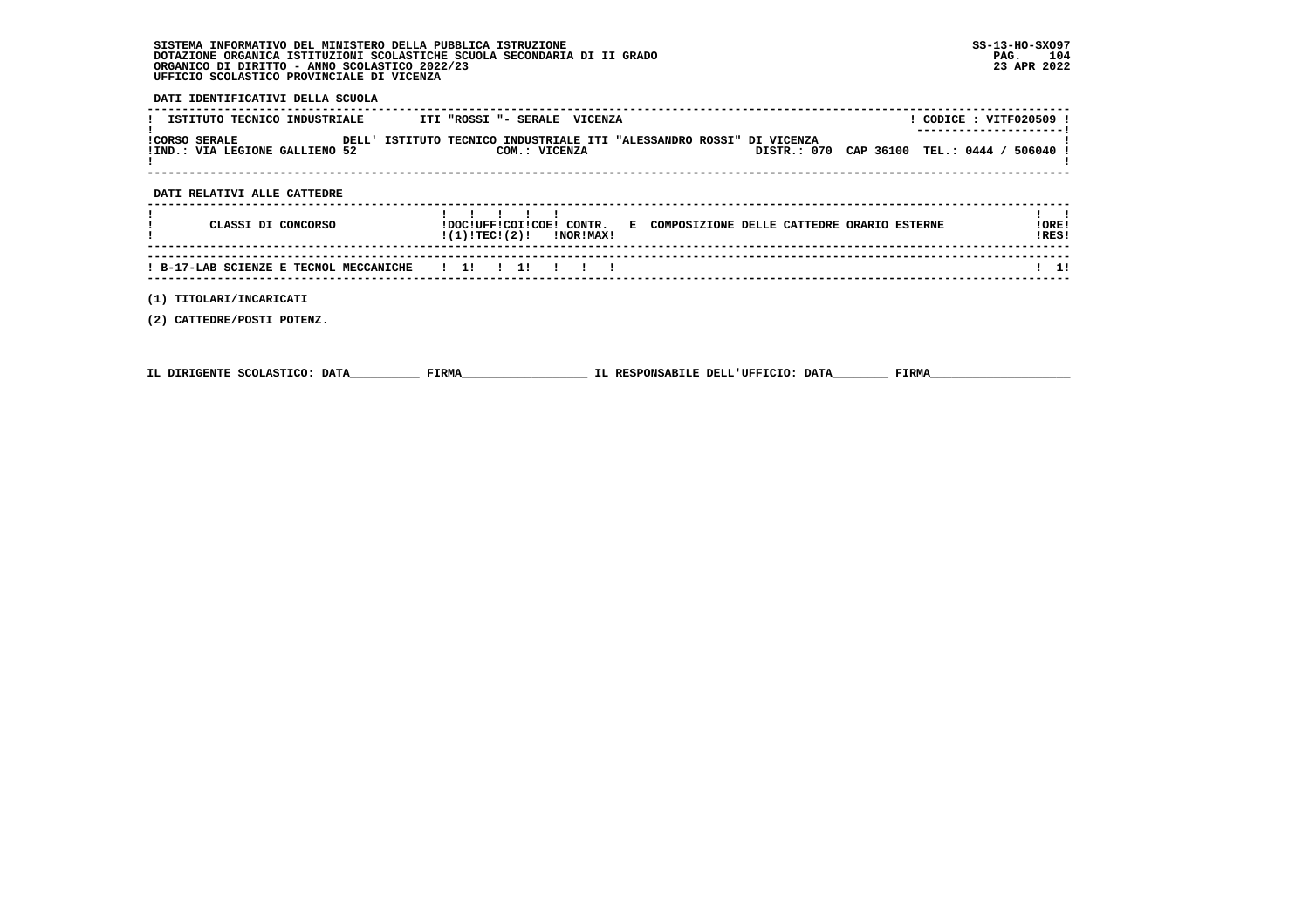SISTEMA INFORMATIVO DEL MINISTERO DELLA PUBBLICA ISTRUZIONE
DOTAZIONE ORGANICA ISTITUZIONI SCOLASTICHE SCUOLA SECONDARIA DI II GRADO
ORGANICO DI DIRITTO - ANNO SCOLASTICO 2022/23
UFFICIO SCOLASTICO PROVINCIALE DI VICENZA

SS-13-HO-SXO97
23 APR 2022

**DATI IDENTIFICATIVI DELLA SCUOLA**

ISTITUTO TECNICO INDUSTRIALE ITI "ROSSI "- SERALE VICENZA — CODICE : VITF020509

CORSO SERALE DELL' ISTITUTO TECNICO INDUSTRIALE ITI "ALESSANDRO ROSSI" DI VICENZA
IND.: VIA LEGIONE GALLIENO 52 — COM.: VICENZA — DISTR.: 070 CAP 36100 TEL.: 0444 / 506040

**DATI RELATIVI ALLE CATTEDRE**

| CLASSI DI CONCORSO | DOC (1) | UFF TEC | COI (2) | COE | CONTR. NOR | CONTR. MAX | E COMPOSIZIONE DELLE CATTEDRE ORARIO ESTERNE | ORE RES |
|---|---|---|---|---|---|---|---|---|
| B-17-LAB SCIENZE E TECNOL MECCANICHE | 1 | | 1 | | | | | 1 |

(1) TITOLARI/INCARICATI

(2) CATTEDRE/POSTI POTENZ.

IL DIRIGENTE SCOLASTICO: DATA__________ FIRMA__________________ IL RESPONSABILE DELL'UFFICIO: DATA________ FIRMA____________________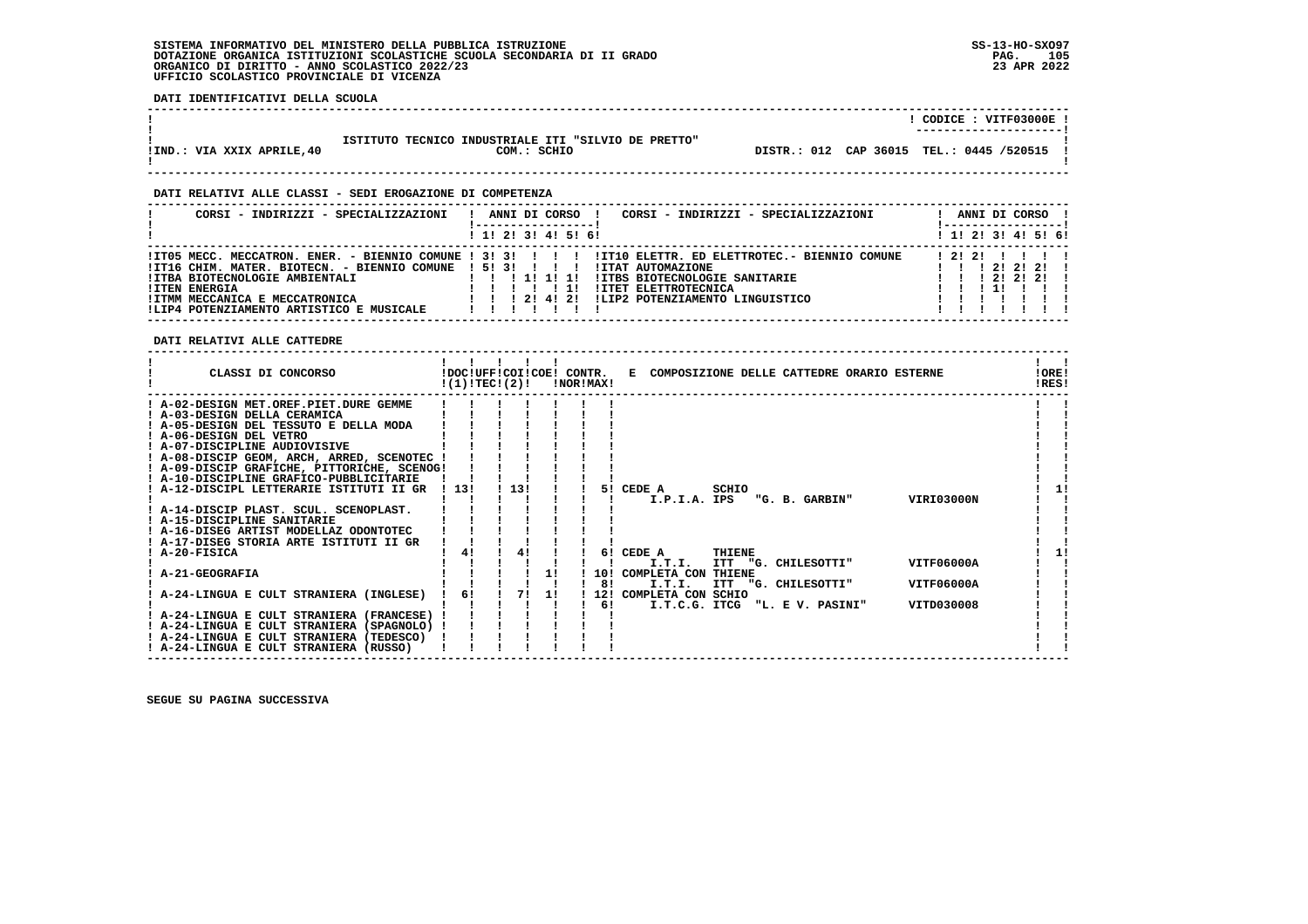SISTEMA INFORMATIVO DEL MINISTERO DELLA PUBBLICA ISTRUZIONE
DOTAZIONE ORGANICA ISTITUZIONI SCOLASTICHE SCUOLA SECONDARIA DI II GRADO
ORGANICO DI DIRITTO - ANNO SCOLASTICO 2022/23
UFFICIO SCOLASTICO PROVINCIALE DI VICENZA

SS-13-HO-SXO97
23 APR 2022

**DATI IDENTIFICATIVI DELLA SCUOLA**

CODICE : VITF03000E

ISTITUTO TECNICO INDUSTRIALE ITI "SILVIO DE PRETTO"

IND.: VIA XXIX APRILE,40 — COM.: SCHIO — DISTR.: 012 CAP 36015 TEL.: 0445 /520515

**DATI RELATIVI ALLE CLASSI - SEDI EROGAZIONE DI COMPETENZA**

| CORSI - INDIRIZZI - SPECIALIZZAZIONI | 1 | 2 | 3 | 4 | 5 | 6 | CORSI - INDIRIZZI - SPECIALIZZAZIONI | 1 | 2 | 3 | 4 | 5 | 6 |
|---|---|---|---|---|---|---|---|---|---|---|---|---|---|
| IT05 MECC. MECCATRON. ENER. - BIENNIO COMUNE | 3 | 3 | | | | | IT10 ELETTR. ED ELETTROTEC.- BIENNIO COMUNE | 2 | 2 | | | | |
| IT16 CHIM. MATER. BIOTECN. - BIENNIO COMUNE | 5 | 3 | | | | | ITAT AUTOMAZIONE | | | 2 | 2 | 2 | |
| ITBA BIOTECNOLOGIE AMBIENTALI | | | 1 | 1 | 1 | | ITBS BIOTECNOLOGIE SANITARIE | | | 2 | 2 | 2 | |
| ITEN ENERGIA | | | | | 1 | | ITET ELETTROTECNICA | | | 1 | | | |
| ITMM MECCANICA E MECCATRONICA | | | 2 | 4 | 2 | | LIP2 POTENZIAMENTO LINGUISTICO | | | | | | |
| LIP4 POTENZIAMENTO ARTISTICO E MUSICALE | | | | | | | | | | | | | |

**DATI RELATIVI ALLE CATTEDRE**

| CLASSI DI CONCORSO | DOC (1) | UFF TEC | COI (2) | COE | CONTR. NOR | CONTR. MAX | E COMPOSIZIONE DELLE CATTEDRE ORARIO ESTERNE | ORE RES |
|---|---|---|---|---|---|---|---|---|
| A-02-DESIGN MET.OREF.PIET.DURE GEMME | | | | | | | | |
| A-03-DESIGN DELLA CERAMICA | | | | | | | | |
| A-05-DESIGN DEL TESSUTO E DELLA MODA | | | | | | | | |
| A-06-DESIGN DEL VETRO | | | | | | | | |
| A-07-DISCIPLINE AUDIOVISIVE | | | | | | | | |
| A-08-DISCIP GEOM, ARCH, ARRED, SCENOTEC | | | | | | | | |
| A-09-DISCIP GRAFICHE, PITTORICHE, SCENOG | | | | | | | | |
| A-10-DISCIPLINE GRAFICO-PUBBLICITARIE | | | | | | | | |
| A-12-DISCIPL LETTERARIE ISTITUTI II GR | 13 | | 13 | | | 5 | CEDE A SCHIO | 1 |
| | | | | | | | I.P.I.A. IPS "G. B. GARBIN" VIRI03000N | |
| A-14-DISCIP PLAST. SCUL. SCENOPLAST. | | | | | | | | |
| A-15-DISCIPLINE SANITARIE | | | | | | | | |
| A-16-DISEG ARTIST MODELLAZ ODONTOTEC | | | | | | | | |
| A-17-DISEG STORIA ARTE ISTITUTI II GR | | | | | | | | |
| A-20-FISICA | 4 | | 4 | | | 6 | CEDE A THIENE | 1 |
| | | | | | | | I.T.I. ITT "G. CHILESOTTI" VITF06000A | |
| A-21-GEOGRAFIA | | | | 1 | | 10 | COMPLETA CON THIENE | |
| | | | | | | 8 | I.T.I. ITT "G. CHILESOTTI" VITF06000A | |
| A-24-LINGUA E CULT STRANIERA (INGLESE) | 6 | | 7 | 1 | | 12 | COMPLETA CON SCHIO | |
| | | | | | | 6 | I.T.C.G. ITCG "L. E V. PASINI" VITD030008 | |
| A-24-LINGUA E CULT STRANIERA (FRANCESE) | | | | | | | | |
| A-24-LINGUA E CULT STRANIERA (SPAGNOLO) | | | | | | | | |
| A-24-LINGUA E CULT STRANIERA (TEDESCO) | | | | | | | | |
| A-24-LINGUA E CULT STRANIERA (RUSSO) | | | | | | | | |

SEGUE SU PAGINA SUCCESSIVA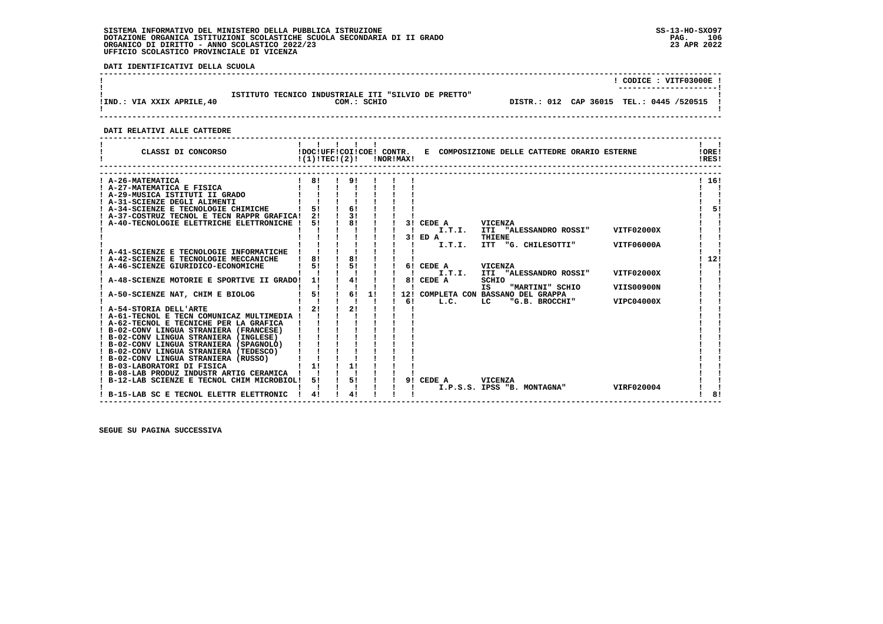SISTEMA INFORMATIVO DEL MINISTERO DELLA PUBBLICA ISTRUZIONE
DOTAZIONE ORGANICA ISTITUZIONI SCOLASTICHE SCUOLA SECONDARIA DI II GRADO
ORGANICO DI DIRITTO - ANNO SCOLASTICO 2022/23
UFFICIO SCOLASTICO PROVINCIALE DI VICENZA

SS-13-HO-SXO97
23 APR 2022

**DATI IDENTIFICATIVI DELLA SCUOLA**

CODICE : VITF03000E

ISTITUTO TECNICO INDUSTRIALE ITI "SILVIO DE PRETTO"

IND.: VIA XXIX APRILE,40 — COM.: SCHIO — DISTR.: 012 CAP 36015 TEL.: 0445 /520515

**DATI RELATIVI ALLE CATTEDRE**

| CLASSI DI CONCORSO | DOC (1) | UFF TEC | COI (2) | COE | CONTR. NOR | CONTR. MAX | E COMPOSIZIONE DELLE CATTEDRE ORARIO ESTERNE | ORE RES |
|---|---|---|---|---|---|---|---|---|
| A-26-MATEMATICA | 8 | | 9 | | | | | 16 |
| A-27-MATEMATICA E FISICA | | | | | | | | |
| A-29-MUSICA ISTITUTI II GRADO | | | | | | | | |
| A-31-SCIENZE DEGLI ALIMENTI | | | | | | | | |
| A-34-SCIENZE E TECNOLOGIE CHIMICHE | 5 | | 6 | | | | | 5 |
| A-37-COSTRUZ TECNOL E TECN RAPPR GRAFICA | 2 | | 3 | | | | | |
| A-40-TECNOLOGIE ELETTRICHE ELETTRONICHE | 5 | | 8 | | | 3 | CEDE A VICENZA I.T.I. ITI "ALESSANDRO ROSSI" VITF02000X | |
| | | | | | | 3 | ED A THIENE I.T.I. ITT "G. CHILESOTTI" VITF06000A | |
| A-41-SCIENZE E TECNOLOGIE INFORMATICHE | | | | | | | | |
| A-42-SCIENZE E TECNOLOGIE MECCANICHE | 8 | | 8 | | | | | 12 |
| A-46-SCIENZE GIURIDICO-ECONOMICHE | 5 | | 5 | | | 6 | CEDE A VICENZA I.T.I. ITI "ALESSANDRO ROSSI" VITF02000X | |
| A-48-SCIENZE MOTORIE E SPORTIVE II GRADO | 1 | | 4 | | | 8 | CEDE A SCHIO IS "MARTINI" SCHIO VIIS00900N | |
| A-50-SCIENZE NAT, CHIM E BIOLOG | 5 | | 6 | 1 | | 12 | COMPLETA CON BASSANO DEL GRAPPA | |
| | | | | | | 6 | L.C. LC "G.B. BROCCHI" VIPC04000X | |
| A-54-STORIA DELL'ARTE | 2 | | 2 | | | | | |
| A-61-TECNOL E TECN COMUNICAZ MULTIMEDIA | | | | | | | | |
| A-62-TECNOL E TECNICHE PER LA GRAFICA | | | | | | | | |
| B-02-CONV LINGUA STRANIERA (FRANCESE) | | | | | | | | |
| B-02-CONV LINGUA STRANIERA (INGLESE) | | | | | | | | |
| B-02-CONV LINGUA STRANIERA (SPAGNOLO) | | | | | | | | |
| B-02-CONV LINGUA STRANIERA (TEDESCO) | | | | | | | | |
| B-02-CONV LINGUA STRANIERA (RUSSO) | | | | | | | | |
| B-03-LABORATORI DI FISICA | 1 | | 1 | | | | | |
| B-08-LAB PRODUZ INDUSTR ARTIG CERAMICA | | | | | | | | |
| B-12-LAB SCIENZE E TECNOL CHIM MICROBIOL | 5 | | 5 | | | 9 | CEDE A VICENZA I.P.S.S. IPSS "B. MONTAGNA" VIRF020004 | |
| B-15-LAB SC E TECNOL ELETTR ELETTRONIC | 4 | | 4 | | | | | 8 |

SEGUE SU PAGINA SUCCESSIVA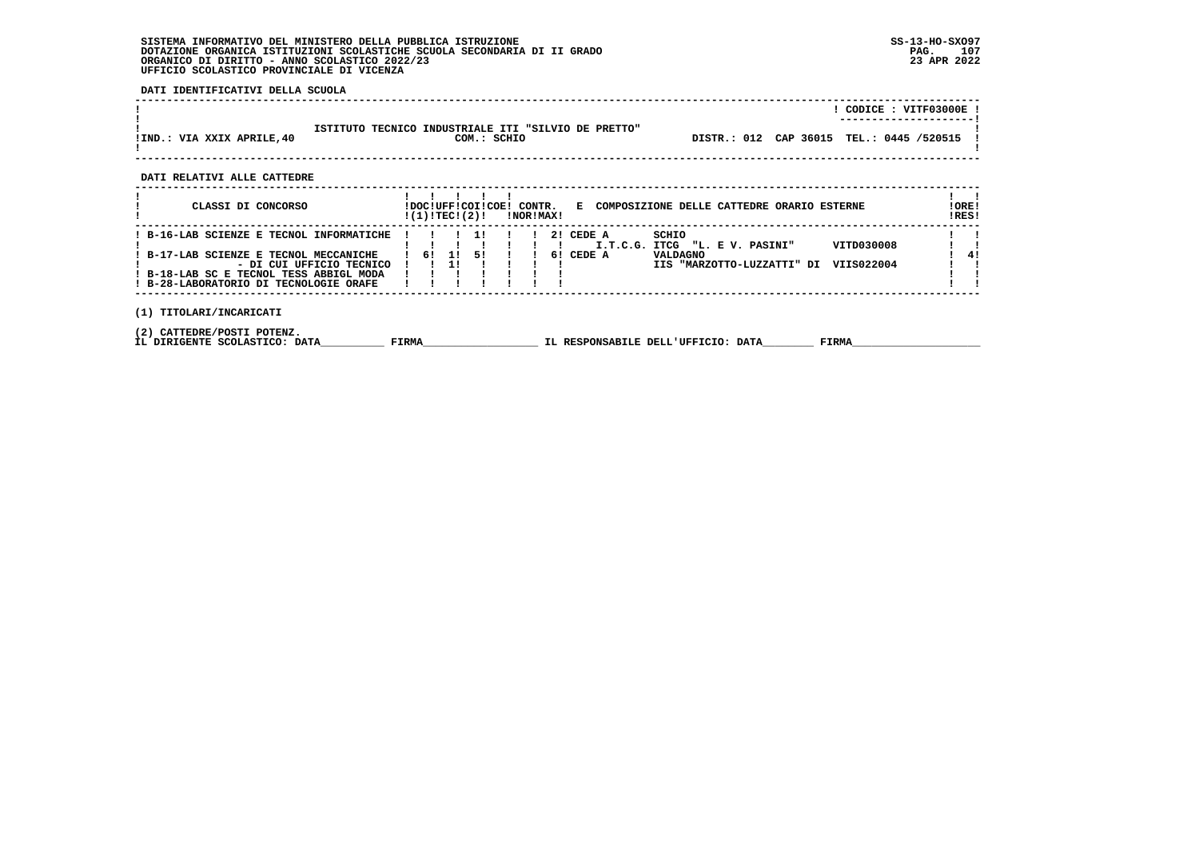SISTEMA INFORMATIVO DEL MINISTERO DELLA PUBBLICA ISTRUZIONE
DOTAZIONE ORGANICA ISTITUZIONI SCOLASTICHE SCUOLA SECONDARIA DI II GRADO
ORGANICO DI DIRITTO - ANNO SCOLASTICO 2022/23
UFFICIO SCOLASTICO PROVINCIALE DI VICENZA

SS-13-HO-SXO97
23 APR 2022

**DATI IDENTIFICATIVI DELLA SCUOLA**

| | | |
|---|---|---|
| | | CODICE : VITF03000E |
| IND.: VIA XXIX APRILE,40 | ISTITUTO TECNICO INDUSTRIALE ITI "SILVIO DE PRETTO" COM.: SCHIO | DISTR.: 012 CAP 36015 TEL.: 0445 /520515 |

**DATI RELATIVI ALLE CATTEDRE**

| CLASSI DI CONCORSO | DOC (1) | UFF TEC | COI | COE (2) | CONTR. NOR | CONTR. MAX | E | COMPOSIZIONE DELLE CATTEDRE ORARIO ESTERNE | | ORE RES |
|---|---|---|---|---|---|---|---|---|---|---|
| B-16-LAB SCIENZE E TECNOL INFORMATICHE | | | | 1 | | | 2 | CEDE A I.T.C.G. | SCHIO ITCG "L. E V. PASINI" VITD030008 | |
| B-17-LAB SCIENZE E TECNOL MECCANICHE | 6 | 1 | 5 | | | | 6 | CEDE A | VALDAGNO IIS "MARZOTTO-LUZZATTI" DI VIIS022004 | 4 |
| - DI CUI UFFICIO TECNICO | | 1 | | | | | | | | |
| B-18-LAB SC E TECNOL TESS ABBIGL MODA | | | | | | | | | | |
| B-28-LABORATORIO DI TECNOLOGIE ORAFE | | | | | | | | | | |

(1) TITOLARI/INCARICATI

(2) CATTEDRE/POSTI POTENZ.

IL DIRIGENTE SCOLASTICO: DATA__________ FIRMA__________________ IL RESPONSABILE DELL'UFFICIO: DATA________ FIRMA____________________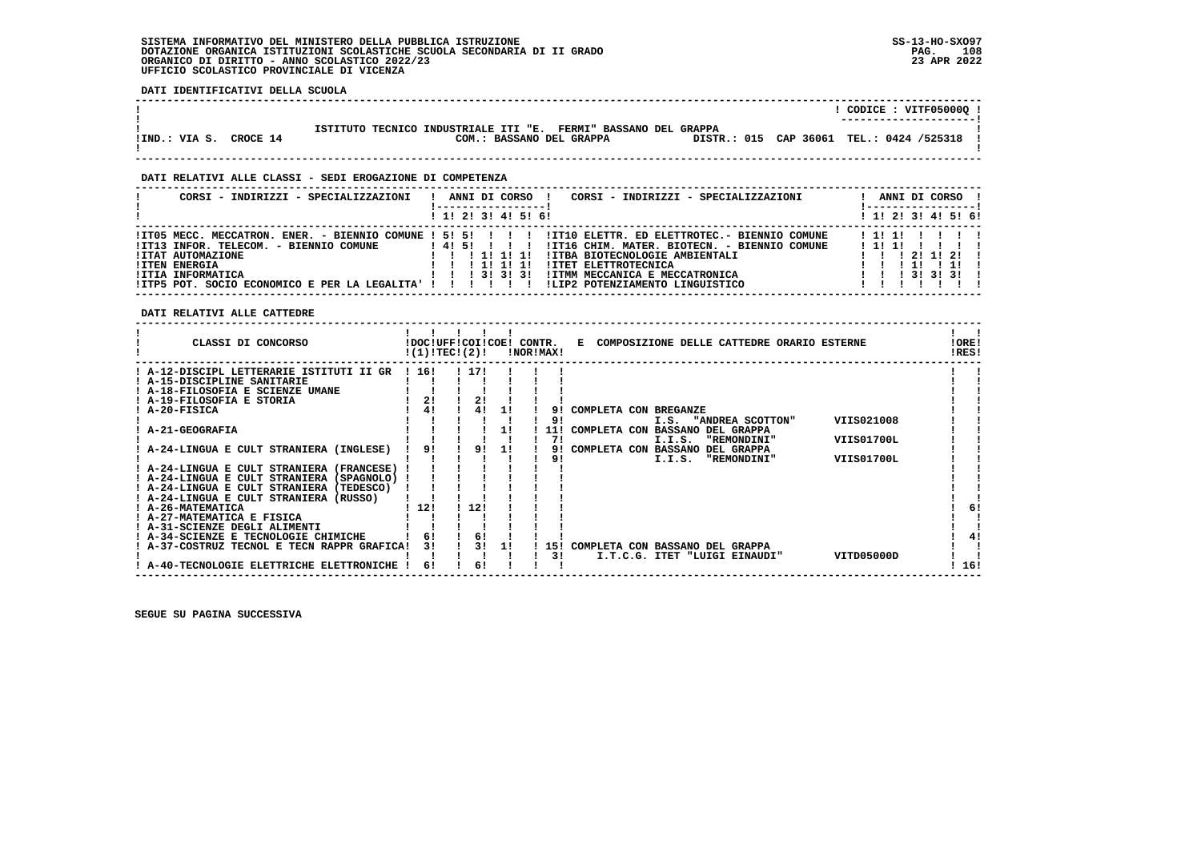SISTEMA INFORMATIVO DEL MINISTERO DELLA PUBBLICA ISTRUZIONE
DOTAZIONE ORGANICA ISTITUZIONI SCOLASTICHE SCUOLA SECONDARIA DI II GRADO
ORGANICO DI DIRITTO - ANNO SCOLASTICO 2022/23
UFFICIO SCOLASTICO PROVINCIALE DI VICENZA

SS-13-HO-SXO97
23 APR 2022

**DATI IDENTIFICATIVI DELLA SCUOLA**

CODICE : VITF05000Q

ISTITUTO TECNICO INDUSTRIALE ITI "E. FERMI" BASSANO DEL GRAPPA

IND.: VIA S. CROCE 14 — COM.: BASSANO DEL GRAPPA — DISTR.: 015 CAP 36061 TEL.: 0424 /525318

**DATI RELATIVI ALLE CLASSI - SEDI EROGAZIONE DI COMPETENZA**

| CORSI - INDIRIZZI - SPECIALIZZAZIONI | 1 | 2 | 3 | 4 | 5 | 6 | CORSI - INDIRIZZI - SPECIALIZZAZIONI | 1 | 2 | 3 | 4 | 5 | 6 |
|---|---|---|---|---|---|---|---|---|---|---|---|---|---|
| IT05 MECC. MECCATRON. ENER. - BIENNIO COMUNE | 5 | 5 | | | | | IT10 ELETTR. ED ELETTROTEC.- BIENNIO COMUNE | 1 | 1 | | | | |
| IT13 INFOR. TELECOM. - BIENNIO COMUNE | 4 | 5 | | | | | IT16 CHIM. MATER. BIOTECN. - BIENNIO COMUNE | 1 | 1 | | | | |
| ITAT AUTOMAZIONE | | | 1 | 1 | 1 | | ITBA BIOTECNOLOGIE AMBIENTALI | | | 2 | 1 | 2 | |
| ITEN ENERGIA | | | 1 | 1 | 1 | | ITET ELETTROTECNICA | | | 1 | | 1 | |
| ITIA INFORMATICA | | | 3 | 3 | 3 | | ITMM MECCANICA E MECCATRONICA | | | 3 | 3 | 3 | |
| ITP5 POT. SOCIO ECONOMICO E PER LA LEGALITA' | | | | | | | LIP2 POTENZIAMENTO LINGUISTICO | | | | | | |

**DATI RELATIVI ALLE CATTEDRE**

| CLASSI DI CONCORSO | DOC (1) | UFF TEC | COI (2) | COE | CONTR. NOR | CONTR. MAX | COMPOSIZIONE DELLE CATTEDRE ORARIO ESTERNE | | ORE RES |
|---|---|---|---|---|---|---|---|---|---|
| A-12-DISCIPL LETTERARIE ISTITUTI II GR | 16 | | 17 | | | | | | |
| A-15-DISCIPLINE SANITARIE | | | | | | | | | |
| A-18-FILOSOFIA E SCIENZE UMANE | | | | | | | | | |
| A-19-FILOSOFIA E STORIA | 2 | | 2 | | | | | | |
| A-20-FISICA | 4 | | 4 | 1 | | 9 | COMPLETA CON BREGANZE | | |
| | | | | | | 9 | I.S. "ANDREA SCOTTON" | VIIS021008 | |
| A-21-GEOGRAFIA | | | | 1 | | 11 | COMPLETA CON BASSANO DEL GRAPPA | | |
| | | | | | | 7 | I.I.S. "REMONDINI" | VIIS01700L | |
| A-24-LINGUA E CULT STRANIERA (INGLESE) | 9 | | 9 | 1 | | 9 | COMPLETA CON BASSANO DEL GRAPPA | | |
| | | | | | | 9 | I.I.S. "REMONDINI" | VIIS01700L | |
| A-24-LINGUA E CULT STRANIERA (FRANCESE) | | | | | | | | | |
| A-24-LINGUA E CULT STRANIERA (SPAGNOLO) | | | | | | | | | |
| A-24-LINGUA E CULT STRANIERA (TEDESCO) | | | | | | | | | |
| A-24-LINGUA E CULT STRANIERA (RUSSO) | | | | | | | | | |
| A-26-MATEMATICA | 12 | | 12 | | | | | | 6 |
| A-27-MATEMATICA E FISICA | | | | | | | | | |
| A-31-SCIENZE DEGLI ALIMENTI | | | | | | | | | |
| A-34-SCIENZE E TECNOLOGIE CHIMICHE | 6 | | 6 | | | | | | 4 |
| A-37-COSTRUZ TECNOL E TECN RAPPR GRAFICA | 3 | | 3 | 1 | | 15 | COMPLETA CON BASSANO DEL GRAPPA | | |
| | | | | | | 3 | I.T.C.G. ITET "LUIGI EINAUDI" | VITD05000D | |
| A-40-TECNOLOGIE ELETTRICHE ELETTRONICHE | 6 | | 6 | | | | | | 16 |

SEGUE SU PAGINA SUCCESSIVA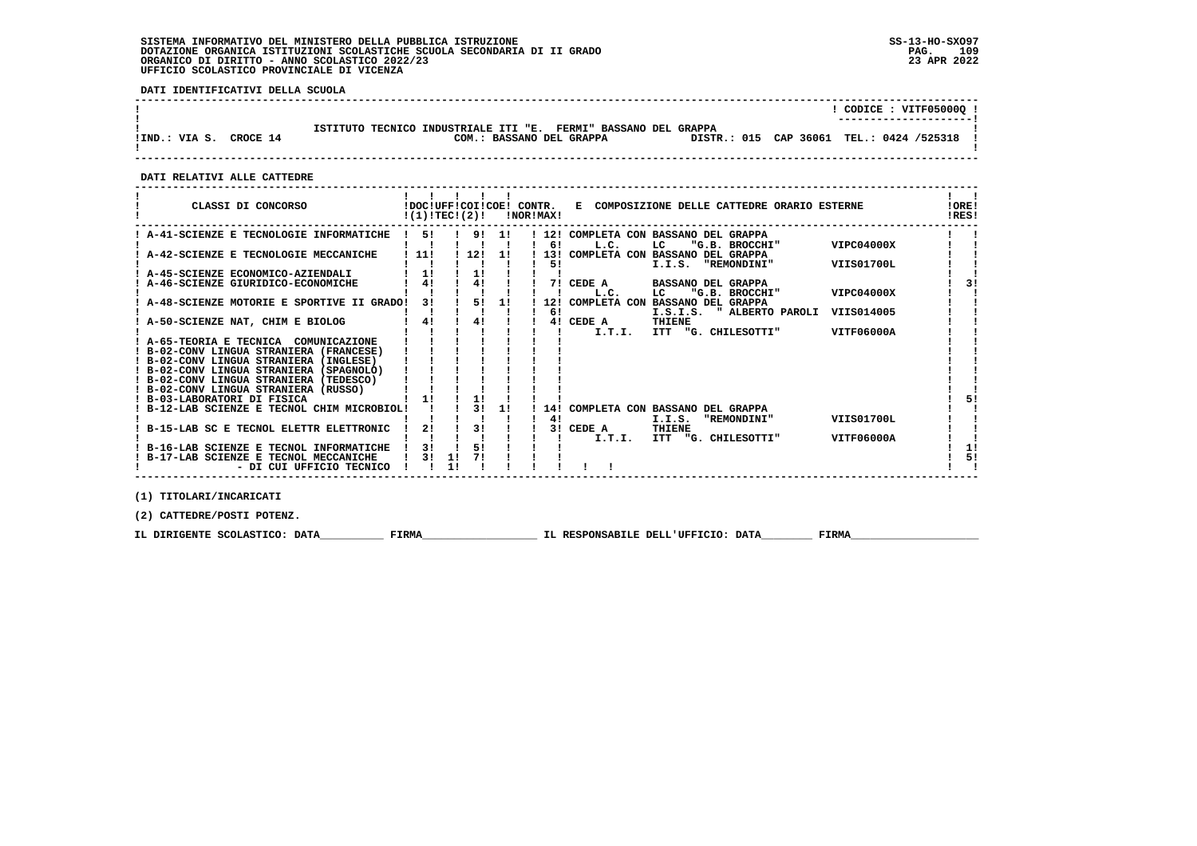SISTEMA INFORMATIVO DEL MINISTERO DELLA PUBBLICA ISTRUZIONE
DOTAZIONE ORGANICA ISTITUZIONI SCOLASTICHE SCUOLA SECONDARIA DI II GRADO
ORGANICO DI DIRITTO - ANNO SCOLASTICO 2022/23
UFFICIO SCOLASTICO PROVINCIALE DI VICENZA

SS-13-HO-SXO97
23 APR 2022

**DATI IDENTIFICATIVI DELLA SCUOLA**

CODICE : VITF05000Q

ISTITUTO TECNICO INDUSTRIALE ITI "E. FERMI" BASSANO DEL GRAPPA
IND.: VIA S. CROCE 14 — COM.: BASSANO DEL GRAPPA — DISTR.: 015 CAP 36061 TEL.: 0424 /525318

**DATI RELATIVI ALLE CATTEDRE**

| CLASSI DI CONCORSO | DOC (1) | UFF TEC | COI | COE (2) | CONTR. NOR | CONTR. MAX | E COMPOSIZIONE DELLE CATTEDRE ORARIO ESTERNE | ORE RES |
|---|---|---|---|---|---|---|---|---|
| A-41-SCIENZE E TECNOLOGIE INFORMATICHE | 5 | | 9 | 1 | | 12 | COMPLETA CON BASSANO DEL GRAPPA | |
| | | | | | | 6 | L.C. LC "G.B. BROCCHI" VIPC04000X | |
| A-42-SCIENZE E TECNOLOGIE MECCANICHE | 11 | | 12 | 1 | | 13 | COMPLETA CON BASSANO DEL GRAPPA | |
| | | | | | | 5 | I.I.S. "REMONDINI" VIIS01700L | |
| A-45-SCIENZE ECONOMICO-AZIENDALI | 1 | | 1 | | | | | |
| A-46-SCIENZE GIURIDICO-ECONOMICHE | 4 | | 4 | | | 7 | CEDE A BASSANO DEL GRAPPA | 3 |
| | | | | | | | L.C. LC "G.B. BROCCHI" VIPC04000X | |
| A-48-SCIENZE MOTORIE E SPORTIVE II GRADO | 3 | | 5 | 1 | | 12 | COMPLETA CON BASSANO DEL GRAPPA | |
| | | | | | | 6 | I.S.I.S. " ALBERTO PAROLI VIIS014005 | |
| A-50-SCIENZE NAT, CHIM E BIOLOG | 4 | | 4 | | | 4 | CEDE A THIENE | |
| | | | | | | | I.T.I. ITT "G. CHILESOTTI" VITF06000A | |
| A-65-TEORIA E TECNICA COMUNICAZIONE | | | | | | | | |
| B-02-CONV LINGUA STRANIERA (FRANCESE) | | | | | | | | |
| B-02-CONV LINGUA STRANIERA (INGLESE) | | | | | | | | |
| B-02-CONV LINGUA STRANIERA (SPAGNOLO) | | | | | | | | |
| B-02-CONV LINGUA STRANIERA (TEDESCO) | | | | | | | | |
| B-02-CONV LINGUA STRANIERA (RUSSO) | | | | | | | | |
| B-03-LABORATORI DI FISICA | 1 | | 1 | | | | | 5 |
| B-12-LAB SCIENZE E TECNOL CHIM MICROBIOL | | | 3 | 1 | | 14 | COMPLETA CON BASSANO DEL GRAPPA | |
| | | | | | | 4 | I.I.S. "REMONDINI" VIIS01700L | |
| B-15-LAB SC E TECNOL ELETTR ELETTRONIC | 2 | | 3 | | | 3 | CEDE A THIENE | |
| | | | | | | | I.T.I. ITT "G. CHILESOTTI" VITF06000A | |
| B-16-LAB SCIENZE E TECNOL INFORMATICHE | 3 | | 5 | | | | | 1 |
| B-17-LAB SCIENZE E TECNOL MECCANICHE | 3 | 1 | 7 | | | | | 5 |
| - DI CUI UFFICIO TECNICO | | 1 | | | | | | |

(1) TITOLARI/INCARICATI

(2) CATTEDRE/POSTI POTENZ.

IL DIRIGENTE SCOLASTICO: DATA__________ FIRMA__________________ IL RESPONSABILE DELL'UFFICIO: DATA________ FIRMA____________________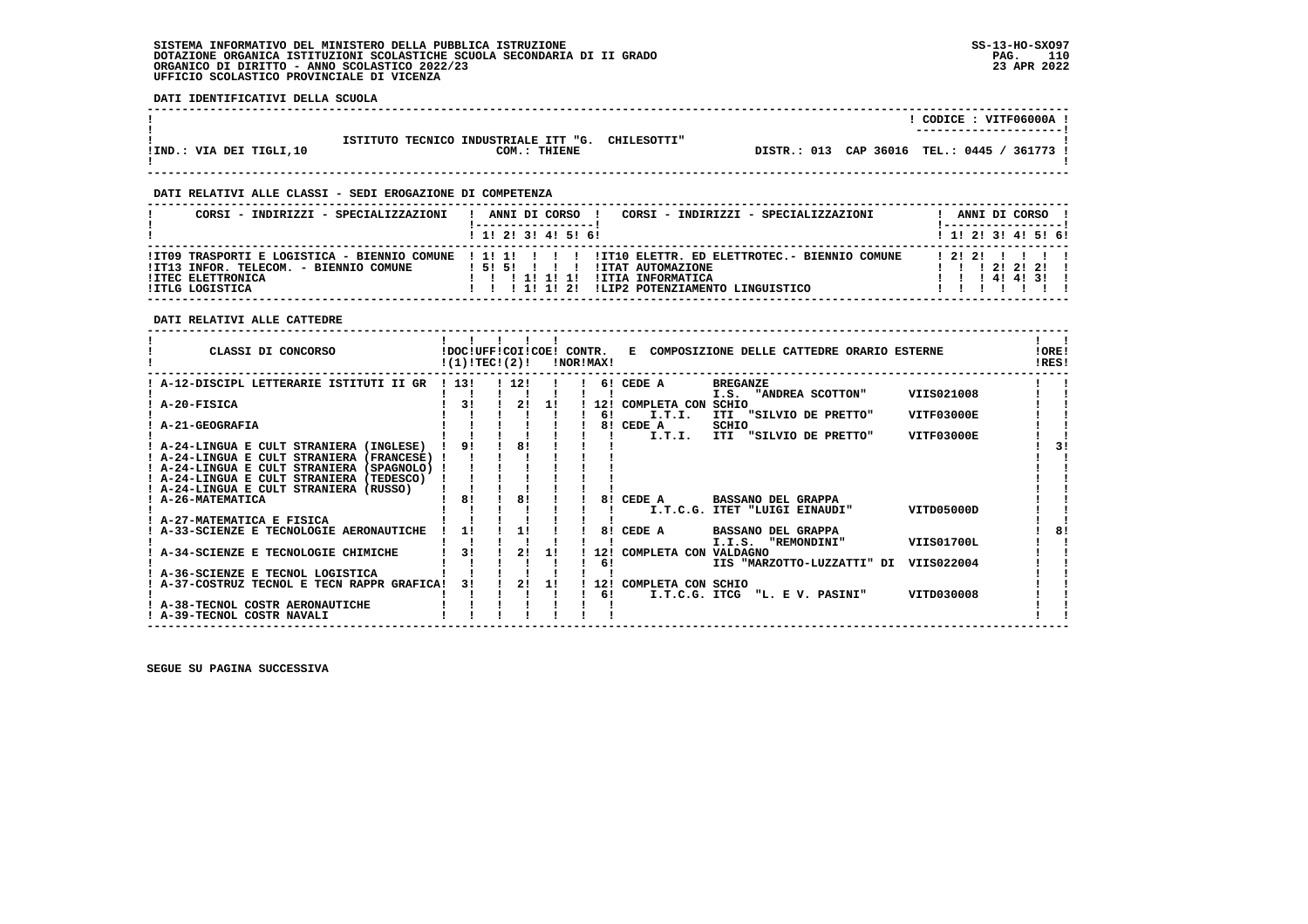SISTEMA INFORMATIVO DEL MINISTERO DELLA PUBBLICA ISTRUZIONE
DOTAZIONE ORGANICA ISTITUZIONI SCOLASTICHE SCUOLA SECONDARIA DI II GRADO
ORGANICO DI DIRITTO - ANNO SCOLASTICO 2022/23
UFFICIO SCOLASTICO PROVINCIALE DI VICENZA

SS-13-HO-SXO97
23 APR 2022

**DATI IDENTIFICATIVI DELLA SCUOLA**

CODICE : VITF06000A

ISTITUTO TECNICO INDUSTRIALE ITT "G. CHILESOTTI"

IND.: VIA DEI TIGLI,10 — COM.: THIENE — DISTR.: 013 CAP 36016 TEL.: 0445 / 361773

**DATI RELATIVI ALLE CLASSI - SEDI EROGAZIONE DI COMPETENZA**

| CORSI - INDIRIZZI - SPECIALIZZAZIONI | 1 | 2 | 3 | 4 | 5 | 6 | CORSI - INDIRIZZI - SPECIALIZZAZIONI | 1 | 2 | 3 | 4 | 5 | 6 |
|---|---|---|---|---|---|---|---|---|---|---|---|---|---|
| IT09 TRASPORTI E LOGISTICA - BIENNIO COMUNE | 1 | 1 | | | | | IT10 ELETTR. ED ELETTROTEC.- BIENNIO COMUNE | 2 | 2 | | | | |
| IT13 INFOR. TELECOM. - BIENNIO COMUNE | 5 | 5 | | | | | ITAT AUTOMAZIONE | | | 2 | 2 | 2 | |
| ITEC ELETTRONICA | | | 1 | 1 | 1 | | ITIA INFORMATICA | | | 4 | 4 | 3 | |
| ITLG LOGISTICA | | | 1 | 1 | 2 | | LIP2 POTENZIAMENTO LINGUISTICO | | | | | | |

**DATI RELATIVI ALLE CATTEDRE**

| CLASSI DI CONCORSO | DOC (1) | UFF TEC | COI (2) | COE | CONTR. NOR | CONTR. MAX | E COMPOSIZIONE DELLE CATTEDRE ORARIO ESTERNE | ORE RES |
|---|---|---|---|---|---|---|---|---|
| A-12-DISCIPL LETTERARIE ISTITUTI II GR | 13 | | 12 | | | 6 | CEDE A BREGANZE — I.S. "ANDREA SCOTTON" VIIS021008 | |
| A-20-FISICA | 3 | | 2 | 1 | | 12 | COMPLETA CON SCHIO | |
| | | | | | | 6 | I.T.I. ITI "SILVIO DE PRETTO" VITF03000E | |
| A-21-GEOGRAFIA | | | | | | 8 | CEDE A SCHIO — I.T.I. ITI "SILVIO DE PRETTO" VITF03000E | |
| A-24-LINGUA E CULT STRANIERA (INGLESE) | 9 | | 8 | | | | | 3 |
| A-24-LINGUA E CULT STRANIERA (FRANCESE) | | | | | | | | |
| A-24-LINGUA E CULT STRANIERA (SPAGNOLO) | | | | | | | | |
| A-24-LINGUA E CULT STRANIERA (TEDESCO) | | | | | | | | |
| A-24-LINGUA E CULT STRANIERA (RUSSO) | | | | | | | | |
| A-26-MATEMATICA | 8 | | 8 | | | 8 | CEDE A BASSANO DEL GRAPPA — I.T.C.G. ITET "LUIGI EINAUDI" VITD05000D | |
| A-27-MATEMATICA E FISICA | | | | | | | | |
| A-33-SCIENZE E TECNOLOGIE AERONAUTICHE | 1 | | 1 | | | 8 | CEDE A BASSANO DEL GRAPPA — I.I.S. "REMONDINI" VIIS01700L | 8 |
| A-34-SCIENZE E TECNOLOGIE CHIMICHE | 3 | | 2 | 1 | | 12 | COMPLETA CON VALDAGNO | |
| | | | | | | 6 | IIS "MARZOTTO-LUZZATTI" DI VIIS022004 | |
| A-36-SCIENZE E TECNOL LOGISTICA | | | | | | | | |
| A-37-COSTRUZ TECNOL E TECN RAPPR GRAFICA | 3 | | 2 | 1 | | 12 | COMPLETA CON SCHIO | |
| | | | | | | 6 | I.T.C.G. ITCG "L. E V. PASINI" VITD030008 | |
| A-38-TECNOL COSTR AERONAUTICHE | | | | | | | | |
| A-39-TECNOL COSTR NAVALI | | | | | | | | |

SEGUE SU PAGINA SUCCESSIVA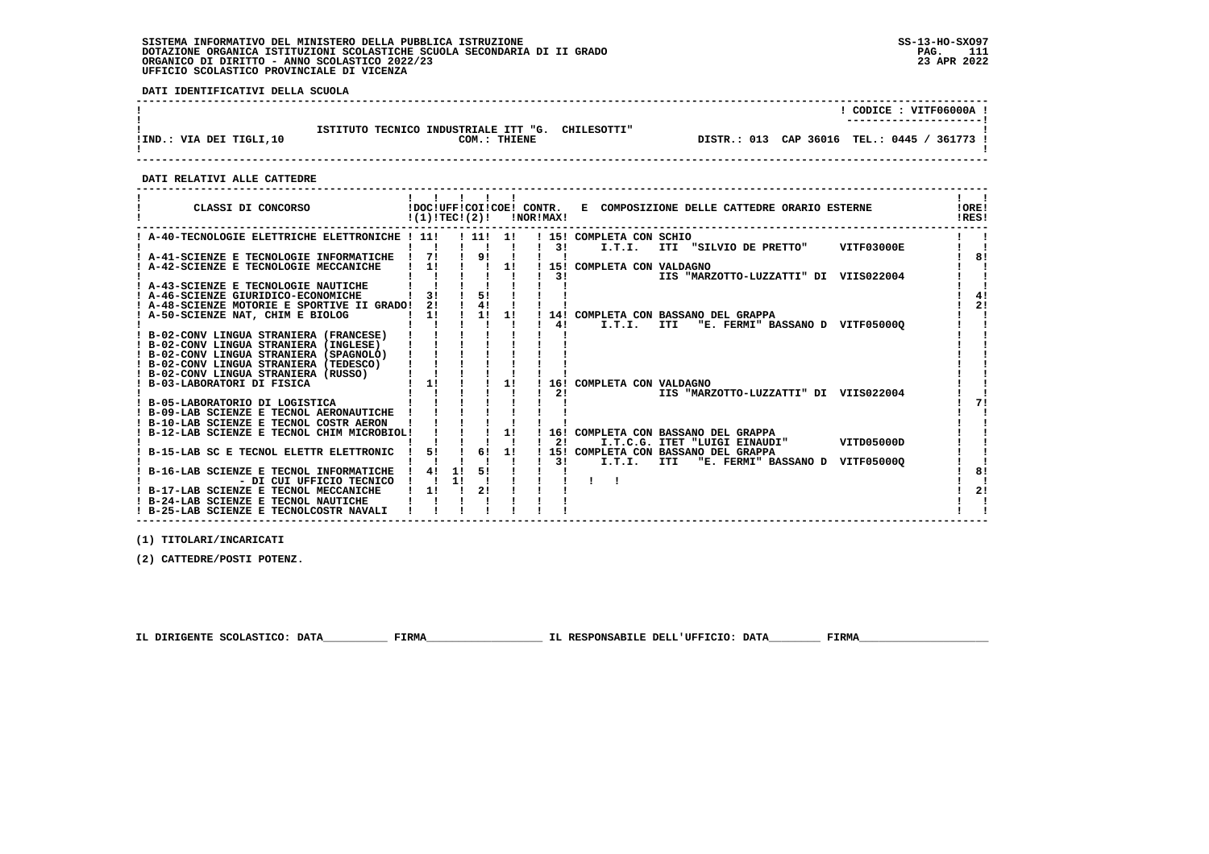SISTEMA INFORMATIVO DEL MINISTERO DELLA PUBBLICA ISTRUZIONE
DOTAZIONE ORGANICA ISTITUZIONI SCOLASTICHE SCUOLA SECONDARIA DI II GRADO
ORGANICO DI DIRITTO - ANNO SCOLASTICO 2022/23
UFFICIO SCOLASTICO PROVINCIALE DI VICENZA

SS-13-HO-SXO97
23 APR 2022

**DATI IDENTIFICATIVI DELLA SCUOLA**

CODICE : VITF06000A

ISTITUTO TECNICO INDUSTRIALE ITT "G. CHILESOTTI"
IND.: VIA DEI TIGLI,10 — COM.: THIENE — DISTR.: 013 CAP 36016 TEL.: 0445 / 361773

**DATI RELATIVI ALLE CATTEDRE**

| CLASSI DI CONCORSO | DOC (1) | UFF TEC | COI (2) | COE | CONTR. NOR | CONTR. MAX | E COMPOSIZIONE DELLE CATTEDRE ORARIO ESTERNE | ORE RES |
|---|---|---|---|---|---|---|---|---|
| A-40-TECNOLOGIE ELETTRICHE ELETTRONICHE | 11 | | 11 | 1 | | 15 | COMPLETA CON SCHIO | |
| | | | | | | 3 | I.T.I. ITI "SILVIO DE PRETTO" VITF03000E | |
| A-41-SCIENZE E TECNOLOGIE INFORMATICHE | 7 | | 9 | | | | | 8 |
| A-42-SCIENZE E TECNOLOGIE MECCANICHE | 1 | | | 1 | | 15 | COMPLETA CON VALDAGNO | |
| | | | | | | 3 | IIS "MARZOTTO-LUZZATTI" DI VIIS022004 | |
| A-43-SCIENZE E TECNOLOGIE NAUTICHE | | | | | | | | |
| A-46-SCIENZE GIURIDICO-ECONOMICHE | 3 | | 5 | | | | | 4 |
| A-48-SCIENZE MOTORIE E SPORTIVE II GRADO | 2 | | 4 | | | | | 2 |
| A-50-SCIENZE NAT, CHIM E BIOLOG | 1 | | 1 | 1 | | 14 | COMPLETA CON BASSANO DEL GRAPPA | |
| | | | | | | 4 | I.T.I. ITI "E. FERMI" BASSANO D VITF05000Q | |
| B-02-CONV LINGUA STRANIERA (FRANCESE) | | | | | | | | |
| B-02-CONV LINGUA STRANIERA (INGLESE) | | | | | | | | |
| B-02-CONV LINGUA STRANIERA (SPAGNOLO) | | | | | | | | |
| B-02-CONV LINGUA STRANIERA (TEDESCO) | | | | | | | | |
| B-02-CONV LINGUA STRANIERA (RUSSO) | | | | | | | | |
| B-03-LABORATORI DI FISICA | 1 | | | 1 | | 16 | COMPLETA CON VALDAGNO | |
| | | | | | | 2 | IIS "MARZOTTO-LUZZATTI" DI VIIS022004 | |
| B-05-LABORATORIO DI LOGISTICA | | | | | | | | 7 |
| B-09-LAB SCIENZE E TECNOL AERONAUTICHE | | | | | | | | |
| B-10-LAB SCIENZE E TECNOL COSTR AERON | | | | | | | | |
| B-12-LAB SCIENZE E TECNOL CHIM MICROBIOL | | | | 1 | | 16 | COMPLETA CON BASSANO DEL GRAPPA | |
| | | | | | | 2 | I.T.C.G. ITET "LUIGI EINAUDI" VITD05000D | |
| B-15-LAB SC E TECNOL ELETTR ELETTRONIC | 5 | | 6 | 1 | | 15 | COMPLETA CON BASSANO DEL GRAPPA | |
| | | | | | | 3 | I.T.I. ITI "E. FERMI" BASSANO D VITF05000Q | |
| B-16-LAB SCIENZE E TECNOL INFORMATICHE | 4 | 1 | 5 | | | | | 8 |
| - DI CUI UFFICIO TECNICO | | 1 | | | | | | |
| B-17-LAB SCIENZE E TECNOL MECCANICHE | 1 | | 2 | | | | | 2 |
| B-24-LAB SCIENZE E TECNOL NAUTICHE | | | | | | | | |
| B-25-LAB SCIENZE E TECNOLCOSTR NAVALI | | | | | | | | |

(1) TITOLARI/INCARICATI

(2) CATTEDRE/POSTI POTENZ.

IL DIRIGENTE SCOLASTICO: DATA__________ FIRMA__________________ IL RESPONSABILE DELL'UFFICIO: DATA________ FIRMA____________________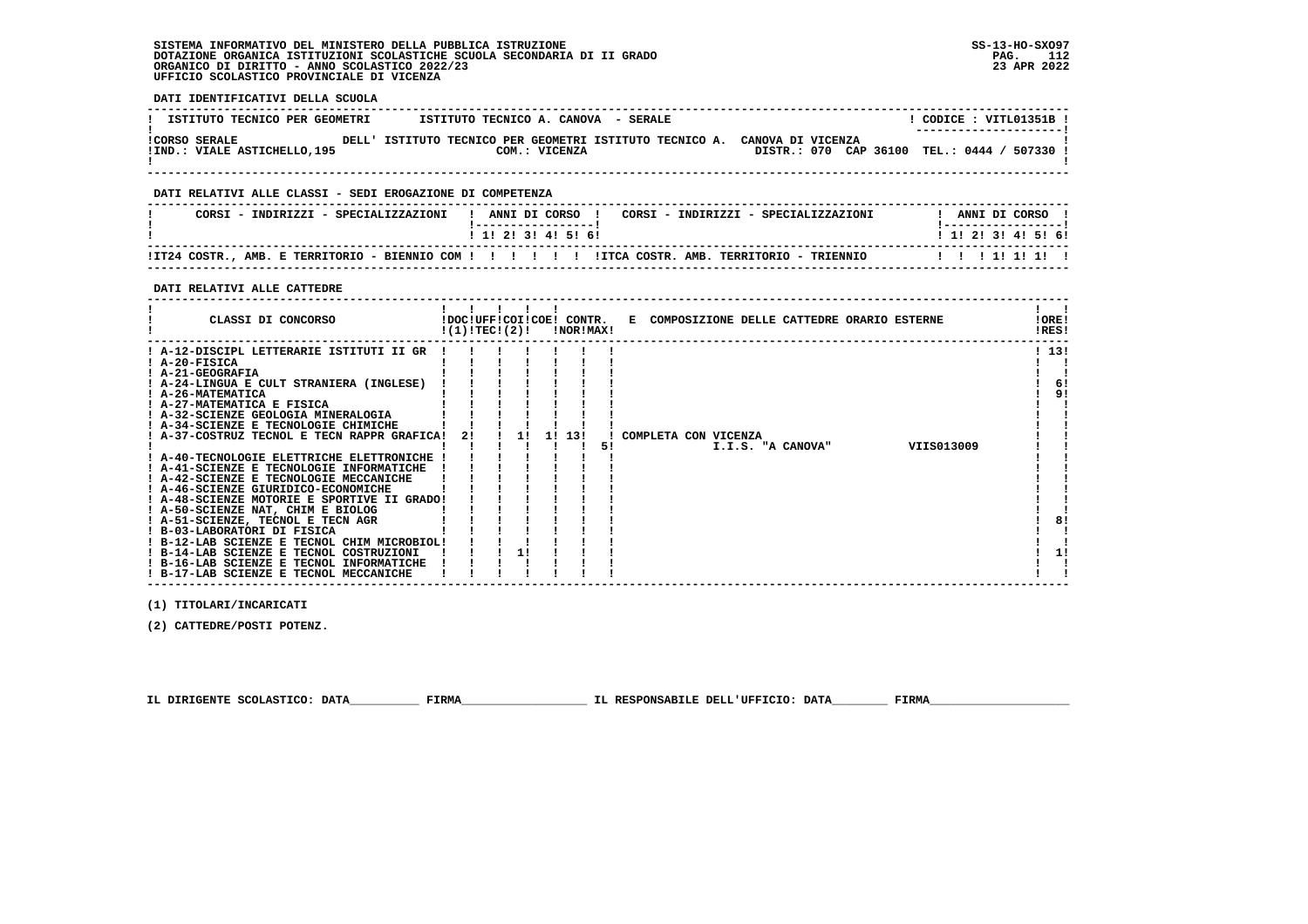SISTEMA INFORMATIVO DEL MINISTERO DELLA PUBBLICA ISTRUZIONE
DOTAZIONE ORGANICA ISTITUZIONI SCOLASTICHE SCUOLA SECONDARIA DI II GRADO
ORGANICO DI DIRITTO - ANNO SCOLASTICO 2022/23
UFFICIO SCOLASTICO PROVINCIALE DI VICENZA

SS-13-HO-SXO97
23 APR 2022

**DATI IDENTIFICATIVI DELLA SCUOLA**

| | | |
|---|---|---|
| ISTITUTO TECNICO PER GEOMETRI | ISTITUTO TECNICO A. CANOVA - SERALE | CODICE : VITL01351B |
| CORSO SERALE | DELL' ISTITUTO TECNICO PER GEOMETRI ISTITUTO TECNICO A. CANOVA DI VICENZA | |
| IND.: VIALE ASTICHELLO,195 | COM.: VICENZA | DISTR.: 070 CAP 36100 TEL.: 0444 / 507330 |

**DATI RELATIVI ALLE CLASSI - SEDI EROGAZIONE DI COMPETENZA**

| CORSI - INDIRIZZI - SPECIALIZZAZIONI | 1 | 2 | 3 | 4 | 5 | 6 | CORSI - INDIRIZZI - SPECIALIZZAZIONI | 1 | 2 | 3 | 4 | 5 | 6 |
|---|---|---|---|---|---|---|---|---|---|---|---|---|---|
| IT24 COSTR., AMB. E TERRITORIO - BIENNIO COM | | | | | | | ITCA COSTR. AMB. TERRITORIO - TRIENNIO | | | 1 | 1 | 1 | |

**DATI RELATIVI ALLE CATTEDRE**

| CLASSI DI CONCORSO | DOC (1) | UFF TEC | COI (2) | COE | CONTR. NOR | CONTR. MAX | E COMPOSIZIONE DELLE CATTEDRE ORARIO ESTERNE | ORE RES |
|---|---|---|---|---|---|---|---|---|
| A-12-DISCIPL LETTERARIE ISTITUTI II GR | | | | | | | | 13 |
| A-20-FISICA | | | | | | | | |
| A-21-GEOGRAFIA | | | | | | | | |
| A-24-LINGUA E CULT STRANIERA (INGLESE) | | | | | | | | 6 |
| A-26-MATEMATICA | | | | | | | | 9 |
| A-27-MATEMATICA E FISICA | | | | | | | | |
| A-32-SCIENZE GEOLOGIA MINERALOGIA | | | | | | | | |
| A-34-SCIENZE E TECNOLOGIE CHIMICHE | | | | | | | | |
| A-37-COSTRUZ TECNOL E TECN RAPPR GRAFICA | 2 | | 1 | 1 | 13 | 5 | COMPLETA CON VICENZA I.I.S. "A CANOVA" VIIS013009 | |
| A-40-TECNOLOGIE ELETTRICHE ELETTRONICHE | | | | | | | | |
| A-41-SCIENZE E TECNOLOGIE INFORMATICHE | | | | | | | | |
| A-42-SCIENZE E TECNOLOGIE MECCANICHE | | | | | | | | |
| A-46-SCIENZE GIURIDICO-ECONOMICHE | | | | | | | | |
| A-48-SCIENZE MOTORIE E SPORTIVE II GRADO | | | | | | | | |
| A-50-SCIENZE NAT, CHIM E BIOLOG | | | | | | | | |
| A-51-SCIENZE, TECNOL E TECN AGR | | | | | | | | 8 |
| B-03-LABORATORI DI FISICA | | | | | | | | |
| B-12-LAB SCIENZE E TECNOL CHIM MICROBIOL | | | | | | | | |
| B-14-LAB SCIENZE E TECNOL COSTRUZIONI | | | 1 | | | | | 1 |
| B-16-LAB SCIENZE E TECNOL INFORMATICHE | | | | | | | | |
| B-17-LAB SCIENZE E TECNOL MECCANICHE | | | | | | | | |

(1) TITOLARI/INCARICATI

(2) CATTEDRE/POSTI POTENZ.

IL DIRIGENTE SCOLASTICO: DATA__________ FIRMA__________________ IL RESPONSABILE DELL'UFFICIO: DATA________ FIRMA____________________